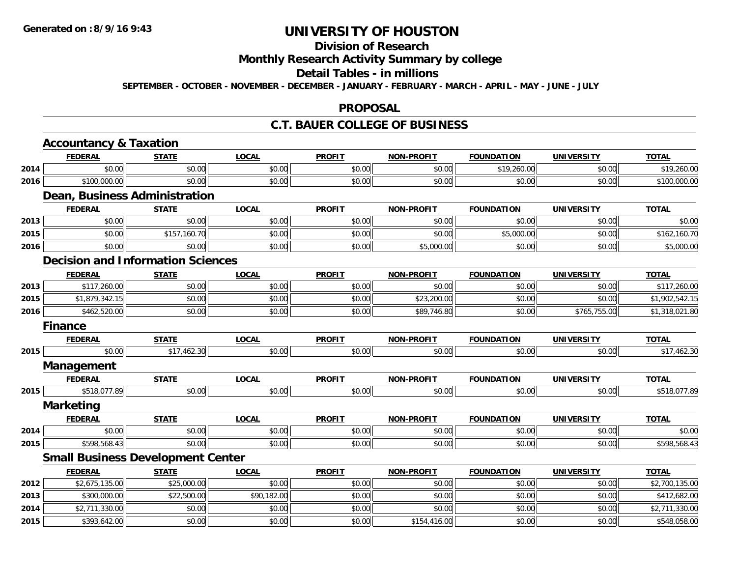**Generated on :8/9/16 9:43**

# UNIVERSITY OF HOUSTON

## Division of Research

## Monthly Research Activity Summary by college

## Detail Tables - in millions

**SEPTEMBER - OCTOBER - NOVEMBER - DECEMBER - JANUARY - FEBRUARY - MARCH - APRIL - MAY - JUNE - JULY**

## PROPOSAL

## C.T. BAUER COLLEGE OF BUSINESS

### Accountancy & Taxation

| | FEDERAL | STATE | LOCAL | PROFIT | NON-PROFIT | FOUNDATION | UNIVERSITY | TOTAL |
|---|---|---|---|---|---|---|---|---|
| 2014 | $0.00 | $0.00 | $0.00 | $0.00 | $0.00 | $19,260.00 | $0.00 | $19,260.00 |
| 2016 | $100,000.00 | $0.00 | $0.00 | $0.00 | $0.00 | $0.00 | $0.00 | $100,000.00 |

### Dean, Business Administration

| | FEDERAL | STATE | LOCAL | PROFIT | NON-PROFIT | FOUNDATION | UNIVERSITY | TOTAL |
|---|---|---|---|---|---|---|---|---|
| 2013 | $0.00 | $0.00 | $0.00 | $0.00 | $0.00 | $0.00 | $0.00 | $0.00 |
| 2015 | $0.00 | $157,160.70 | $0.00 | $0.00 | $0.00 | $5,000.00 | $0.00 | $162,160.70 |
| 2016 | $0.00 | $0.00 | $0.00 | $0.00 | $5,000.00 | $0.00 | $0.00 | $5,000.00 |

### Decision and Information Sciences

| | FEDERAL | STATE | LOCAL | PROFIT | NON-PROFIT | FOUNDATION | UNIVERSITY | TOTAL |
|---|---|---|---|---|---|---|---|---|
| 2013 | $117,260.00 | $0.00 | $0.00 | $0.00 | $0.00 | $0.00 | $0.00 | $117,260.00 |
| 2015 | $1,879,342.15 | $0.00 | $0.00 | $0.00 | $23,200.00 | $0.00 | $0.00 | $1,902,542.15 |
| 2016 | $462,520.00 | $0.00 | $0.00 | $0.00 | $89,746.80 | $0.00 | $765,755.00 | $1,318,021.80 |

### Finance

| | FEDERAL | STATE | LOCAL | PROFIT | NON-PROFIT | FOUNDATION | UNIVERSITY | TOTAL |
|---|---|---|---|---|---|---|---|---|
| 2015 | $0.00 | $17,462.30 | $0.00 | $0.00 | $0.00 | $0.00 | $0.00 | $17,462.30 |

### Management

| | FEDERAL | STATE | LOCAL | PROFIT | NON-PROFIT | FOUNDATION | UNIVERSITY | TOTAL |
|---|---|---|---|---|---|---|---|---|
| 2015 | $518,077.89 | $0.00 | $0.00 | $0.00 | $0.00 | $0.00 | $0.00 | $518,077.89 |

### Marketing

| | FEDERAL | STATE | LOCAL | PROFIT | NON-PROFIT | FOUNDATION | UNIVERSITY | TOTAL |
|---|---|---|---|---|---|---|---|---|
| 2014 | $0.00 | $0.00 | $0.00 | $0.00 | $0.00 | $0.00 | $0.00 | $0.00 |
| 2015 | $598,568.43 | $0.00 | $0.00 | $0.00 | $0.00 | $0.00 | $0.00 | $598,568.43 |

### Small Business Development Center

| | FEDERAL | STATE | LOCAL | PROFIT | NON-PROFIT | FOUNDATION | UNIVERSITY | TOTAL |
|---|---|---|---|---|---|---|---|---|
| 2012 | $2,675,135.00 | $25,000.00 | $0.00 | $0.00 | $0.00 | $0.00 | $0.00 | $2,700,135.00 |
| 2013 | $300,000.00 | $22,500.00 | $90,182.00 | $0.00 | $0.00 | $0.00 | $0.00 | $412,682.00 |
| 2014 | $2,711,330.00 | $0.00 | $0.00 | $0.00 | $0.00 | $0.00 | $0.00 | $2,711,330.00 |
| 2015 | $393,642.00 | $0.00 | $0.00 | $0.00 | $154,416.00 | $0.00 | $0.00 | $548,058.00 |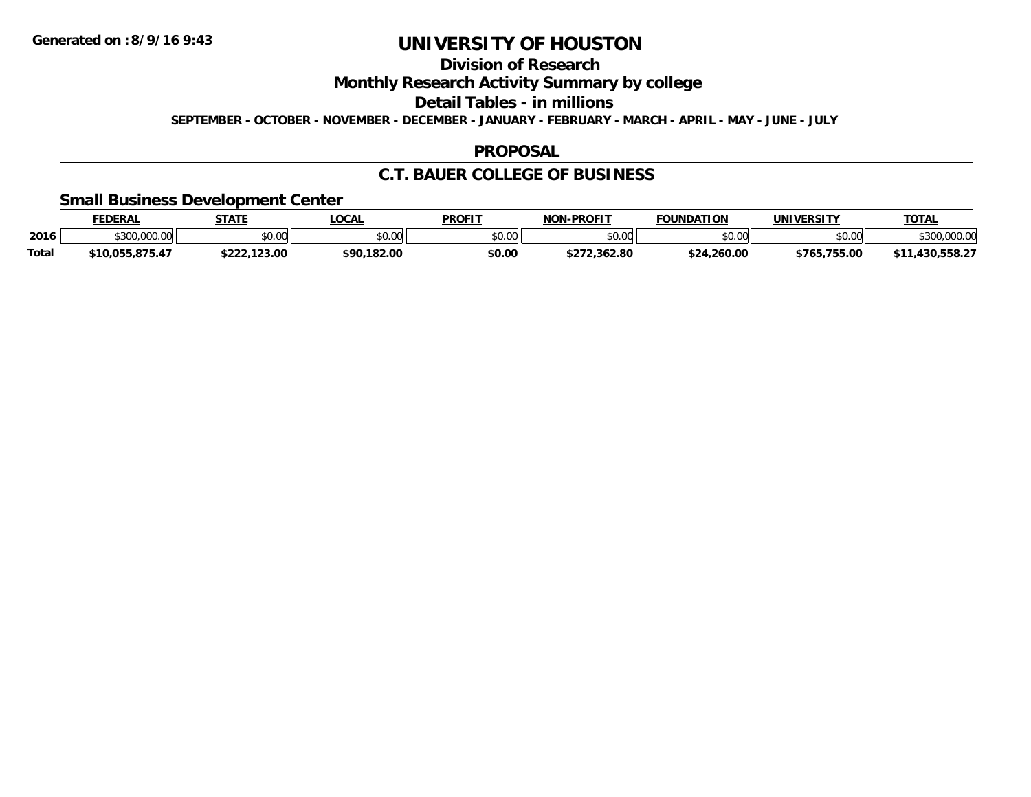# UNIVERSITY OF HOUSTON

## Division of Research

## Monthly Research Activity Summary by college

## Detail Tables - in millions

**SEPTEMBER - OCTOBER - NOVEMBER - DECEMBER - JANUARY - FEBRUARY - MARCH - APRIL - MAY - JUNE - JULY**

## PROPOSAL

## C.T. BAUER COLLEGE OF BUSINESS

### Small Business Development Center

| | FEDERAL | STATE | LOCAL | PROFIT | NON-PROFIT | FOUNDATION | UNIVERSITY | TOTAL |
|---|---|---|---|---|---|---|---|---|
| 2016 | $300,000.00 | $0.00 | $0.00 | $0.00 | $0.00 | $0.00 | $0.00 | $300,000.00 |
| **Total** | **$10,055,875.47** | **$222,123.00** | **$90,182.00** | **$0.00** | **$272,362.80** | **$24,260.00** | **$765,755.00** | **$11,430,558.27** |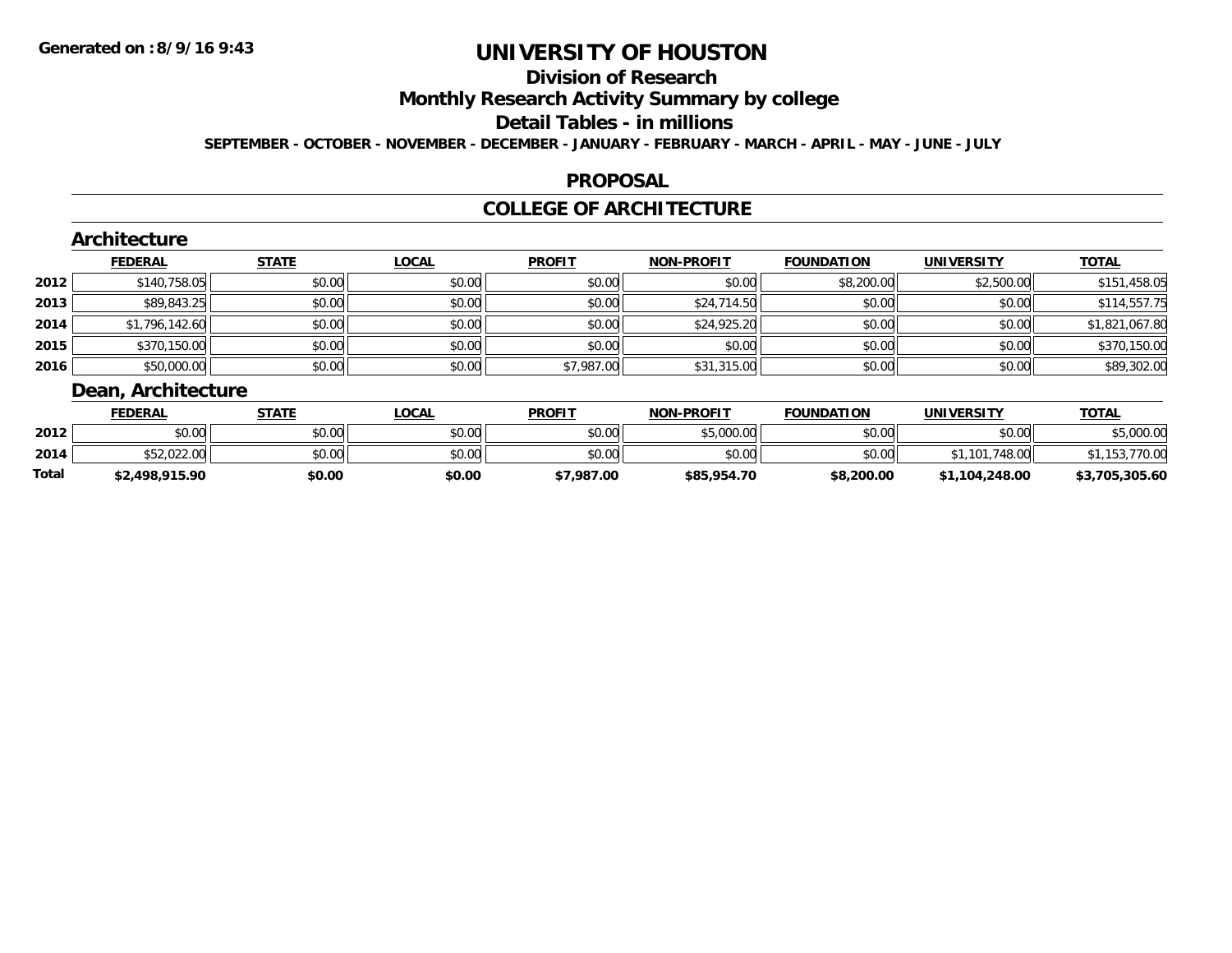# UNIVERSITY OF HOUSTON

## Division of Research

## Monthly Research Activity Summary by college

## Detail Tables - in millions

**SEPTEMBER - OCTOBER - NOVEMBER - DECEMBER - JANUARY - FEBRUARY - MARCH - APRIL - MAY - JUNE - JULY**

## PROPOSAL

## COLLEGE OF ARCHITECTURE

### Architecture

| | FEDERAL | STATE | LOCAL | PROFIT | NON-PROFIT | FOUNDATION | UNIVERSITY | TOTAL |
|---|---|---|---|---|---|---|---|---|
| 2012 | $140,758.05 | $0.00 | $0.00 | $0.00 | $0.00 | $8,200.00 | $2,500.00 | $151,458.05 |
| 2013 | $89,843.25 | $0.00 | $0.00 | $0.00 | $24,714.50 | $0.00 | $0.00 | $114,557.75 |
| 2014 | $1,796,142.60 | $0.00 | $0.00 | $0.00 | $24,925.20 | $0.00 | $0.00 | $1,821,067.80 |
| 2015 | $370,150.00 | $0.00 | $0.00 | $0.00 | $0.00 | $0.00 | $0.00 | $370,150.00 |
| 2016 | $50,000.00 | $0.00 | $0.00 | $7,987.00 | $31,315.00 | $0.00 | $0.00 | $89,302.00 |

### Dean, Architecture

| | FEDERAL | STATE | LOCAL | PROFIT | NON-PROFIT | FOUNDATION | UNIVERSITY | TOTAL |
|---|---|---|---|---|---|---|---|---|
| 2012 | $0.00 | $0.00 | $0.00 | $0.00 | $5,000.00 | $0.00 | $0.00 | $5,000.00 |
| 2014 | $52,022.00 | $0.00 | $0.00 | $0.00 | $0.00 | $0.00 | $1,101,748.00 | $1,153,770.00 |
| **Total** | **$2,498,915.90** | **$0.00** | **$0.00** | **$7,987.00** | **$85,954.70** | **$8,200.00** | **$1,104,248.00** | **$3,705,305.60** |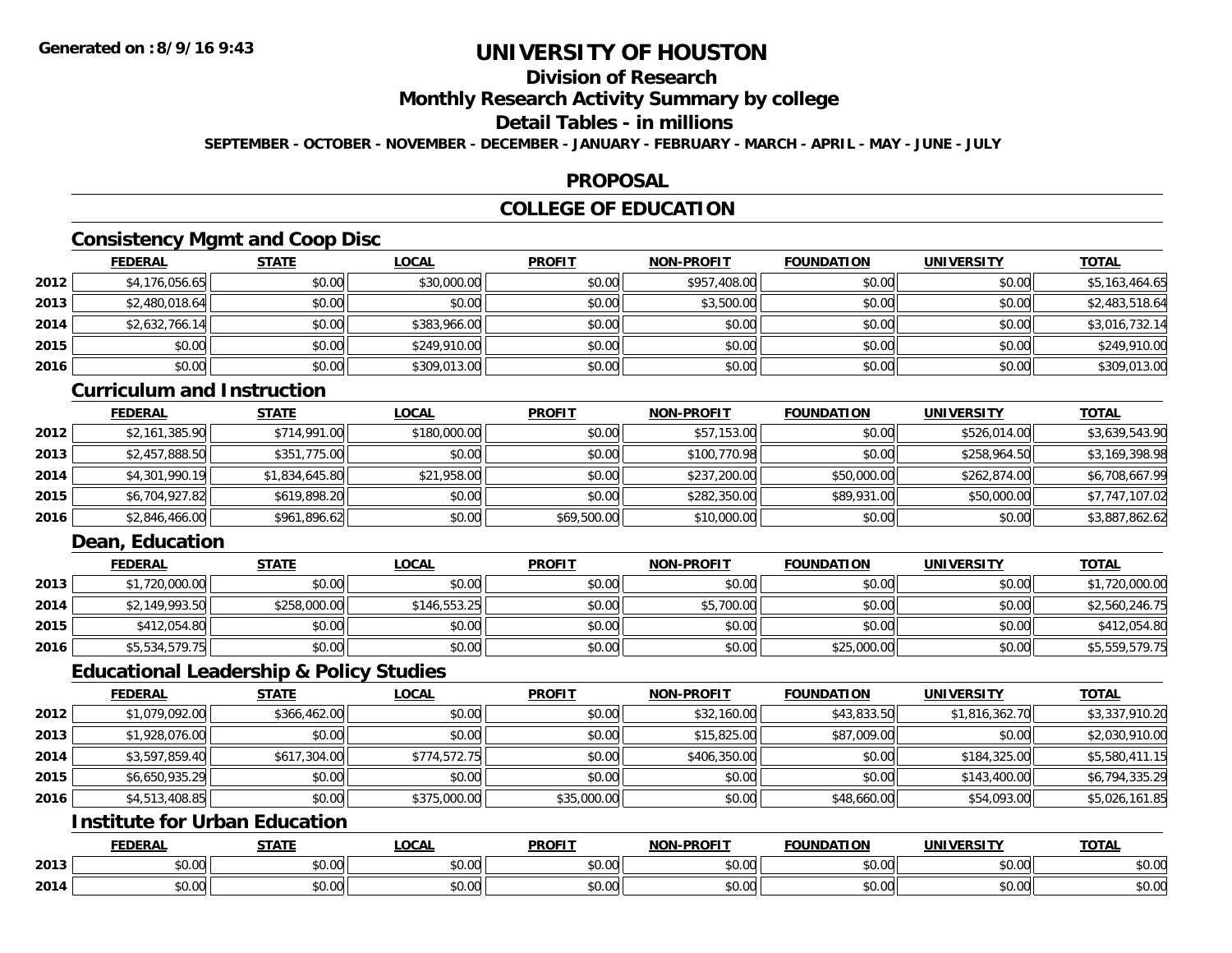# UNIVERSITY OF HOUSTON

## Division of Research

## Monthly Research Activity Summary by college

## Detail Tables - in millions

**SEPTEMBER - OCTOBER - NOVEMBER - DECEMBER - JANUARY - FEBRUARY - MARCH - APRIL - MAY - JUNE - JULY**

## PROPOSAL

## COLLEGE OF EDUCATION

### Consistency Mgmt and Coop Disc

| | FEDERAL | STATE | LOCAL | PROFIT | NON-PROFIT | FOUNDATION | UNIVERSITY | TOTAL |
|---|---|---|---|---|---|---|---|---|
| 2012 | $4,176,056.65 | $0.00 | $30,000.00 | $0.00 | $957,408.00 | $0.00 | $0.00 | $5,163,464.65 |
| 2013 | $2,480,018.64 | $0.00 | $0.00 | $0.00 | $3,500.00 | $0.00 | $0.00 | $2,483,518.64 |
| 2014 | $2,632,766.14 | $0.00 | $383,966.00 | $0.00 | $0.00 | $0.00 | $0.00 | $3,016,732.14 |
| 2015 | $0.00 | $0.00 | $249,910.00 | $0.00 | $0.00 | $0.00 | $0.00 | $249,910.00 |
| 2016 | $0.00 | $0.00 | $309,013.00 | $0.00 | $0.00 | $0.00 | $0.00 | $309,013.00 |

### Curriculum and Instruction

| | FEDERAL | STATE | LOCAL | PROFIT | NON-PROFIT | FOUNDATION | UNIVERSITY | TOTAL |
|---|---|---|---|---|---|---|---|---|
| 2012 | $2,161,385.90 | $714,991.00 | $180,000.00 | $0.00 | $57,153.00 | $0.00 | $526,014.00 | $3,639,543.90 |
| 2013 | $2,457,888.50 | $351,775.00 | $0.00 | $0.00 | $100,770.98 | $0.00 | $258,964.50 | $3,169,398.98 |
| 2014 | $4,301,990.19 | $1,834,645.80 | $21,958.00 | $0.00 | $237,200.00 | $50,000.00 | $262,874.00 | $6,708,667.99 |
| 2015 | $6,704,927.82 | $619,898.20 | $0.00 | $0.00 | $282,350.00 | $89,931.00 | $50,000.00 | $7,747,107.02 |
| 2016 | $2,846,466.00 | $961,896.62 | $0.00 | $69,500.00 | $10,000.00 | $0.00 | $0.00 | $3,887,862.62 |

### Dean, Education

| | FEDERAL | STATE | LOCAL | PROFIT | NON-PROFIT | FOUNDATION | UNIVERSITY | TOTAL |
|---|---|---|---|---|---|---|---|---|
| 2013 | $1,720,000.00 | $0.00 | $0.00 | $0.00 | $0.00 | $0.00 | $0.00 | $1,720,000.00 |
| 2014 | $2,149,993.50 | $258,000.00 | $146,553.25 | $0.00 | $5,700.00 | $0.00 | $0.00 | $2,560,246.75 |
| 2015 | $412,054.80 | $0.00 | $0.00 | $0.00 | $0.00 | $0.00 | $0.00 | $412,054.80 |
| 2016 | $5,534,579.75 | $0.00 | $0.00 | $0.00 | $0.00 | $25,000.00 | $0.00 | $5,559,579.75 |

### Educational Leadership & Policy Studies

| | FEDERAL | STATE | LOCAL | PROFIT | NON-PROFIT | FOUNDATION | UNIVERSITY | TOTAL |
|---|---|---|---|---|---|---|---|---|
| 2012 | $1,079,092.00 | $366,462.00 | $0.00 | $0.00 | $32,160.00 | $43,833.50 | $1,816,362.70 | $3,337,910.20 |
| 2013 | $1,928,076.00 | $0.00 | $0.00 | $0.00 | $15,825.00 | $87,009.00 | $0.00 | $2,030,910.00 |
| 2014 | $3,597,859.40 | $617,304.00 | $774,572.75 | $0.00 | $406,350.00 | $0.00 | $184,325.00 | $5,580,411.15 |
| 2015 | $6,650,935.29 | $0.00 | $0.00 | $0.00 | $0.00 | $0.00 | $143,400.00 | $6,794,335.29 |
| 2016 | $4,513,408.85 | $0.00 | $375,000.00 | $35,000.00 | $0.00 | $48,660.00 | $54,093.00 | $5,026,161.85 |

### Institute for Urban Education

| | FEDERAL | STATE | LOCAL | PROFIT | NON-PROFIT | FOUNDATION | UNIVERSITY | TOTAL |
|---|---|---|---|---|---|---|---|---|
| 2013 | $0.00 | $0.00 | $0.00 | $0.00 | $0.00 | $0.00 | $0.00 | $0.00 |
| 2014 | $0.00 | $0.00 | $0.00 | $0.00 | $0.00 | $0.00 | $0.00 | $0.00 |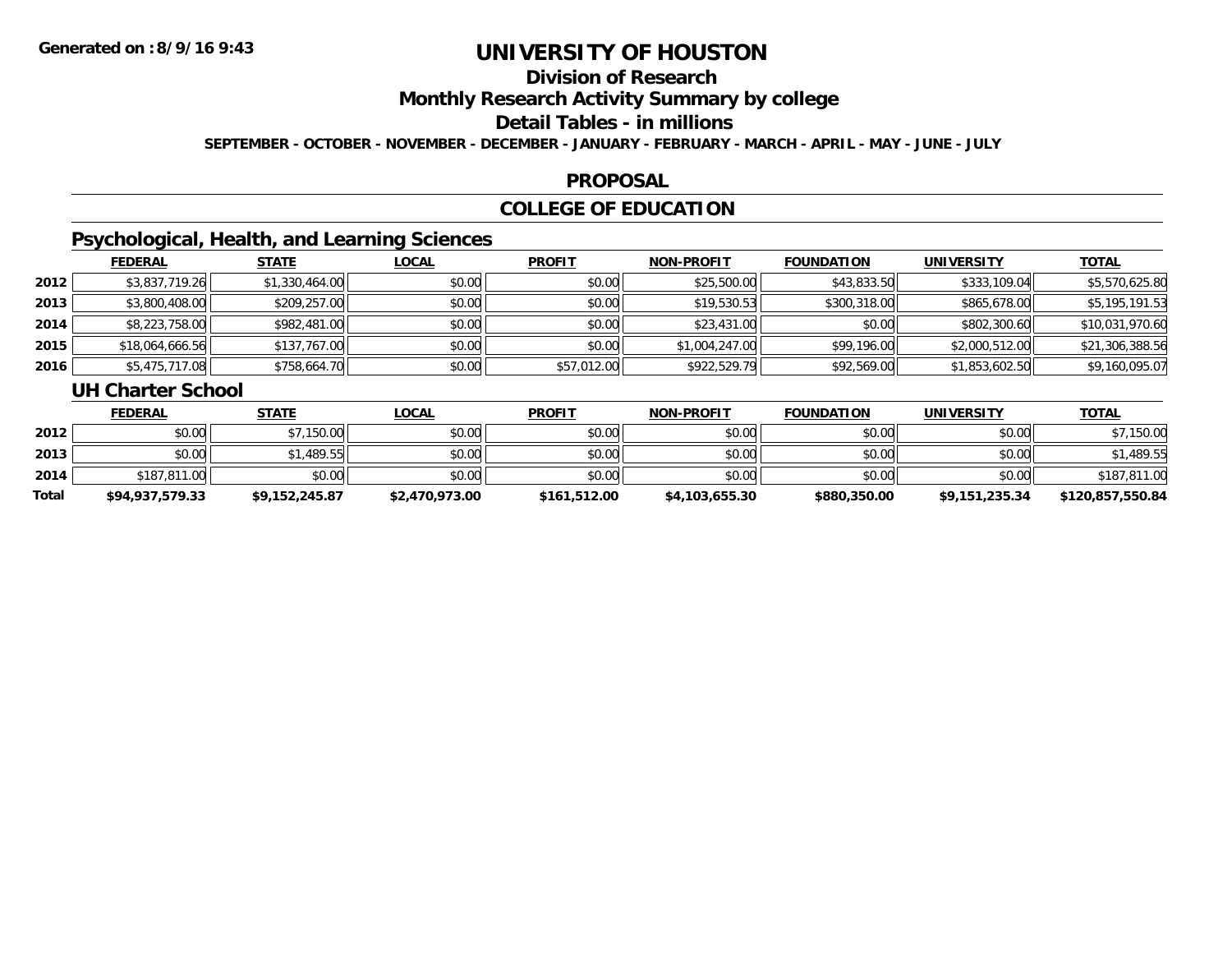# UNIVERSITY OF HOUSTON

## Division of Research

## Monthly Research Activity Summary by college

## Detail Tables - in millions

**SEPTEMBER - OCTOBER - NOVEMBER - DECEMBER - JANUARY - FEBRUARY - MARCH - APRIL - MAY - JUNE - JULY**

## PROPOSAL

## COLLEGE OF EDUCATION

### Psychological, Health, and Learning Sciences

| | FEDERAL | STATE | LOCAL | PROFIT | NON-PROFIT | FOUNDATION | UNIVERSITY | TOTAL |
|---|---|---|---|---|---|---|---|---|
| 2012 | $3,837,719.26 | $1,330,464.00 | $0.00 | $0.00 | $25,500.00 | $43,833.50 | $333,109.04 | $5,570,625.80 |
| 2013 | $3,800,408.00 | $209,257.00 | $0.00 | $0.00 | $19,530.53 | $300,318.00 | $865,678.00 | $5,195,191.53 |
| 2014 | $8,223,758.00 | $982,481.00 | $0.00 | $0.00 | $23,431.00 | $0.00 | $802,300.60 | $10,031,970.60 |
| 2015 | $18,064,666.56 | $137,767.00 | $0.00 | $0.00 | $1,004,247.00 | $99,196.00 | $2,000,512.00 | $21,306,388.56 |
| 2016 | $5,475,717.08 | $758,664.70 | $0.00 | $57,012.00 | $922,529.79 | $92,569.00 | $1,853,602.50 | $9,160,095.07 |

### UH Charter School

| | FEDERAL | STATE | LOCAL | PROFIT | NON-PROFIT | FOUNDATION | UNIVERSITY | TOTAL |
|---|---|---|---|---|---|---|---|---|
| 2012 | $0.00 | $7,150.00 | $0.00 | $0.00 | $0.00 | $0.00 | $0.00 | $7,150.00 |
| 2013 | $0.00 | $1,489.55 | $0.00 | $0.00 | $0.00 | $0.00 | $0.00 | $1,489.55 |
| 2014 | $187,811.00 | $0.00 | $0.00 | $0.00 | $0.00 | $0.00 | $0.00 | $187,811.00 |
| **Total** | **$94,937,579.33** | **$9,152,245.87** | **$2,470,973.00** | **$161,512.00** | **$4,103,655.30** | **$880,350.00** | **$9,151,235.34** | **$120,857,550.84** |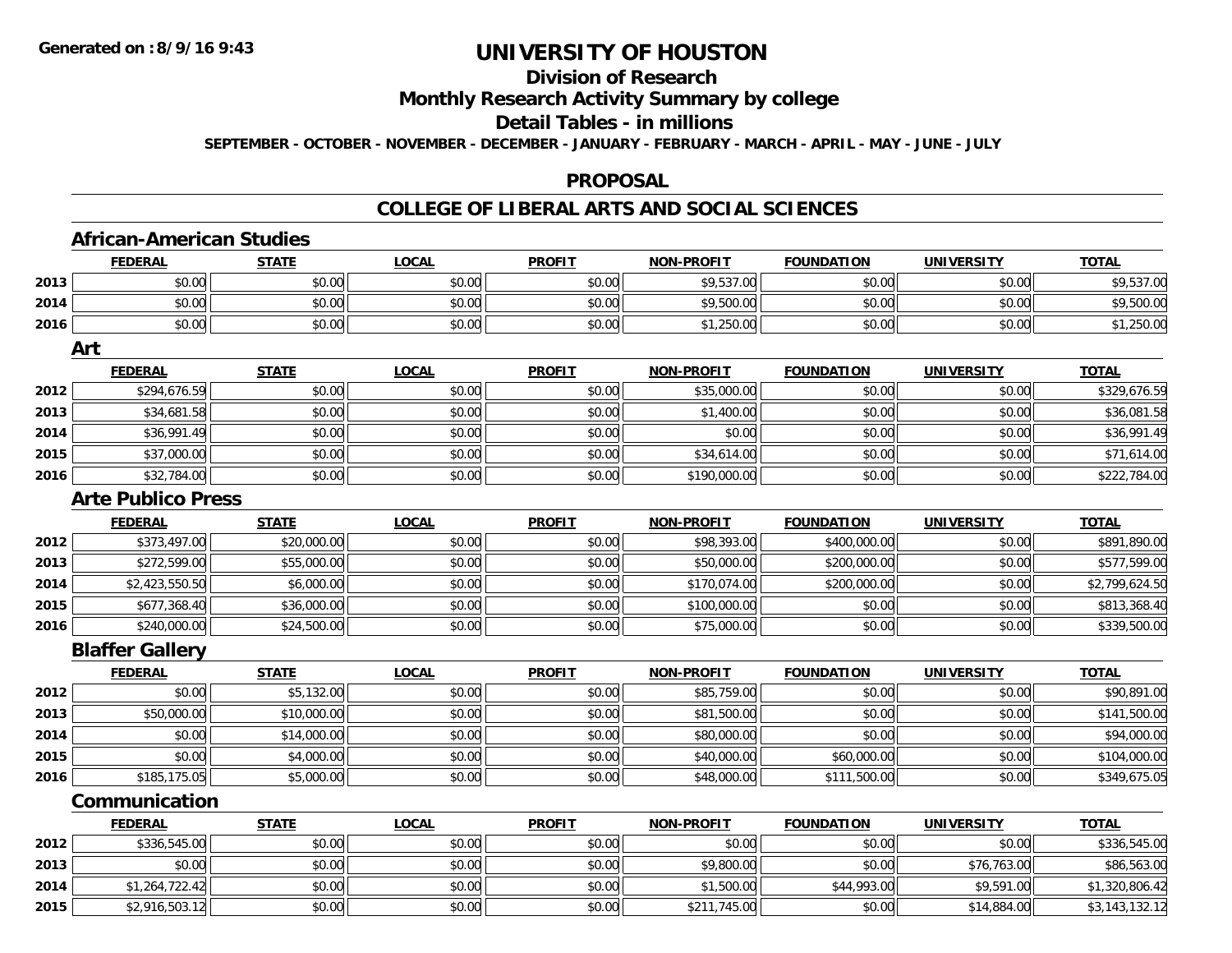Generated on :8/9/16 9:43

# UNIVERSITY OF HOUSTON

## Division of Research

## Monthly Research Activity Summary by college

## Detail Tables - in millions

SEPTEMBER - OCTOBER - NOVEMBER - DECEMBER - JANUARY - FEBRUARY - MARCH - APRIL - MAY - JUNE - JULY

## PROPOSAL

## COLLEGE OF LIBERAL ARTS AND SOCIAL SCIENCES

### African-American Studies

| | FEDERAL | STATE | LOCAL | PROFIT | NON-PROFIT | FOUNDATION | UNIVERSITY | TOTAL |
|---|---|---|---|---|---|---|---|---|
| 2013 | $0.00 | $0.00 | $0.00 | $0.00 | $9,537.00 | $0.00 | $0.00 | $9,537.00 |
| 2014 | $0.00 | $0.00 | $0.00 | $0.00 | $9,500.00 | $0.00 | $0.00 | $9,500.00 |
| 2016 | $0.00 | $0.00 | $0.00 | $0.00 | $1,250.00 | $0.00 | $0.00 | $1,250.00 |

### Art

| | FEDERAL | STATE | LOCAL | PROFIT | NON-PROFIT | FOUNDATION | UNIVERSITY | TOTAL |
|---|---|---|---|---|---|---|---|---|
| 2012 | $294,676.59 | $0.00 | $0.00 | $0.00 | $35,000.00 | $0.00 | $0.00 | $329,676.59 |
| 2013 | $34,681.58 | $0.00 | $0.00 | $0.00 | $1,400.00 | $0.00 | $0.00 | $36,081.58 |
| 2014 | $36,991.49 | $0.00 | $0.00 | $0.00 | $0.00 | $0.00 | $0.00 | $36,991.49 |
| 2015 | $37,000.00 | $0.00 | $0.00 | $0.00 | $34,614.00 | $0.00 | $0.00 | $71,614.00 |
| 2016 | $32,784.00 | $0.00 | $0.00 | $0.00 | $190,000.00 | $0.00 | $0.00 | $222,784.00 |

### Arte Publico Press

| | FEDERAL | STATE | LOCAL | PROFIT | NON-PROFIT | FOUNDATION | UNIVERSITY | TOTAL |
|---|---|---|---|---|---|---|---|---|
| 2012 | $373,497.00 | $20,000.00 | $0.00 | $0.00 | $98,393.00 | $400,000.00 | $0.00 | $891,890.00 |
| 2013 | $272,599.00 | $55,000.00 | $0.00 | $0.00 | $50,000.00 | $200,000.00 | $0.00 | $577,599.00 |
| 2014 | $2,423,550.50 | $6,000.00 | $0.00 | $0.00 | $170,074.00 | $200,000.00 | $0.00 | $2,799,624.50 |
| 2015 | $677,368.40 | $36,000.00 | $0.00 | $0.00 | $100,000.00 | $0.00 | $0.00 | $813,368.40 |
| 2016 | $240,000.00 | $24,500.00 | $0.00 | $0.00 | $75,000.00 | $0.00 | $0.00 | $339,500.00 |

### Blaffer Gallery

| | FEDERAL | STATE | LOCAL | PROFIT | NON-PROFIT | FOUNDATION | UNIVERSITY | TOTAL |
|---|---|---|---|---|---|---|---|---|
| 2012 | $0.00 | $5,132.00 | $0.00 | $0.00 | $85,759.00 | $0.00 | $0.00 | $90,891.00 |
| 2013 | $50,000.00 | $10,000.00 | $0.00 | $0.00 | $81,500.00 | $0.00 | $0.00 | $141,500.00 |
| 2014 | $0.00 | $14,000.00 | $0.00 | $0.00 | $80,000.00 | $0.00 | $0.00 | $94,000.00 |
| 2015 | $0.00 | $4,000.00 | $0.00 | $0.00 | $40,000.00 | $60,000.00 | $0.00 | $104,000.00 |
| 2016 | $185,175.05 | $5,000.00 | $0.00 | $0.00 | $48,000.00 | $111,500.00 | $0.00 | $349,675.05 |

### Communication

| | FEDERAL | STATE | LOCAL | PROFIT | NON-PROFIT | FOUNDATION | UNIVERSITY | TOTAL |
|---|---|---|---|---|---|---|---|---|
| 2012 | $336,545.00 | $0.00 | $0.00 | $0.00 | $0.00 | $0.00 | $0.00 | $336,545.00 |
| 2013 | $0.00 | $0.00 | $0.00 | $0.00 | $9,800.00 | $0.00 | $76,763.00 | $86,563.00 |
| 2014 | $1,264,722.42 | $0.00 | $0.00 | $0.00 | $1,500.00 | $44,993.00 | $9,591.00 | $1,320,806.42 |
| 2015 | $2,916,503.12 | $0.00 | $0.00 | $0.00 | $211,745.00 | $0.00 | $14,884.00 | $3,143,132.12 |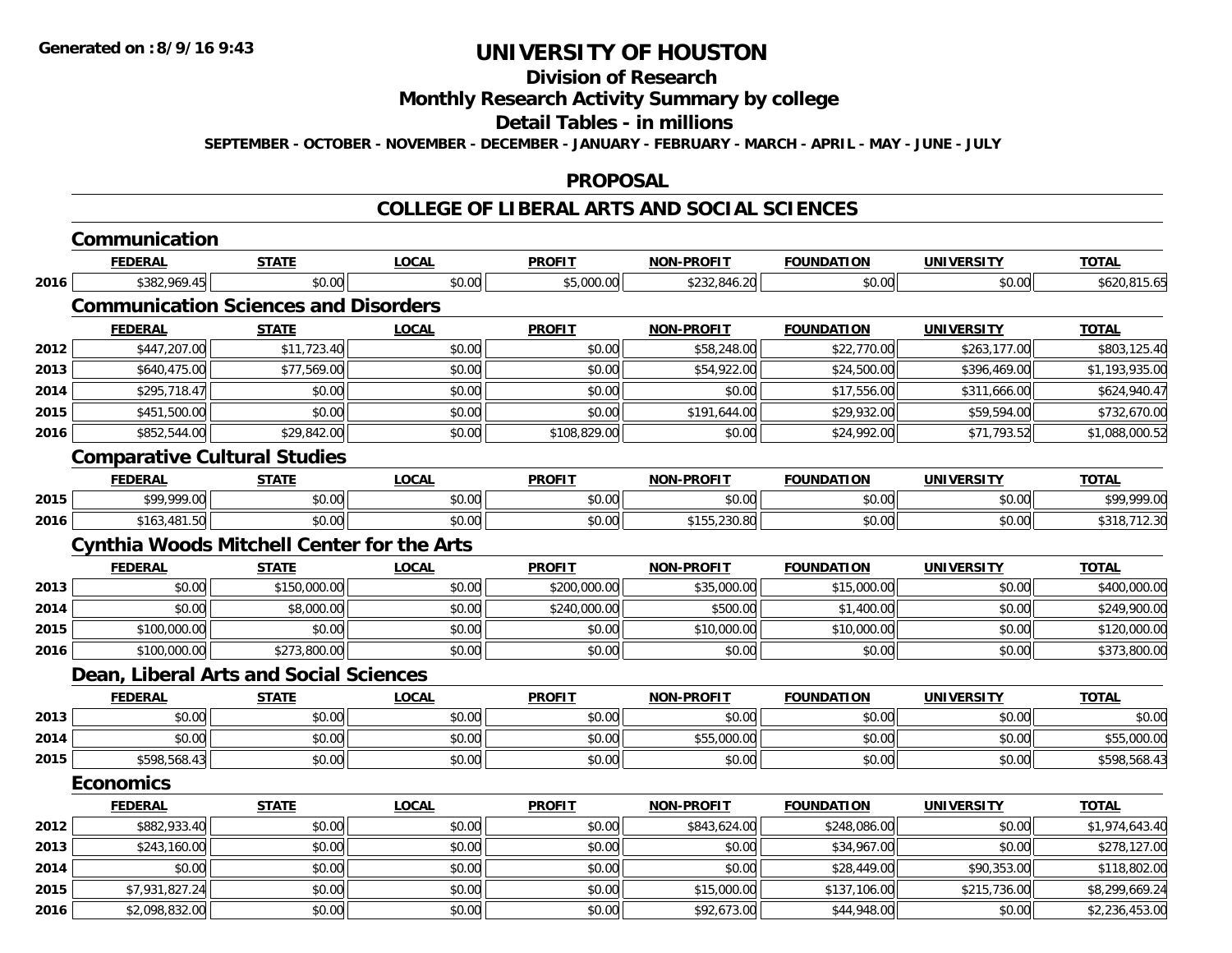# UNIVERSITY OF HOUSTON

## Division of Research

## Monthly Research Activity Summary by college

## Detail Tables - in millions

**SEPTEMBER - OCTOBER - NOVEMBER - DECEMBER - JANUARY - FEBRUARY - MARCH - APRIL - MAY - JUNE - JULY**

## PROPOSAL

## COLLEGE OF LIBERAL ARTS AND SOCIAL SCIENCES

### Communication

| | FEDERAL | STATE | LOCAL | PROFIT | NON-PROFIT | FOUNDATION | UNIVERSITY | TOTAL |
|---|---|---|---|---|---|---|---|---|
| 2016 | $382,969.45 | $0.00 | $0.00 | $5,000.00 | $232,846.20 | $0.00 | $0.00 | $620,815.65 |

### Communication Sciences and Disorders

| | FEDERAL | STATE | LOCAL | PROFIT | NON-PROFIT | FOUNDATION | UNIVERSITY | TOTAL |
|---|---|---|---|---|---|---|---|---|
| 2012 | $447,207.00 | $11,723.40 | $0.00 | $0.00 | $58,248.00 | $22,770.00 | $263,177.00 | $803,125.40 |
| 2013 | $640,475.00 | $77,569.00 | $0.00 | $0.00 | $54,922.00 | $24,500.00 | $396,469.00 | $1,193,935.00 |
| 2014 | $295,718.47 | $0.00 | $0.00 | $0.00 | $0.00 | $17,556.00 | $311,666.00 | $624,940.47 |
| 2015 | $451,500.00 | $0.00 | $0.00 | $0.00 | $191,644.00 | $29,932.00 | $59,594.00 | $732,670.00 |
| 2016 | $852,544.00 | $29,842.00 | $0.00 | $108,829.00 | $0.00 | $24,992.00 | $71,793.52 | $1,088,000.52 |

### Comparative Cultural Studies

| | FEDERAL | STATE | LOCAL | PROFIT | NON-PROFIT | FOUNDATION | UNIVERSITY | TOTAL |
|---|---|---|---|---|---|---|---|---|
| 2015 | $99,999.00 | $0.00 | $0.00 | $0.00 | $0.00 | $0.00 | $0.00 | $99,999.00 |
| 2016 | $163,481.50 | $0.00 | $0.00 | $0.00 | $155,230.80 | $0.00 | $0.00 | $318,712.30 |

### Cynthia Woods Mitchell Center for the Arts

| | FEDERAL | STATE | LOCAL | PROFIT | NON-PROFIT | FOUNDATION | UNIVERSITY | TOTAL |
|---|---|---|---|---|---|---|---|---|
| 2013 | $0.00 | $150,000.00 | $0.00 | $200,000.00 | $35,000.00 | $15,000.00 | $0.00 | $400,000.00 |
| 2014 | $0.00 | $8,000.00 | $0.00 | $240,000.00 | $500.00 | $1,400.00 | $0.00 | $249,900.00 |
| 2015 | $100,000.00 | $0.00 | $0.00 | $0.00 | $10,000.00 | $10,000.00 | $0.00 | $120,000.00 |
| 2016 | $100,000.00 | $273,800.00 | $0.00 | $0.00 | $0.00 | $0.00 | $0.00 | $373,800.00 |

### Dean, Liberal Arts and Social Sciences

| | FEDERAL | STATE | LOCAL | PROFIT | NON-PROFIT | FOUNDATION | UNIVERSITY | TOTAL |
|---|---|---|---|---|---|---|---|---|
| 2013 | $0.00 | $0.00 | $0.00 | $0.00 | $0.00 | $0.00 | $0.00 | $0.00 |
| 2014 | $0.00 | $0.00 | $0.00 | $0.00 | $55,000.00 | $0.00 | $0.00 | $55,000.00 |
| 2015 | $598,568.43 | $0.00 | $0.00 | $0.00 | $0.00 | $0.00 | $0.00 | $598,568.43 |

### Economics

| | FEDERAL | STATE | LOCAL | PROFIT | NON-PROFIT | FOUNDATION | UNIVERSITY | TOTAL |
|---|---|---|---|---|---|---|---|---|
| 2012 | $882,933.40 | $0.00 | $0.00 | $0.00 | $843,624.00 | $248,086.00 | $0.00 | $1,974,643.40 |
| 2013 | $243,160.00 | $0.00 | $0.00 | $0.00 | $0.00 | $34,967.00 | $0.00 | $278,127.00 |
| 2014 | $0.00 | $0.00 | $0.00 | $0.00 | $0.00 | $28,449.00 | $90,353.00 | $118,802.00 |
| 2015 | $7,931,827.24 | $0.00 | $0.00 | $0.00 | $15,000.00 | $137,106.00 | $215,736.00 | $8,299,669.24 |
| 2016 | $2,098,832.00 | $0.00 | $0.00 | $0.00 | $92,673.00 | $44,948.00 | $0.00 | $2,236,453.00 |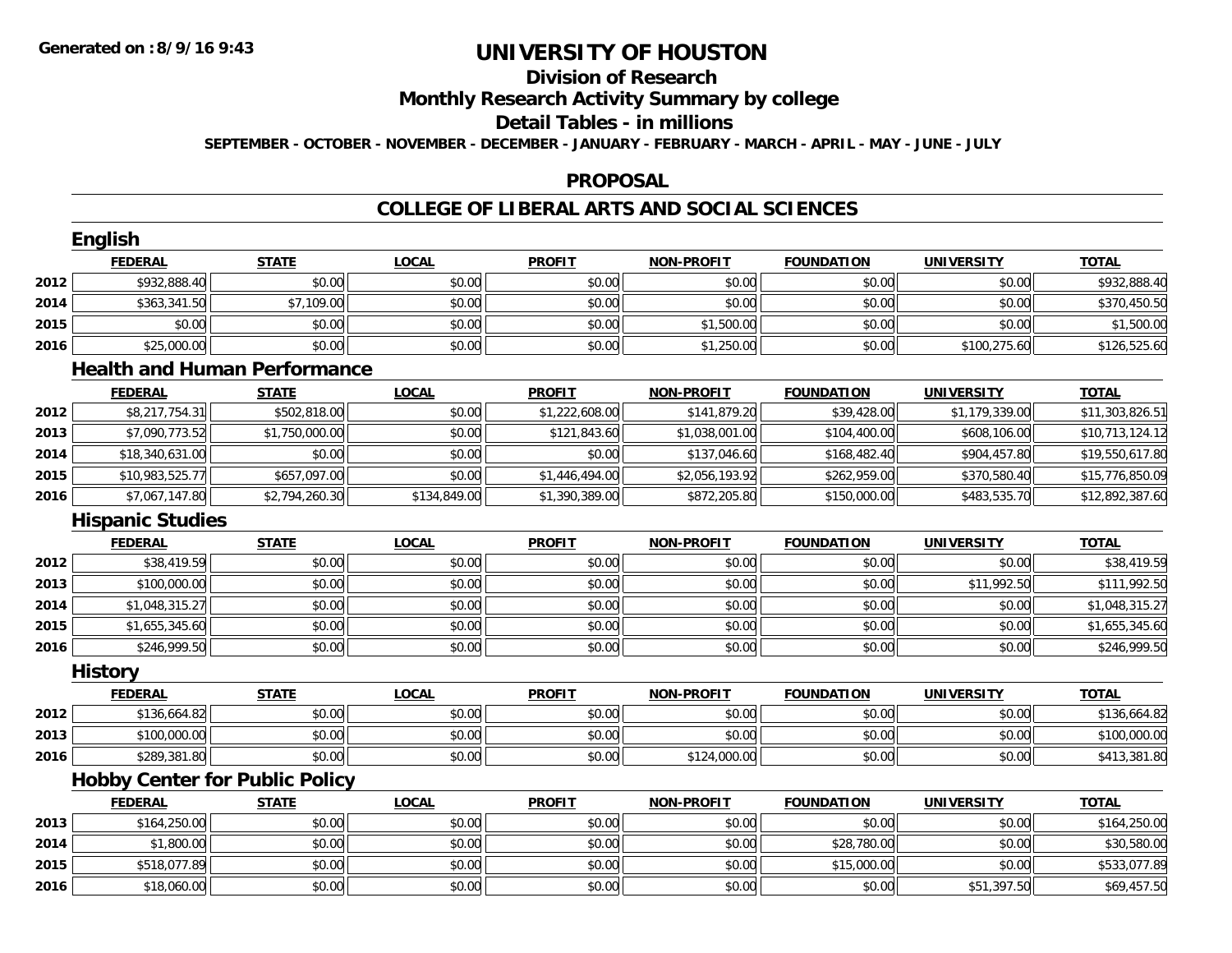# UNIVERSITY OF HOUSTON

## Division of Research

## Monthly Research Activity Summary by college

## Detail Tables - in millions

**SEPTEMBER - OCTOBER - NOVEMBER - DECEMBER - JANUARY - FEBRUARY - MARCH - APRIL - MAY - JUNE - JULY**

## PROPOSAL

## COLLEGE OF LIBERAL ARTS AND SOCIAL SCIENCES

### English

| | FEDERAL | STATE | LOCAL | PROFIT | NON-PROFIT | FOUNDATION | UNIVERSITY | TOTAL |
|---|---|---|---|---|---|---|---|---|
| 2012 | $932,888.40 | $0.00 | $0.00 | $0.00 | $0.00 | $0.00 | $0.00 | $932,888.40 |
| 2014 | $363,341.50 | $7,109.00 | $0.00 | $0.00 | $0.00 | $0.00 | $0.00 | $370,450.50 |
| 2015 | $0.00 | $0.00 | $0.00 | $0.00 | $1,500.00 | $0.00 | $0.00 | $1,500.00 |
| 2016 | $25,000.00 | $0.00 | $0.00 | $0.00 | $1,250.00 | $0.00 | $100,275.60 | $126,525.60 |

### Health and Human Performance

| | FEDERAL | STATE | LOCAL | PROFIT | NON-PROFIT | FOUNDATION | UNIVERSITY | TOTAL |
|---|---|---|---|---|---|---|---|---|
| 2012 | $8,217,754.31 | $502,818.00 | $0.00 | $1,222,608.00 | $141,879.20 | $39,428.00 | $1,179,339.00 | $11,303,826.51 |
| 2013 | $7,090,773.52 | $1,750,000.00 | $0.00 | $121,843.60 | $1,038,001.00 | $104,400.00 | $608,106.00 | $10,713,124.12 |
| 2014 | $18,340,631.00 | $0.00 | $0.00 | $0.00 | $137,046.60 | $168,482.40 | $904,457.80 | $19,550,617.80 |
| 2015 | $10,983,525.77 | $657,097.00 | $0.00 | $1,446,494.00 | $2,056,193.92 | $262,959.00 | $370,580.40 | $15,776,850.09 |
| 2016 | $7,067,147.80 | $2,794,260.30 | $134,849.00 | $1,390,389.00 | $872,205.80 | $150,000.00 | $483,535.70 | $12,892,387.60 |

### Hispanic Studies

| | FEDERAL | STATE | LOCAL | PROFIT | NON-PROFIT | FOUNDATION | UNIVERSITY | TOTAL |
|---|---|---|---|---|---|---|---|---|
| 2012 | $38,419.59 | $0.00 | $0.00 | $0.00 | $0.00 | $0.00 | $0.00 | $38,419.59 |
| 2013 | $100,000.00 | $0.00 | $0.00 | $0.00 | $0.00 | $0.00 | $11,992.50 | $111,992.50 |
| 2014 | $1,048,315.27 | $0.00 | $0.00 | $0.00 | $0.00 | $0.00 | $0.00 | $1,048,315.27 |
| 2015 | $1,655,345.60 | $0.00 | $0.00 | $0.00 | $0.00 | $0.00 | $0.00 | $1,655,345.60 |
| 2016 | $246,999.50 | $0.00 | $0.00 | $0.00 | $0.00 | $0.00 | $0.00 | $246,999.50 |

### History

| | FEDERAL | STATE | LOCAL | PROFIT | NON-PROFIT | FOUNDATION | UNIVERSITY | TOTAL |
|---|---|---|---|---|---|---|---|---|
| 2012 | $136,664.82 | $0.00 | $0.00 | $0.00 | $0.00 | $0.00 | $0.00 | $136,664.82 |
| 2013 | $100,000.00 | $0.00 | $0.00 | $0.00 | $0.00 | $0.00 | $0.00 | $100,000.00 |
| 2016 | $289,381.80 | $0.00 | $0.00 | $0.00 | $124,000.00 | $0.00 | $0.00 | $413,381.80 |

### Hobby Center for Public Policy

| | FEDERAL | STATE | LOCAL | PROFIT | NON-PROFIT | FOUNDATION | UNIVERSITY | TOTAL |
|---|---|---|---|---|---|---|---|---|
| 2013 | $164,250.00 | $0.00 | $0.00 | $0.00 | $0.00 | $0.00 | $0.00 | $164,250.00 |
| 2014 | $1,800.00 | $0.00 | $0.00 | $0.00 | $0.00 | $28,780.00 | $0.00 | $30,580.00 |
| 2015 | $518,077.89 | $0.00 | $0.00 | $0.00 | $0.00 | $15,000.00 | $0.00 | $533,077.89 |
| 2016 | $18,060.00 | $0.00 | $0.00 | $0.00 | $0.00 | $0.00 | $51,397.50 | $69,457.50 |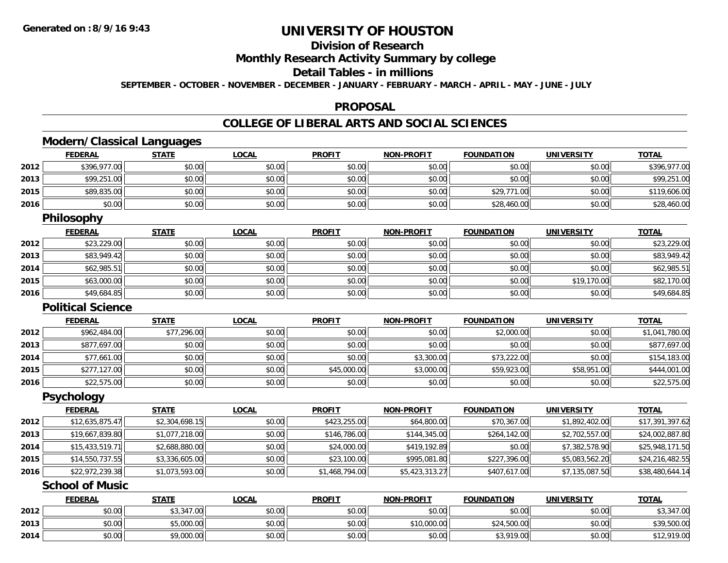# UNIVERSITY OF HOUSTON

## Division of Research

## Monthly Research Activity Summary by college

## Detail Tables - in millions

**SEPTEMBER - OCTOBER - NOVEMBER - DECEMBER - JANUARY - FEBRUARY - MARCH - APRIL - MAY - JUNE - JULY**

## PROPOSAL

## COLLEGE OF LIBERAL ARTS AND SOCIAL SCIENCES

### Modern/Classical Languages

| | FEDERAL | STATE | LOCAL | PROFIT | NON-PROFIT | FOUNDATION | UNIVERSITY | TOTAL |
|---|---|---|---|---|---|---|---|---|
| 2012 | $396,977.00 | $0.00 | $0.00 | $0.00 | $0.00 | $0.00 | $0.00 | $396,977.00 |
| 2013 | $99,251.00 | $0.00 | $0.00 | $0.00 | $0.00 | $0.00 | $0.00 | $99,251.00 |
| 2015 | $89,835.00 | $0.00 | $0.00 | $0.00 | $0.00 | $29,771.00 | $0.00 | $119,606.00 |
| 2016 | $0.00 | $0.00 | $0.00 | $0.00 | $0.00 | $28,460.00 | $0.00 | $28,460.00 |

### Philosophy

| | FEDERAL | STATE | LOCAL | PROFIT | NON-PROFIT | FOUNDATION | UNIVERSITY | TOTAL |
|---|---|---|---|---|---|---|---|---|
| 2012 | $23,229.00 | $0.00 | $0.00 | $0.00 | $0.00 | $0.00 | $0.00 | $23,229.00 |
| 2013 | $83,949.42 | $0.00 | $0.00 | $0.00 | $0.00 | $0.00 | $0.00 | $83,949.42 |
| 2014 | $62,985.51 | $0.00 | $0.00 | $0.00 | $0.00 | $0.00 | $0.00 | $62,985.51 |
| 2015 | $63,000.00 | $0.00 | $0.00 | $0.00 | $0.00 | $0.00 | $19,170.00 | $82,170.00 |
| 2016 | $49,684.85 | $0.00 | $0.00 | $0.00 | $0.00 | $0.00 | $0.00 | $49,684.85 |

### Political Science

| | FEDERAL | STATE | LOCAL | PROFIT | NON-PROFIT | FOUNDATION | UNIVERSITY | TOTAL |
|---|---|---|---|---|---|---|---|---|
| 2012 | $962,484.00 | $77,296.00 | $0.00 | $0.00 | $0.00 | $2,000.00 | $0.00 | $1,041,780.00 |
| 2013 | $877,697.00 | $0.00 | $0.00 | $0.00 | $0.00 | $0.00 | $0.00 | $877,697.00 |
| 2014 | $77,661.00 | $0.00 | $0.00 | $0.00 | $3,300.00 | $73,222.00 | $0.00 | $154,183.00 |
| 2015 | $277,127.00 | $0.00 | $0.00 | $45,000.00 | $3,000.00 | $59,923.00 | $58,951.00 | $444,001.00 |
| 2016 | $22,575.00 | $0.00 | $0.00 | $0.00 | $0.00 | $0.00 | $0.00 | $22,575.00 |

### Psychology

| | FEDERAL | STATE | LOCAL | PROFIT | NON-PROFIT | FOUNDATION | UNIVERSITY | TOTAL |
|---|---|---|---|---|---|---|---|---|
| 2012 | $12,635,875.47 | $2,304,698.15 | $0.00 | $423,255.00 | $64,800.00 | $70,367.00 | $1,892,402.00 | $17,391,397.62 |
| 2013 | $19,667,839.80 | $1,077,218.00 | $0.00 | $146,786.00 | $144,345.00 | $264,142.00 | $2,702,557.00 | $24,002,887.80 |
| 2014 | $15,433,519.71 | $2,688,880.00 | $0.00 | $24,000.00 | $419,192.89 | $0.00 | $7,382,578.90 | $25,948,171.50 |
| 2015 | $14,550,737.55 | $3,336,605.00 | $0.00 | $23,100.00 | $995,081.80 | $227,396.00 | $5,083,562.20 | $24,216,482.55 |
| 2016 | $22,972,239.38 | $1,073,593.00 | $0.00 | $1,468,794.00 | $5,423,313.27 | $407,617.00 | $7,135,087.50 | $38,480,644.14 |

### School of Music

| | FEDERAL | STATE | LOCAL | PROFIT | NON-PROFIT | FOUNDATION | UNIVERSITY | TOTAL |
|---|---|---|---|---|---|---|---|---|
| 2012 | $0.00 | $3,347.00 | $0.00 | $0.00 | $0.00 | $0.00 | $0.00 | $3,347.00 |
| 2013 | $0.00 | $5,000.00 | $0.00 | $0.00 | $10,000.00 | $24,500.00 | $0.00 | $39,500.00 |
| 2014 | $0.00 | $9,000.00 | $0.00 | $0.00 | $0.00 | $3,919.00 | $0.00 | $12,919.00 |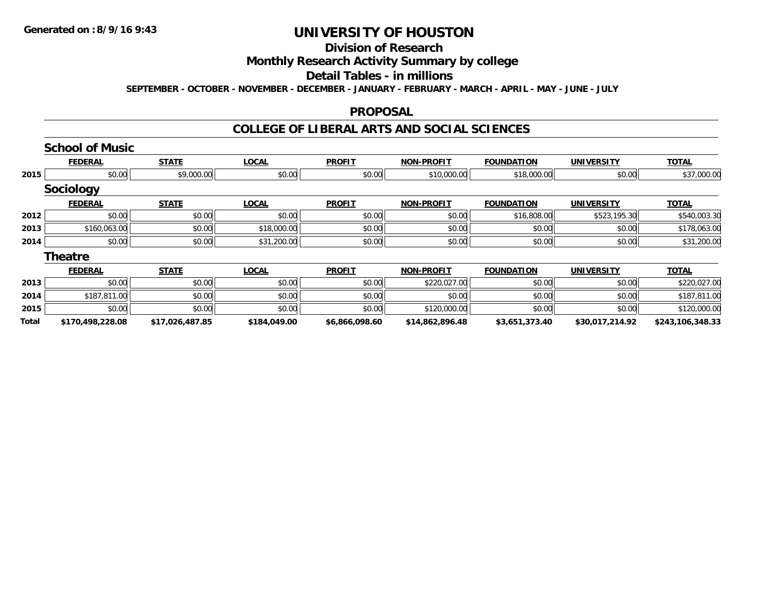# UNIVERSITY OF HOUSTON

## Division of Research

## Monthly Research Activity Summary by college

## Detail Tables - in millions

**SEPTEMBER - OCTOBER - NOVEMBER - DECEMBER - JANUARY - FEBRUARY - MARCH - APRIL - MAY - JUNE - JULY**

### PROPOSAL

### COLLEGE OF LIBERAL ARTS AND SOCIAL SCIENCES

#### School of Music

| | FEDERAL | STATE | LOCAL | PROFIT | NON-PROFIT | FOUNDATION | UNIVERSITY | TOTAL |
|---|---|---|---|---|---|---|---|---|
| 2015 | $0.00 | $9,000.00 | $0.00 | $0.00 | $10,000.00 | $18,000.00 | $0.00 | $37,000.00 |

#### Sociology

| | FEDERAL | STATE | LOCAL | PROFIT | NON-PROFIT | FOUNDATION | UNIVERSITY | TOTAL |
|---|---|---|---|---|---|---|---|---|
| 2012 | $0.00 | $0.00 | $0.00 | $0.00 | $0.00 | $16,808.00 | $523,195.30 | $540,003.30 |
| 2013 | $160,063.00 | $0.00 | $18,000.00 | $0.00 | $0.00 | $0.00 | $0.00 | $178,063.00 |
| 2014 | $0.00 | $0.00 | $31,200.00 | $0.00 | $0.00 | $0.00 | $0.00 | $31,200.00 |

#### Theatre

| | FEDERAL | STATE | LOCAL | PROFIT | NON-PROFIT | FOUNDATION | UNIVERSITY | TOTAL |
|---|---|---|---|---|---|---|---|---|
| 2013 | $0.00 | $0.00 | $0.00 | $0.00 | $220,027.00 | $0.00 | $0.00 | $220,027.00 |
| 2014 | $187,811.00 | $0.00 | $0.00 | $0.00 | $0.00 | $0.00 | $0.00 | $187,811.00 |
| 2015 | $0.00 | $0.00 | $0.00 | $0.00 | $120,000.00 | $0.00 | $0.00 | $120,000.00 |
| **Total** | **$170,498,228.08** | **$17,026,487.85** | **$184,049.00** | **$6,866,098.60** | **$14,862,896.48** | **$3,651,373.40** | **$30,017,214.92** | **$243,106,348.33** |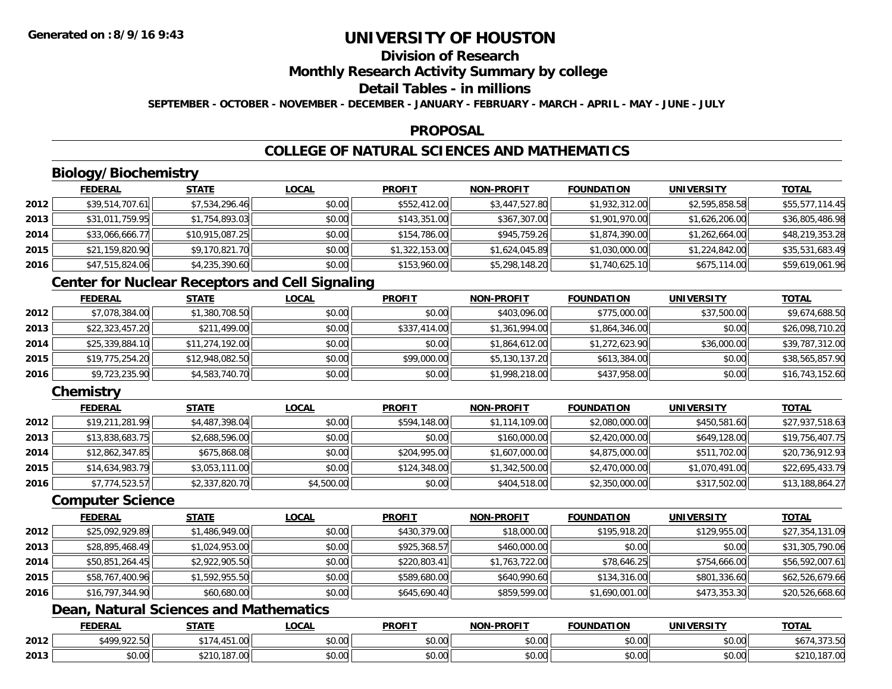**Generated on :8/9/16 9:43**

# UNIVERSITY OF HOUSTON

## Division of Research

## Monthly Research Activity Summary by college

## Detail Tables - in millions

**SEPTEMBER - OCTOBER - NOVEMBER - DECEMBER - JANUARY - FEBRUARY - MARCH - APRIL - MAY - JUNE - JULY**

## PROPOSAL

## COLLEGE OF NATURAL SCIENCES AND MATHEMATICS

### Biology/Biochemistry

| | FEDERAL | STATE | LOCAL | PROFIT | NON-PROFIT | FOUNDATION | UNIVERSITY | TOTAL |
|---|---|---|---|---|---|---|---|---|
| 2012 | $39,514,707.61 | $7,534,296.46 | $0.00 | $552,412.00 | $3,447,527.80 | $1,932,312.00 | $2,595,858.58 | $55,577,114.45 |
| 2013 | $31,011,759.95 | $1,754,893.03 | $0.00 | $143,351.00 | $367,307.00 | $1,901,970.00 | $1,626,206.00 | $36,805,486.98 |
| 2014 | $33,066,666.77 | $10,915,087.25 | $0.00 | $154,786.00 | $945,759.26 | $1,874,390.00 | $1,262,664.00 | $48,219,353.28 |
| 2015 | $21,159,820.90 | $9,170,821.70 | $0.00 | $1,322,153.00 | $1,624,045.89 | $1,030,000.00 | $1,224,842.00 | $35,531,683.49 |
| 2016 | $47,515,824.06 | $4,235,390.60 | $0.00 | $153,960.00 | $5,298,148.20 | $1,740,625.10 | $675,114.00 | $59,619,061.96 |

### Center for Nuclear Receptors and Cell Signaling

| | FEDERAL | STATE | LOCAL | PROFIT | NON-PROFIT | FOUNDATION | UNIVERSITY | TOTAL |
|---|---|---|---|---|---|---|---|---|
| 2012 | $7,078,384.00 | $1,380,708.50 | $0.00 | $0.00 | $403,096.00 | $775,000.00 | $37,500.00 | $9,674,688.50 |
| 2013 | $22,323,457.20 | $211,499.00 | $0.00 | $337,414.00 | $1,361,994.00 | $1,864,346.00 | $0.00 | $26,098,710.20 |
| 2014 | $25,339,884.10 | $11,274,192.00 | $0.00 | $0.00 | $1,864,612.00 | $1,272,623.90 | $36,000.00 | $39,787,312.00 |
| 2015 | $19,775,254.20 | $12,948,082.50 | $0.00 | $99,000.00 | $5,130,137.20 | $613,384.00 | $0.00 | $38,565,857.90 |
| 2016 | $9,723,235.90 | $4,583,740.70 | $0.00 | $0.00 | $1,998,218.00 | $437,958.00 | $0.00 | $16,743,152.60 |

### Chemistry

| | FEDERAL | STATE | LOCAL | PROFIT | NON-PROFIT | FOUNDATION | UNIVERSITY | TOTAL |
|---|---|---|---|---|---|---|---|---|
| 2012 | $19,211,281.99 | $4,487,398.04 | $0.00 | $594,148.00 | $1,114,109.00 | $2,080,000.00 | $450,581.60 | $27,937,518.63 |
| 2013 | $13,838,683.75 | $2,688,596.00 | $0.00 | $0.00 | $160,000.00 | $2,420,000.00 | $649,128.00 | $19,756,407.75 |
| 2014 | $12,862,347.85 | $675,868.08 | $0.00 | $204,995.00 | $1,607,000.00 | $4,875,000.00 | $511,702.00 | $20,736,912.93 |
| 2015 | $14,634,983.79 | $3,053,111.00 | $0.00 | $124,348.00 | $1,342,500.00 | $2,470,000.00 | $1,070,491.00 | $22,695,433.79 |
| 2016 | $7,774,523.57 | $2,337,820.70 | $4,500.00 | $0.00 | $404,518.00 | $2,350,000.00 | $317,502.00 | $13,188,864.27 |

### Computer Science

| | FEDERAL | STATE | LOCAL | PROFIT | NON-PROFIT | FOUNDATION | UNIVERSITY | TOTAL |
|---|---|---|---|---|---|---|---|---|
| 2012 | $25,092,929.89 | $1,486,949.00 | $0.00 | $430,379.00 | $18,000.00 | $195,918.20 | $129,955.00 | $27,354,131.09 |
| 2013 | $28,895,468.49 | $1,024,953.00 | $0.00 | $925,368.57 | $460,000.00 | $0.00 | $0.00 | $31,305,790.06 |
| 2014 | $50,851,264.45 | $2,922,905.50 | $0.00 | $220,803.41 | $1,763,722.00 | $78,646.25 | $754,666.00 | $56,592,007.61 |
| 2015 | $58,767,400.96 | $1,592,955.50 | $0.00 | $589,680.00 | $640,990.60 | $134,316.00 | $801,336.60 | $62,526,679.66 |
| 2016 | $16,797,344.90 | $60,680.00 | $0.00 | $645,690.40 | $859,599.00 | $1,690,001.00 | $473,353.30 | $20,526,668.60 |

### Dean, Natural Sciences and Mathematics

| | FEDERAL | STATE | LOCAL | PROFIT | NON-PROFIT | FOUNDATION | UNIVERSITY | TOTAL |
|---|---|---|---|---|---|---|---|---|
| 2012 | $499,922.50 | $174,451.00 | $0.00 | $0.00 | $0.00 | $0.00 | $0.00 | $674,373.50 |
| 2013 | $0.00 | $210,187.00 | $0.00 | $0.00 | $0.00 | $0.00 | $0.00 | $210,187.00 |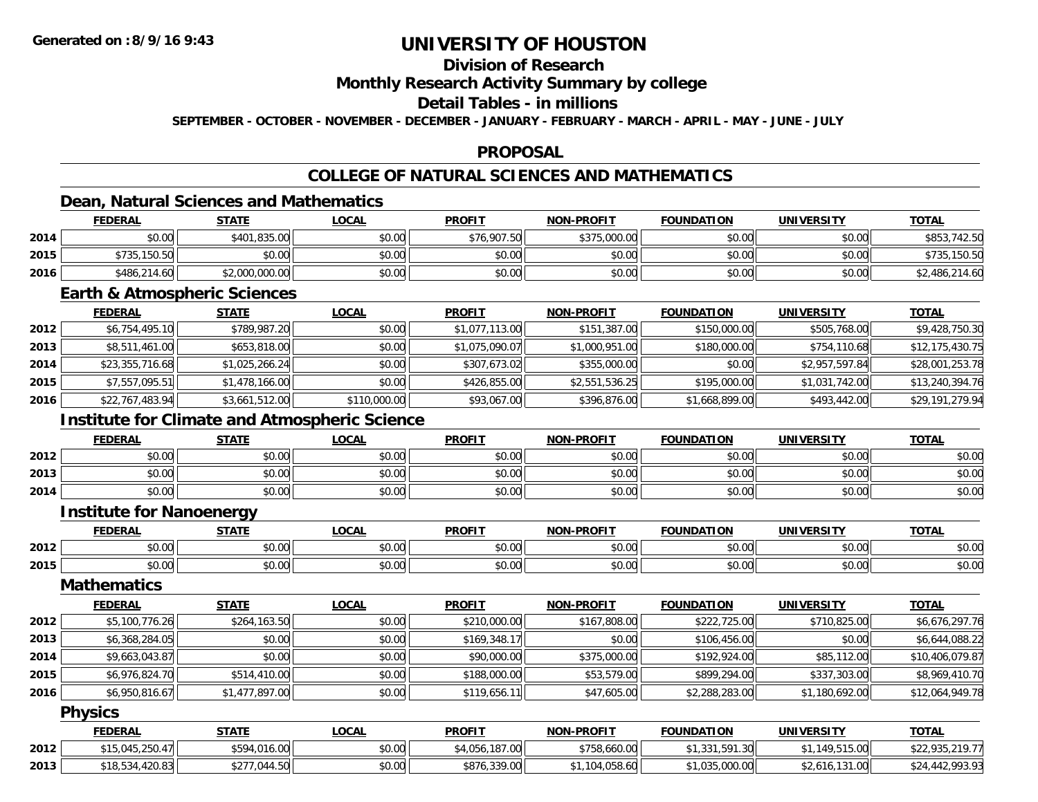# UNIVERSITY OF HOUSTON

## Division of Research

## Monthly Research Activity Summary by college

## Detail Tables - in millions

**SEPTEMBER - OCTOBER - NOVEMBER - DECEMBER - JANUARY - FEBRUARY - MARCH - APRIL - MAY - JUNE - JULY**

## PROPOSAL

## COLLEGE OF NATURAL SCIENCES AND MATHEMATICS

### Dean, Natural Sciences and Mathematics

| | FEDERAL | STATE | LOCAL | PROFIT | NON-PROFIT | FOUNDATION | UNIVERSITY | TOTAL |
|---|---|---|---|---|---|---|---|---|
| 2014 | $0.00 | $401,835.00 | $0.00 | $76,907.50 | $375,000.00 | $0.00 | $0.00 | $853,742.50 |
| 2015 | $735,150.50 | $0.00 | $0.00 | $0.00 | $0.00 | $0.00 | $0.00 | $735,150.50 |
| 2016 | $486,214.60 | $2,000,000.00 | $0.00 | $0.00 | $0.00 | $0.00 | $0.00 | $2,486,214.60 |

### Earth & Atmospheric Sciences

| | FEDERAL | STATE | LOCAL | PROFIT | NON-PROFIT | FOUNDATION | UNIVERSITY | TOTAL |
|---|---|---|---|---|---|---|---|---|
| 2012 | $6,754,495.10 | $789,987.20 | $0.00 | $1,077,113.00 | $151,387.00 | $150,000.00 | $505,768.00 | $9,428,750.30 |
| 2013 | $8,511,461.00 | $653,818.00 | $0.00 | $1,075,090.07 | $1,000,951.00 | $180,000.00 | $754,110.68 | $12,175,430.75 |
| 2014 | $23,355,716.68 | $1,025,266.24 | $0.00 | $307,673.02 | $355,000.00 | $0.00 | $2,957,597.84 | $28,001,253.78 |
| 2015 | $7,557,095.51 | $1,478,166.00 | $0.00 | $426,855.00 | $2,551,536.25 | $195,000.00 | $1,031,742.00 | $13,240,394.76 |
| 2016 | $22,767,483.94 | $3,661,512.00 | $110,000.00 | $93,067.00 | $396,876.00 | $1,668,899.00 | $493,442.00 | $29,191,279.94 |

### Institute for Climate and Atmospheric Science

| | FEDERAL | STATE | LOCAL | PROFIT | NON-PROFIT | FOUNDATION | UNIVERSITY | TOTAL |
|---|---|---|---|---|---|---|---|---|
| 2012 | $0.00 | $0.00 | $0.00 | $0.00 | $0.00 | $0.00 | $0.00 | $0.00 |
| 2013 | $0.00 | $0.00 | $0.00 | $0.00 | $0.00 | $0.00 | $0.00 | $0.00 |
| 2014 | $0.00 | $0.00 | $0.00 | $0.00 | $0.00 | $0.00 | $0.00 | $0.00 |

### Institute for Nanoenergy

| | FEDERAL | STATE | LOCAL | PROFIT | NON-PROFIT | FOUNDATION | UNIVERSITY | TOTAL |
|---|---|---|---|---|---|---|---|---|
| 2012 | $0.00 | $0.00 | $0.00 | $0.00 | $0.00 | $0.00 | $0.00 | $0.00 |
| 2015 | $0.00 | $0.00 | $0.00 | $0.00 | $0.00 | $0.00 | $0.00 | $0.00 |

### Mathematics

| | FEDERAL | STATE | LOCAL | PROFIT | NON-PROFIT | FOUNDATION | UNIVERSITY | TOTAL |
|---|---|---|---|---|---|---|---|---|
| 2012 | $5,100,776.26 | $264,163.50 | $0.00 | $210,000.00 | $167,808.00 | $222,725.00 | $710,825.00 | $6,676,297.76 |
| 2013 | $6,368,284.05 | $0.00 | $0.00 | $169,348.17 | $0.00 | $106,456.00 | $0.00 | $6,644,088.22 |
| 2014 | $9,663,043.87 | $0.00 | $0.00 | $90,000.00 | $375,000.00 | $192,924.00 | $85,112.00 | $10,406,079.87 |
| 2015 | $6,976,824.70 | $514,410.00 | $0.00 | $188,000.00 | $53,579.00 | $899,294.00 | $337,303.00 | $8,969,410.70 |
| 2016 | $6,950,816.67 | $1,477,897.00 | $0.00 | $119,656.11 | $47,605.00 | $2,288,283.00 | $1,180,692.00 | $12,064,949.78 |

### Physics

| | FEDERAL | STATE | LOCAL | PROFIT | NON-PROFIT | FOUNDATION | UNIVERSITY | TOTAL |
|---|---|---|---|---|---|---|---|---|
| 2012 | $15,045,250.47 | $594,016.00 | $0.00 | $4,056,187.00 | $758,660.00 | $1,331,591.30 | $1,149,515.00 | $22,935,219.77 |
| 2013 | $18,534,420.83 | $277,044.50 | $0.00 | $876,339.00 | $1,104,058.60 | $1,035,000.00 | $2,616,131.00 | $24,442,993.93 |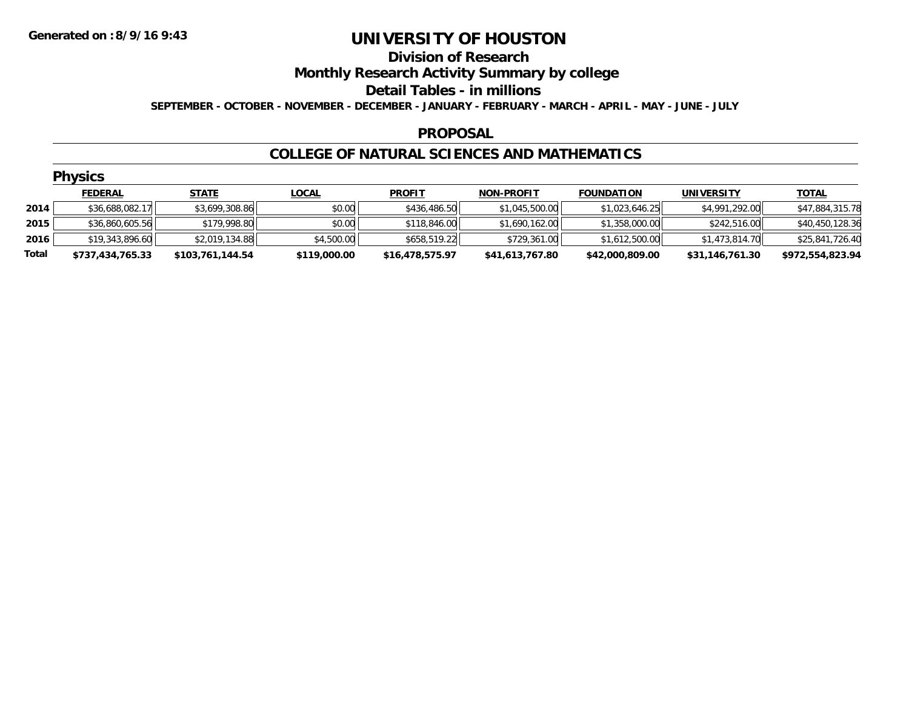# UNIVERSITY OF HOUSTON

## Division of Research

## Monthly Research Activity Summary by college

## Detail Tables - in millions

**SEPTEMBER - OCTOBER - NOVEMBER - DECEMBER - JANUARY - FEBRUARY - MARCH - APRIL - MAY - JUNE - JULY**

**Generated on : 8/9/16 9:43**

### PROPOSAL

### COLLEGE OF NATURAL SCIENCES AND MATHEMATICS

#### Physics

| | FEDERAL | STATE | LOCAL | PROFIT | NON-PROFIT | FOUNDATION | UNIVERSITY | TOTAL |
|---|---|---|---|---|---|---|---|---|
| 2014 | $36,688,082.17 | $3,699,308.86 | $0.00 | $436,486.50 | $1,045,500.00 | $1,023,646.25 | $4,991,292.00 | $47,884,315.78 |
| 2015 | $36,860,605.56 | $179,998.80 | $0.00 | $118,846.00 | $1,690,162.00 | $1,358,000.00 | $242,516.00 | $40,450,128.36 |
| 2016 | $19,343,896.60 | $2,019,134.88 | $4,500.00 | $658,519.22 | $729,361.00 | $1,612,500.00 | $1,473,814.70 | $25,841,726.40 |
| **Total** | **$737,434,765.33** | **$103,761,144.54** | **$119,000.00** | **$16,478,575.97** | **$41,613,767.80** | **$42,000,809.00** | **$31,146,761.30** | **$972,554,823.94** |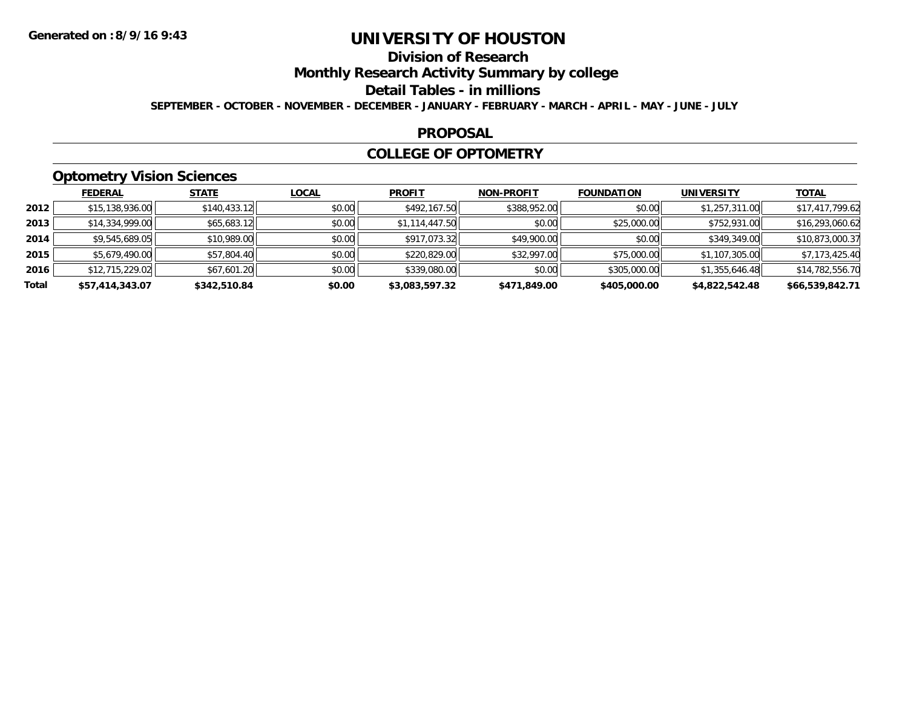Generated on :8/9/16 9:43

# UNIVERSITY OF HOUSTON

## Division of Research

## Monthly Research Activity Summary by college

## Detail Tables - in millions

SEPTEMBER - OCTOBER - NOVEMBER - DECEMBER - JANUARY - FEBRUARY - MARCH - APRIL - MAY - JUNE - JULY

### PROPOSAL

### COLLEGE OF OPTOMETRY

#### Optometry Vision Sciences

| | FEDERAL | STATE | LOCAL | PROFIT | NON-PROFIT | FOUNDATION | UNIVERSITY | TOTAL |
|---|---|---|---|---|---|---|---|---|
| 2012 | $15,138,936.00 | $140,433.12 | $0.00 | $492,167.50 | $388,952.00 | $0.00 | $1,257,311.00 | $17,417,799.62 |
| 2013 | $14,334,999.00 | $65,683.12 | $0.00 | $1,114,447.50 | $0.00 | $25,000.00 | $752,931.00 | $16,293,060.62 |
| 2014 | $9,545,689.05 | $10,989.00 | $0.00 | $917,073.32 | $49,900.00 | $0.00 | $349,349.00 | $10,873,000.37 |
| 2015 | $5,679,490.00 | $57,804.40 | $0.00 | $220,829.00 | $32,997.00 | $75,000.00 | $1,107,305.00 | $7,173,425.40 |
| 2016 | $12,715,229.02 | $67,601.20 | $0.00 | $339,080.00 | $0.00 | $305,000.00 | $1,355,646.48 | $14,782,556.70 |
| Total | $57,414,343.07 | $342,510.84 | $0.00 | $3,083,597.32 | $471,849.00 | $405,000.00 | $4,822,542.48 | $66,539,842.71 |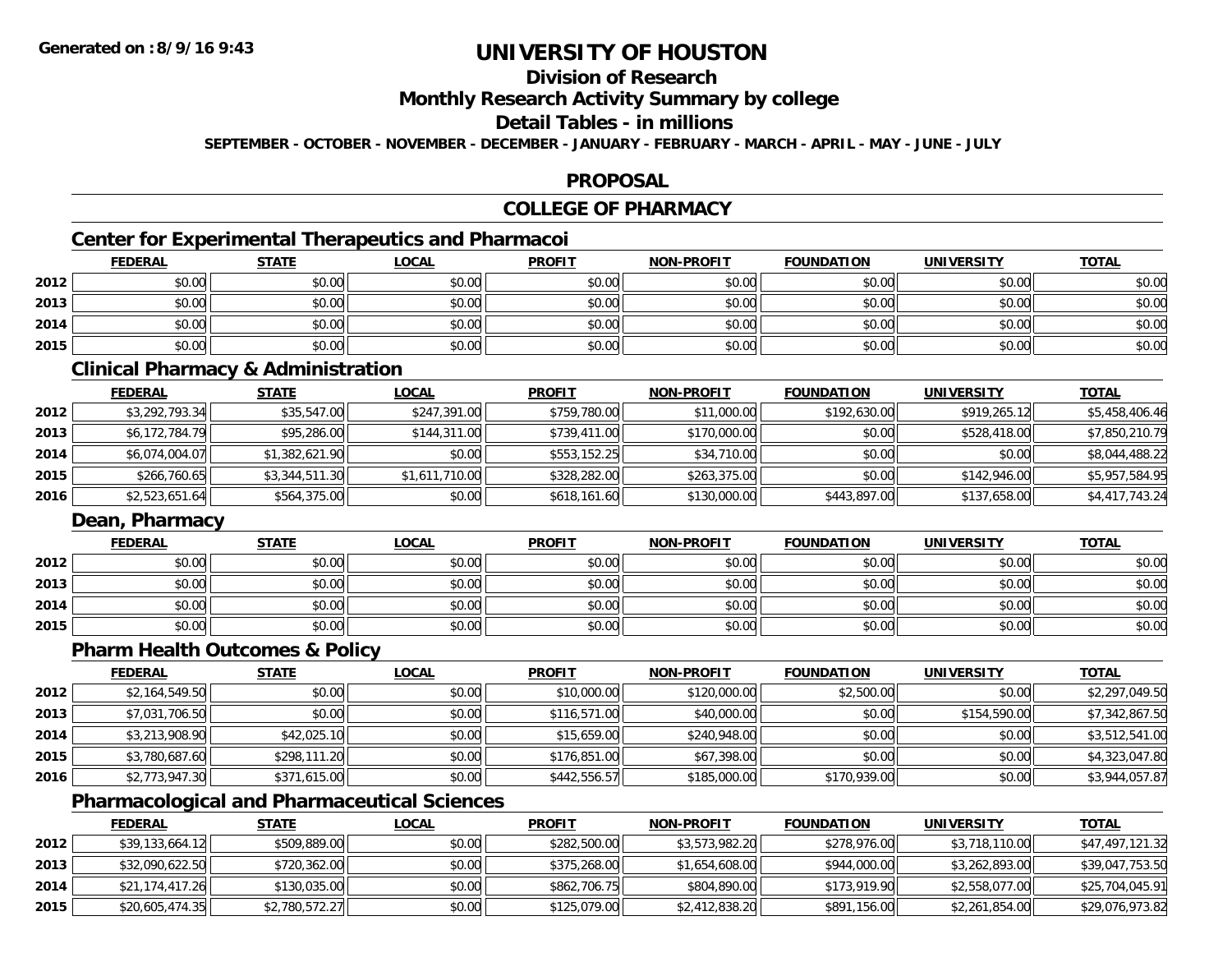**Generated on :8/9/16 9:43**

# UNIVERSITY OF HOUSTON

## Division of Research

## Monthly Research Activity Summary by college

## Detail Tables - in millions

**SEPTEMBER - OCTOBER - NOVEMBER - DECEMBER - JANUARY - FEBRUARY - MARCH - APRIL - MAY - JUNE - JULY**

## PROPOSAL

## COLLEGE OF PHARMACY

### Center for Experimental Therapeutics and Pharmacoi

| | FEDERAL | STATE | LOCAL | PROFIT | NON-PROFIT | FOUNDATION | UNIVERSITY | TOTAL |
|---|---|---|---|---|---|---|---|---|
| 2012 | $0.00 | $0.00 | $0.00 | $0.00 | $0.00 | $0.00 | $0.00 | $0.00 |
| 2013 | $0.00 | $0.00 | $0.00 | $0.00 | $0.00 | $0.00 | $0.00 | $0.00 |
| 2014 | $0.00 | $0.00 | $0.00 | $0.00 | $0.00 | $0.00 | $0.00 | $0.00 |
| 2015 | $0.00 | $0.00 | $0.00 | $0.00 | $0.00 | $0.00 | $0.00 | $0.00 |

### Clinical Pharmacy & Administration

| | FEDERAL | STATE | LOCAL | PROFIT | NON-PROFIT | FOUNDATION | UNIVERSITY | TOTAL |
|---|---|---|---|---|---|---|---|---|
| 2012 | $3,292,793.34 | $35,547.00 | $247,391.00 | $759,780.00 | $11,000.00 | $192,630.00 | $919,265.12 | $5,458,406.46 |
| 2013 | $6,172,784.79 | $95,286.00 | $144,311.00 | $739,411.00 | $170,000.00 | $0.00 | $528,418.00 | $7,850,210.79 |
| 2014 | $6,074,004.07 | $1,382,621.90 | $0.00 | $553,152.25 | $34,710.00 | $0.00 | $0.00 | $8,044,488.22 |
| 2015 | $266,760.65 | $3,344,511.30 | $1,611,710.00 | $328,282.00 | $263,375.00 | $0.00 | $142,946.00 | $5,957,584.95 |
| 2016 | $2,523,651.64 | $564,375.00 | $0.00 | $618,161.60 | $130,000.00 | $443,897.00 | $137,658.00 | $4,417,743.24 |

### Dean, Pharmacy

| | FEDERAL | STATE | LOCAL | PROFIT | NON-PROFIT | FOUNDATION | UNIVERSITY | TOTAL |
|---|---|---|---|---|---|---|---|---|
| 2012 | $0.00 | $0.00 | $0.00 | $0.00 | $0.00 | $0.00 | $0.00 | $0.00 |
| 2013 | $0.00 | $0.00 | $0.00 | $0.00 | $0.00 | $0.00 | $0.00 | $0.00 |
| 2014 | $0.00 | $0.00 | $0.00 | $0.00 | $0.00 | $0.00 | $0.00 | $0.00 |
| 2015 | $0.00 | $0.00 | $0.00 | $0.00 | $0.00 | $0.00 | $0.00 | $0.00 |

### Pharm Health Outcomes & Policy

| | FEDERAL | STATE | LOCAL | PROFIT | NON-PROFIT | FOUNDATION | UNIVERSITY | TOTAL |
|---|---|---|---|---|---|---|---|---|
| 2012 | $2,164,549.50 | $0.00 | $0.00 | $10,000.00 | $120,000.00 | $2,500.00 | $0.00 | $2,297,049.50 |
| 2013 | $7,031,706.50 | $0.00 | $0.00 | $116,571.00 | $40,000.00 | $0.00 | $154,590.00 | $7,342,867.50 |
| 2014 | $3,213,908.90 | $42,025.10 | $0.00 | $15,659.00 | $240,948.00 | $0.00 | $0.00 | $3,512,541.00 |
| 2015 | $3,780,687.60 | $298,111.20 | $0.00 | $176,851.00 | $67,398.00 | $0.00 | $0.00 | $4,323,047.80 |
| 2016 | $2,773,947.30 | $371,615.00 | $0.00 | $442,556.57 | $185,000.00 | $170,939.00 | $0.00 | $3,944,057.87 |

### Pharmacological and Pharmaceutical Sciences

| | FEDERAL | STATE | LOCAL | PROFIT | NON-PROFIT | FOUNDATION | UNIVERSITY | TOTAL |
|---|---|---|---|---|---|---|---|---|
| 2012 | $39,133,664.12 | $509,889.00 | $0.00 | $282,500.00 | $3,573,982.20 | $278,976.00 | $3,718,110.00 | $47,497,121.32 |
| 2013 | $32,090,622.50 | $720,362.00 | $0.00 | $375,268.00 | $1,654,608.00 | $944,000.00 | $3,262,893.00 | $39,047,753.50 |
| 2014 | $21,174,417.26 | $130,035.00 | $0.00 | $862,706.75 | $804,890.00 | $173,919.90 | $2,558,077.00 | $25,704,045.91 |
| 2015 | $20,605,474.35 | $2,780,572.27 | $0.00 | $125,079.00 | $2,412,838.20 | $891,156.00 | $2,261,854.00 | $29,076,973.82 |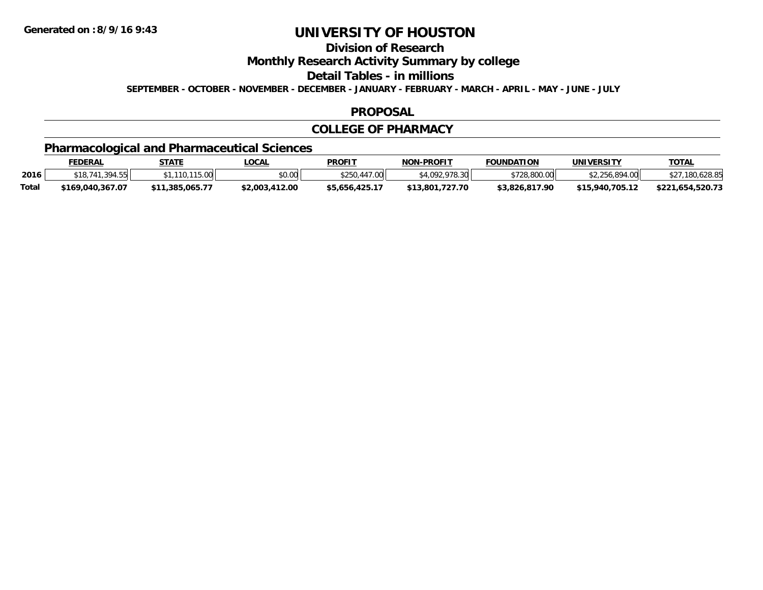Generated on :8/9/16 9:43

# UNIVERSITY OF HOUSTON

## Division of Research

## Monthly Research Activity Summary by college

## Detail Tables - in millions

**SEPTEMBER - OCTOBER - NOVEMBER - DECEMBER - JANUARY - FEBRUARY - MARCH - APRIL - MAY - JUNE - JULY**

## PROPOSAL

## COLLEGE OF PHARMACY

### Pharmacological and Pharmaceutical Sciences

| | FEDERAL | STATE | LOCAL | PROFIT | NON-PROFIT | FOUNDATION | UNIVERSITY | TOTAL |
|---|---|---|---|---|---|---|---|---|
| 2016 | $18,741,394.55 | $1,110,115.00 | $0.00 | $250,447.00 | $4,092,978.30 | $728,800.00 | $2,256,894.00 | $27,180,628.85 |
| **Total** | **$169,040,367.07** | **$11,385,065.77** | **$2,003,412.00** | **$5,656,425.17** | **$13,801,727.70** | **$3,826,817.90** | **$15,940,705.12** | **$221,654,520.73** |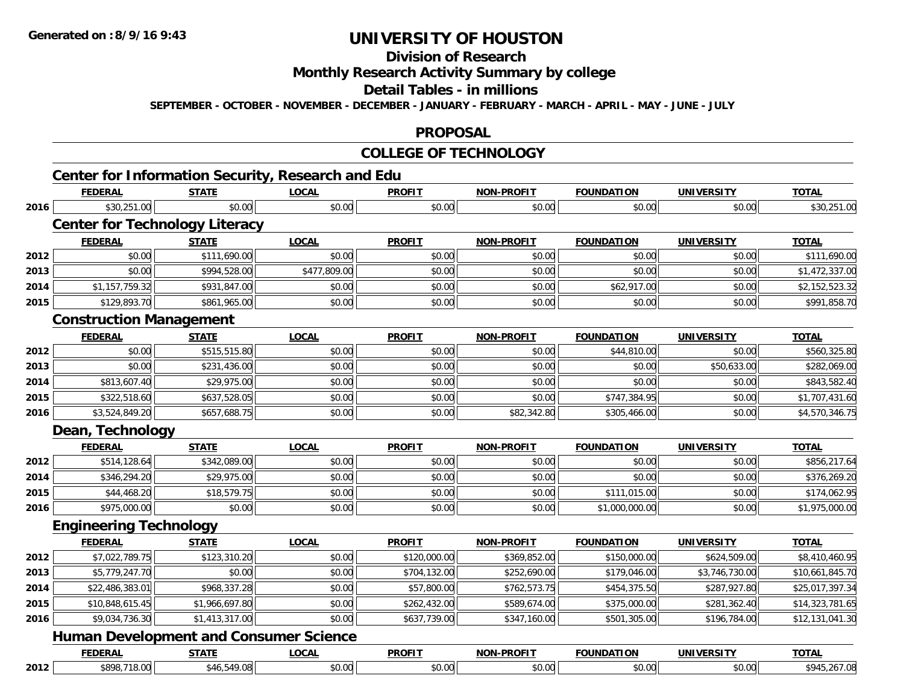**Generated on :8/9/16 9:43**

# UNIVERSITY OF HOUSTON

## Division of Research

## Monthly Research Activity Summary by college

## Detail Tables - in millions

**SEPTEMBER - OCTOBER - NOVEMBER - DECEMBER - JANUARY - FEBRUARY - MARCH - APRIL - MAY - JUNE - JULY**

## PROPOSAL

## COLLEGE OF TECHNOLOGY

### Center for Information Security, Research and Edu

| | FEDERAL | STATE | LOCAL | PROFIT | NON-PROFIT | FOUNDATION | UNIVERSITY | TOTAL |
|---|---|---|---|---|---|---|---|---|
| 2016 | $30,251.00 | $0.00 | $0.00 | $0.00 | $0.00 | $0.00 | $0.00 | $30,251.00 |

### Center for Technology Literacy

| | FEDERAL | STATE | LOCAL | PROFIT | NON-PROFIT | FOUNDATION | UNIVERSITY | TOTAL |
|---|---|---|---|---|---|---|---|---|
| 2012 | $0.00 | $111,690.00 | $0.00 | $0.00 | $0.00 | $0.00 | $0.00 | $111,690.00 |
| 2013 | $0.00 | $994,528.00 | $477,809.00 | $0.00 | $0.00 | $0.00 | $0.00 | $1,472,337.00 |
| 2014 | $1,157,759.32 | $931,847.00 | $0.00 | $0.00 | $0.00 | $62,917.00 | $0.00 | $2,152,523.32 |
| 2015 | $129,893.70 | $861,965.00 | $0.00 | $0.00 | $0.00 | $0.00 | $0.00 | $991,858.70 |

### Construction Management

| | FEDERAL | STATE | LOCAL | PROFIT | NON-PROFIT | FOUNDATION | UNIVERSITY | TOTAL |
|---|---|---|---|---|---|---|---|---|
| 2012 | $0.00 | $515,515.80 | $0.00 | $0.00 | $0.00 | $44,810.00 | $0.00 | $560,325.80 |
| 2013 | $0.00 | $231,436.00 | $0.00 | $0.00 | $0.00 | $0.00 | $50,633.00 | $282,069.00 |
| 2014 | $813,607.40 | $29,975.00 | $0.00 | $0.00 | $0.00 | $0.00 | $0.00 | $843,582.40 |
| 2015 | $322,518.60 | $637,528.05 | $0.00 | $0.00 | $0.00 | $747,384.95 | $0.00 | $1,707,431.60 |
| 2016 | $3,524,849.20 | $657,688.75 | $0.00 | $0.00 | $82,342.80 | $305,466.00 | $0.00 | $4,570,346.75 |

### Dean, Technology

| | FEDERAL | STATE | LOCAL | PROFIT | NON-PROFIT | FOUNDATION | UNIVERSITY | TOTAL |
|---|---|---|---|---|---|---|---|---|
| 2012 | $514,128.64 | $342,089.00 | $0.00 | $0.00 | $0.00 | $0.00 | $0.00 | $856,217.64 |
| 2014 | $346,294.20 | $29,975.00 | $0.00 | $0.00 | $0.00 | $0.00 | $0.00 | $376,269.20 |
| 2015 | $44,468.20 | $18,579.75 | $0.00 | $0.00 | $0.00 | $111,015.00 | $0.00 | $174,062.95 |
| 2016 | $975,000.00 | $0.00 | $0.00 | $0.00 | $0.00 | $1,000,000.00 | $0.00 | $1,975,000.00 |

### Engineering Technology

| | FEDERAL | STATE | LOCAL | PROFIT | NON-PROFIT | FOUNDATION | UNIVERSITY | TOTAL |
|---|---|---|---|---|---|---|---|---|
| 2012 | $7,022,789.75 | $123,310.20 | $0.00 | $120,000.00 | $369,852.00 | $150,000.00 | $624,509.00 | $8,410,460.95 |
| 2013 | $5,779,247.70 | $0.00 | $0.00 | $704,132.00 | $252,690.00 | $179,046.00 | $3,746,730.00 | $10,661,845.70 |
| 2014 | $22,486,383.01 | $968,337.28 | $0.00 | $57,800.00 | $762,573.75 | $454,375.50 | $287,927.80 | $25,017,397.34 |
| 2015 | $10,848,615.45 | $1,966,697.80 | $0.00 | $262,432.00 | $589,674.00 | $375,000.00 | $281,362.40 | $14,323,781.65 |
| 2016 | $9,034,736.30 | $1,413,317.00 | $0.00 | $637,739.00 | $347,160.00 | $501,305.00 | $196,784.00 | $12,131,041.30 |

### Human Development and Consumer Science

| | FEDERAL | STATE | LOCAL | PROFIT | NON-PROFIT | FOUNDATION | UNIVERSITY | TOTAL |
|---|---|---|---|---|---|---|---|---|
| 2012 | $898,718.00 | $46,549.08 | $0.00 | $0.00 | $0.00 | $0.00 | $0.00 | $945,267.08 |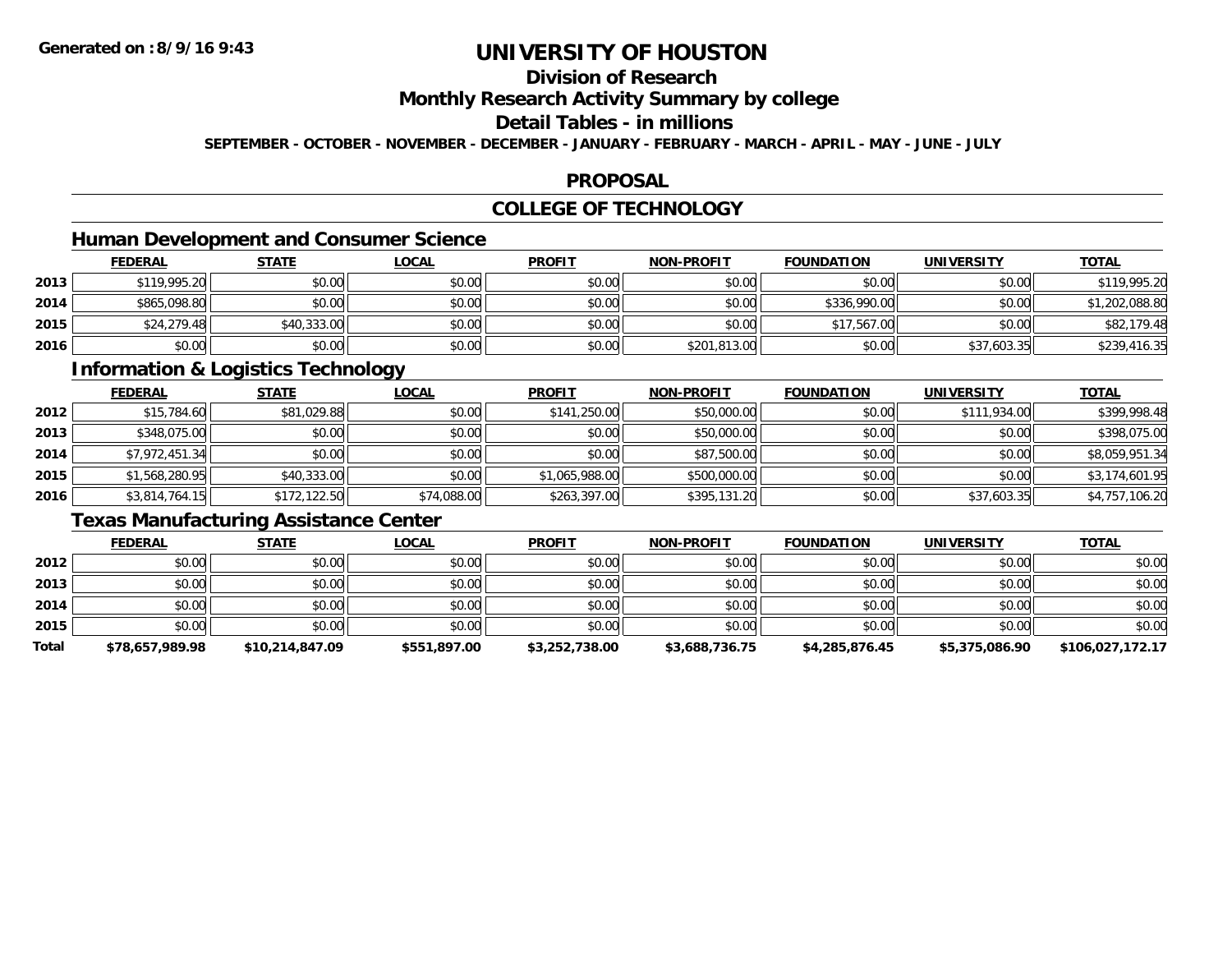# UNIVERSITY OF HOUSTON

## Division of Research

## Monthly Research Activity Summary by college

## Detail Tables - in millions

**SEPTEMBER - OCTOBER - NOVEMBER - DECEMBER - JANUARY - FEBRUARY - MARCH - APRIL - MAY - JUNE - JULY**

## PROPOSAL

## COLLEGE OF TECHNOLOGY

### Human Development and Consumer Science

| | FEDERAL | STATE | LOCAL | PROFIT | NON-PROFIT | FOUNDATION | UNIVERSITY | TOTAL |
|---|---|---|---|---|---|---|---|---|
| 2013 | $119,995.20 | $0.00 | $0.00 | $0.00 | $0.00 | $0.00 | $0.00 | $119,995.20 |
| 2014 | $865,098.80 | $0.00 | $0.00 | $0.00 | $0.00 | $336,990.00 | $0.00 | $1,202,088.80 |
| 2015 | $24,279.48 | $40,333.00 | $0.00 | $0.00 | $0.00 | $17,567.00 | $0.00 | $82,179.48 |
| 2016 | $0.00 | $0.00 | $0.00 | $0.00 | $201,813.00 | $0.00 | $37,603.35 | $239,416.35 |

### Information & Logistics Technology

| | FEDERAL | STATE | LOCAL | PROFIT | NON-PROFIT | FOUNDATION | UNIVERSITY | TOTAL |
|---|---|---|---|---|---|---|---|---|
| 2012 | $15,784.60 | $81,029.88 | $0.00 | $141,250.00 | $50,000.00 | $0.00 | $111,934.00 | $399,998.48 |
| 2013 | $348,075.00 | $0.00 | $0.00 | $0.00 | $50,000.00 | $0.00 | $0.00 | $398,075.00 |
| 2014 | $7,972,451.34 | $0.00 | $0.00 | $0.00 | $87,500.00 | $0.00 | $0.00 | $8,059,951.34 |
| 2015 | $1,568,280.95 | $40,333.00 | $0.00 | $1,065,988.00 | $500,000.00 | $0.00 | $0.00 | $3,174,601.95 |
| 2016 | $3,814,764.15 | $172,122.50 | $74,088.00 | $263,397.00 | $395,131.20 | $0.00 | $37,603.35 | $4,757,106.20 |

### Texas Manufacturing Assistance Center

| | FEDERAL | STATE | LOCAL | PROFIT | NON-PROFIT | FOUNDATION | UNIVERSITY | TOTAL |
|---|---|---|---|---|---|---|---|---|
| 2012 | $0.00 | $0.00 | $0.00 | $0.00 | $0.00 | $0.00 | $0.00 | $0.00 |
| 2013 | $0.00 | $0.00 | $0.00 | $0.00 | $0.00 | $0.00 | $0.00 | $0.00 |
| 2014 | $0.00 | $0.00 | $0.00 | $0.00 | $0.00 | $0.00 | $0.00 | $0.00 |
| 2015 | $0.00 | $0.00 | $0.00 | $0.00 | $0.00 | $0.00 | $0.00 | $0.00 |
| **Total** | **$78,657,989.98** | **$10,214,847.09** | **$551,897.00** | **$3,252,738.00** | **$3,688,736.75** | **$4,285,876.45** | **$5,375,086.90** | **$106,027,172.17** |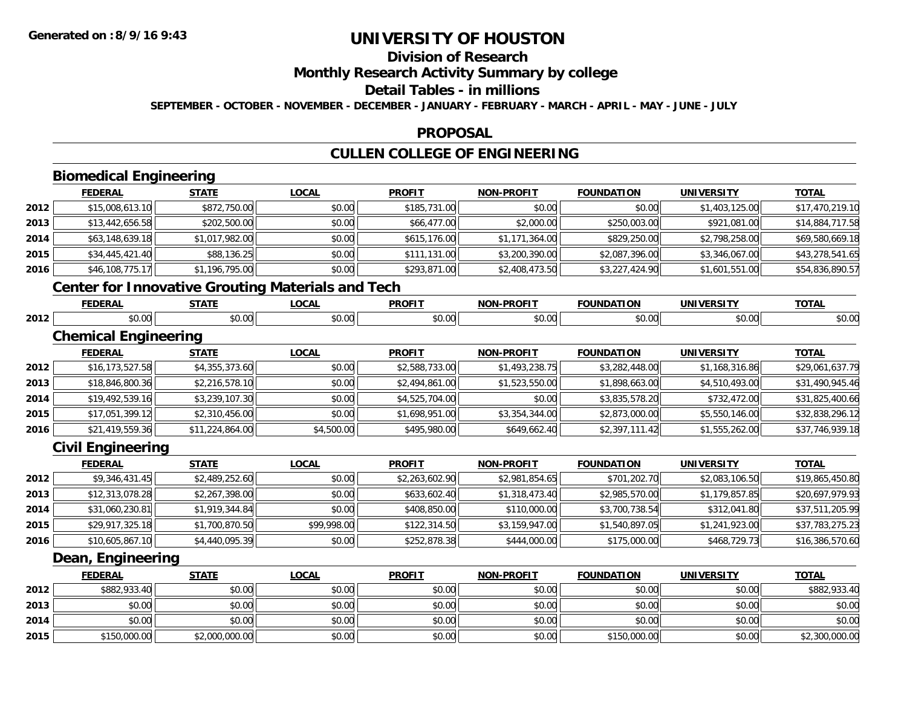# UNIVERSITY OF HOUSTON

## Division of Research

## Monthly Research Activity Summary by college

## Detail Tables - in millions

**SEPTEMBER - OCTOBER - NOVEMBER - DECEMBER - JANUARY - FEBRUARY - MARCH - APRIL - MAY - JUNE - JULY**

## PROPOSAL

## CULLEN COLLEGE OF ENGINEERING

### Biomedical Engineering

| | FEDERAL | STATE | LOCAL | PROFIT | NON-PROFIT | FOUNDATION | UNIVERSITY | TOTAL |
|---|---|---|---|---|---|---|---|---|
| 2012 | $15,008,613.10 | $872,750.00 | $0.00 | $185,731.00 | $0.00 | $0.00 | $1,403,125.00 | $17,470,219.10 |
| 2013 | $13,442,656.58 | $202,500.00 | $0.00 | $66,477.00 | $2,000.00 | $250,003.00 | $921,081.00 | $14,884,717.58 |
| 2014 | $63,148,639.18 | $1,017,982.00 | $0.00 | $615,176.00 | $1,171,364.00 | $829,250.00 | $2,798,258.00 | $69,580,669.18 |
| 2015 | $34,445,421.40 | $88,136.25 | $0.00 | $111,131.00 | $3,200,390.00 | $2,087,396.00 | $3,346,067.00 | $43,278,541.65 |
| 2016 | $46,108,775.17 | $1,196,795.00 | $0.00 | $293,871.00 | $2,408,473.50 | $3,227,424.90 | $1,601,551.00 | $54,836,890.57 |

### Center for Innovative Grouting Materials and Tech

| | FEDERAL | STATE | LOCAL | PROFIT | NON-PROFIT | FOUNDATION | UNIVERSITY | TOTAL |
|---|---|---|---|---|---|---|---|---|
| 2012 | $0.00 | $0.00 | $0.00 | $0.00 | $0.00 | $0.00 | $0.00 | $0.00 |

### Chemical Engineering

| | FEDERAL | STATE | LOCAL | PROFIT | NON-PROFIT | FOUNDATION | UNIVERSITY | TOTAL |
|---|---|---|---|---|---|---|---|---|
| 2012 | $16,173,527.58 | $4,355,373.60 | $0.00 | $2,588,733.00 | $1,493,238.75 | $3,282,448.00 | $1,168,316.86 | $29,061,637.79 |
| 2013 | $18,846,800.36 | $2,216,578.10 | $0.00 | $2,494,861.00 | $1,523,550.00 | $1,898,663.00 | $4,510,493.00 | $31,490,945.46 |
| 2014 | $19,492,539.16 | $3,239,107.30 | $0.00 | $4,525,704.00 | $0.00 | $3,835,578.20 | $732,472.00 | $31,825,400.66 |
| 2015 | $17,051,399.12 | $2,310,456.00 | $0.00 | $1,698,951.00 | $3,354,344.00 | $2,873,000.00 | $5,550,146.00 | $32,838,296.12 |
| 2016 | $21,419,559.36 | $11,224,864.00 | $4,500.00 | $495,980.00 | $649,662.40 | $2,397,111.42 | $1,555,262.00 | $37,746,939.18 |

### Civil Engineering

| | FEDERAL | STATE | LOCAL | PROFIT | NON-PROFIT | FOUNDATION | UNIVERSITY | TOTAL |
|---|---|---|---|---|---|---|---|---|
| 2012 | $9,346,431.45 | $2,489,252.60 | $0.00 | $2,263,602.90 | $2,981,854.65 | $701,202.70 | $2,083,106.50 | $19,865,450.80 |
| 2013 | $12,313,078.28 | $2,267,398.00 | $0.00 | $633,602.40 | $1,318,473.40 | $2,985,570.00 | $1,179,857.85 | $20,697,979.93 |
| 2014 | $31,060,230.81 | $1,919,344.84 | $0.00 | $408,850.00 | $110,000.00 | $3,700,738.54 | $312,041.80 | $37,511,205.99 |
| 2015 | $29,917,325.18 | $1,700,870.50 | $99,998.00 | $122,314.50 | $3,159,947.00 | $1,540,897.05 | $1,241,923.00 | $37,783,275.23 |
| 2016 | $10,605,867.10 | $4,440,095.39 | $0.00 | $252,878.38 | $444,000.00 | $175,000.00 | $468,729.73 | $16,386,570.60 |

### Dean, Engineering

| | FEDERAL | STATE | LOCAL | PROFIT | NON-PROFIT | FOUNDATION | UNIVERSITY | TOTAL |
|---|---|---|---|---|---|---|---|---|
| 2012 | $882,933.40 | $0.00 | $0.00 | $0.00 | $0.00 | $0.00 | $0.00 | $882,933.40 |
| 2013 | $0.00 | $0.00 | $0.00 | $0.00 | $0.00 | $0.00 | $0.00 | $0.00 |
| 2014 | $0.00 | $0.00 | $0.00 | $0.00 | $0.00 | $0.00 | $0.00 | $0.00 |
| 2015 | $150,000.00 | $2,000,000.00 | $0.00 | $0.00 | $0.00 | $150,000.00 | $0.00 | $2,300,000.00 |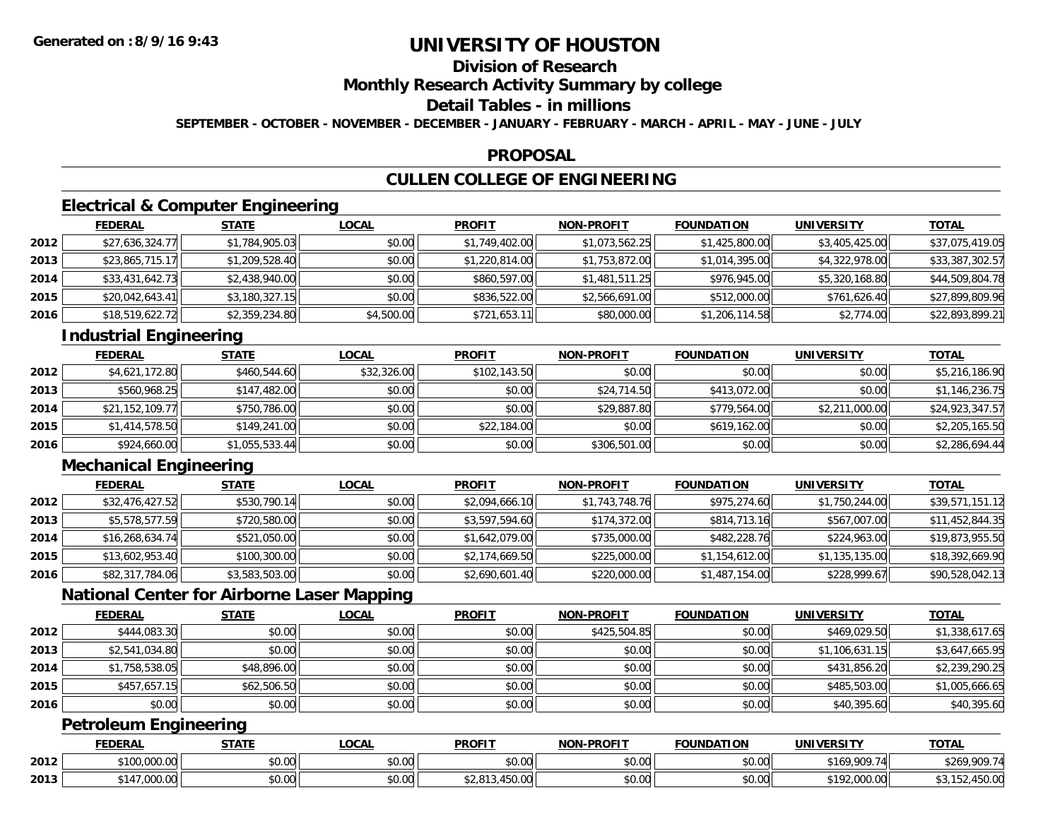**Generated on :8/9/16 9:43**

# UNIVERSITY OF HOUSTON

## Division of Research

## Monthly Research Activity Summary by college

## Detail Tables - in millions

**SEPTEMBER - OCTOBER - NOVEMBER - DECEMBER - JANUARY - FEBRUARY - MARCH - APRIL - MAY - JUNE - JULY**

## PROPOSAL

## CULLEN COLLEGE OF ENGINEERING

### Electrical & Computer Engineering

| | FEDERAL | STATE | LOCAL | PROFIT | NON-PROFIT | FOUNDATION | UNIVERSITY | TOTAL |
|---|---|---|---|---|---|---|---|---|
| 2012 | $27,636,324.77 | $1,784,905.03 | $0.00 | $1,749,402.00 | $1,073,562.25 | $1,425,800.00 | $3,405,425.00 | $37,075,419.05 |
| 2013 | $23,865,715.17 | $1,209,528.40 | $0.00 | $1,220,814.00 | $1,753,872.00 | $1,014,395.00 | $4,322,978.00 | $33,387,302.57 |
| 2014 | $33,431,642.73 | $2,438,940.00 | $0.00 | $860,597.00 | $1,481,511.25 | $976,945.00 | $5,320,168.80 | $44,509,804.78 |
| 2015 | $20,042,643.41 | $3,180,327.15 | $0.00 | $836,522.00 | $2,566,691.00 | $512,000.00 | $761,626.40 | $27,899,809.96 |
| 2016 | $18,519,622.72 | $2,359,234.80 | $4,500.00 | $721,653.11 | $80,000.00 | $1,206,114.58 | $2,774.00 | $22,893,899.21 |

### Industrial Engineering

| | FEDERAL | STATE | LOCAL | PROFIT | NON-PROFIT | FOUNDATION | UNIVERSITY | TOTAL |
|---|---|---|---|---|---|---|---|---|
| 2012 | $4,621,172.80 | $460,544.60 | $32,326.00 | $102,143.50 | $0.00 | $0.00 | $0.00 | $5,216,186.90 |
| 2013 | $560,968.25 | $147,482.00 | $0.00 | $0.00 | $24,714.50 | $413,072.00 | $0.00 | $1,146,236.75 |
| 2014 | $21,152,109.77 | $750,786.00 | $0.00 | $0.00 | $29,887.80 | $779,564.00 | $2,211,000.00 | $24,923,347.57 |
| 2015 | $1,414,578.50 | $149,241.00 | $0.00 | $22,184.00 | $0.00 | $619,162.00 | $0.00 | $2,205,165.50 |
| 2016 | $924,660.00 | $1,055,533.44 | $0.00 | $0.00 | $306,501.00 | $0.00 | $0.00 | $2,286,694.44 |

### Mechanical Engineering

| | FEDERAL | STATE | LOCAL | PROFIT | NON-PROFIT | FOUNDATION | UNIVERSITY | TOTAL |
|---|---|---|---|---|---|---|---|---|
| 2012 | $32,476,427.52 | $530,790.14 | $0.00 | $2,094,666.10 | $1,743,748.76 | $975,274.60 | $1,750,244.00 | $39,571,151.12 |
| 2013 | $5,578,577.59 | $720,580.00 | $0.00 | $3,597,594.60 | $174,372.00 | $814,713.16 | $567,007.00 | $11,452,844.35 |
| 2014 | $16,268,634.74 | $521,050.00 | $0.00 | $1,642,079.00 | $735,000.00 | $482,228.76 | $224,963.00 | $19,873,955.50 |
| 2015 | $13,602,953.40 | $100,300.00 | $0.00 | $2,174,669.50 | $225,000.00 | $1,154,612.00 | $1,135,135.00 | $18,392,669.90 |
| 2016 | $82,317,784.06 | $3,583,503.00 | $0.00 | $2,690,601.40 | $220,000.00 | $1,487,154.00 | $228,999.67 | $90,528,042.13 |

### National Center for Airborne Laser Mapping

| | FEDERAL | STATE | LOCAL | PROFIT | NON-PROFIT | FOUNDATION | UNIVERSITY | TOTAL |
|---|---|---|---|---|---|---|---|---|
| 2012 | $444,083.30 | $0.00 | $0.00 | $0.00 | $425,504.85 | $0.00 | $469,029.50 | $1,338,617.65 |
| 2013 | $2,541,034.80 | $0.00 | $0.00 | $0.00 | $0.00 | $0.00 | $1,106,631.15 | $3,647,665.95 |
| 2014 | $1,758,538.05 | $48,896.00 | $0.00 | $0.00 | $0.00 | $0.00 | $431,856.20 | $2,239,290.25 |
| 2015 | $457,657.15 | $62,506.50 | $0.00 | $0.00 | $0.00 | $0.00 | $485,503.00 | $1,005,666.65 |
| 2016 | $0.00 | $0.00 | $0.00 | $0.00 | $0.00 | $0.00 | $40,395.60 | $40,395.60 |

### Petroleum Engineering

| | FEDERAL | STATE | LOCAL | PROFIT | NON-PROFIT | FOUNDATION | UNIVERSITY | TOTAL |
|---|---|---|---|---|---|---|---|---|
| 2012 | $100,000.00 | $0.00 | $0.00 | $0.00 | $0.00 | $0.00 | $169,909.74 | $269,909.74 |
| 2013 | $147,000.00 | $0.00 | $0.00 | $2,813,450.00 | $0.00 | $0.00 | $192,000.00 | $3,152,450.00 |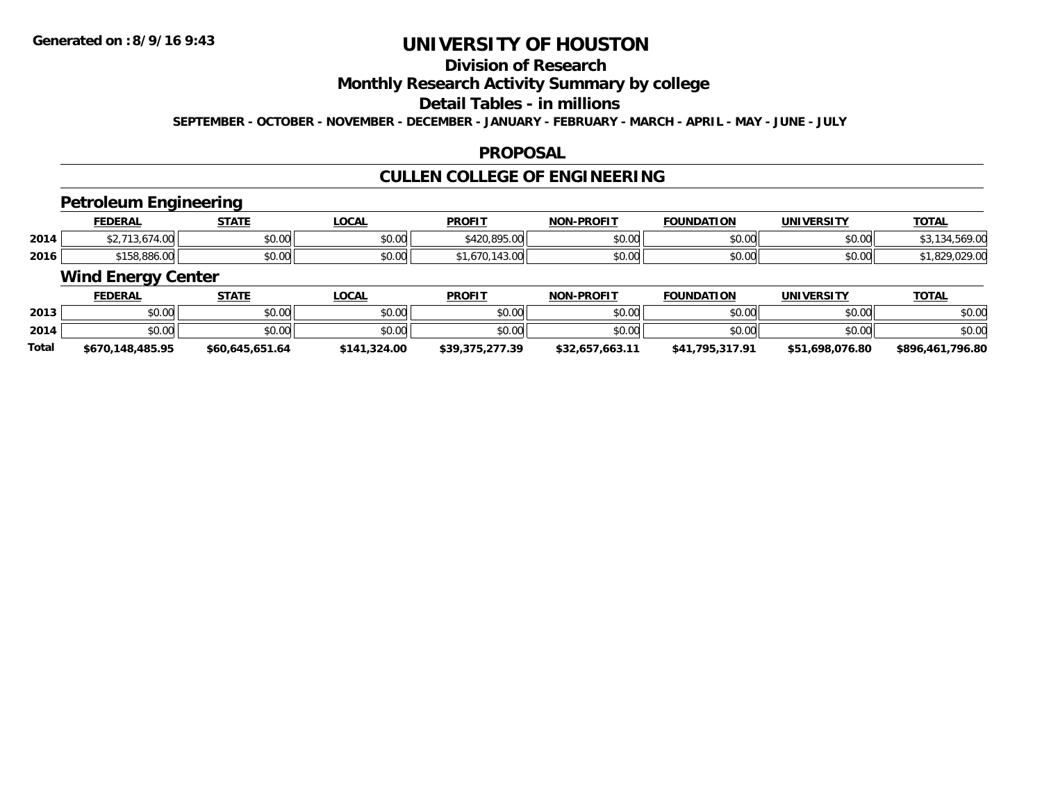# UNIVERSITY OF HOUSTON

## Division of Research

## Monthly Research Activity Summary by college

## Detail Tables - in millions

**SEPTEMBER - OCTOBER - NOVEMBER - DECEMBER - JANUARY - FEBRUARY - MARCH - APRIL - MAY - JUNE - JULY**

## PROPOSAL

## CULLEN COLLEGE OF ENGINEERING

### Petroleum Engineering

| | FEDERAL | STATE | LOCAL | PROFIT | NON-PROFIT | FOUNDATION | UNIVERSITY | TOTAL |
|---|---|---|---|---|---|---|---|---|
| 2014 | $2,713,674.00 | $0.00 | $0.00 | $420,895.00 | $0.00 | $0.00 | $0.00 | $3,134,569.00 |
| 2016 | $158,886.00 | $0.00 | $0.00 | $1,670,143.00 | $0.00 | $0.00 | $0.00 | $1,829,029.00 |

### Wind Energy Center

| | FEDERAL | STATE | LOCAL | PROFIT | NON-PROFIT | FOUNDATION | UNIVERSITY | TOTAL |
|---|---|---|---|---|---|---|---|---|
| 2013 | $0.00 | $0.00 | $0.00 | $0.00 | $0.00 | $0.00 | $0.00 | $0.00 |
| 2014 | $0.00 | $0.00 | $0.00 | $0.00 | $0.00 | $0.00 | $0.00 | $0.00 |
| **Total** | **$670,148,485.95** | **$60,645,651.64** | **$141,324.00** | **$39,375,277.39** | **$32,657,663.11** | **$41,795,317.91** | **$51,698,076.80** | **$896,461,796.80** |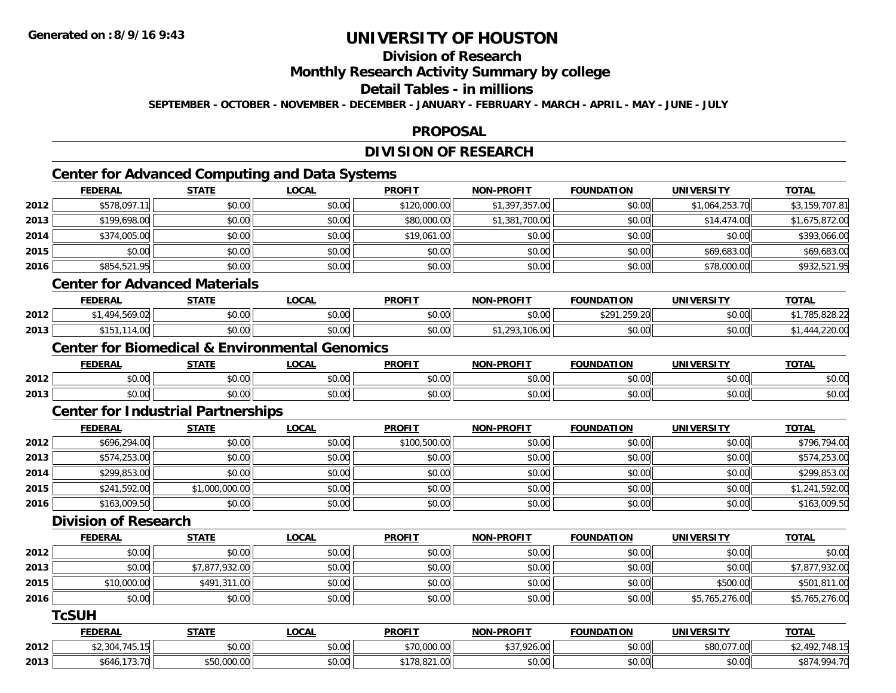**Generated on :8/9/16 9:43**

# UNIVERSITY OF HOUSTON

## Division of Research

## Monthly Research Activity Summary by college

## Detail Tables - in millions

**SEPTEMBER - OCTOBER - NOVEMBER - DECEMBER - JANUARY - FEBRUARY - MARCH - APRIL - MAY - JUNE - JULY**

## PROPOSAL

## DIVISION OF RESEARCH

### Center for Advanced Computing and Data Systems

| | FEDERAL | STATE | LOCAL | PROFIT | NON-PROFIT | FOUNDATION | UNIVERSITY | TOTAL |
|---|---|---|---|---|---|---|---|---|
| 2012 | $578,097.11 | $0.00 | $0.00 | $120,000.00 | $1,397,357.00 | $0.00 | $1,064,253.70 | $3,159,707.81 |
| 2013 | $199,698.00 | $0.00 | $0.00 | $80,000.00 | $1,381,700.00 | $0.00 | $14,474.00 | $1,675,872.00 |
| 2014 | $374,005.00 | $0.00 | $0.00 | $19,061.00 | $0.00 | $0.00 | $0.00 | $393,066.00 |
| 2015 | $0.00 | $0.00 | $0.00 | $0.00 | $0.00 | $0.00 | $69,683.00 | $69,683.00 |
| 2016 | $854,521.95 | $0.00 | $0.00 | $0.00 | $0.00 | $0.00 | $78,000.00 | $932,521.95 |

### Center for Advanced Materials

| | FEDERAL | STATE | LOCAL | PROFIT | NON-PROFIT | FOUNDATION | UNIVERSITY | TOTAL |
|---|---|---|---|---|---|---|---|---|
| 2012 | $1,494,569.02 | $0.00 | $0.00 | $0.00 | $0.00 | $291,259.20 | $0.00 | $1,785,828.22 |
| 2013 | $151,114.00 | $0.00 | $0.00 | $0.00 | $1,293,106.00 | $0.00 | $0.00 | $1,444,220.00 |

### Center for Biomedical & Environmental Genomics

| | FEDERAL | STATE | LOCAL | PROFIT | NON-PROFIT | FOUNDATION | UNIVERSITY | TOTAL |
|---|---|---|---|---|---|---|---|---|
| 2012 | $0.00 | $0.00 | $0.00 | $0.00 | $0.00 | $0.00 | $0.00 | $0.00 |
| 2013 | $0.00 | $0.00 | $0.00 | $0.00 | $0.00 | $0.00 | $0.00 | $0.00 |

### Center for Industrial Partnerships

| | FEDERAL | STATE | LOCAL | PROFIT | NON-PROFIT | FOUNDATION | UNIVERSITY | TOTAL |
|---|---|---|---|---|---|---|---|---|
| 2012 | $696,294.00 | $0.00 | $0.00 | $100,500.00 | $0.00 | $0.00 | $0.00 | $796,794.00 |
| 2013 | $574,253.00 | $0.00 | $0.00 | $0.00 | $0.00 | $0.00 | $0.00 | $574,253.00 |
| 2014 | $299,853.00 | $0.00 | $0.00 | $0.00 | $0.00 | $0.00 | $0.00 | $299,853.00 |
| 2015 | $241,592.00 | $1,000,000.00 | $0.00 | $0.00 | $0.00 | $0.00 | $0.00 | $1,241,592.00 |
| 2016 | $163,009.50 | $0.00 | $0.00 | $0.00 | $0.00 | $0.00 | $0.00 | $163,009.50 |

### Division of Research

| | FEDERAL | STATE | LOCAL | PROFIT | NON-PROFIT | FOUNDATION | UNIVERSITY | TOTAL |
|---|---|---|---|---|---|---|---|---|
| 2012 | $0.00 | $0.00 | $0.00 | $0.00 | $0.00 | $0.00 | $0.00 | $0.00 |
| 2013 | $0.00 | $7,877,932.00 | $0.00 | $0.00 | $0.00 | $0.00 | $0.00 | $7,877,932.00 |
| 2015 | $10,000.00 | $491,311.00 | $0.00 | $0.00 | $0.00 | $0.00 | $500.00 | $501,811.00 |
| 2016 | $0.00 | $0.00 | $0.00 | $0.00 | $0.00 | $0.00 | $5,765,276.00 | $5,765,276.00 |

### TcSUH

| | FEDERAL | STATE | LOCAL | PROFIT | NON-PROFIT | FOUNDATION | UNIVERSITY | TOTAL |
|---|---|---|---|---|---|---|---|---|
| 2012 | $2,304,745.15 | $0.00 | $0.00 | $70,000.00 | $37,926.00 | $0.00 | $80,077.00 | $2,492,748.15 |
| 2013 | $646,173.70 | $50,000.00 | $0.00 | $178,821.00 | $0.00 | $0.00 | $0.00 | $874,994.70 |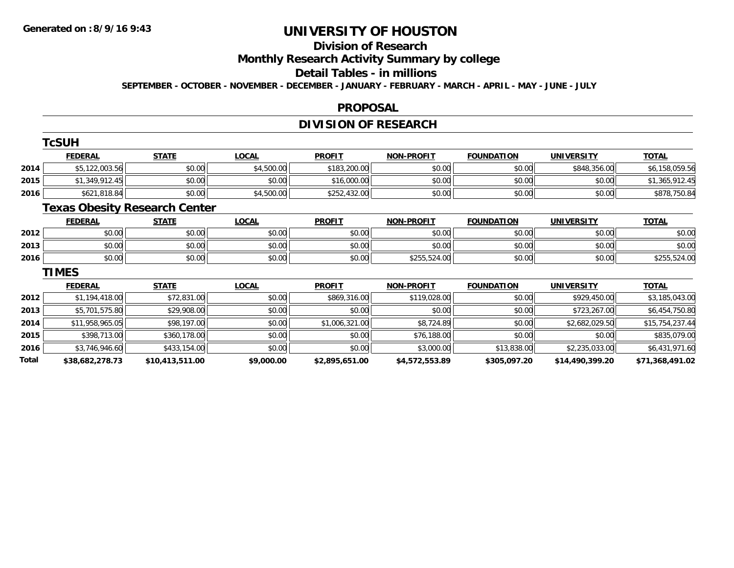**Generated on :8/9/16 9:43**

# UNIVERSITY OF HOUSTON

## Division of Research

## Monthly Research Activity Summary by college

## Detail Tables - in millions

**SEPTEMBER - OCTOBER - NOVEMBER - DECEMBER - JANUARY - FEBRUARY - MARCH - APRIL - MAY - JUNE - JULY**

## PROPOSAL

## DIVISION OF RESEARCH

### TcSUH

| | FEDERAL | STATE | LOCAL | PROFIT | NON-PROFIT | FOUNDATION | UNIVERSITY | TOTAL |
|---|---|---|---|---|---|---|---|---|
| 2014 | $5,122,003.56 | $0.00 | $4,500.00 | $183,200.00 | $0.00 | $0.00 | $848,356.00 | $6,158,059.56 |
| 2015 | $1,349,912.45 | $0.00 | $0.00 | $16,000.00 | $0.00 | $0.00 | $0.00 | $1,365,912.45 |
| 2016 | $621,818.84 | $0.00 | $4,500.00 | $252,432.00 | $0.00 | $0.00 | $0.00 | $878,750.84 |

### Texas Obesity Research Center

| | FEDERAL | STATE | LOCAL | PROFIT | NON-PROFIT | FOUNDATION | UNIVERSITY | TOTAL |
|---|---|---|---|---|---|---|---|---|
| 2012 | $0.00 | $0.00 | $0.00 | $0.00 | $0.00 | $0.00 | $0.00 | $0.00 |
| 2013 | $0.00 | $0.00 | $0.00 | $0.00 | $0.00 | $0.00 | $0.00 | $0.00 |
| 2016 | $0.00 | $0.00 | $0.00 | $0.00 | $255,524.00 | $0.00 | $0.00 | $255,524.00 |

### TIMES

| | FEDERAL | STATE | LOCAL | PROFIT | NON-PROFIT | FOUNDATION | UNIVERSITY | TOTAL |
|---|---|---|---|---|---|---|---|---|
| 2012 | $1,194,418.00 | $72,831.00 | $0.00 | $869,316.00 | $119,028.00 | $0.00 | $929,450.00 | $3,185,043.00 |
| 2013 | $5,701,575.80 | $29,908.00 | $0.00 | $0.00 | $0.00 | $0.00 | $723,267.00 | $6,454,750.80 |
| 2014 | $11,958,965.05 | $98,197.00 | $0.00 | $1,006,321.00 | $8,724.89 | $0.00 | $2,682,029.50 | $15,754,237.44 |
| 2015 | $398,713.00 | $360,178.00 | $0.00 | $0.00 | $76,188.00 | $0.00 | $0.00 | $835,079.00 |
| 2016 | $3,746,946.60 | $433,154.00 | $0.00 | $0.00 | $3,000.00 | $13,838.00 | $2,235,033.00 | $6,431,971.60 |
| **Total** | **$38,682,278.73** | **$10,413,511.00** | **$9,000.00** | **$2,895,651.00** | **$4,572,553.89** | **$305,097.20** | **$14,490,399.20** | **$71,368,491.02** |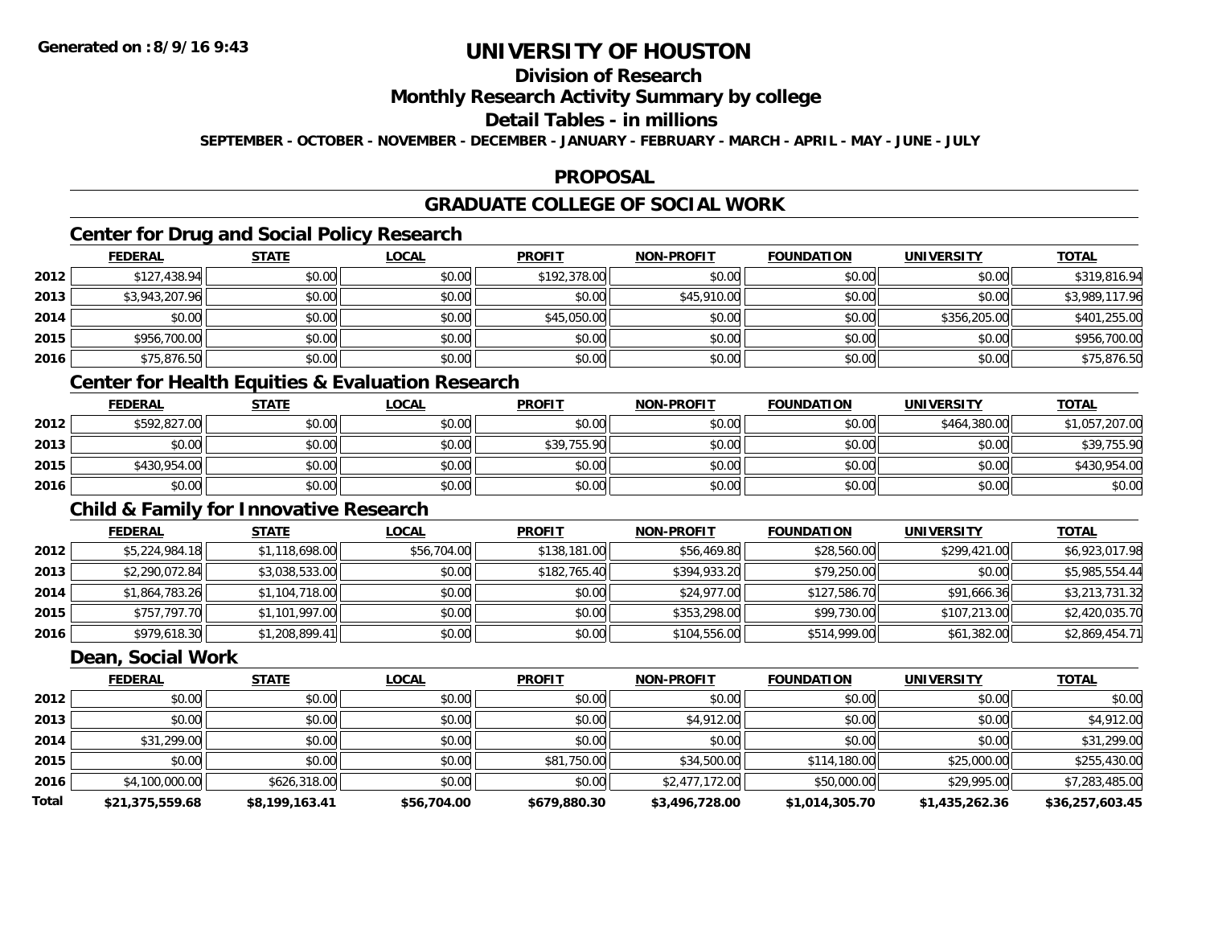Generated on :8/9/16 9:43

# UNIVERSITY OF HOUSTON

## Division of Research

## Monthly Research Activity Summary by college

## Detail Tables - in millions

SEPTEMBER - OCTOBER - NOVEMBER - DECEMBER - JANUARY - FEBRUARY - MARCH - APRIL - MAY - JUNE - JULY

## PROPOSAL

## GRADUATE COLLEGE OF SOCIAL WORK

### Center for Drug and Social Policy Research

| | FEDERAL | STATE | LOCAL | PROFIT | NON-PROFIT | FOUNDATION | UNIVERSITY | TOTAL |
|---|---|---|---|---|---|---|---|---|
| 2012 | $127,438.94 | $0.00 | $0.00 | $192,378.00 | $0.00 | $0.00 | $0.00 | $319,816.94 |
| 2013 | $3,943,207.96 | $0.00 | $0.00 | $0.00 | $45,910.00 | $0.00 | $0.00 | $3,989,117.96 |
| 2014 | $0.00 | $0.00 | $0.00 | $45,050.00 | $0.00 | $0.00 | $356,205.00 | $401,255.00 |
| 2015 | $956,700.00 | $0.00 | $0.00 | $0.00 | $0.00 | $0.00 | $0.00 | $956,700.00 |
| 2016 | $75,876.50 | $0.00 | $0.00 | $0.00 | $0.00 | $0.00 | $0.00 | $75,876.50 |

### Center for Health Equities & Evaluation Research

| | FEDERAL | STATE | LOCAL | PROFIT | NON-PROFIT | FOUNDATION | UNIVERSITY | TOTAL |
|---|---|---|---|---|---|---|---|---|
| 2012 | $592,827.00 | $0.00 | $0.00 | $0.00 | $0.00 | $0.00 | $464,380.00 | $1,057,207.00 |
| 2013 | $0.00 | $0.00 | $0.00 | $39,755.90 | $0.00 | $0.00 | $0.00 | $39,755.90 |
| 2015 | $430,954.00 | $0.00 | $0.00 | $0.00 | $0.00 | $0.00 | $0.00 | $430,954.00 |
| 2016 | $0.00 | $0.00 | $0.00 | $0.00 | $0.00 | $0.00 | $0.00 | $0.00 |

### Child & Family for Innovative Research

| | FEDERAL | STATE | LOCAL | PROFIT | NON-PROFIT | FOUNDATION | UNIVERSITY | TOTAL |
|---|---|---|---|---|---|---|---|---|
| 2012 | $5,224,984.18 | $1,118,698.00 | $56,704.00 | $138,181.00 | $56,469.80 | $28,560.00 | $299,421.00 | $6,923,017.98 |
| 2013 | $2,290,072.84 | $3,038,533.00 | $0.00 | $182,765.40 | $394,933.20 | $79,250.00 | $0.00 | $5,985,554.44 |
| 2014 | $1,864,783.26 | $1,104,718.00 | $0.00 | $0.00 | $24,977.00 | $127,586.70 | $91,666.36 | $3,213,731.32 |
| 2015 | $757,797.70 | $1,101,997.00 | $0.00 | $0.00 | $353,298.00 | $99,730.00 | $107,213.00 | $2,420,035.70 |
| 2016 | $979,618.30 | $1,208,899.41 | $0.00 | $0.00 | $104,556.00 | $514,999.00 | $61,382.00 | $2,869,454.71 |

### Dean, Social Work

| | FEDERAL | STATE | LOCAL | PROFIT | NON-PROFIT | FOUNDATION | UNIVERSITY | TOTAL |
|---|---|---|---|---|---|---|---|---|
| 2012 | $0.00 | $0.00 | $0.00 | $0.00 | $0.00 | $0.00 | $0.00 | $0.00 |
| 2013 | $0.00 | $0.00 | $0.00 | $0.00 | $4,912.00 | $0.00 | $0.00 | $4,912.00 |
| 2014 | $31,299.00 | $0.00 | $0.00 | $0.00 | $0.00 | $0.00 | $0.00 | $31,299.00 |
| 2015 | $0.00 | $0.00 | $0.00 | $81,750.00 | $34,500.00 | $114,180.00 | $25,000.00 | $255,430.00 |
| 2016 | $4,100,000.00 | $626,318.00 | $0.00 | $0.00 | $2,477,172.00 | $50,000.00 | $29,995.00 | $7,283,485.00 |
| **Total** | **$21,375,559.68** | **$8,199,163.41** | **$56,704.00** | **$679,880.30** | **$3,496,728.00** | **$1,014,305.70** | **$1,435,262.36** | **$36,257,603.45** |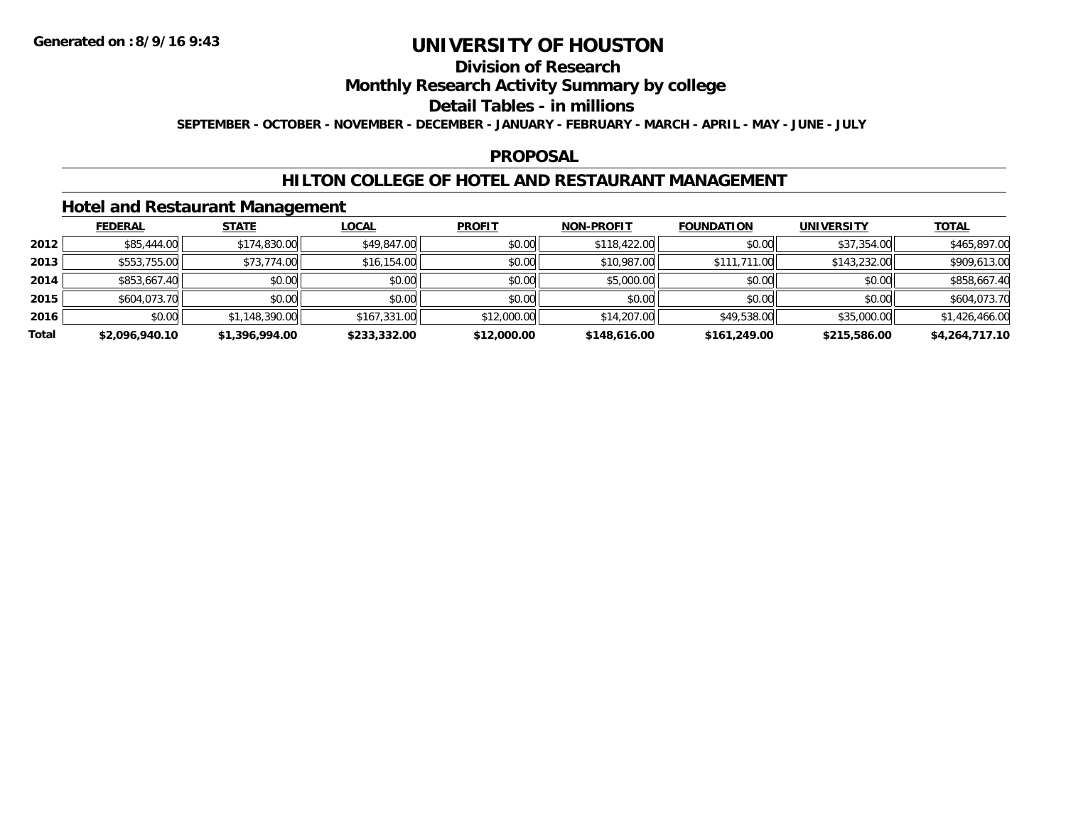# UNIVERSITY OF HOUSTON

## Division of Research

## Monthly Research Activity Summary by college

## Detail Tables - in millions

**SEPTEMBER - OCTOBER - NOVEMBER - DECEMBER - JANUARY - FEBRUARY - MARCH - APRIL - MAY - JUNE - JULY**

## PROPOSAL

## HILTON COLLEGE OF HOTEL AND RESTAURANT MANAGEMENT

### Hotel and Restaurant Management

| | FEDERAL | STATE | LOCAL | PROFIT | NON-PROFIT | FOUNDATION | UNIVERSITY | TOTAL |
|---|---|---|---|---|---|---|---|---|
| 2012 | $85,444.00 | $174,830.00 | $49,847.00 | $0.00 | $118,422.00 | $0.00 | $37,354.00 | $465,897.00 |
| 2013 | $553,755.00 | $73,774.00 | $16,154.00 | $0.00 | $10,987.00 | $111,711.00 | $143,232.00 | $909,613.00 |
| 2014 | $853,667.40 | $0.00 | $0.00 | $0.00 | $5,000.00 | $0.00 | $0.00 | $858,667.40 |
| 2015 | $604,073.70 | $0.00 | $0.00 | $0.00 | $0.00 | $0.00 | $0.00 | $604,073.70 |
| 2016 | $0.00 | $1,148,390.00 | $167,331.00 | $12,000.00 | $14,207.00 | $49,538.00 | $35,000.00 | $1,426,466.00 |
| **Total** | **$2,096,940.10** | **$1,396,994.00** | **$233,332.00** | **$12,000.00** | **$148,616.00** | **$161,249.00** | **$215,586.00** | **$4,264,717.10** |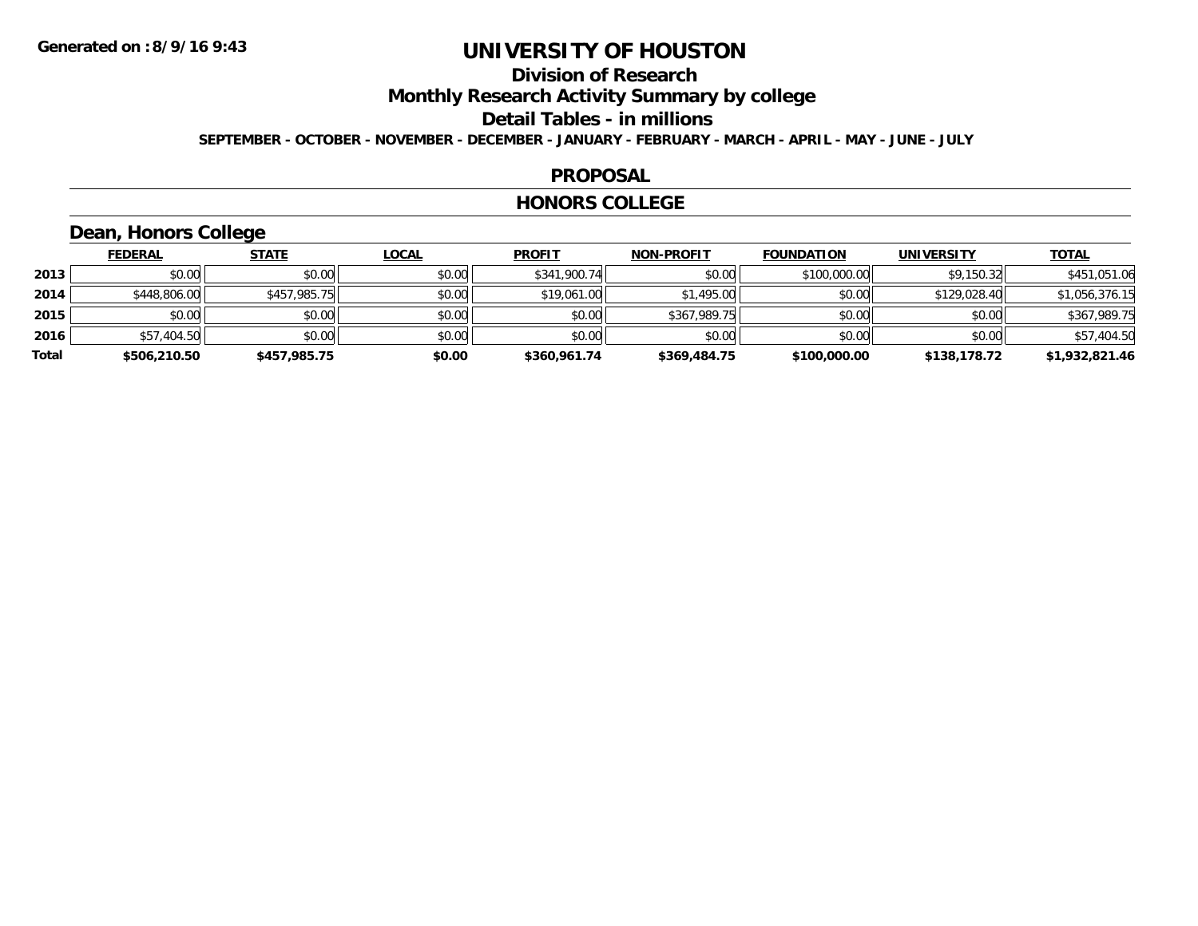**Generated on :8/9/16 9:43**

# UNIVERSITY OF HOUSTON

## Division of Research

## Monthly Research Activity Summary by college

## Detail Tables - in millions

**SEPTEMBER - OCTOBER - NOVEMBER - DECEMBER - JANUARY - FEBRUARY - MARCH - APRIL - MAY - JUNE - JULY**

## PROPOSAL

## HONORS COLLEGE

### Dean, Honors College

| | FEDERAL | STATE | LOCAL | PROFIT | NON-PROFIT | FOUNDATION | UNIVERSITY | TOTAL |
|---|---|---|---|---|---|---|---|---|
| 2013 | $0.00 | $0.00 | $0.00 | $341,900.74 | $0.00 | $100,000.00 | $9,150.32 | $451,051.06 |
| 2014 | $448,806.00 | $457,985.75 | $0.00 | $19,061.00 | $1,495.00 | $0.00 | $129,028.40 | $1,056,376.15 |
| 2015 | $0.00 | $0.00 | $0.00 | $0.00 | $367,989.75 | $0.00 | $0.00 | $367,989.75 |
| 2016 | $57,404.50 | $0.00 | $0.00 | $0.00 | $0.00 | $0.00 | $0.00 | $57,404.50 |
| **Total** | **$506,210.50** | **$457,985.75** | **$0.00** | **$360,961.74** | **$369,484.75** | **$100,000.00** | **$138,178.72** | **$1,932,821.46** |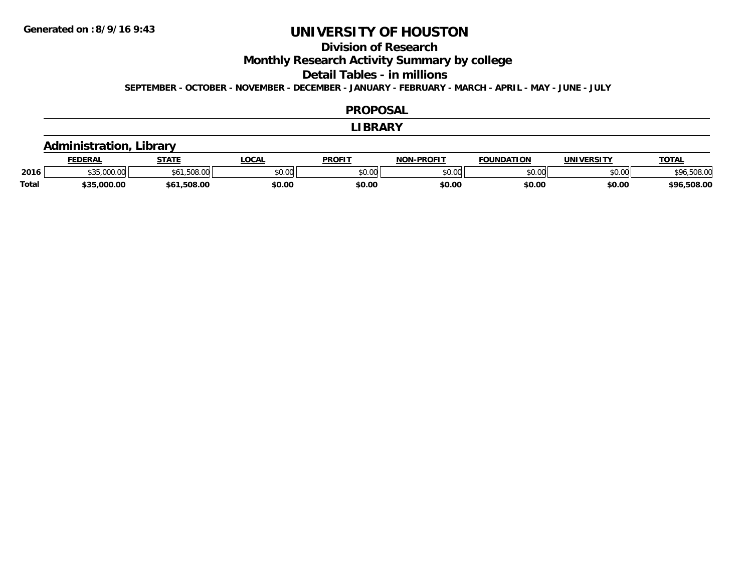# UNIVERSITY OF HOUSTON

## Division of Research

## Monthly Research Activity Summary by college

## Detail Tables - in millions

**SEPTEMBER - OCTOBER - NOVEMBER - DECEMBER - JANUARY - FEBRUARY - MARCH - APRIL - MAY - JUNE - JULY**

## PROPOSAL

## LIBRARY

### Administration, Library

| | FEDERAL | STATE | LOCAL | PROFIT | NON-PROFIT | FOUNDATION | UNIVERSITY | TOTAL |
|---|---|---|---|---|---|---|---|---|
| 2016 | $35,000.00 | $61,508.00 | $0.00 | $0.00 | $0.00 | $0.00 | $0.00 | $96,508.00 |
| **Total** | **$35,000.00** | **$61,508.00** | **$0.00** | **$0.00** | **$0.00** | **$0.00** | **$0.00** | **$96,508.00** |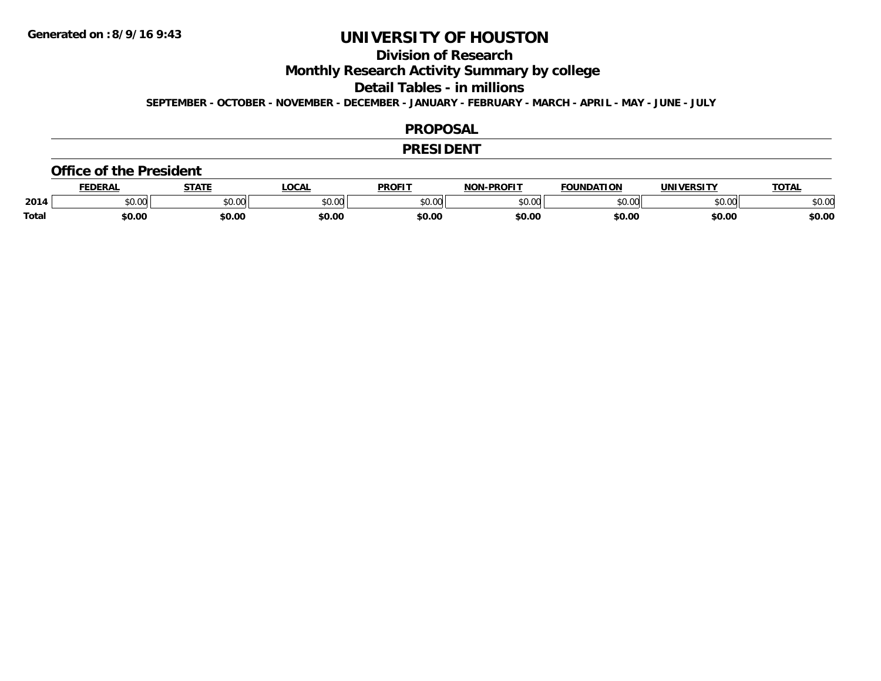Generated on :8/9/16 9:43

# UNIVERSITY OF HOUSTON

## Division of Research

## Monthly Research Activity Summary by college

## Detail Tables - in millions

**SEPTEMBER - OCTOBER - NOVEMBER - DECEMBER - JANUARY - FEBRUARY - MARCH - APRIL - MAY - JUNE - JULY**

## PROPOSAL

## PRESIDENT

### Office of the President

| | FEDERAL | STATE | LOCAL | PROFIT | NON-PROFIT | FOUNDATION | UNIVERSITY | TOTAL |
|---|---|---|---|---|---|---|---|---|
| 2014 | $0.00 | $0.00 | $0.00 | $0.00 | $0.00 | $0.00 | $0.00 | $0.00 |
| **Total** | **$0.00** | **$0.00** | **$0.00** | **$0.00** | **$0.00** | **$0.00** | **$0.00** | **$0.00** |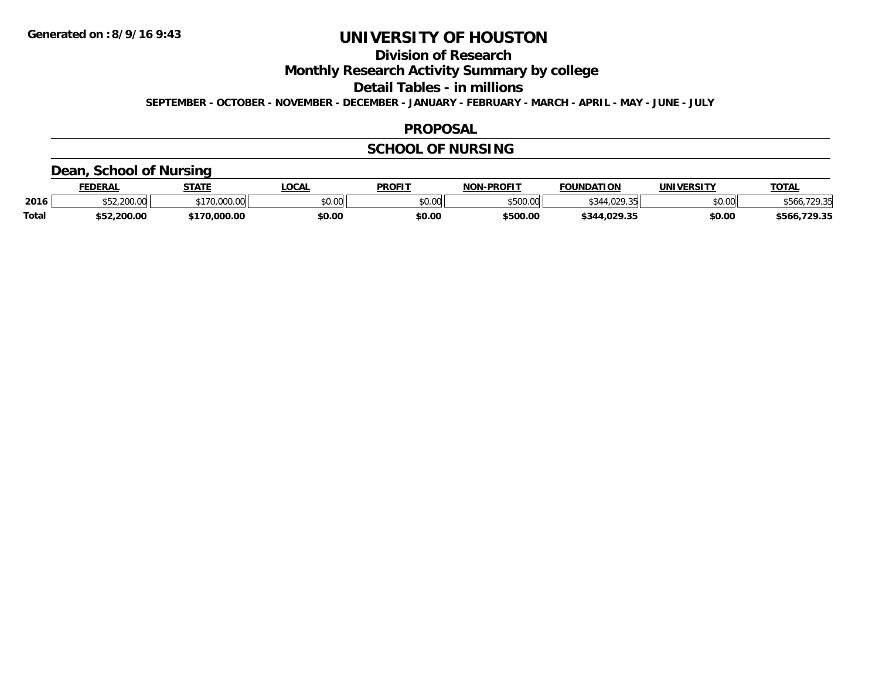Generated on :8/9/16 9:43

# UNIVERSITY OF HOUSTON

## Division of Research

## Monthly Research Activity Summary by college

## Detail Tables - in millions

**SEPTEMBER - OCTOBER - NOVEMBER - DECEMBER - JANUARY - FEBRUARY - MARCH - APRIL - MAY - JUNE - JULY**

## PROPOSAL

## SCHOOL OF NURSING

### Dean, School of Nursing

| | FEDERAL | STATE | LOCAL | PROFIT | NON-PROFIT | FOUNDATION | UNIVERSITY | TOTAL |
|---|---|---|---|---|---|---|---|---|
| 2016 | $52,200.00 | $170,000.00 | $0.00 | $0.00 | $500.00 | $344,029.35 | $0.00 | $566,729.35 |
| **Total** | **$52,200.00** | **$170,000.00** | **$0.00** | **$0.00** | **$500.00** | **$344,029.35** | **$0.00** | **$566,729.35** |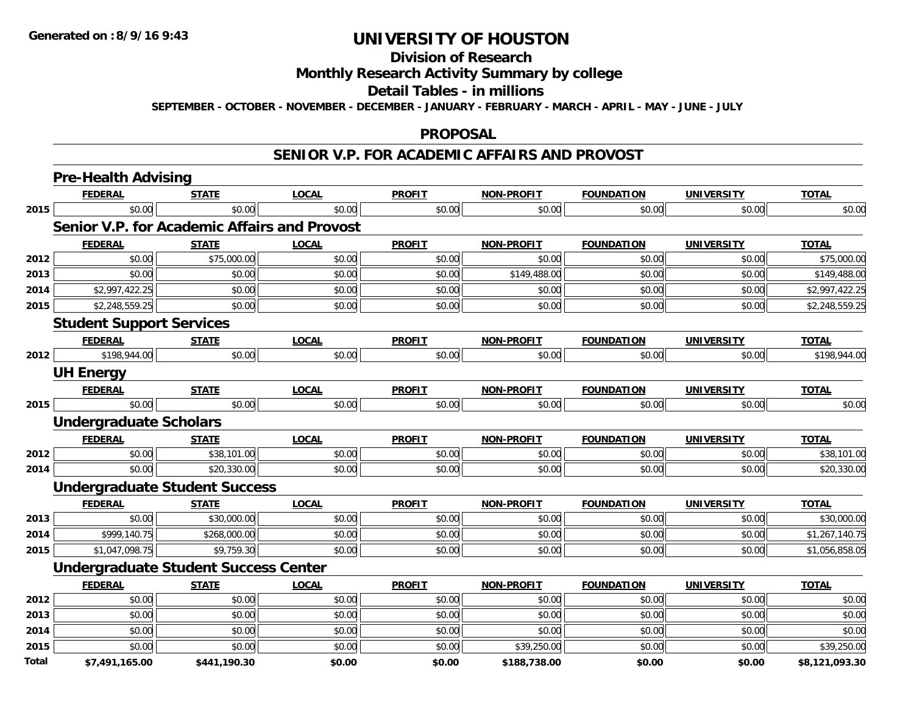**Generated on :8/9/16 9:43**

# UNIVERSITY OF HOUSTON

## Division of Research

## Monthly Research Activity Summary by college

## Detail Tables - in millions

**SEPTEMBER - OCTOBER - NOVEMBER - DECEMBER - JANUARY - FEBRUARY - MARCH - APRIL - MAY - JUNE - JULY**

## PROPOSAL

## SENIOR V.P. FOR ACADEMIC AFFAIRS AND PROVOST

### Pre-Health Advising

| | FEDERAL | STATE | LOCAL | PROFIT | NON-PROFIT | FOUNDATION | UNIVERSITY | TOTAL |
|---|---|---|---|---|---|---|---|---|
| 2015 | $0.00 | $0.00 | $0.00 | $0.00 | $0.00 | $0.00 | $0.00 | $0.00 |

### Senior V.P. for Academic Affairs and Provost

| | FEDERAL | STATE | LOCAL | PROFIT | NON-PROFIT | FOUNDATION | UNIVERSITY | TOTAL |
|---|---|---|---|---|---|---|---|---|
| 2012 | $0.00 | $75,000.00 | $0.00 | $0.00 | $0.00 | $0.00 | $0.00 | $75,000.00 |
| 2013 | $0.00 | $0.00 | $0.00 | $0.00 | $149,488.00 | $0.00 | $0.00 | $149,488.00 |
| 2014 | $2,997,422.25 | $0.00 | $0.00 | $0.00 | $0.00 | $0.00 | $0.00 | $2,997,422.25 |
| 2015 | $2,248,559.25 | $0.00 | $0.00 | $0.00 | $0.00 | $0.00 | $0.00 | $2,248,559.25 |

### Student Support Services

| | FEDERAL | STATE | LOCAL | PROFIT | NON-PROFIT | FOUNDATION | UNIVERSITY | TOTAL |
|---|---|---|---|---|---|---|---|---|
| 2012 | $198,944.00 | $0.00 | $0.00 | $0.00 | $0.00 | $0.00 | $0.00 | $198,944.00 |

### UH Energy

| | FEDERAL | STATE | LOCAL | PROFIT | NON-PROFIT | FOUNDATION | UNIVERSITY | TOTAL |
|---|---|---|---|---|---|---|---|---|
| 2015 | $0.00 | $0.00 | $0.00 | $0.00 | $0.00 | $0.00 | $0.00 | $0.00 |

### Undergraduate Scholars

| | FEDERAL | STATE | LOCAL | PROFIT | NON-PROFIT | FOUNDATION | UNIVERSITY | TOTAL |
|---|---|---|---|---|---|---|---|---|
| 2012 | $0.00 | $38,101.00 | $0.00 | $0.00 | $0.00 | $0.00 | $0.00 | $38,101.00 |
| 2014 | $0.00 | $20,330.00 | $0.00 | $0.00 | $0.00 | $0.00 | $0.00 | $20,330.00 |

### Undergraduate Student Success

| | FEDERAL | STATE | LOCAL | PROFIT | NON-PROFIT | FOUNDATION | UNIVERSITY | TOTAL |
|---|---|---|---|---|---|---|---|---|
| 2013 | $0.00 | $30,000.00 | $0.00 | $0.00 | $0.00 | $0.00 | $0.00 | $30,000.00 |
| 2014 | $999,140.75 | $268,000.00 | $0.00 | $0.00 | $0.00 | $0.00 | $0.00 | $1,267,140.75 |
| 2015 | $1,047,098.75 | $9,759.30 | $0.00 | $0.00 | $0.00 | $0.00 | $0.00 | $1,056,858.05 |

### Undergraduate Student Success Center

| | FEDERAL | STATE | LOCAL | PROFIT | NON-PROFIT | FOUNDATION | UNIVERSITY | TOTAL |
|---|---|---|---|---|---|---|---|---|
| 2012 | $0.00 | $0.00 | $0.00 | $0.00 | $0.00 | $0.00 | $0.00 | $0.00 |
| 2013 | $0.00 | $0.00 | $0.00 | $0.00 | $0.00 | $0.00 | $0.00 | $0.00 |
| 2014 | $0.00 | $0.00 | $0.00 | $0.00 | $0.00 | $0.00 | $0.00 | $0.00 |
| 2015 | $0.00 | $0.00 | $0.00 | $0.00 | $39,250.00 | $0.00 | $0.00 | $39,250.00 |
| **Total** | **$7,491,165.00** | **$441,190.30** | **$0.00** | **$0.00** | **$188,738.00** | **$0.00** | **$0.00** | **$8,121,093.30** |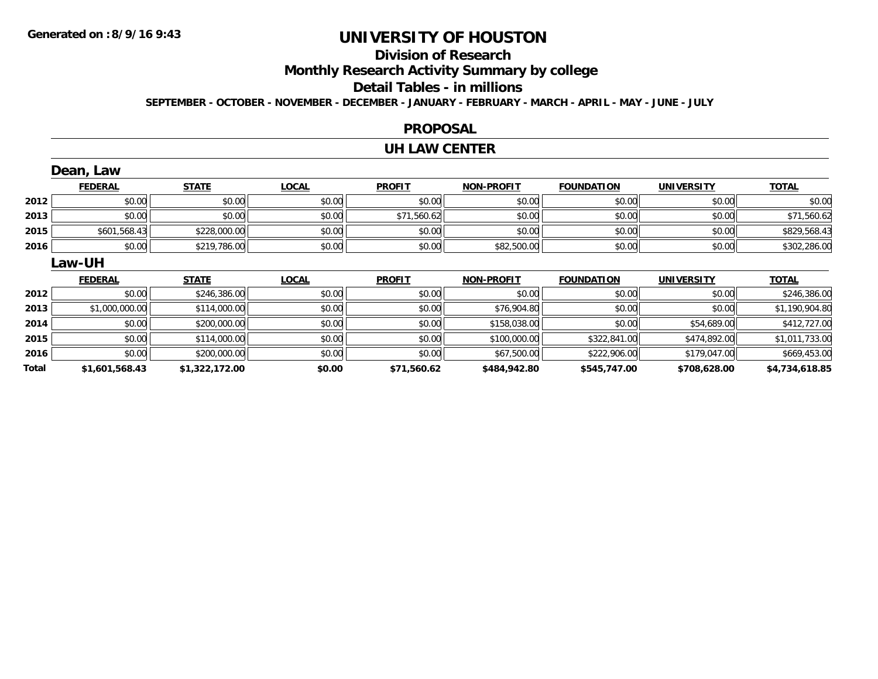Generated on :8/9/16 9:43

# UNIVERSITY OF HOUSTON

## Division of Research

## Monthly Research Activity Summary by college

## Detail Tables - in millions

SEPTEMBER - OCTOBER - NOVEMBER - DECEMBER - JANUARY - FEBRUARY - MARCH - APRIL - MAY - JUNE - JULY

## PROPOSAL

## UH LAW CENTER

### Dean, Law

| | FEDERAL | STATE | LOCAL | PROFIT | NON-PROFIT | FOUNDATION | UNIVERSITY | TOTAL |
|---|---|---|---|---|---|---|---|---|
| 2012 | $0.00 | $0.00 | $0.00 | $0.00 | $0.00 | $0.00 | $0.00 | $0.00 |
| 2013 | $0.00 | $0.00 | $0.00 | $71,560.62 | $0.00 | $0.00 | $0.00 | $71,560.62 |
| 2015 | $601,568.43 | $228,000.00 | $0.00 | $0.00 | $0.00 | $0.00 | $0.00 | $829,568.43 |
| 2016 | $0.00 | $219,786.00 | $0.00 | $0.00 | $82,500.00 | $0.00 | $0.00 | $302,286.00 |

### Law-UH

| | FEDERAL | STATE | LOCAL | PROFIT | NON-PROFIT | FOUNDATION | UNIVERSITY | TOTAL |
|---|---|---|---|---|---|---|---|---|
| 2012 | $0.00 | $246,386.00 | $0.00 | $0.00 | $0.00 | $0.00 | $0.00 | $246,386.00 |
| 2013 | $1,000,000.00 | $114,000.00 | $0.00 | $0.00 | $76,904.80 | $0.00 | $0.00 | $1,190,904.80 |
| 2014 | $0.00 | $200,000.00 | $0.00 | $0.00 | $158,038.00 | $0.00 | $54,689.00 | $412,727.00 |
| 2015 | $0.00 | $114,000.00 | $0.00 | $0.00 | $100,000.00 | $322,841.00 | $474,892.00 | $1,011,733.00 |
| 2016 | $0.00 | $200,000.00 | $0.00 | $0.00 | $67,500.00 | $222,906.00 | $179,047.00 | $669,453.00 |
| **Total** | **$1,601,568.43** | **$1,322,172.00** | **$0.00** | **$71,560.62** | **$484,942.80** | **$545,747.00** | **$708,628.00** | **$4,734,618.85** |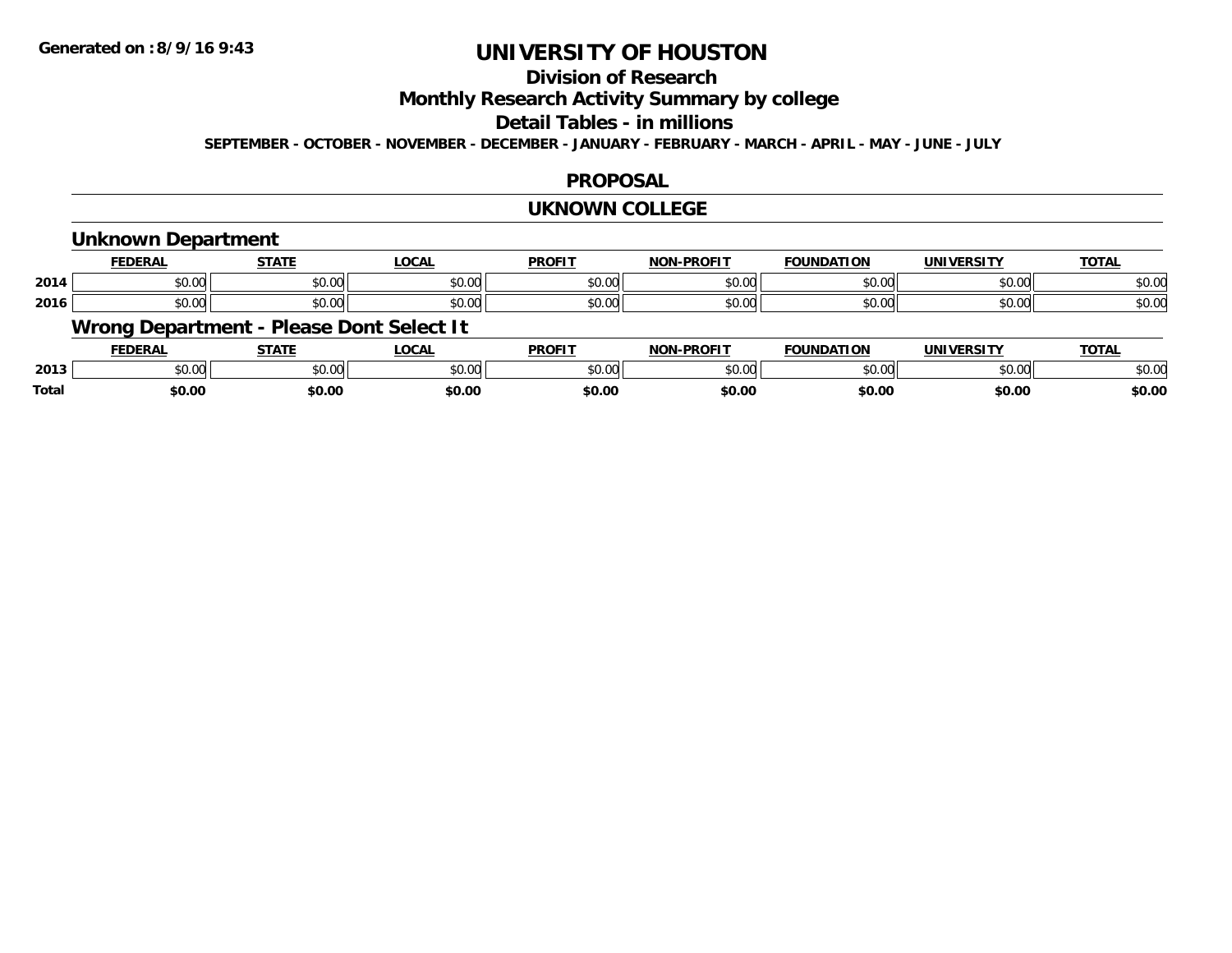# UNIVERSITY OF HOUSTON

## Division of Research

## Monthly Research Activity Summary by college

## Detail Tables - in millions

**SEPTEMBER - OCTOBER - NOVEMBER - DECEMBER - JANUARY - FEBRUARY - MARCH - APRIL - MAY - JUNE - JULY**

## PROPOSAL

## UKNOWN COLLEGE

### Unknown Department

| | FEDERAL | STATE | LOCAL | PROFIT | NON-PROFIT | FOUNDATION | UNIVERSITY | TOTAL |
|---|---|---|---|---|---|---|---|---|
| 2014 | $0.00 | $0.00 | $0.00 | $0.00 | $0.00 | $0.00 | $0.00 | $0.00 |
| 2016 | $0.00 | $0.00 | $0.00 | $0.00 | $0.00 | $0.00 | $0.00 | $0.00 |

### Wrong Department - Please Dont Select It

| | FEDERAL | STATE | LOCAL | PROFIT | NON-PROFIT | FOUNDATION | UNIVERSITY | TOTAL |
|---|---|---|---|---|---|---|---|---|
| 2013 | $0.00 | $0.00 | $0.00 | $0.00 | $0.00 | $0.00 | $0.00 | $0.00 |
| **Total** | **$0.00** | **$0.00** | **$0.00** | **$0.00** | **$0.00** | **$0.00** | **$0.00** | **$0.00** |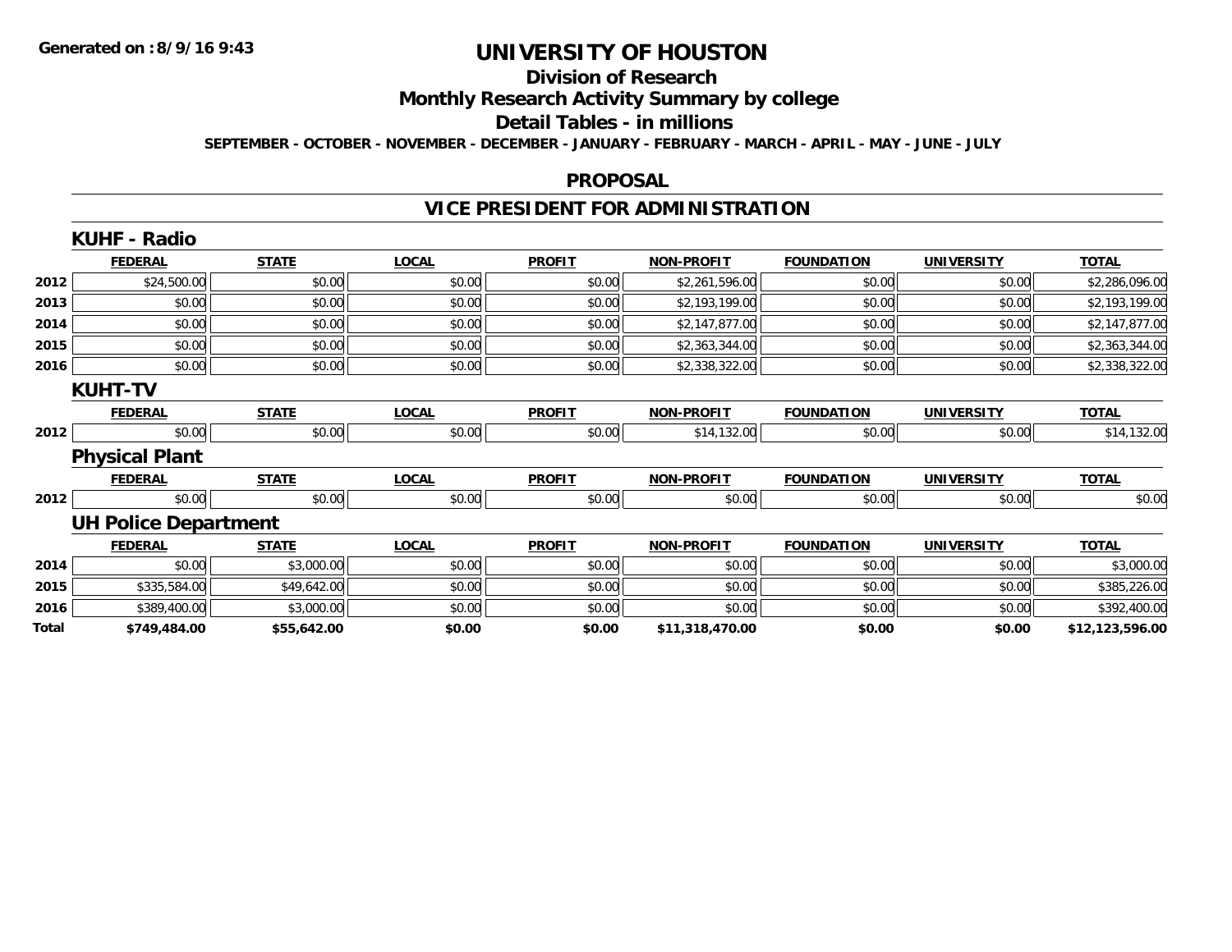# UNIVERSITY OF HOUSTON

## Division of Research

## Monthly Research Activity Summary by college

## Detail Tables - in millions

**SEPTEMBER - OCTOBER - NOVEMBER - DECEMBER - JANUARY - FEBRUARY - MARCH - APRIL - MAY - JUNE - JULY**

**Generated on : 8/9/16 9:43**

## PROPOSAL

## VICE PRESIDENT FOR ADMINISTRATION

### KUHF - Radio

| | FEDERAL | STATE | LOCAL | PROFIT | NON-PROFIT | FOUNDATION | UNIVERSITY | TOTAL |
|---|---|---|---|---|---|---|---|---|
| 2012 | $24,500.00 | $0.00 | $0.00 | $0.00 | $2,261,596.00 | $0.00 | $0.00 | $2,286,096.00 |
| 2013 | $0.00 | $0.00 | $0.00 | $0.00 | $2,193,199.00 | $0.00 | $0.00 | $2,193,199.00 |
| 2014 | $0.00 | $0.00 | $0.00 | $0.00 | $2,147,877.00 | $0.00 | $0.00 | $2,147,877.00 |
| 2015 | $0.00 | $0.00 | $0.00 | $0.00 | $2,363,344.00 | $0.00 | $0.00 | $2,363,344.00 |
| 2016 | $0.00 | $0.00 | $0.00 | $0.00 | $2,338,322.00 | $0.00 | $0.00 | $2,338,322.00 |

### KUHT-TV

| | FEDERAL | STATE | LOCAL | PROFIT | NON-PROFIT | FOUNDATION | UNIVERSITY | TOTAL |
|---|---|---|---|---|---|---|---|---|
| 2012 | $0.00 | $0.00 | $0.00 | $0.00 | $14,132.00 | $0.00 | $0.00 | $14,132.00 |

### Physical Plant

| | FEDERAL | STATE | LOCAL | PROFIT | NON-PROFIT | FOUNDATION | UNIVERSITY | TOTAL |
|---|---|---|---|---|---|---|---|---|
| 2012 | $0.00 | $0.00 | $0.00 | $0.00 | $0.00 | $0.00 | $0.00 | $0.00 |

### UH Police Department

| | FEDERAL | STATE | LOCAL | PROFIT | NON-PROFIT | FOUNDATION | UNIVERSITY | TOTAL |
|---|---|---|---|---|---|---|---|---|
| 2014 | $0.00 | $3,000.00 | $0.00 | $0.00 | $0.00 | $0.00 | $0.00 | $3,000.00 |
| 2015 | $335,584.00 | $49,642.00 | $0.00 | $0.00 | $0.00 | $0.00 | $0.00 | $385,226.00 |
| 2016 | $389,400.00 | $3,000.00 | $0.00 | $0.00 | $0.00 | $0.00 | $0.00 | $392,400.00 |
| **Total** | **$749,484.00** | **$55,642.00** | **$0.00** | **$0.00** | **$11,318,470.00** | **$0.00** | **$0.00** | **$12,123,596.00** |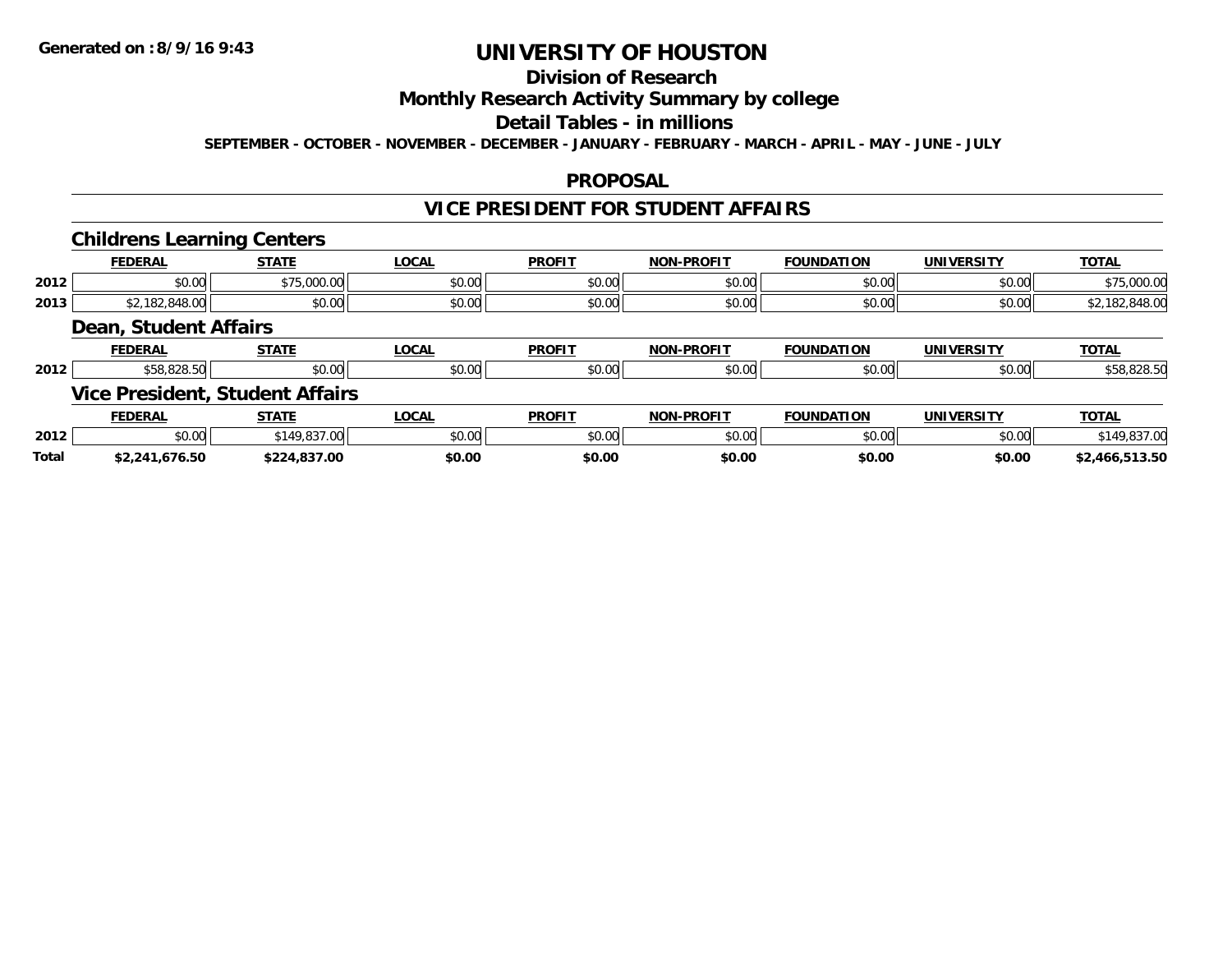# UNIVERSITY OF HOUSTON

## Division of Research

## Monthly Research Activity Summary by college

## Detail Tables - in millions

**SEPTEMBER - OCTOBER - NOVEMBER - DECEMBER - JANUARY - FEBRUARY - MARCH - APRIL - MAY - JUNE - JULY**

## PROPOSAL

## VICE PRESIDENT FOR STUDENT AFFAIRS

### Childrens Learning Centers

| | FEDERAL | STATE | LOCAL | PROFIT | NON-PROFIT | FOUNDATION | UNIVERSITY | TOTAL |
|---|---|---|---|---|---|---|---|---|
| 2012 | $0.00 | $75,000.00 | $0.00 | $0.00 | $0.00 | $0.00 | $0.00 | $75,000.00 |
| 2013 | $2,182,848.00 | $0.00 | $0.00 | $0.00 | $0.00 | $0.00 | $0.00 | $2,182,848.00 |

### Dean, Student Affairs

| | FEDERAL | STATE | LOCAL | PROFIT | NON-PROFIT | FOUNDATION | UNIVERSITY | TOTAL |
|---|---|---|---|---|---|---|---|---|
| 2012 | $58,828.50 | $0.00 | $0.00 | $0.00 | $0.00 | $0.00 | $0.00 | $58,828.50 |

### Vice President, Student Affairs

| | FEDERAL | STATE | LOCAL | PROFIT | NON-PROFIT | FOUNDATION | UNIVERSITY | TOTAL |
|---|---|---|---|---|---|---|---|---|
| 2012 | $0.00 | $149,837.00 | $0.00 | $0.00 | $0.00 | $0.00 | $0.00 | $149,837.00 |
| **Total** | **$2,241,676.50** | **$224,837.00** | **$0.00** | **$0.00** | **$0.00** | **$0.00** | **$0.00** | **$2,466,513.50** |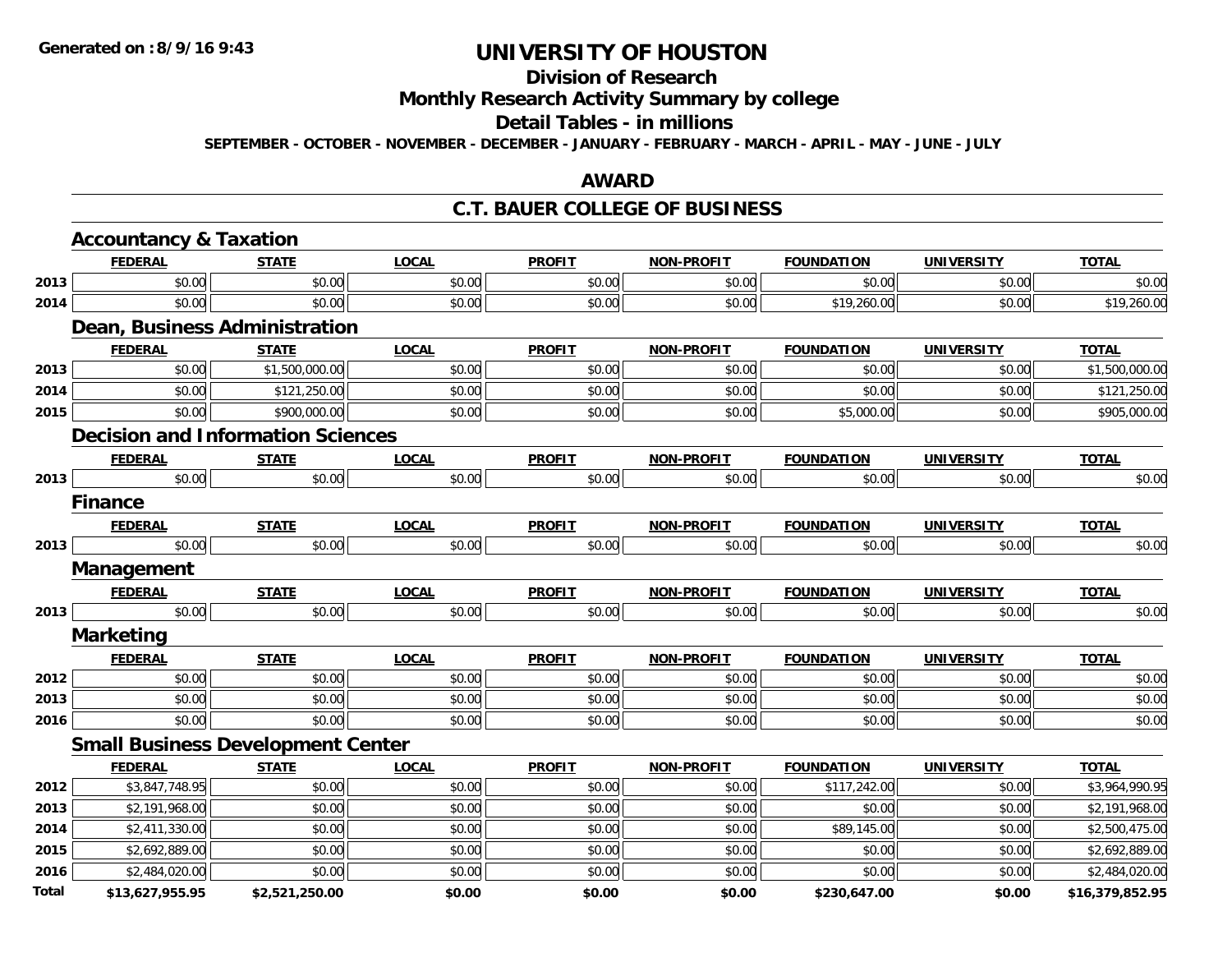**Generated on :8/9/16 9:43**

# UNIVERSITY OF HOUSTON

## Division of Research

## Monthly Research Activity Summary by college

## Detail Tables - in millions

**SEPTEMBER - OCTOBER - NOVEMBER - DECEMBER - JANUARY - FEBRUARY - MARCH - APRIL - MAY - JUNE - JULY**

## AWARD

## C.T. BAUER COLLEGE OF BUSINESS

### Accountancy & Taxation

| | FEDERAL | STATE | LOCAL | PROFIT | NON-PROFIT | FOUNDATION | UNIVERSITY | TOTAL |
|---|---|---|---|---|---|---|---|---|
| 2013 | $0.00 | $0.00 | $0.00 | $0.00 | $0.00 | $0.00 | $0.00 | $0.00 |
| 2014 | $0.00 | $0.00 | $0.00 | $0.00 | $0.00 | $19,260.00 | $0.00 | $19,260.00 |

### Dean, Business Administration

| | FEDERAL | STATE | LOCAL | PROFIT | NON-PROFIT | FOUNDATION | UNIVERSITY | TOTAL |
|---|---|---|---|---|---|---|---|---|
| 2013 | $0.00 | $1,500,000.00 | $0.00 | $0.00 | $0.00 | $0.00 | $0.00 | $1,500,000.00 |
| 2014 | $0.00 | $121,250.00 | $0.00 | $0.00 | $0.00 | $0.00 | $0.00 | $121,250.00 |
| 2015 | $0.00 | $900,000.00 | $0.00 | $0.00 | $0.00 | $5,000.00 | $0.00 | $905,000.00 |

### Decision and Information Sciences

| | FEDERAL | STATE | LOCAL | PROFIT | NON-PROFIT | FOUNDATION | UNIVERSITY | TOTAL |
|---|---|---|---|---|---|---|---|---|
| 2013 | $0.00 | $0.00 | $0.00 | $0.00 | $0.00 | $0.00 | $0.00 | $0.00 |

### Finance

| | FEDERAL | STATE | LOCAL | PROFIT | NON-PROFIT | FOUNDATION | UNIVERSITY | TOTAL |
|---|---|---|---|---|---|---|---|---|
| 2013 | $0.00 | $0.00 | $0.00 | $0.00 | $0.00 | $0.00 | $0.00 | $0.00 |

### Management

| | FEDERAL | STATE | LOCAL | PROFIT | NON-PROFIT | FOUNDATION | UNIVERSITY | TOTAL |
|---|---|---|---|---|---|---|---|---|
| 2013 | $0.00 | $0.00 | $0.00 | $0.00 | $0.00 | $0.00 | $0.00 | $0.00 |

### Marketing

| | FEDERAL | STATE | LOCAL | PROFIT | NON-PROFIT | FOUNDATION | UNIVERSITY | TOTAL |
|---|---|---|---|---|---|---|---|---|
| 2012 | $0.00 | $0.00 | $0.00 | $0.00 | $0.00 | $0.00 | $0.00 | $0.00 |
| 2013 | $0.00 | $0.00 | $0.00 | $0.00 | $0.00 | $0.00 | $0.00 | $0.00 |
| 2016 | $0.00 | $0.00 | $0.00 | $0.00 | $0.00 | $0.00 | $0.00 | $0.00 |

### Small Business Development Center

| | FEDERAL | STATE | LOCAL | PROFIT | NON-PROFIT | FOUNDATION | UNIVERSITY | TOTAL |
|---|---|---|---|---|---|---|---|---|
| 2012 | $3,847,748.95 | $0.00 | $0.00 | $0.00 | $0.00 | $117,242.00 | $0.00 | $3,964,990.95 |
| 2013 | $2,191,968.00 | $0.00 | $0.00 | $0.00 | $0.00 | $0.00 | $0.00 | $2,191,968.00 |
| 2014 | $2,411,330.00 | $0.00 | $0.00 | $0.00 | $0.00 | $89,145.00 | $0.00 | $2,500,475.00 |
| 2015 | $2,692,889.00 | $0.00 | $0.00 | $0.00 | $0.00 | $0.00 | $0.00 | $2,692,889.00 |
| 2016 | $2,484,020.00 | $0.00 | $0.00 | $0.00 | $0.00 | $0.00 | $0.00 | $2,484,020.00 |
| **Total** | **$13,627,955.95** | **$2,521,250.00** | **$0.00** | **$0.00** | **$0.00** | **$230,647.00** | **$0.00** | **$16,379,852.95** |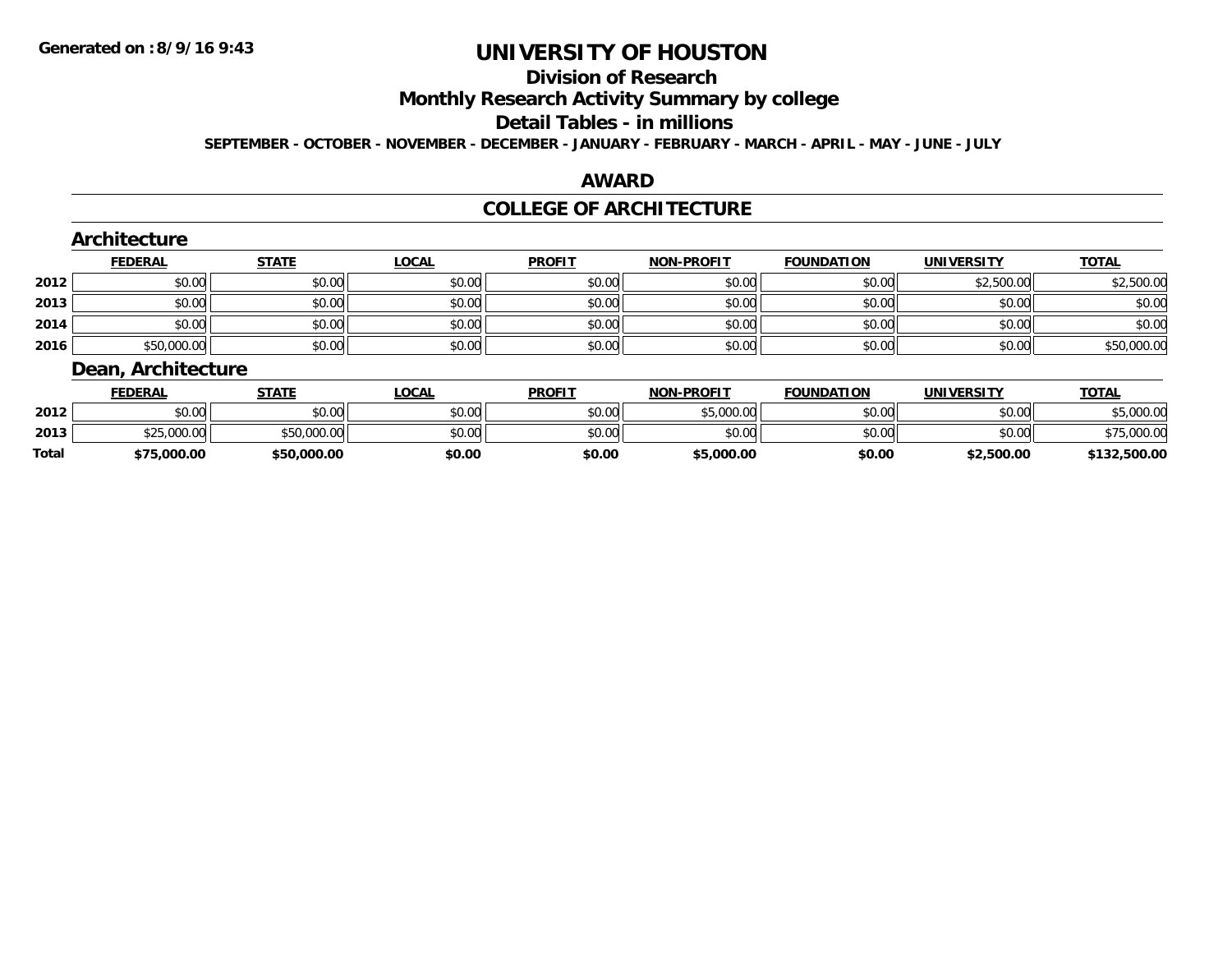**Generated on :8/9/16 9:43**

# UNIVERSITY OF HOUSTON

## Division of Research

## Monthly Research Activity Summary by college

## Detail Tables - in millions

**SEPTEMBER - OCTOBER - NOVEMBER - DECEMBER - JANUARY - FEBRUARY - MARCH - APRIL - MAY - JUNE - JULY**

## AWARD

## COLLEGE OF ARCHITECTURE

### Architecture

| | FEDERAL | STATE | LOCAL | PROFIT | NON-PROFIT | FOUNDATION | UNIVERSITY | TOTAL |
|---|---|---|---|---|---|---|---|---|
| 2012 | $0.00 | $0.00 | $0.00 | $0.00 | $0.00 | $0.00 | $2,500.00 | $2,500.00 |
| 2013 | $0.00 | $0.00 | $0.00 | $0.00 | $0.00 | $0.00 | $0.00 | $0.00 |
| 2014 | $0.00 | $0.00 | $0.00 | $0.00 | $0.00 | $0.00 | $0.00 | $0.00 |
| 2016 | $50,000.00 | $0.00 | $0.00 | $0.00 | $0.00 | $0.00 | $0.00 | $50,000.00 |

### Dean, Architecture

| | FEDERAL | STATE | LOCAL | PROFIT | NON-PROFIT | FOUNDATION | UNIVERSITY | TOTAL |
|---|---|---|---|---|---|---|---|---|
| 2012 | $0.00 | $0.00 | $0.00 | $0.00 | $5,000.00 | $0.00 | $0.00 | $5,000.00 |
| 2013 | $25,000.00 | $50,000.00 | $0.00 | $0.00 | $0.00 | $0.00 | $0.00 | $75,000.00 |
| **Total** | **$75,000.00** | **$50,000.00** | **$0.00** | **$0.00** | **$5,000.00** | **$0.00** | **$2,500.00** | **$132,500.00** |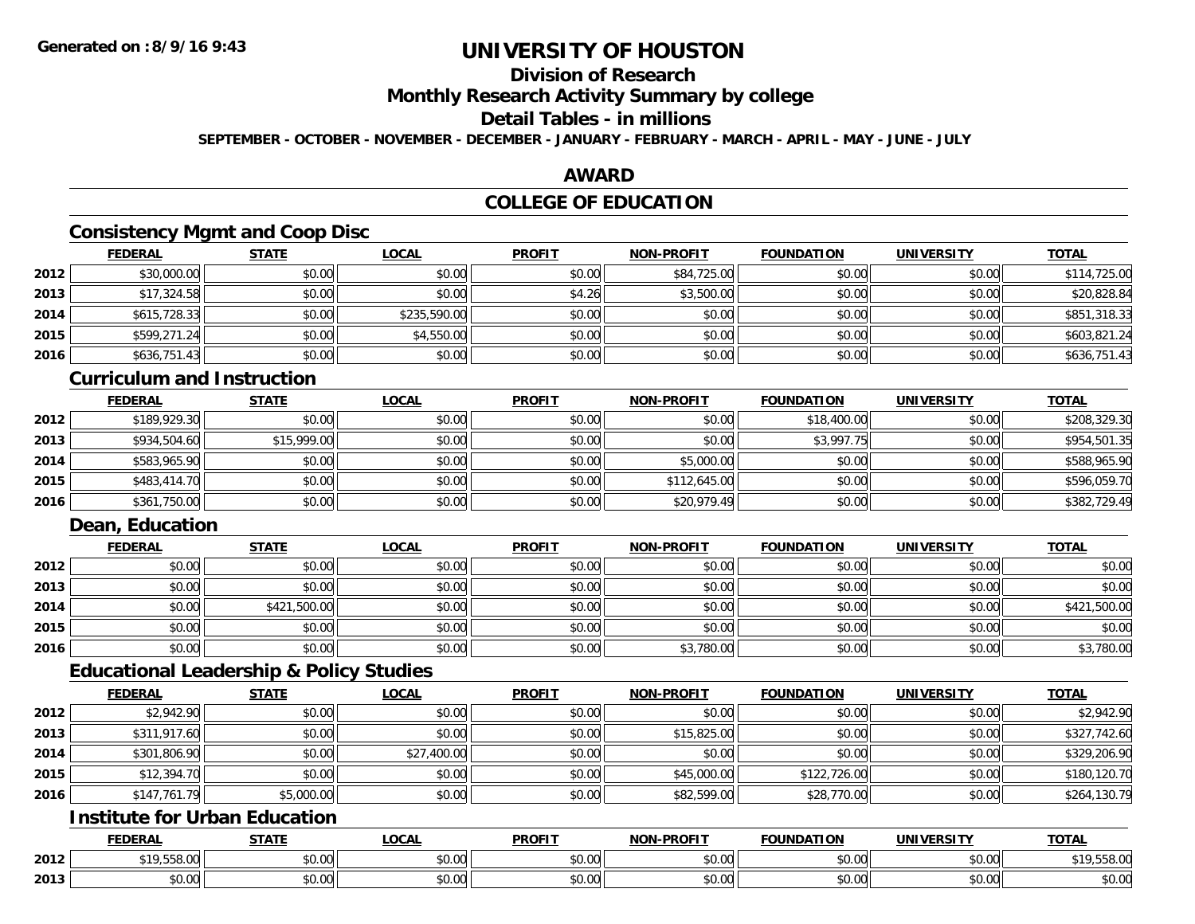# UNIVERSITY OF HOUSTON

## Division of Research

## Monthly Research Activity Summary by college

## Detail Tables - in millions

**SEPTEMBER - OCTOBER - NOVEMBER - DECEMBER - JANUARY - FEBRUARY - MARCH - APRIL - MAY - JUNE - JULY**

## AWARD

## COLLEGE OF EDUCATION

### Consistency Mgmt and Coop Disc

| | FEDERAL | STATE | LOCAL | PROFIT | NON-PROFIT | FOUNDATION | UNIVERSITY | TOTAL |
|---|---|---|---|---|---|---|---|---|
| 2012 | $30,000.00 | $0.00 | $0.00 | $0.00 | $84,725.00 | $0.00 | $0.00 | $114,725.00 |
| 2013 | $17,324.58 | $0.00 | $0.00 | $4.26 | $3,500.00 | $0.00 | $0.00 | $20,828.84 |
| 2014 | $615,728.33 | $0.00 | $235,590.00 | $0.00 | $0.00 | $0.00 | $0.00 | $851,318.33 |
| 2015 | $599,271.24 | $0.00 | $4,550.00 | $0.00 | $0.00 | $0.00 | $0.00 | $603,821.24 |
| 2016 | $636,751.43 | $0.00 | $0.00 | $0.00 | $0.00 | $0.00 | $0.00 | $636,751.43 |

### Curriculum and Instruction

| | FEDERAL | STATE | LOCAL | PROFIT | NON-PROFIT | FOUNDATION | UNIVERSITY | TOTAL |
|---|---|---|---|---|---|---|---|---|
| 2012 | $189,929.30 | $0.00 | $0.00 | $0.00 | $0.00 | $18,400.00 | $0.00 | $208,329.30 |
| 2013 | $934,504.60 | $15,999.00 | $0.00 | $0.00 | $0.00 | $3,997.75 | $0.00 | $954,501.35 |
| 2014 | $583,965.90 | $0.00 | $0.00 | $0.00 | $5,000.00 | $0.00 | $0.00 | $588,965.90 |
| 2015 | $483,414.70 | $0.00 | $0.00 | $0.00 | $112,645.00 | $0.00 | $0.00 | $596,059.70 |
| 2016 | $361,750.00 | $0.00 | $0.00 | $0.00 | $20,979.49 | $0.00 | $0.00 | $382,729.49 |

### Dean, Education

| | FEDERAL | STATE | LOCAL | PROFIT | NON-PROFIT | FOUNDATION | UNIVERSITY | TOTAL |
|---|---|---|---|---|---|---|---|---|
| 2012 | $0.00 | $0.00 | $0.00 | $0.00 | $0.00 | $0.00 | $0.00 | $0.00 |
| 2013 | $0.00 | $0.00 | $0.00 | $0.00 | $0.00 | $0.00 | $0.00 | $0.00 |
| 2014 | $0.00 | $421,500.00 | $0.00 | $0.00 | $0.00 | $0.00 | $0.00 | $421,500.00 |
| 2015 | $0.00 | $0.00 | $0.00 | $0.00 | $0.00 | $0.00 | $0.00 | $0.00 |
| 2016 | $0.00 | $0.00 | $0.00 | $0.00 | $3,780.00 | $0.00 | $0.00 | $3,780.00 |

### Educational Leadership & Policy Studies

| | FEDERAL | STATE | LOCAL | PROFIT | NON-PROFIT | FOUNDATION | UNIVERSITY | TOTAL |
|---|---|---|---|---|---|---|---|---|
| 2012 | $2,942.90 | $0.00 | $0.00 | $0.00 | $0.00 | $0.00 | $0.00 | $2,942.90 |
| 2013 | $311,917.60 | $0.00 | $0.00 | $0.00 | $15,825.00 | $0.00 | $0.00 | $327,742.60 |
| 2014 | $301,806.90 | $0.00 | $27,400.00 | $0.00 | $0.00 | $0.00 | $0.00 | $329,206.90 |
| 2015 | $12,394.70 | $0.00 | $0.00 | $0.00 | $45,000.00 | $122,726.00 | $0.00 | $180,120.70 |
| 2016 | $147,761.79 | $5,000.00 | $0.00 | $0.00 | $82,599.00 | $28,770.00 | $0.00 | $264,130.79 |

### Institute for Urban Education

| | FEDERAL | STATE | LOCAL | PROFIT | NON-PROFIT | FOUNDATION | UNIVERSITY | TOTAL |
|---|---|---|---|---|---|---|---|---|
| 2012 | $19,558.00 | $0.00 | $0.00 | $0.00 | $0.00 | $0.00 | $0.00 | $19,558.00 |
| 2013 | $0.00 | $0.00 | $0.00 | $0.00 | $0.00 | $0.00 | $0.00 | $0.00 |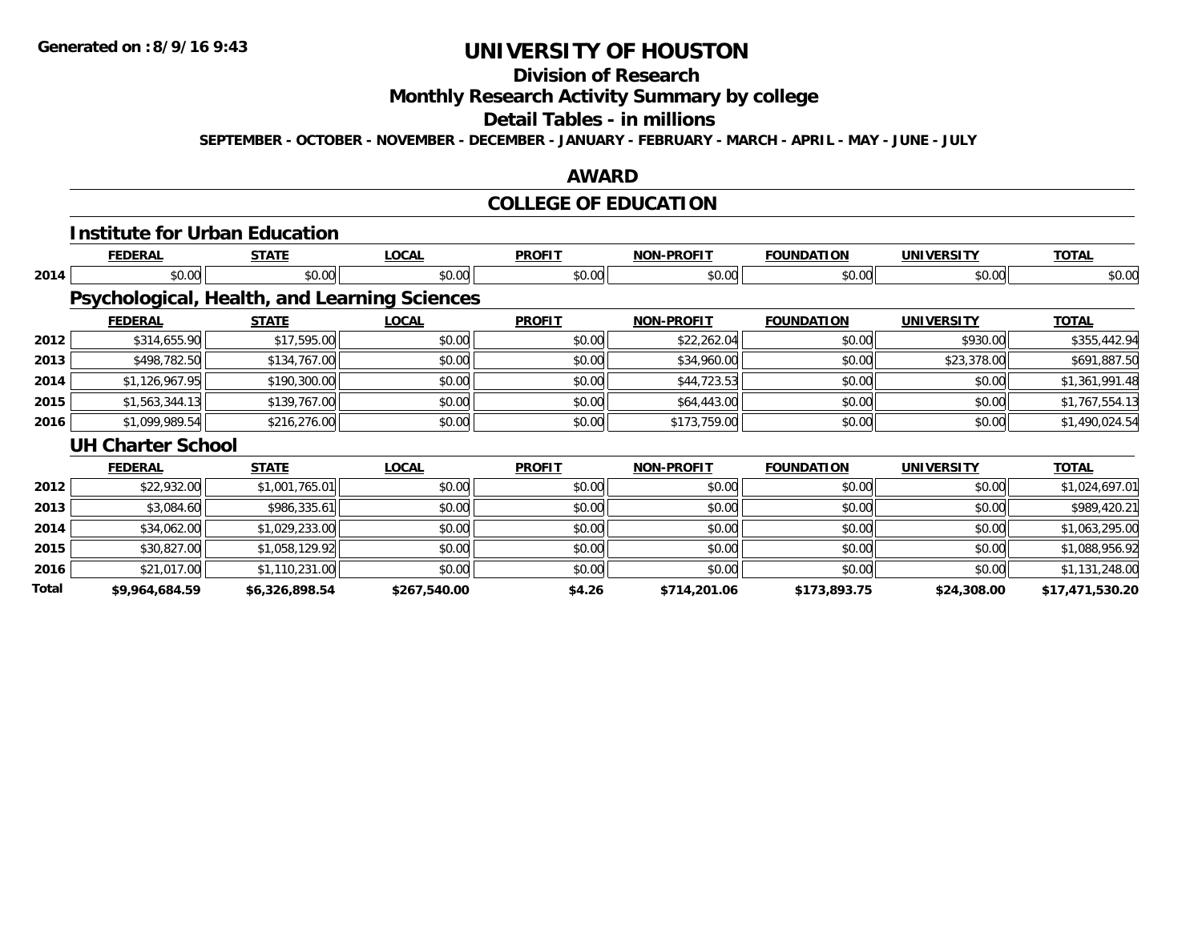**Generated on :8/9/16 9:43**

# UNIVERSITY OF HOUSTON

## Division of Research

## Monthly Research Activity Summary by college

## Detail Tables - in millions

**SEPTEMBER - OCTOBER - NOVEMBER - DECEMBER - JANUARY - FEBRUARY - MARCH - APRIL - MAY - JUNE - JULY**

## AWARD

## COLLEGE OF EDUCATION

### Institute for Urban Education

| | FEDERAL | STATE | LOCAL | PROFIT | NON-PROFIT | FOUNDATION | UNIVERSITY | TOTAL |
|---|---|---|---|---|---|---|---|---|
| 2014 | $0.00 | $0.00 | $0.00 | $0.00 | $0.00 | $0.00 | $0.00 | $0.00 |

### Psychological, Health, and Learning Sciences

| | FEDERAL | STATE | LOCAL | PROFIT | NON-PROFIT | FOUNDATION | UNIVERSITY | TOTAL |
|---|---|---|---|---|---|---|---|---|
| 2012 | $314,655.90 | $17,595.00 | $0.00 | $0.00 | $22,262.04 | $0.00 | $930.00 | $355,442.94 |
| 2013 | $498,782.50 | $134,767.00 | $0.00 | $0.00 | $34,960.00 | $0.00 | $23,378.00 | $691,887.50 |
| 2014 | $1,126,967.95 | $190,300.00 | $0.00 | $0.00 | $44,723.53 | $0.00 | $0.00 | $1,361,991.48 |
| 2015 | $1,563,344.13 | $139,767.00 | $0.00 | $0.00 | $64,443.00 | $0.00 | $0.00 | $1,767,554.13 |
| 2016 | $1,099,989.54 | $216,276.00 | $0.00 | $0.00 | $173,759.00 | $0.00 | $0.00 | $1,490,024.54 |

### UH Charter School

| | FEDERAL | STATE | LOCAL | PROFIT | NON-PROFIT | FOUNDATION | UNIVERSITY | TOTAL |
|---|---|---|---|---|---|---|---|---|
| 2012 | $22,932.00 | $1,001,765.01 | $0.00 | $0.00 | $0.00 | $0.00 | $0.00 | $1,024,697.01 |
| 2013 | $3,084.60 | $986,335.61 | $0.00 | $0.00 | $0.00 | $0.00 | $0.00 | $989,420.21 |
| 2014 | $34,062.00 | $1,029,233.00 | $0.00 | $0.00 | $0.00 | $0.00 | $0.00 | $1,063,295.00 |
| 2015 | $30,827.00 | $1,058,129.92 | $0.00 | $0.00 | $0.00 | $0.00 | $0.00 | $1,088,956.92 |
| 2016 | $21,017.00 | $1,110,231.00 | $0.00 | $0.00 | $0.00 | $0.00 | $0.00 | $1,131,248.00 |
| **Total** | **$9,964,684.59** | **$6,326,898.54** | **$267,540.00** | **$4.26** | **$714,201.06** | **$173,893.75** | **$24,308.00** | **$17,471,530.20** |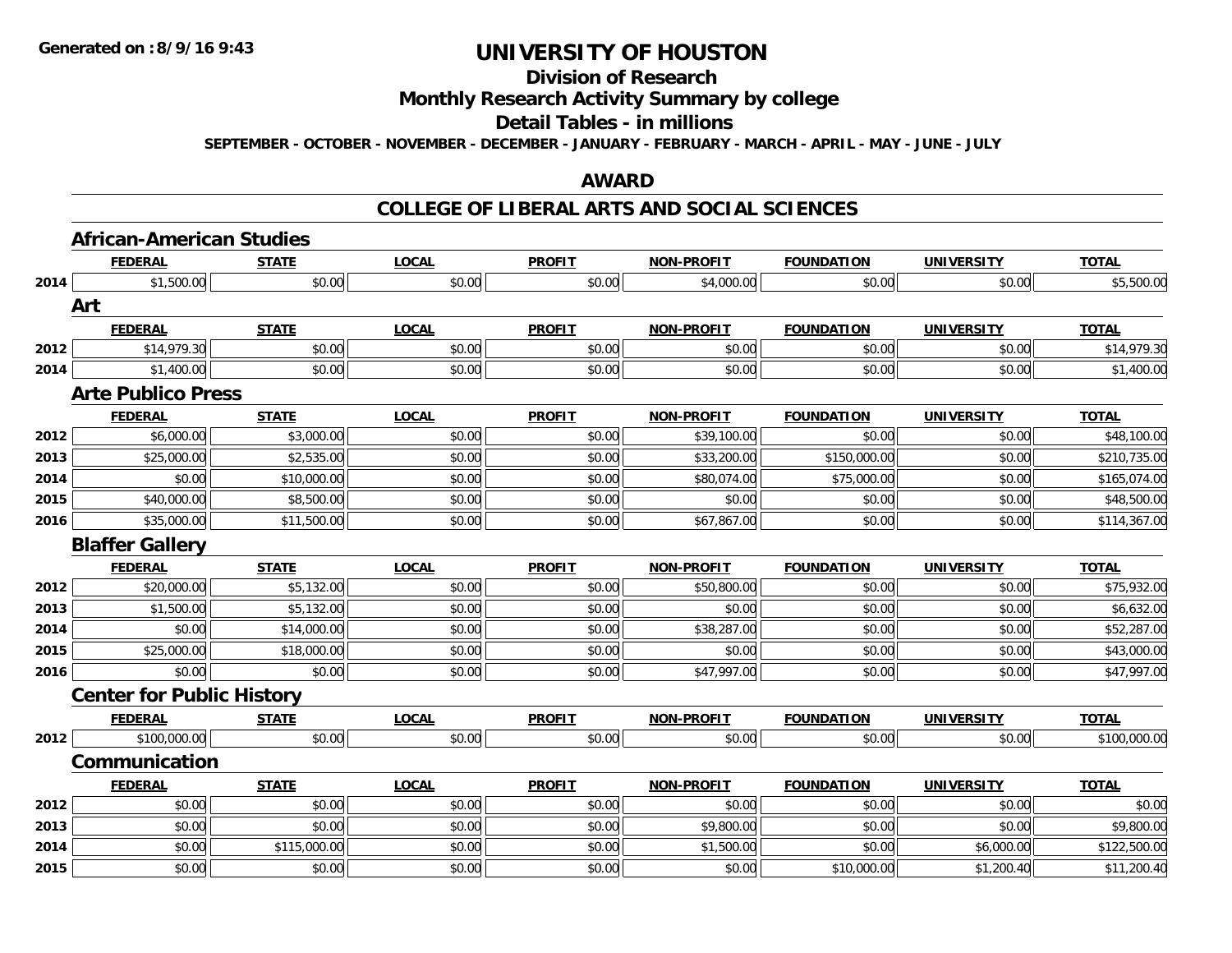**Generated on :8/9/16 9:43**

# UNIVERSITY OF HOUSTON

## Division of Research

## Monthly Research Activity Summary by college

## Detail Tables - in millions

**SEPTEMBER - OCTOBER - NOVEMBER - DECEMBER - JANUARY - FEBRUARY - MARCH - APRIL - MAY - JUNE - JULY**

## AWARD

## COLLEGE OF LIBERAL ARTS AND SOCIAL SCIENCES

### African-American Studies

| | FEDERAL | STATE | LOCAL | PROFIT | NON-PROFIT | FOUNDATION | UNIVERSITY | TOTAL |
|---|---|---|---|---|---|---|---|---|
| 2014 | $1,500.00 | $0.00 | $0.00 | $0.00 | $4,000.00 | $0.00 | $0.00 | $5,500.00 |

### Art

| | FEDERAL | STATE | LOCAL | PROFIT | NON-PROFIT | FOUNDATION | UNIVERSITY | TOTAL |
|---|---|---|---|---|---|---|---|---|
| 2012 | $14,979.30 | $0.00 | $0.00 | $0.00 | $0.00 | $0.00 | $0.00 | $14,979.30 |
| 2014 | $1,400.00 | $0.00 | $0.00 | $0.00 | $0.00 | $0.00 | $0.00 | $1,400.00 |

### Arte Publico Press

| | FEDERAL | STATE | LOCAL | PROFIT | NON-PROFIT | FOUNDATION | UNIVERSITY | TOTAL |
|---|---|---|---|---|---|---|---|---|
| 2012 | $6,000.00 | $3,000.00 | $0.00 | $0.00 | $39,100.00 | $0.00 | $0.00 | $48,100.00 |
| 2013 | $25,000.00 | $2,535.00 | $0.00 | $0.00 | $33,200.00 | $150,000.00 | $0.00 | $210,735.00 |
| 2014 | $0.00 | $10,000.00 | $0.00 | $0.00 | $80,074.00 | $75,000.00 | $0.00 | $165,074.00 |
| 2015 | $40,000.00 | $8,500.00 | $0.00 | $0.00 | $0.00 | $0.00 | $0.00 | $48,500.00 |
| 2016 | $35,000.00 | $11,500.00 | $0.00 | $0.00 | $67,867.00 | $0.00 | $0.00 | $114,367.00 |

### Blaffer Gallery

| | FEDERAL | STATE | LOCAL | PROFIT | NON-PROFIT | FOUNDATION | UNIVERSITY | TOTAL |
|---|---|---|---|---|---|---|---|---|
| 2012 | $20,000.00 | $5,132.00 | $0.00 | $0.00 | $50,800.00 | $0.00 | $0.00 | $75,932.00 |
| 2013 | $1,500.00 | $5,132.00 | $0.00 | $0.00 | $0.00 | $0.00 | $0.00 | $6,632.00 |
| 2014 | $0.00 | $14,000.00 | $0.00 | $0.00 | $38,287.00 | $0.00 | $0.00 | $52,287.00 |
| 2015 | $25,000.00 | $18,000.00 | $0.00 | $0.00 | $0.00 | $0.00 | $0.00 | $43,000.00 |
| 2016 | $0.00 | $0.00 | $0.00 | $0.00 | $47,997.00 | $0.00 | $0.00 | $47,997.00 |

### Center for Public History

| | FEDERAL | STATE | LOCAL | PROFIT | NON-PROFIT | FOUNDATION | UNIVERSITY | TOTAL |
|---|---|---|---|---|---|---|---|---|
| 2012 | $100,000.00 | $0.00 | $0.00 | $0.00 | $0.00 | $0.00 | $0.00 | $100,000.00 |

### Communication

| | FEDERAL | STATE | LOCAL | PROFIT | NON-PROFIT | FOUNDATION | UNIVERSITY | TOTAL |
|---|---|---|---|---|---|---|---|---|
| 2012 | $0.00 | $0.00 | $0.00 | $0.00 | $0.00 | $0.00 | $0.00 | $0.00 |
| 2013 | $0.00 | $0.00 | $0.00 | $0.00 | $9,800.00 | $0.00 | $0.00 | $9,800.00 |
| 2014 | $0.00 | $115,000.00 | $0.00 | $0.00 | $1,500.00 | $0.00 | $6,000.00 | $122,500.00 |
| 2015 | $0.00 | $0.00 | $0.00 | $0.00 | $0.00 | $10,000.00 | $1,200.40 | $11,200.40 |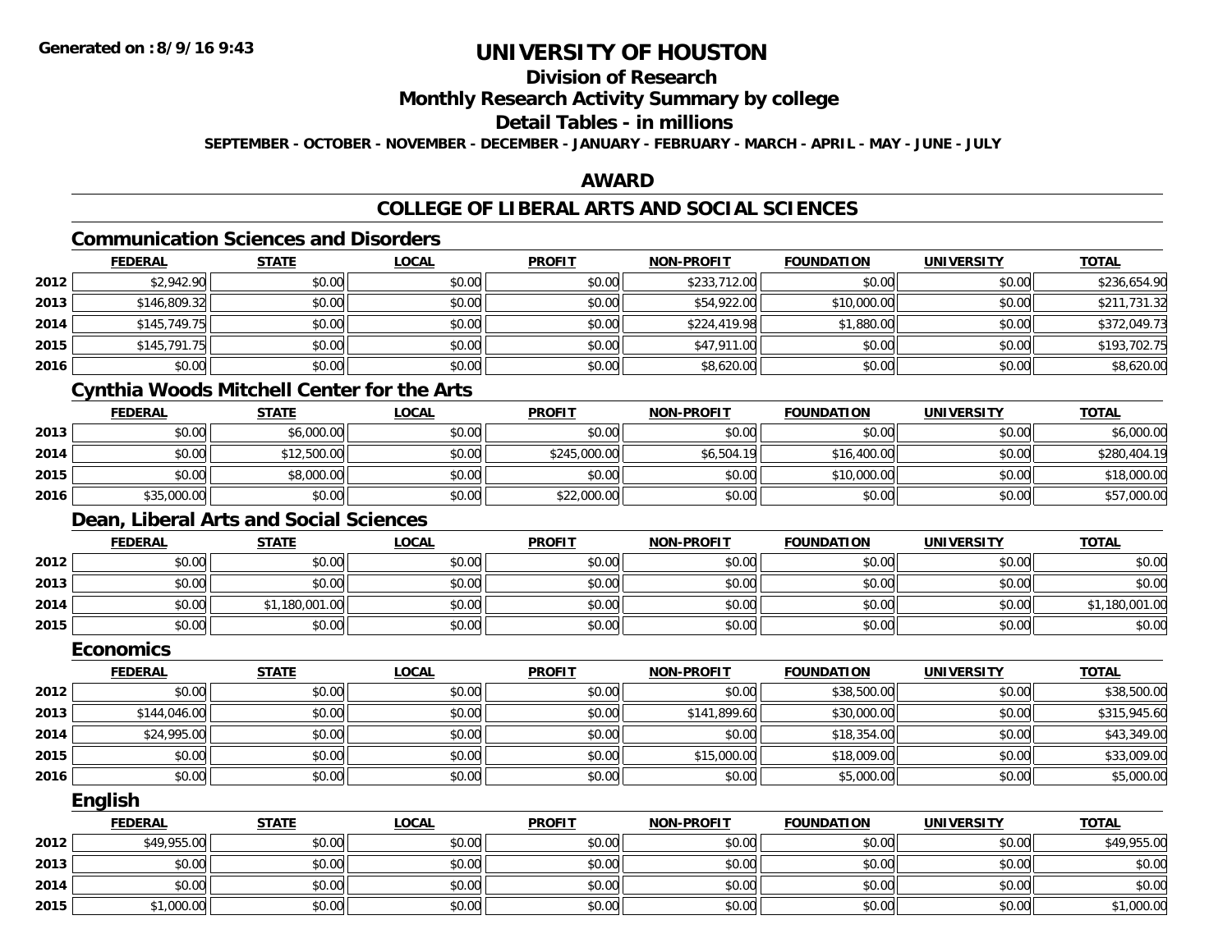Generated on :8/9/16 9:43

# UNIVERSITY OF HOUSTON

## Division of Research

## Monthly Research Activity Summary by college

## Detail Tables - in millions

SEPTEMBER - OCTOBER - NOVEMBER - DECEMBER - JANUARY - FEBRUARY - MARCH - APRIL - MAY - JUNE - JULY

## AWARD

## COLLEGE OF LIBERAL ARTS AND SOCIAL SCIENCES

### Communication Sciences and Disorders

| | FEDERAL | STATE | LOCAL | PROFIT | NON-PROFIT | FOUNDATION | UNIVERSITY | TOTAL |
|---|---|---|---|---|---|---|---|---|
| 2012 | $2,942.90 | $0.00 | $0.00 | $0.00 | $233,712.00 | $0.00 | $0.00 | $236,654.90 |
| 2013 | $146,809.32 | $0.00 | $0.00 | $0.00 | $54,922.00 | $10,000.00 | $0.00 | $211,731.32 |
| 2014 | $145,749.75 | $0.00 | $0.00 | $0.00 | $224,419.98 | $1,880.00 | $0.00 | $372,049.73 |
| 2015 | $145,791.75 | $0.00 | $0.00 | $0.00 | $47,911.00 | $0.00 | $0.00 | $193,702.75 |
| 2016 | $0.00 | $0.00 | $0.00 | $0.00 | $8,620.00 | $0.00 | $0.00 | $8,620.00 |

### Cynthia Woods Mitchell Center for the Arts

| | FEDERAL | STATE | LOCAL | PROFIT | NON-PROFIT | FOUNDATION | UNIVERSITY | TOTAL |
|---|---|---|---|---|---|---|---|---|
| 2013 | $0.00 | $6,000.00 | $0.00 | $0.00 | $0.00 | $0.00 | $0.00 | $6,000.00 |
| 2014 | $0.00 | $12,500.00 | $0.00 | $245,000.00 | $6,504.19 | $16,400.00 | $0.00 | $280,404.19 |
| 2015 | $0.00 | $8,000.00 | $0.00 | $0.00 | $0.00 | $10,000.00 | $0.00 | $18,000.00 |
| 2016 | $35,000.00 | $0.00 | $0.00 | $22,000.00 | $0.00 | $0.00 | $0.00 | $57,000.00 |

### Dean, Liberal Arts and Social Sciences

| | FEDERAL | STATE | LOCAL | PROFIT | NON-PROFIT | FOUNDATION | UNIVERSITY | TOTAL |
|---|---|---|---|---|---|---|---|---|
| 2012 | $0.00 | $0.00 | $0.00 | $0.00 | $0.00 | $0.00 | $0.00 | $0.00 |
| 2013 | $0.00 | $0.00 | $0.00 | $0.00 | $0.00 | $0.00 | $0.00 | $0.00 |
| 2014 | $0.00 | $1,180,001.00 | $0.00 | $0.00 | $0.00 | $0.00 | $0.00 | $1,180,001.00 |
| 2015 | $0.00 | $0.00 | $0.00 | $0.00 | $0.00 | $0.00 | $0.00 | $0.00 |

### Economics

| | FEDERAL | STATE | LOCAL | PROFIT | NON-PROFIT | FOUNDATION | UNIVERSITY | TOTAL |
|---|---|---|---|---|---|---|---|---|
| 2012 | $0.00 | $0.00 | $0.00 | $0.00 | $0.00 | $38,500.00 | $0.00 | $38,500.00 |
| 2013 | $144,046.00 | $0.00 | $0.00 | $0.00 | $141,899.60 | $30,000.00 | $0.00 | $315,945.60 |
| 2014 | $24,995.00 | $0.00 | $0.00 | $0.00 | $0.00 | $18,354.00 | $0.00 | $43,349.00 |
| 2015 | $0.00 | $0.00 | $0.00 | $0.00 | $15,000.00 | $18,009.00 | $0.00 | $33,009.00 |
| 2016 | $0.00 | $0.00 | $0.00 | $0.00 | $0.00 | $5,000.00 | $0.00 | $5,000.00 |

### English

| | FEDERAL | STATE | LOCAL | PROFIT | NON-PROFIT | FOUNDATION | UNIVERSITY | TOTAL |
|---|---|---|---|---|---|---|---|---|
| 2012 | $49,955.00 | $0.00 | $0.00 | $0.00 | $0.00 | $0.00 | $0.00 | $49,955.00 |
| 2013 | $0.00 | $0.00 | $0.00 | $0.00 | $0.00 | $0.00 | $0.00 | $0.00 |
| 2014 | $0.00 | $0.00 | $0.00 | $0.00 | $0.00 | $0.00 | $0.00 | $0.00 |
| 2015 | $1,000.00 | $0.00 | $0.00 | $0.00 | $0.00 | $0.00 | $0.00 | $1,000.00 |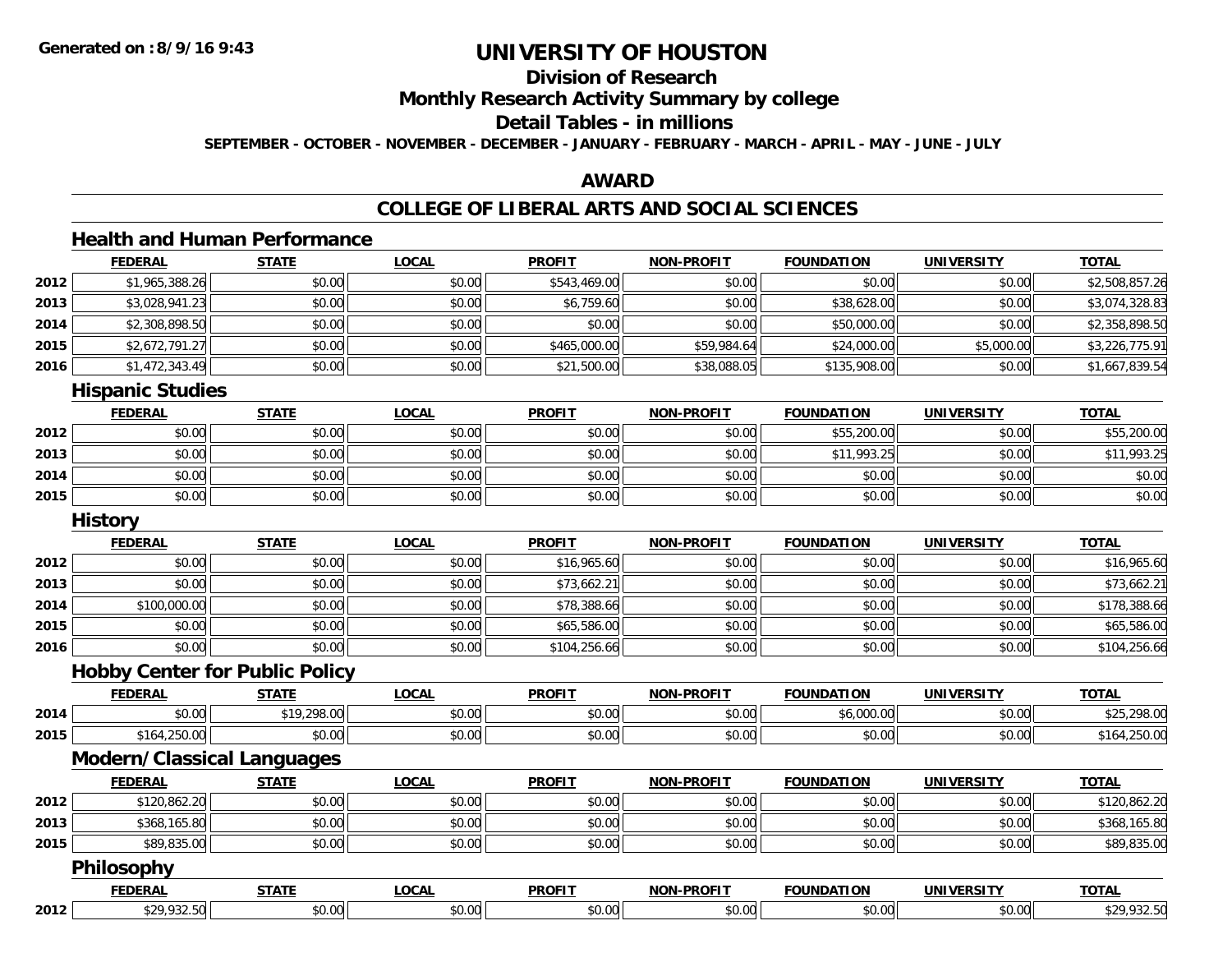# UNIVERSITY OF HOUSTON

## Division of Research

## Monthly Research Activity Summary by college

## Detail Tables - in millions

**SEPTEMBER - OCTOBER - NOVEMBER - DECEMBER - JANUARY - FEBRUARY - MARCH - APRIL - MAY - JUNE - JULY**

## AWARD

## COLLEGE OF LIBERAL ARTS AND SOCIAL SCIENCES

### Health and Human Performance

| | FEDERAL | STATE | LOCAL | PROFIT | NON-PROFIT | FOUNDATION | UNIVERSITY | TOTAL |
|---|---|---|---|---|---|---|---|---|
| 2012 | $1,965,388.26 | $0.00 | $0.00 | $543,469.00 | $0.00 | $0.00 | $0.00 | $2,508,857.26 |
| 2013 | $3,028,941.23 | $0.00 | $0.00 | $6,759.60 | $0.00 | $38,628.00 | $0.00 | $3,074,328.83 |
| 2014 | $2,308,898.50 | $0.00 | $0.00 | $0.00 | $0.00 | $50,000.00 | $0.00 | $2,358,898.50 |
| 2015 | $2,672,791.27 | $0.00 | $0.00 | $465,000.00 | $59,984.64 | $24,000.00 | $5,000.00 | $3,226,775.91 |
| 2016 | $1,472,343.49 | $0.00 | $0.00 | $21,500.00 | $38,088.05 | $135,908.00 | $0.00 | $1,667,839.54 |

### Hispanic Studies

| | FEDERAL | STATE | LOCAL | PROFIT | NON-PROFIT | FOUNDATION | UNIVERSITY | TOTAL |
|---|---|---|---|---|---|---|---|---|
| 2012 | $0.00 | $0.00 | $0.00 | $0.00 | $0.00 | $55,200.00 | $0.00 | $55,200.00 |
| 2013 | $0.00 | $0.00 | $0.00 | $0.00 | $0.00 | $11,993.25 | $0.00 | $11,993.25 |
| 2014 | $0.00 | $0.00 | $0.00 | $0.00 | $0.00 | $0.00 | $0.00 | $0.00 |
| 2015 | $0.00 | $0.00 | $0.00 | $0.00 | $0.00 | $0.00 | $0.00 | $0.00 |

### History

| | FEDERAL | STATE | LOCAL | PROFIT | NON-PROFIT | FOUNDATION | UNIVERSITY | TOTAL |
|---|---|---|---|---|---|---|---|---|
| 2012 | $0.00 | $0.00 | $0.00 | $16,965.60 | $0.00 | $0.00 | $0.00 | $16,965.60 |
| 2013 | $0.00 | $0.00 | $0.00 | $73,662.21 | $0.00 | $0.00 | $0.00 | $73,662.21 |
| 2014 | $100,000.00 | $0.00 | $0.00 | $78,388.66 | $0.00 | $0.00 | $0.00 | $178,388.66 |
| 2015 | $0.00 | $0.00 | $0.00 | $65,586.00 | $0.00 | $0.00 | $0.00 | $65,586.00 |
| 2016 | $0.00 | $0.00 | $0.00 | $104,256.66 | $0.00 | $0.00 | $0.00 | $104,256.66 |

### Hobby Center for Public Policy

| | FEDERAL | STATE | LOCAL | PROFIT | NON-PROFIT | FOUNDATION | UNIVERSITY | TOTAL |
|---|---|---|---|---|---|---|---|---|
| 2014 | $0.00 | $19,298.00 | $0.00 | $0.00 | $0.00 | $6,000.00 | $0.00 | $25,298.00 |
| 2015 | $164,250.00 | $0.00 | $0.00 | $0.00 | $0.00 | $0.00 | $0.00 | $164,250.00 |

### Modern/Classical Languages

| | FEDERAL | STATE | LOCAL | PROFIT | NON-PROFIT | FOUNDATION | UNIVERSITY | TOTAL |
|---|---|---|---|---|---|---|---|---|
| 2012 | $120,862.20 | $0.00 | $0.00 | $0.00 | $0.00 | $0.00 | $0.00 | $120,862.20 |
| 2013 | $368,165.80 | $0.00 | $0.00 | $0.00 | $0.00 | $0.00 | $0.00 | $368,165.80 |
| 2015 | $89,835.00 | $0.00 | $0.00 | $0.00 | $0.00 | $0.00 | $0.00 | $89,835.00 |

### Philosophy

| | FEDERAL | STATE | LOCAL | PROFIT | NON-PROFIT | FOUNDATION | UNIVERSITY | TOTAL |
|---|---|---|---|---|---|---|---|---|
| 2012 | $29,932.50 | $0.00 | $0.00 | $0.00 | $0.00 | $0.00 | $0.00 | $29,932.50 |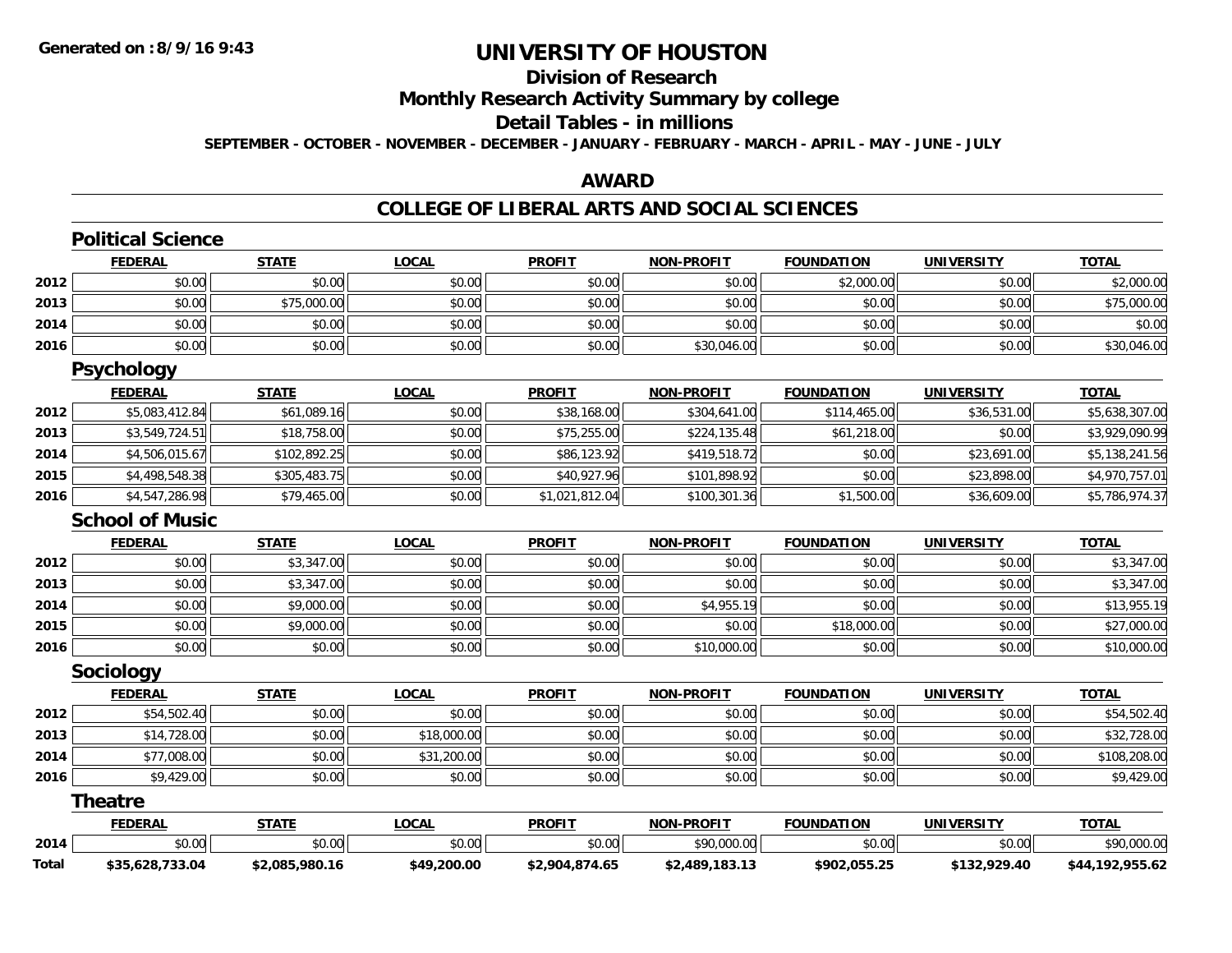# UNIVERSITY OF HOUSTON

## Division of Research

## Monthly Research Activity Summary by college

## Detail Tables - in millions

**SEPTEMBER - OCTOBER - NOVEMBER - DECEMBER - JANUARY - FEBRUARY - MARCH - APRIL - MAY - JUNE - JULY**

Generated on : 8/9/16 9:43

## AWARD

## COLLEGE OF LIBERAL ARTS AND SOCIAL SCIENCES

### Political Science

| | FEDERAL | STATE | LOCAL | PROFIT | NON-PROFIT | FOUNDATION | UNIVERSITY | TOTAL |
|---|---|---|---|---|---|---|---|---|
| 2012 | $0.00 | $0.00 | $0.00 | $0.00 | $0.00 | $2,000.00 | $0.00 | $2,000.00 |
| 2013 | $0.00 | $75,000.00 | $0.00 | $0.00 | $0.00 | $0.00 | $0.00 | $75,000.00 |
| 2014 | $0.00 | $0.00 | $0.00 | $0.00 | $0.00 | $0.00 | $0.00 | $0.00 |
| 2016 | $0.00 | $0.00 | $0.00 | $0.00 | $30,046.00 | $0.00 | $0.00 | $30,046.00 |

### Psychology

| | FEDERAL | STATE | LOCAL | PROFIT | NON-PROFIT | FOUNDATION | UNIVERSITY | TOTAL |
|---|---|---|---|---|---|---|---|---|
| 2012 | $5,083,412.84 | $61,089.16 | $0.00 | $38,168.00 | $304,641.00 | $114,465.00 | $36,531.00 | $5,638,307.00 |
| 2013 | $3,549,724.51 | $18,758.00 | $0.00 | $75,255.00 | $224,135.48 | $61,218.00 | $0.00 | $3,929,090.99 |
| 2014 | $4,506,015.67 | $102,892.25 | $0.00 | $86,123.92 | $419,518.72 | $0.00 | $23,691.00 | $5,138,241.56 |
| 2015 | $4,498,548.38 | $305,483.75 | $0.00 | $40,927.96 | $101,898.92 | $0.00 | $23,898.00 | $4,970,757.01 |
| 2016 | $4,547,286.98 | $79,465.00 | $0.00 | $1,021,812.04 | $100,301.36 | $1,500.00 | $36,609.00 | $5,786,974.37 |

### School of Music

| | FEDERAL | STATE | LOCAL | PROFIT | NON-PROFIT | FOUNDATION | UNIVERSITY | TOTAL |
|---|---|---|---|---|---|---|---|---|
| 2012 | $0.00 | $3,347.00 | $0.00 | $0.00 | $0.00 | $0.00 | $0.00 | $3,347.00 |
| 2013 | $0.00 | $3,347.00 | $0.00 | $0.00 | $0.00 | $0.00 | $0.00 | $3,347.00 |
| 2014 | $0.00 | $9,000.00 | $0.00 | $0.00 | $4,955.19 | $0.00 | $0.00 | $13,955.19 |
| 2015 | $0.00 | $9,000.00 | $0.00 | $0.00 | $0.00 | $18,000.00 | $0.00 | $27,000.00 |
| 2016 | $0.00 | $0.00 | $0.00 | $0.00 | $10,000.00 | $0.00 | $0.00 | $10,000.00 |

### Sociology

| | FEDERAL | STATE | LOCAL | PROFIT | NON-PROFIT | FOUNDATION | UNIVERSITY | TOTAL |
|---|---|---|---|---|---|---|---|---|
| 2012 | $54,502.40 | $0.00 | $0.00 | $0.00 | $0.00 | $0.00 | $0.00 | $54,502.40 |
| 2013 | $14,728.00 | $0.00 | $18,000.00 | $0.00 | $0.00 | $0.00 | $0.00 | $32,728.00 |
| 2014 | $77,008.00 | $0.00 | $31,200.00 | $0.00 | $0.00 | $0.00 | $0.00 | $108,208.00 |
| 2016 | $9,429.00 | $0.00 | $0.00 | $0.00 | $0.00 | $0.00 | $0.00 | $9,429.00 |

### Theatre

| | FEDERAL | STATE | LOCAL | PROFIT | NON-PROFIT | FOUNDATION | UNIVERSITY | TOTAL |
|---|---|---|---|---|---|---|---|---|
| 2014 | $0.00 | $0.00 | $0.00 | $0.00 | $90,000.00 | $0.00 | $0.00 | $90,000.00 |
| **Total** | **$35,628,733.04** | **$2,085,980.16** | **$49,200.00** | **$2,904,874.65** | **$2,489,183.13** | **$902,055.25** | **$132,929.40** | **$44,192,955.62** |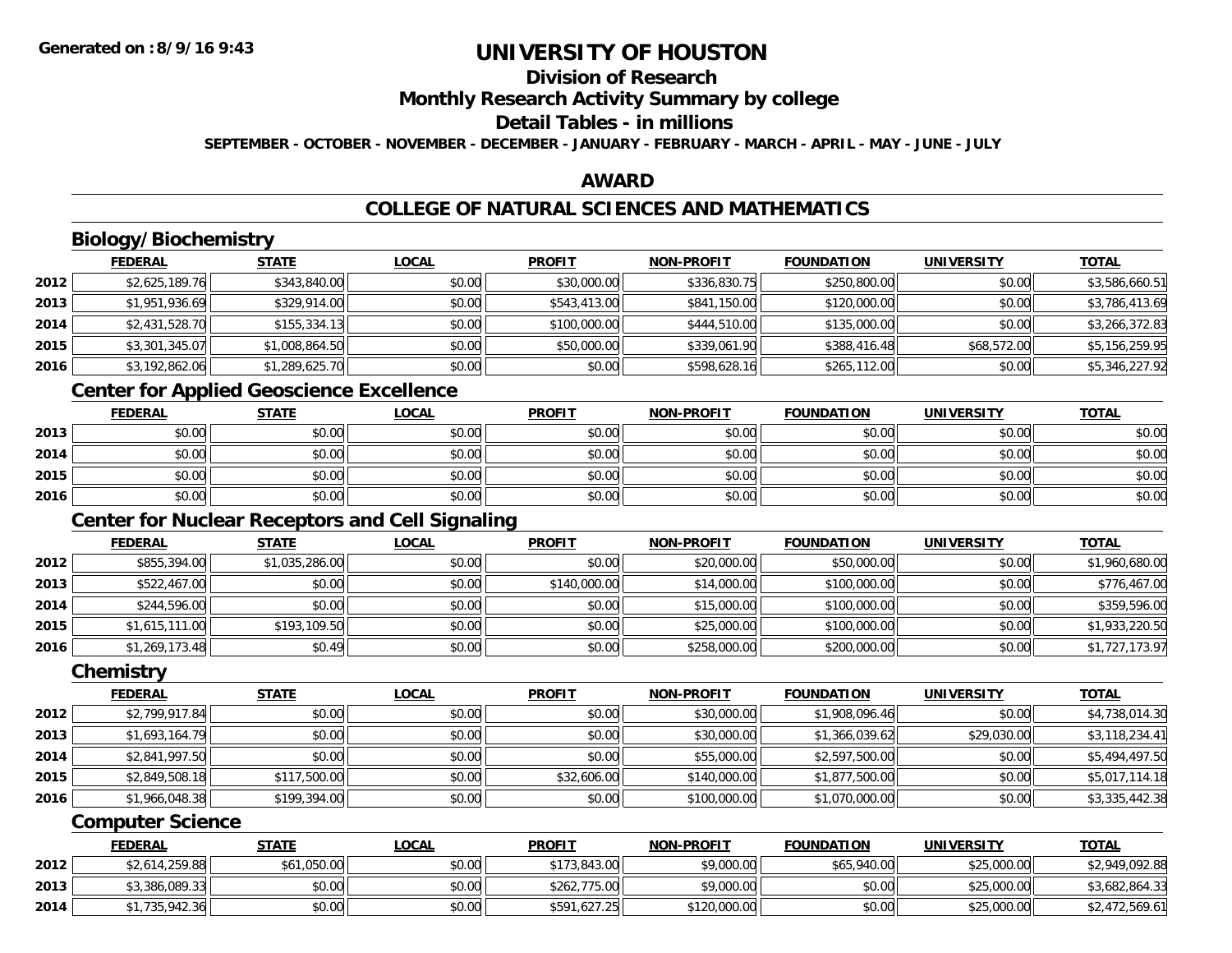Generated on :8/9/16 9:43

# UNIVERSITY OF HOUSTON

## Division of Research

## Monthly Research Activity Summary by college

## Detail Tables - in millions

**SEPTEMBER - OCTOBER - NOVEMBER - DECEMBER - JANUARY - FEBRUARY - MARCH - APRIL - MAY - JUNE - JULY**

## AWARD

## COLLEGE OF NATURAL SCIENCES AND MATHEMATICS

### Biology/Biochemistry

| | FEDERAL | STATE | LOCAL | PROFIT | NON-PROFIT | FOUNDATION | UNIVERSITY | TOTAL |
|---|---|---|---|---|---|---|---|---|
| 2012 | $2,625,189.76 | $343,840.00 | $0.00 | $30,000.00 | $336,830.75 | $250,800.00 | $0.00 | $3,586,660.51 |
| 2013 | $1,951,936.69 | $329,914.00 | $0.00 | $543,413.00 | $841,150.00 | $120,000.00 | $0.00 | $3,786,413.69 |
| 2014 | $2,431,528.70 | $155,334.13 | $0.00 | $100,000.00 | $444,510.00 | $135,000.00 | $0.00 | $3,266,372.83 |
| 2015 | $3,301,345.07 | $1,008,864.50 | $0.00 | $50,000.00 | $339,061.90 | $388,416.48 | $68,572.00 | $5,156,259.95 |
| 2016 | $3,192,862.06 | $1,289,625.70 | $0.00 | $0.00 | $598,628.16 | $265,112.00 | $0.00 | $5,346,227.92 |

### Center for Applied Geoscience Excellence

| | FEDERAL | STATE | LOCAL | PROFIT | NON-PROFIT | FOUNDATION | UNIVERSITY | TOTAL |
|---|---|---|---|---|---|---|---|---|
| 2013 | $0.00 | $0.00 | $0.00 | $0.00 | $0.00 | $0.00 | $0.00 | $0.00 |
| 2014 | $0.00 | $0.00 | $0.00 | $0.00 | $0.00 | $0.00 | $0.00 | $0.00 |
| 2015 | $0.00 | $0.00 | $0.00 | $0.00 | $0.00 | $0.00 | $0.00 | $0.00 |
| 2016 | $0.00 | $0.00 | $0.00 | $0.00 | $0.00 | $0.00 | $0.00 | $0.00 |

### Center for Nuclear Receptors and Cell Signaling

| | FEDERAL | STATE | LOCAL | PROFIT | NON-PROFIT | FOUNDATION | UNIVERSITY | TOTAL |
|---|---|---|---|---|---|---|---|---|
| 2012 | $855,394.00 | $1,035,286.00 | $0.00 | $0.00 | $20,000.00 | $50,000.00 | $0.00 | $1,960,680.00 |
| 2013 | $522,467.00 | $0.00 | $0.00 | $140,000.00 | $14,000.00 | $100,000.00 | $0.00 | $776,467.00 |
| 2014 | $244,596.00 | $0.00 | $0.00 | $0.00 | $15,000.00 | $100,000.00 | $0.00 | $359,596.00 |
| 2015 | $1,615,111.00 | $193,109.50 | $0.00 | $0.00 | $25,000.00 | $100,000.00 | $0.00 | $1,933,220.50 |
| 2016 | $1,269,173.48 | $0.49 | $0.00 | $0.00 | $258,000.00 | $200,000.00 | $0.00 | $1,727,173.97 |

### Chemistry

| | FEDERAL | STATE | LOCAL | PROFIT | NON-PROFIT | FOUNDATION | UNIVERSITY | TOTAL |
|---|---|---|---|---|---|---|---|---|
| 2012 | $2,799,917.84 | $0.00 | $0.00 | $0.00 | $30,000.00 | $1,908,096.46 | $0.00 | $4,738,014.30 |
| 2013 | $1,693,164.79 | $0.00 | $0.00 | $0.00 | $30,000.00 | $1,366,039.62 | $29,030.00 | $3,118,234.41 |
| 2014 | $2,841,997.50 | $0.00 | $0.00 | $0.00 | $55,000.00 | $2,597,500.00 | $0.00 | $5,494,497.50 |
| 2015 | $2,849,508.18 | $117,500.00 | $0.00 | $32,606.00 | $140,000.00 | $1,877,500.00 | $0.00 | $5,017,114.18 |
| 2016 | $1,966,048.38 | $199,394.00 | $0.00 | $0.00 | $100,000.00 | $1,070,000.00 | $0.00 | $3,335,442.38 |

### Computer Science

| | FEDERAL | STATE | LOCAL | PROFIT | NON-PROFIT | FOUNDATION | UNIVERSITY | TOTAL |
|---|---|---|---|---|---|---|---|---|
| 2012 | $2,614,259.88 | $61,050.00 | $0.00 | $173,843.00 | $9,000.00 | $65,940.00 | $25,000.00 | $2,949,092.88 |
| 2013 | $3,386,089.33 | $0.00 | $0.00 | $262,775.00 | $9,000.00 | $0.00 | $25,000.00 | $3,682,864.33 |
| 2014 | $1,735,942.36 | $0.00 | $0.00 | $591,627.25 | $120,000.00 | $0.00 | $25,000.00 | $2,472,569.61 |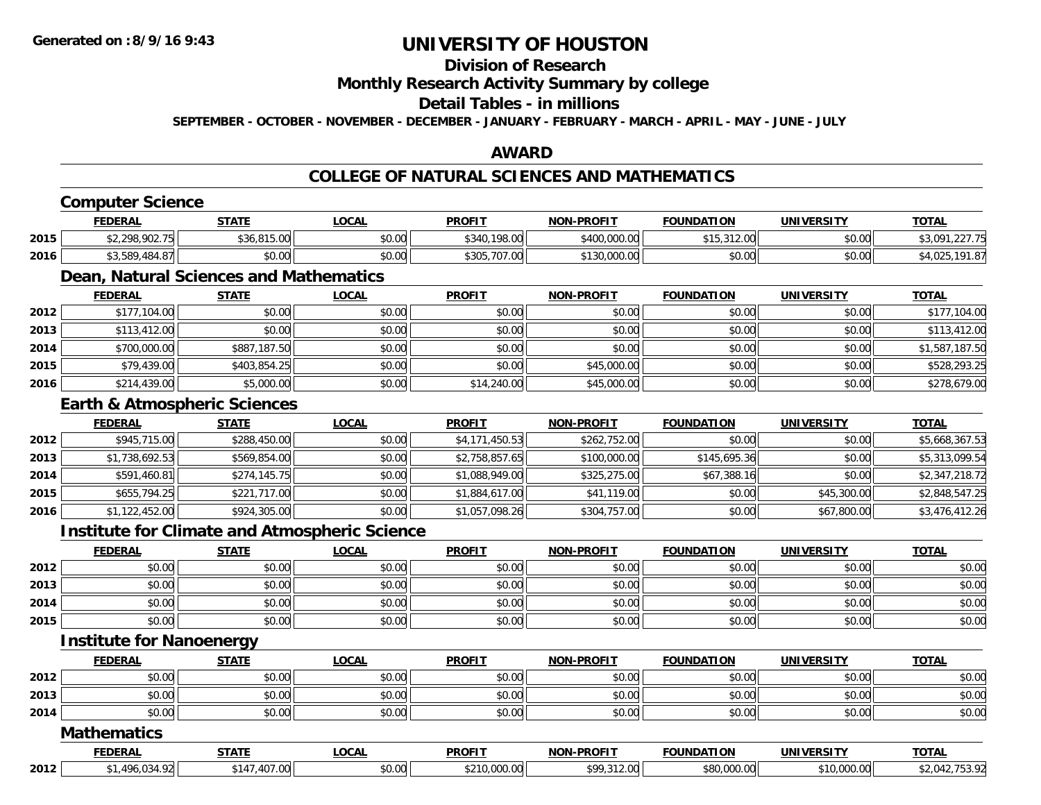**Generated on :8/9/16 9:43**

# UNIVERSITY OF HOUSTON

## Division of Research

## Monthly Research Activity Summary by college

## Detail Tables - in millions

**SEPTEMBER - OCTOBER - NOVEMBER - DECEMBER - JANUARY - FEBRUARY - MARCH - APRIL - MAY - JUNE - JULY**

## AWARD

## COLLEGE OF NATURAL SCIENCES AND MATHEMATICS

### Computer Science

| | FEDERAL | STATE | LOCAL | PROFIT | NON-PROFIT | FOUNDATION | UNIVERSITY | TOTAL |
|---|---|---|---|---|---|---|---|---|
| 2015 | $2,298,902.75 | $36,815.00 | $0.00 | $340,198.00 | $400,000.00 | $15,312.00 | $0.00 | $3,091,227.75 |
| 2016 | $3,589,484.87 | $0.00 | $0.00 | $305,707.00 | $130,000.00 | $0.00 | $0.00 | $4,025,191.87 |

### Dean, Natural Sciences and Mathematics

| | FEDERAL | STATE | LOCAL | PROFIT | NON-PROFIT | FOUNDATION | UNIVERSITY | TOTAL |
|---|---|---|---|---|---|---|---|---|
| 2012 | $177,104.00 | $0.00 | $0.00 | $0.00 | $0.00 | $0.00 | $0.00 | $177,104.00 |
| 2013 | $113,412.00 | $0.00 | $0.00 | $0.00 | $0.00 | $0.00 | $0.00 | $113,412.00 |
| 2014 | $700,000.00 | $887,187.50 | $0.00 | $0.00 | $0.00 | $0.00 | $0.00 | $1,587,187.50 |
| 2015 | $79,439.00 | $403,854.25 | $0.00 | $0.00 | $45,000.00 | $0.00 | $0.00 | $528,293.25 |
| 2016 | $214,439.00 | $5,000.00 | $0.00 | $14,240.00 | $45,000.00 | $0.00 | $0.00 | $278,679.00 |

### Earth & Atmospheric Sciences

| | FEDERAL | STATE | LOCAL | PROFIT | NON-PROFIT | FOUNDATION | UNIVERSITY | TOTAL |
|---|---|---|---|---|---|---|---|---|
| 2012 | $945,715.00 | $288,450.00 | $0.00 | $4,171,450.53 | $262,752.00 | $0.00 | $0.00 | $5,668,367.53 |
| 2013 | $1,738,692.53 | $569,854.00 | $0.00 | $2,758,857.65 | $100,000.00 | $145,695.36 | $0.00 | $5,313,099.54 |
| 2014 | $591,460.81 | $274,145.75 | $0.00 | $1,088,949.00 | $325,275.00 | $67,388.16 | $0.00 | $2,347,218.72 |
| 2015 | $655,794.25 | $221,717.00 | $0.00 | $1,884,617.00 | $41,119.00 | $0.00 | $45,300.00 | $2,848,547.25 |
| 2016 | $1,122,452.00 | $924,305.00 | $0.00 | $1,057,098.26 | $304,757.00 | $0.00 | $67,800.00 | $3,476,412.26 |

### Institute for Climate and Atmospheric Science

| | FEDERAL | STATE | LOCAL | PROFIT | NON-PROFIT | FOUNDATION | UNIVERSITY | TOTAL |
|---|---|---|---|---|---|---|---|---|
| 2012 | $0.00 | $0.00 | $0.00 | $0.00 | $0.00 | $0.00 | $0.00 | $0.00 |
| 2013 | $0.00 | $0.00 | $0.00 | $0.00 | $0.00 | $0.00 | $0.00 | $0.00 |
| 2014 | $0.00 | $0.00 | $0.00 | $0.00 | $0.00 | $0.00 | $0.00 | $0.00 |
| 2015 | $0.00 | $0.00 | $0.00 | $0.00 | $0.00 | $0.00 | $0.00 | $0.00 |

### Institute for Nanoenergy

| | FEDERAL | STATE | LOCAL | PROFIT | NON-PROFIT | FOUNDATION | UNIVERSITY | TOTAL |
|---|---|---|---|---|---|---|---|---|
| 2012 | $0.00 | $0.00 | $0.00 | $0.00 | $0.00 | $0.00 | $0.00 | $0.00 |
| 2013 | $0.00 | $0.00 | $0.00 | $0.00 | $0.00 | $0.00 | $0.00 | $0.00 |
| 2014 | $0.00 | $0.00 | $0.00 | $0.00 | $0.00 | $0.00 | $0.00 | $0.00 |

### Mathematics

| | FEDERAL | STATE | LOCAL | PROFIT | NON-PROFIT | FOUNDATION | UNIVERSITY | TOTAL |
|---|---|---|---|---|---|---|---|---|
| 2012 | $1,496,034.92 | $147,407.00 | $0.00 | $210,000.00 | $99,312.00 | $80,000.00 | $10,000.00 | $2,042,753.92 |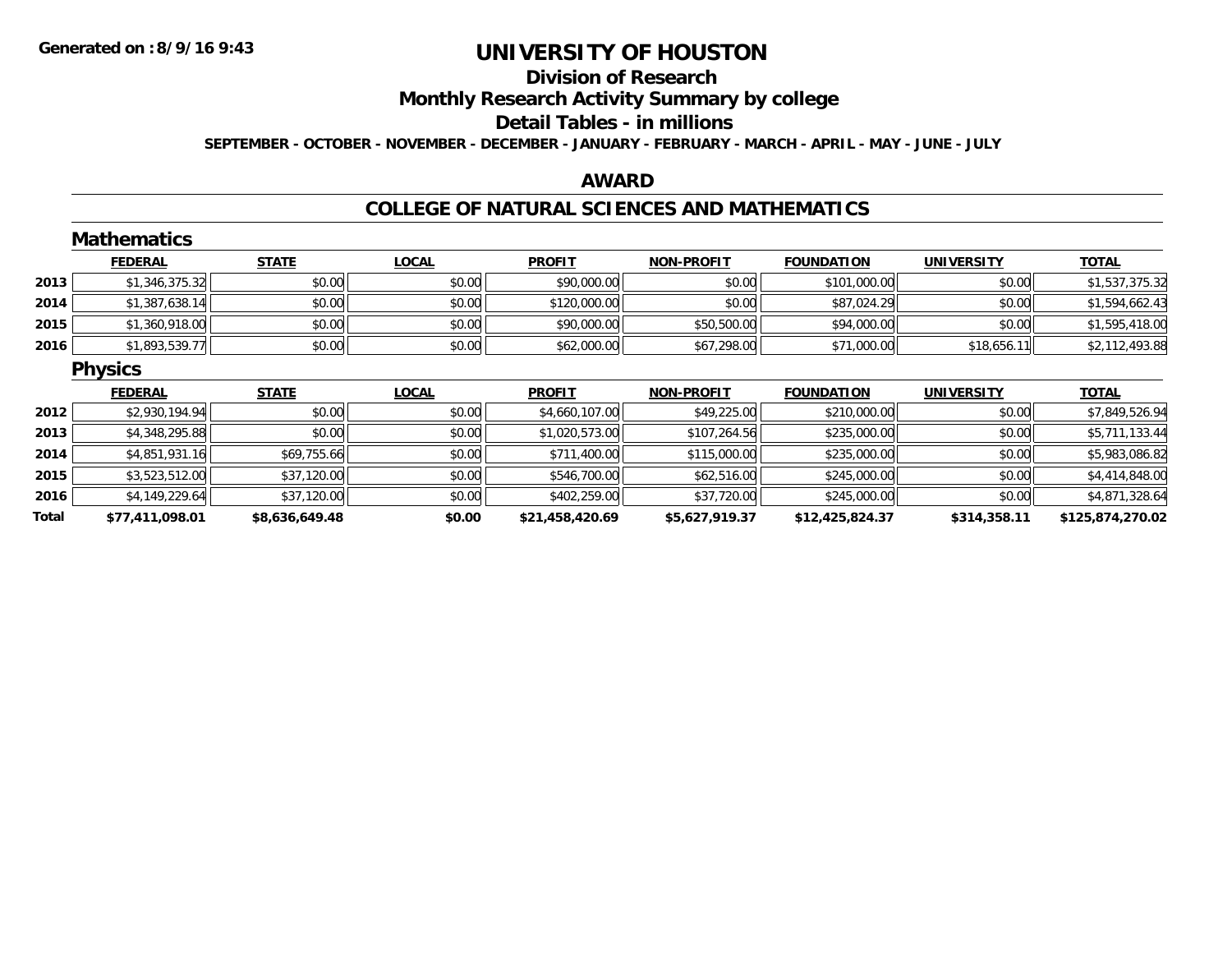Generated on :8/9/16 9:43

# UNIVERSITY OF HOUSTON

## Division of Research

## Monthly Research Activity Summary by college

## Detail Tables - in millions

**SEPTEMBER - OCTOBER - NOVEMBER - DECEMBER - JANUARY - FEBRUARY - MARCH - APRIL - MAY - JUNE - JULY**

## AWARD

## COLLEGE OF NATURAL SCIENCES AND MATHEMATICS

### Mathematics

| | FEDERAL | STATE | LOCAL | PROFIT | NON-PROFIT | FOUNDATION | UNIVERSITY | TOTAL |
|---|---|---|---|---|---|---|---|---|
| 2013 | $1,346,375.32 | $0.00 | $0.00 | $90,000.00 | $0.00 | $101,000.00 | $0.00 | $1,537,375.32 |
| 2014 | $1,387,638.14 | $0.00 | $0.00 | $120,000.00 | $0.00 | $87,024.29 | $0.00 | $1,594,662.43 |
| 2015 | $1,360,918.00 | $0.00 | $0.00 | $90,000.00 | $50,500.00 | $94,000.00 | $0.00 | $1,595,418.00 |
| 2016 | $1,893,539.77 | $0.00 | $0.00 | $62,000.00 | $67,298.00 | $71,000.00 | $18,656.11 | $2,112,493.88 |

### Physics

| | FEDERAL | STATE | LOCAL | PROFIT | NON-PROFIT | FOUNDATION | UNIVERSITY | TOTAL |
|---|---|---|---|---|---|---|---|---|
| 2012 | $2,930,194.94 | $0.00 | $0.00 | $4,660,107.00 | $49,225.00 | $210,000.00 | $0.00 | $7,849,526.94 |
| 2013 | $4,348,295.88 | $0.00 | $0.00 | $1,020,573.00 | $107,264.56 | $235,000.00 | $0.00 | $5,711,133.44 |
| 2014 | $4,851,931.16 | $69,755.66 | $0.00 | $711,400.00 | $115,000.00 | $235,000.00 | $0.00 | $5,983,086.82 |
| 2015 | $3,523,512.00 | $37,120.00 | $0.00 | $546,700.00 | $62,516.00 | $245,000.00 | $0.00 | $4,414,848.00 |
| 2016 | $4,149,229.64 | $37,120.00 | $0.00 | $402,259.00 | $37,720.00 | $245,000.00 | $0.00 | $4,871,328.64 |
| **Total** | **$77,411,098.01** | **$8,636,649.48** | **$0.00** | **$21,458,420.69** | **$5,627,919.37** | **$12,425,824.37** | **$314,358.11** | **$125,874,270.02** |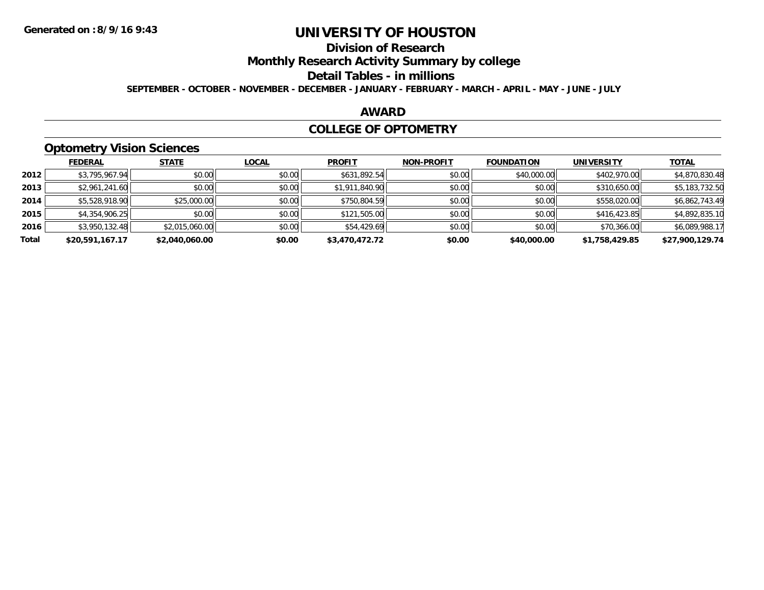# UNIVERSITY OF HOUSTON

## Division of Research

## Monthly Research Activity Summary by college

## Detail Tables - in millions

**SEPTEMBER - OCTOBER - NOVEMBER - DECEMBER - JANUARY - FEBRUARY - MARCH - APRIL - MAY - JUNE - JULY**

## AWARD

## COLLEGE OF OPTOMETRY

### Optometry Vision Sciences

| | FEDERAL | STATE | LOCAL | PROFIT | NON-PROFIT | FOUNDATION | UNIVERSITY | TOTAL |
|---|---|---|---|---|---|---|---|---|
| 2012 | $3,795,967.94 | $0.00 | $0.00 | $631,892.54 | $0.00 | $40,000.00 | $402,970.00 | $4,870,830.48 |
| 2013 | $2,961,241.60 | $0.00 | $0.00 | $1,911,840.90 | $0.00 | $0.00 | $310,650.00 | $5,183,732.50 |
| 2014 | $5,528,918.90 | $25,000.00 | $0.00 | $750,804.59 | $0.00 | $0.00 | $558,020.00 | $6,862,743.49 |
| 2015 | $4,354,906.25 | $0.00 | $0.00 | $121,505.00 | $0.00 | $0.00 | $416,423.85 | $4,892,835.10 |
| 2016 | $3,950,132.48 | $2,015,060.00 | $0.00 | $54,429.69 | $0.00 | $0.00 | $70,366.00 | $6,089,988.17 |
| **Total** | **$20,591,167.17** | **$2,040,060.00** | **$0.00** | **$3,470,472.72** | **$0.00** | **$40,000.00** | **$1,758,429.85** | **$27,900,129.74** |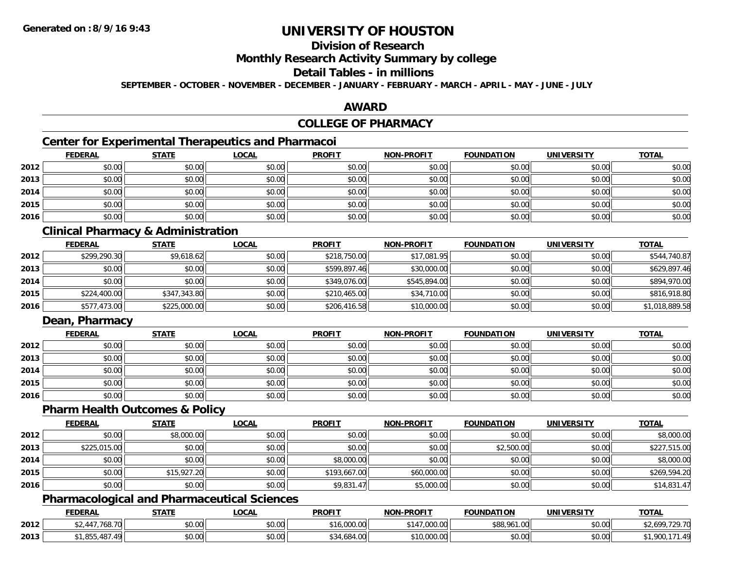**Generated on :8/9/16 9:43**

# UNIVERSITY OF HOUSTON

## Division of Research

## Monthly Research Activity Summary by college

## Detail Tables - in millions

**SEPTEMBER - OCTOBER - NOVEMBER - DECEMBER - JANUARY - FEBRUARY - MARCH - APRIL - MAY - JUNE - JULY**

## AWARD

## COLLEGE OF PHARMACY

### Center for Experimental Therapeutics and Pharmacoi

| | FEDERAL | STATE | LOCAL | PROFIT | NON-PROFIT | FOUNDATION | UNIVERSITY | TOTAL |
|---|---|---|---|---|---|---|---|---|
| 2012 | $0.00 | $0.00 | $0.00 | $0.00 | $0.00 | $0.00 | $0.00 | $0.00 |
| 2013 | $0.00 | $0.00 | $0.00 | $0.00 | $0.00 | $0.00 | $0.00 | $0.00 |
| 2014 | $0.00 | $0.00 | $0.00 | $0.00 | $0.00 | $0.00 | $0.00 | $0.00 |
| 2015 | $0.00 | $0.00 | $0.00 | $0.00 | $0.00 | $0.00 | $0.00 | $0.00 |
| 2016 | $0.00 | $0.00 | $0.00 | $0.00 | $0.00 | $0.00 | $0.00 | $0.00 |

### Clinical Pharmacy & Administration

| | FEDERAL | STATE | LOCAL | PROFIT | NON-PROFIT | FOUNDATION | UNIVERSITY | TOTAL |
|---|---|---|---|---|---|---|---|---|
| 2012 | $299,290.30 | $9,618.62 | $0.00 | $218,750.00 | $17,081.95 | $0.00 | $0.00 | $544,740.87 |
| 2013 | $0.00 | $0.00 | $0.00 | $599,897.46 | $30,000.00 | $0.00 | $0.00 | $629,897.46 |
| 2014 | $0.00 | $0.00 | $0.00 | $349,076.00 | $545,894.00 | $0.00 | $0.00 | $894,970.00 |
| 2015 | $224,400.00 | $347,343.80 | $0.00 | $210,465.00 | $34,710.00 | $0.00 | $0.00 | $816,918.80 |
| 2016 | $577,473.00 | $225,000.00 | $0.00 | $206,416.58 | $10,000.00 | $0.00 | $0.00 | $1,018,889.58 |

### Dean, Pharmacy

| | FEDERAL | STATE | LOCAL | PROFIT | NON-PROFIT | FOUNDATION | UNIVERSITY | TOTAL |
|---|---|---|---|---|---|---|---|---|
| 2012 | $0.00 | $0.00 | $0.00 | $0.00 | $0.00 | $0.00 | $0.00 | $0.00 |
| 2013 | $0.00 | $0.00 | $0.00 | $0.00 | $0.00 | $0.00 | $0.00 | $0.00 |
| 2014 | $0.00 | $0.00 | $0.00 | $0.00 | $0.00 | $0.00 | $0.00 | $0.00 |
| 2015 | $0.00 | $0.00 | $0.00 | $0.00 | $0.00 | $0.00 | $0.00 | $0.00 |
| 2016 | $0.00 | $0.00 | $0.00 | $0.00 | $0.00 | $0.00 | $0.00 | $0.00 |

### Pharm Health Outcomes & Policy

| | FEDERAL | STATE | LOCAL | PROFIT | NON-PROFIT | FOUNDATION | UNIVERSITY | TOTAL |
|---|---|---|---|---|---|---|---|---|
| 2012 | $0.00 | $8,000.00 | $0.00 | $0.00 | $0.00 | $0.00 | $0.00 | $8,000.00 |
| 2013 | $225,015.00 | $0.00 | $0.00 | $0.00 | $0.00 | $2,500.00 | $0.00 | $227,515.00 |
| 2014 | $0.00 | $0.00 | $0.00 | $8,000.00 | $0.00 | $0.00 | $0.00 | $8,000.00 |
| 2015 | $0.00 | $15,927.20 | $0.00 | $193,667.00 | $60,000.00 | $0.00 | $0.00 | $269,594.20 |
| 2016 | $0.00 | $0.00 | $0.00 | $9,831.47 | $5,000.00 | $0.00 | $0.00 | $14,831.47 |

### Pharmacological and Pharmaceutical Sciences

| | FEDERAL | STATE | LOCAL | PROFIT | NON-PROFIT | FOUNDATION | UNIVERSITY | TOTAL |
|---|---|---|---|---|---|---|---|---|
| 2012 | $2,447,768.70 | $0.00 | $0.00 | $16,000.00 | $147,000.00 | $88,961.00 | $0.00 | $2,699,729.70 |
| 2013 | $1,855,487.49 | $0.00 | $0.00 | $34,684.00 | $10,000.00 | $0.00 | $0.00 | $1,900,171.49 |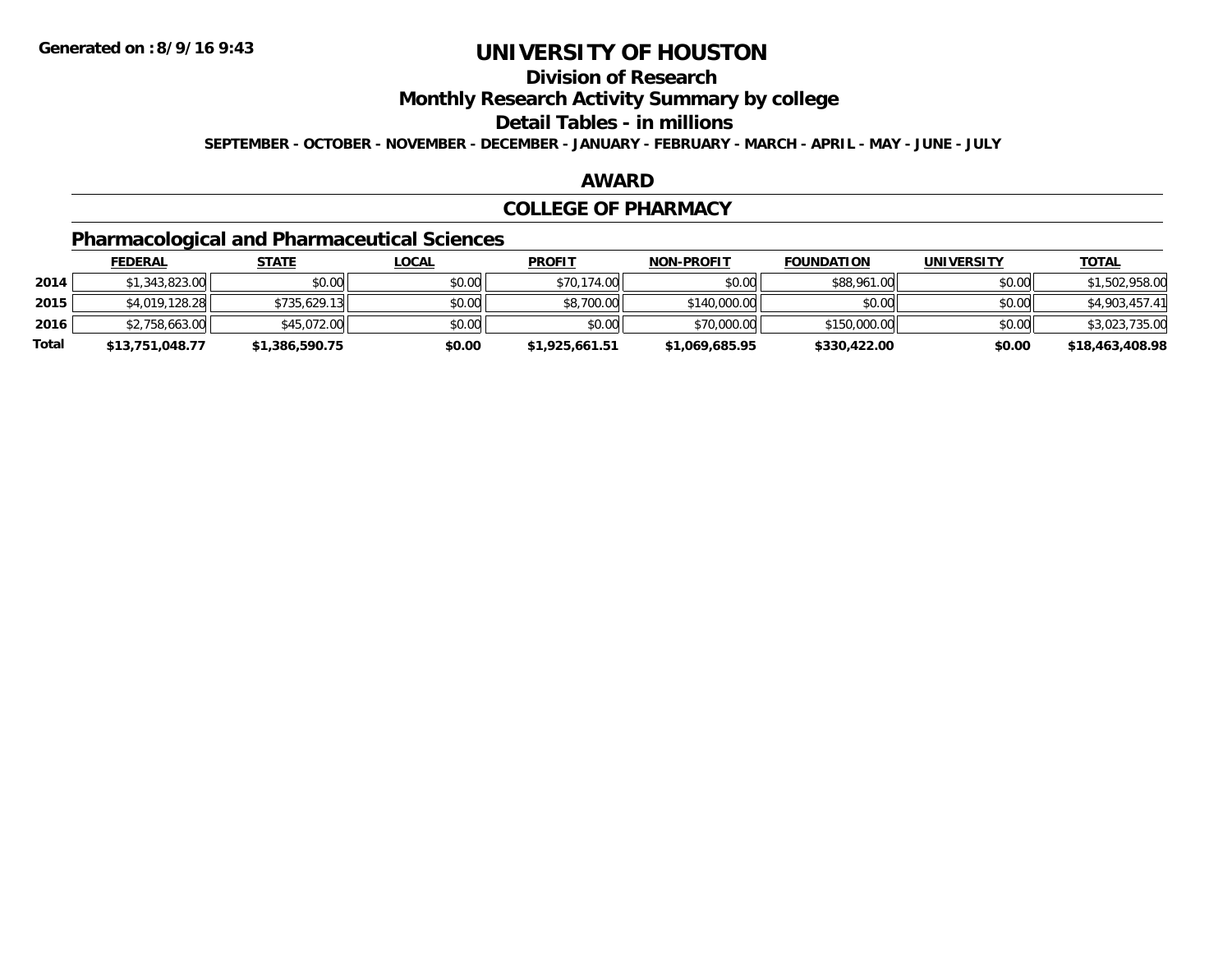**Generated on :8/9/16 9:43**

# UNIVERSITY OF HOUSTON

## Division of Research

## Monthly Research Activity Summary by college

## Detail Tables - in millions

**SEPTEMBER - OCTOBER - NOVEMBER - DECEMBER - JANUARY - FEBRUARY - MARCH - APRIL - MAY - JUNE - JULY**

## AWARD

## COLLEGE OF PHARMACY

### Pharmacological and Pharmaceutical Sciences

| | FEDERAL | STATE | LOCAL | PROFIT | NON-PROFIT | FOUNDATION | UNIVERSITY | TOTAL |
|---|---|---|---|---|---|---|---|---|
| 2014 | $1,343,823.00 | $0.00 | $0.00 | $70,174.00 | $0.00 | $88,961.00 | $0.00 | $1,502,958.00 |
| 2015 | $4,019,128.28 | $735,629.13 | $0.00 | $8,700.00 | $140,000.00 | $0.00 | $0.00 | $4,903,457.41 |
| 2016 | $2,758,663.00 | $45,072.00 | $0.00 | $0.00 | $70,000.00 | $150,000.00 | $0.00 | $3,023,735.00 |
| **Total** | **$13,751,048.77** | **$1,386,590.75** | **$0.00** | **$1,925,661.51** | **$1,069,685.95** | **$330,422.00** | **$0.00** | **$18,463,408.98** |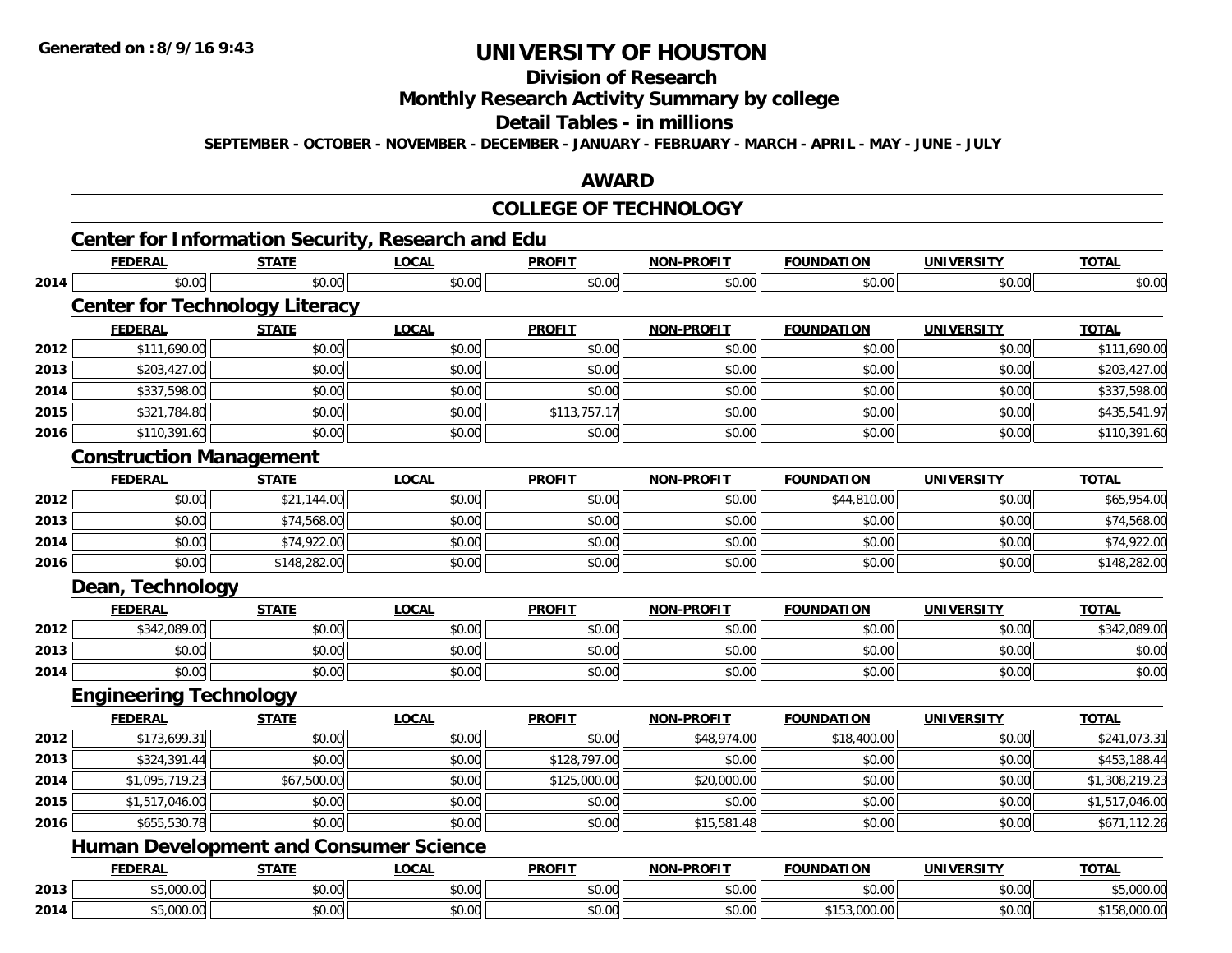# UNIVERSITY OF HOUSTON

## Division of Research

## Monthly Research Activity Summary by college

## Detail Tables - in millions

**SEPTEMBER - OCTOBER - NOVEMBER - DECEMBER - JANUARY - FEBRUARY - MARCH - APRIL - MAY - JUNE - JULY**

## AWARD

## COLLEGE OF TECHNOLOGY

### Center for Information Security, Research and Edu

| | FEDERAL | STATE | LOCAL | PROFIT | NON-PROFIT | FOUNDATION | UNIVERSITY | TOTAL |
|---|---|---|---|---|---|---|---|---|
| 2014 | $0.00 | $0.00 | $0.00 | $0.00 | $0.00 | $0.00 | $0.00 | $0.00 |

### Center for Technology Literacy

| | FEDERAL | STATE | LOCAL | PROFIT | NON-PROFIT | FOUNDATION | UNIVERSITY | TOTAL |
|---|---|---|---|---|---|---|---|---|
| 2012 | $111,690.00 | $0.00 | $0.00 | $0.00 | $0.00 | $0.00 | $0.00 | $111,690.00 |
| 2013 | $203,427.00 | $0.00 | $0.00 | $0.00 | $0.00 | $0.00 | $0.00 | $203,427.00 |
| 2014 | $337,598.00 | $0.00 | $0.00 | $0.00 | $0.00 | $0.00 | $0.00 | $337,598.00 |
| 2015 | $321,784.80 | $0.00 | $0.00 | $113,757.17 | $0.00 | $0.00 | $0.00 | $435,541.97 |
| 2016 | $110,391.60 | $0.00 | $0.00 | $0.00 | $0.00 | $0.00 | $0.00 | $110,391.60 |

### Construction Management

| | FEDERAL | STATE | LOCAL | PROFIT | NON-PROFIT | FOUNDATION | UNIVERSITY | TOTAL |
|---|---|---|---|---|---|---|---|---|
| 2012 | $0.00 | $21,144.00 | $0.00 | $0.00 | $0.00 | $44,810.00 | $0.00 | $65,954.00 |
| 2013 | $0.00 | $74,568.00 | $0.00 | $0.00 | $0.00 | $0.00 | $0.00 | $74,568.00 |
| 2014 | $0.00 | $74,922.00 | $0.00 | $0.00 | $0.00 | $0.00 | $0.00 | $74,922.00 |
| 2016 | $0.00 | $148,282.00 | $0.00 | $0.00 | $0.00 | $0.00 | $0.00 | $148,282.00 |

### Dean, Technology

| | FEDERAL | STATE | LOCAL | PROFIT | NON-PROFIT | FOUNDATION | UNIVERSITY | TOTAL |
|---|---|---|---|---|---|---|---|---|
| 2012 | $342,089.00 | $0.00 | $0.00 | $0.00 | $0.00 | $0.00 | $0.00 | $342,089.00 |
| 2013 | $0.00 | $0.00 | $0.00 | $0.00 | $0.00 | $0.00 | $0.00 | $0.00 |
| 2014 | $0.00 | $0.00 | $0.00 | $0.00 | $0.00 | $0.00 | $0.00 | $0.00 |

### Engineering Technology

| | FEDERAL | STATE | LOCAL | PROFIT | NON-PROFIT | FOUNDATION | UNIVERSITY | TOTAL |
|---|---|---|---|---|---|---|---|---|
| 2012 | $173,699.31 | $0.00 | $0.00 | $0.00 | $48,974.00 | $18,400.00 | $0.00 | $241,073.31 |
| 2013 | $324,391.44 | $0.00 | $0.00 | $128,797.00 | $0.00 | $0.00 | $0.00 | $453,188.44 |
| 2014 | $1,095,719.23 | $67,500.00 | $0.00 | $125,000.00 | $20,000.00 | $0.00 | $0.00 | $1,308,219.23 |
| 2015 | $1,517,046.00 | $0.00 | $0.00 | $0.00 | $0.00 | $0.00 | $0.00 | $1,517,046.00 |
| 2016 | $655,530.78 | $0.00 | $0.00 | $0.00 | $15,581.48 | $0.00 | $0.00 | $671,112.26 |

### Human Development and Consumer Science

| | FEDERAL | STATE | LOCAL | PROFIT | NON-PROFIT | FOUNDATION | UNIVERSITY | TOTAL |
|---|---|---|---|---|---|---|---|---|
| 2013 | $5,000.00 | $0.00 | $0.00 | $0.00 | $0.00 | $0.00 | $0.00 | $5,000.00 |
| 2014 | $5,000.00 | $0.00 | $0.00 | $0.00 | $0.00 | $153,000.00 | $0.00 | $158,000.00 |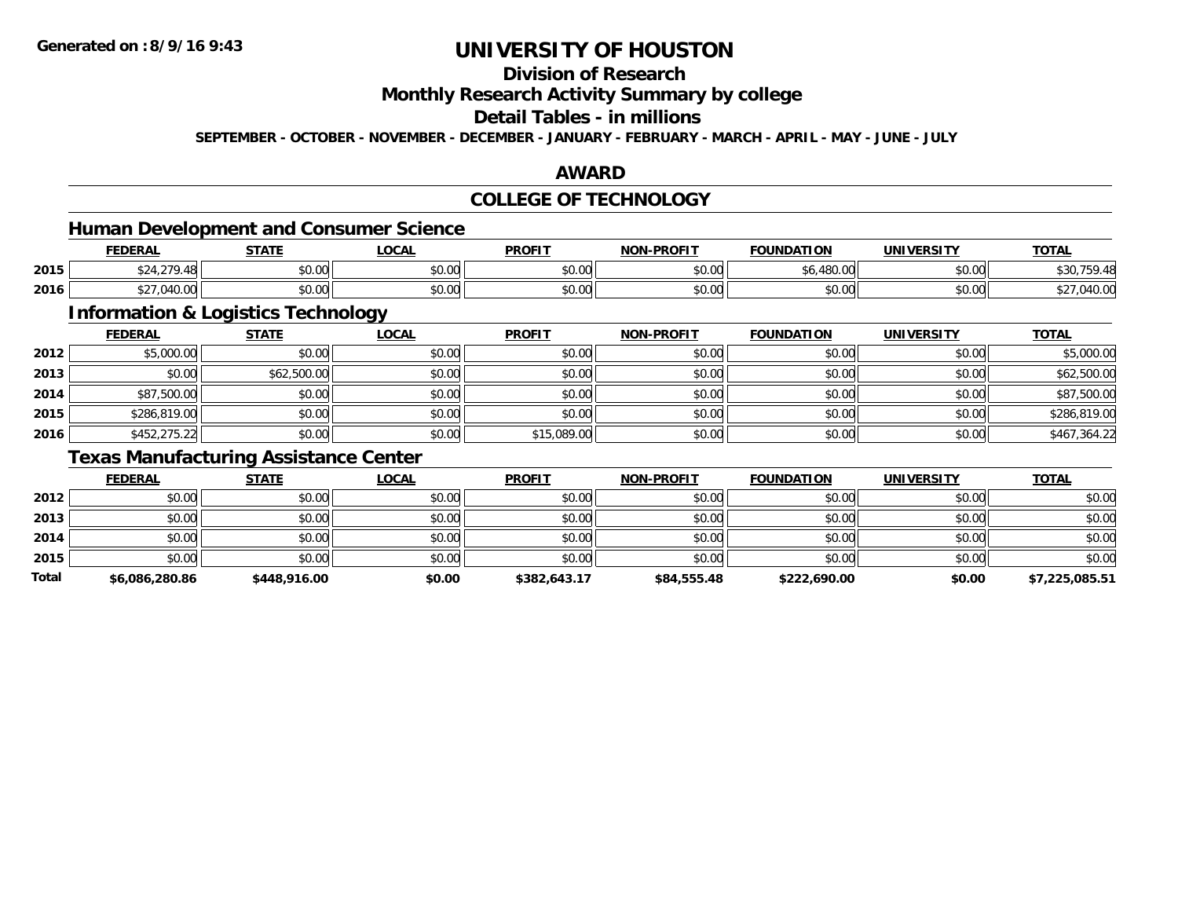# UNIVERSITY OF HOUSTON

## Division of Research

## Monthly Research Activity Summary by college

## Detail Tables - in millions

**SEPTEMBER - OCTOBER - NOVEMBER - DECEMBER - JANUARY - FEBRUARY - MARCH - APRIL - MAY - JUNE - JULY**

## AWARD

## COLLEGE OF TECHNOLOGY

### Human Development and Consumer Science

| | FEDERAL | STATE | LOCAL | PROFIT | NON-PROFIT | FOUNDATION | UNIVERSITY | TOTAL |
|---|---|---|---|---|---|---|---|---|
| 2015 | $24,279.48 | $0.00 | $0.00 | $0.00 | $0.00 | $6,480.00 | $0.00 | $30,759.48 |
| 2016 | $27,040.00 | $0.00 | $0.00 | $0.00 | $0.00 | $0.00 | $0.00 | $27,040.00 |

### Information & Logistics Technology

| | FEDERAL | STATE | LOCAL | PROFIT | NON-PROFIT | FOUNDATION | UNIVERSITY | TOTAL |
|---|---|---|---|---|---|---|---|---|
| 2012 | $5,000.00 | $0.00 | $0.00 | $0.00 | $0.00 | $0.00 | $0.00 | $5,000.00 |
| 2013 | $0.00 | $62,500.00 | $0.00 | $0.00 | $0.00 | $0.00 | $0.00 | $62,500.00 |
| 2014 | $87,500.00 | $0.00 | $0.00 | $0.00 | $0.00 | $0.00 | $0.00 | $87,500.00 |
| 2015 | $286,819.00 | $0.00 | $0.00 | $0.00 | $0.00 | $0.00 | $0.00 | $286,819.00 |
| 2016 | $452,275.22 | $0.00 | $0.00 | $15,089.00 | $0.00 | $0.00 | $0.00 | $467,364.22 |

### Texas Manufacturing Assistance Center

| | FEDERAL | STATE | LOCAL | PROFIT | NON-PROFIT | FOUNDATION | UNIVERSITY | TOTAL |
|---|---|---|---|---|---|---|---|---|
| 2012 | $0.00 | $0.00 | $0.00 | $0.00 | $0.00 | $0.00 | $0.00 | $0.00 |
| 2013 | $0.00 | $0.00 | $0.00 | $0.00 | $0.00 | $0.00 | $0.00 | $0.00 |
| 2014 | $0.00 | $0.00 | $0.00 | $0.00 | $0.00 | $0.00 | $0.00 | $0.00 |
| 2015 | $0.00 | $0.00 | $0.00 | $0.00 | $0.00 | $0.00 | $0.00 | $0.00 |
| **Total** | **$6,086,280.86** | **$448,916.00** | **$0.00** | **$382,643.17** | **$84,555.48** | **$222,690.00** | **$0.00** | **$7,225,085.51** |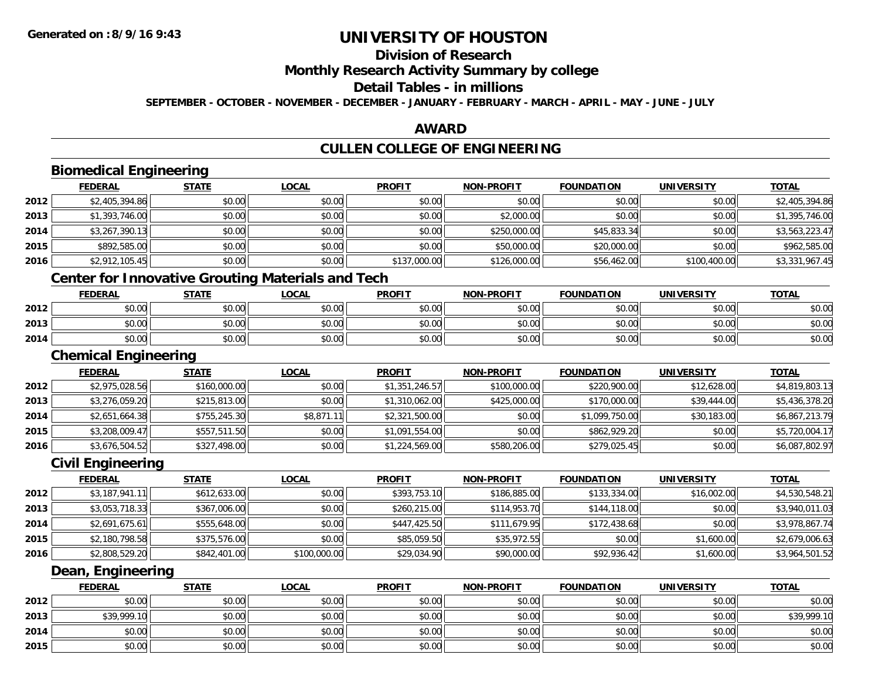# UNIVERSITY OF HOUSTON

## Division of Research

## Monthly Research Activity Summary by college

## Detail Tables - in millions

SEPTEMBER - OCTOBER - NOVEMBER - DECEMBER - JANUARY - FEBRUARY - MARCH - APRIL - MAY - JUNE - JULY

## AWARD

## CULLEN COLLEGE OF ENGINEERING

### Biomedical Engineering

| | FEDERAL | STATE | LOCAL | PROFIT | NON-PROFIT | FOUNDATION | UNIVERSITY | TOTAL |
|---|---|---|---|---|---|---|---|---|
| 2012 | $2,405,394.86 | $0.00 | $0.00 | $0.00 | $0.00 | $0.00 | $0.00 | $2,405,394.86 |
| 2013 | $1,393,746.00 | $0.00 | $0.00 | $0.00 | $2,000.00 | $0.00 | $0.00 | $1,395,746.00 |
| 2014 | $3,267,390.13 | $0.00 | $0.00 | $0.00 | $250,000.00 | $45,833.34 | $0.00 | $3,563,223.47 |
| 2015 | $892,585.00 | $0.00 | $0.00 | $0.00 | $50,000.00 | $20,000.00 | $0.00 | $962,585.00 |
| 2016 | $2,912,105.45 | $0.00 | $0.00 | $137,000.00 | $126,000.00 | $56,462.00 | $100,400.00 | $3,331,967.45 |

### Center for Innovative Grouting Materials and Tech

| | FEDERAL | STATE | LOCAL | PROFIT | NON-PROFIT | FOUNDATION | UNIVERSITY | TOTAL |
|---|---|---|---|---|---|---|---|---|
| 2012 | $0.00 | $0.00 | $0.00 | $0.00 | $0.00 | $0.00 | $0.00 | $0.00 |
| 2013 | $0.00 | $0.00 | $0.00 | $0.00 | $0.00 | $0.00 | $0.00 | $0.00 |
| 2014 | $0.00 | $0.00 | $0.00 | $0.00 | $0.00 | $0.00 | $0.00 | $0.00 |

### Chemical Engineering

| | FEDERAL | STATE | LOCAL | PROFIT | NON-PROFIT | FOUNDATION | UNIVERSITY | TOTAL |
|---|---|---|---|---|---|---|---|---|
| 2012 | $2,975,028.56 | $160,000.00 | $0.00 | $1,351,246.57 | $100,000.00 | $220,900.00 | $12,628.00 | $4,819,803.13 |
| 2013 | $3,276,059.20 | $215,813.00 | $0.00 | $1,310,062.00 | $425,000.00 | $170,000.00 | $39,444.00 | $5,436,378.20 |
| 2014 | $2,651,664.38 | $755,245.30 | $8,871.11 | $2,321,500.00 | $0.00 | $1,099,750.00 | $30,183.00 | $6,867,213.79 |
| 2015 | $3,208,009.47 | $557,511.50 | $0.00 | $1,091,554.00 | $0.00 | $862,929.20 | $0.00 | $5,720,004.17 |
| 2016 | $3,676,504.52 | $327,498.00 | $0.00 | $1,224,569.00 | $580,206.00 | $279,025.45 | $0.00 | $6,087,802.97 |

### Civil Engineering

| | FEDERAL | STATE | LOCAL | PROFIT | NON-PROFIT | FOUNDATION | UNIVERSITY | TOTAL |
|---|---|---|---|---|---|---|---|---|
| 2012 | $3,187,941.11 | $612,633.00 | $0.00 | $393,753.10 | $186,885.00 | $133,334.00 | $16,002.00 | $4,530,548.21 |
| 2013 | $3,053,718.33 | $367,006.00 | $0.00 | $260,215.00 | $114,953.70 | $144,118.00 | $0.00 | $3,940,011.03 |
| 2014 | $2,691,675.61 | $555,648.00 | $0.00 | $447,425.50 | $111,679.95 | $172,438.68 | $0.00 | $3,978,867.74 |
| 2015 | $2,180,798.58 | $375,576.00 | $0.00 | $85,059.50 | $35,972.55 | $0.00 | $1,600.00 | $2,679,006.63 |
| 2016 | $2,808,529.20 | $842,401.00 | $100,000.00 | $29,034.90 | $90,000.00 | $92,936.42 | $1,600.00 | $3,964,501.52 |

### Dean, Engineering

| | FEDERAL | STATE | LOCAL | PROFIT | NON-PROFIT | FOUNDATION | UNIVERSITY | TOTAL |
|---|---|---|---|---|---|---|---|---|
| 2012 | $0.00 | $0.00 | $0.00 | $0.00 | $0.00 | $0.00 | $0.00 | $0.00 |
| 2013 | $39,999.10 | $0.00 | $0.00 | $0.00 | $0.00 | $0.00 | $0.00 | $39,999.10 |
| 2014 | $0.00 | $0.00 | $0.00 | $0.00 | $0.00 | $0.00 | $0.00 | $0.00 |
| 2015 | $0.00 | $0.00 | $0.00 | $0.00 | $0.00 | $0.00 | $0.00 | $0.00 |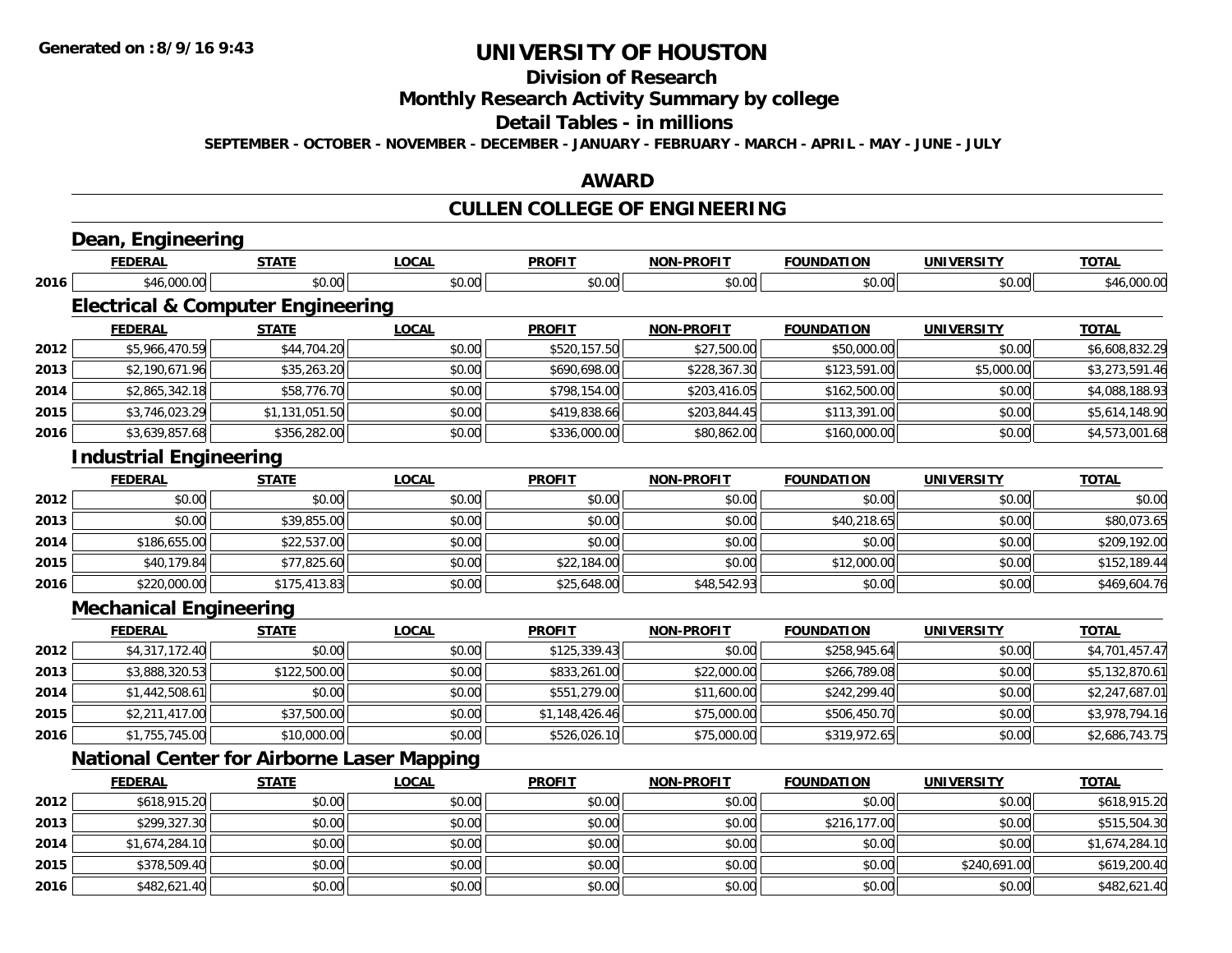**Generated on :8/9/16 9:43**

# UNIVERSITY OF HOUSTON

## Division of Research

## Monthly Research Activity Summary by college

## Detail Tables - in millions

**SEPTEMBER - OCTOBER - NOVEMBER - DECEMBER - JANUARY - FEBRUARY - MARCH - APRIL - MAY - JUNE - JULY**

## AWARD

## CULLEN COLLEGE OF ENGINEERING

### Dean, Engineering

| | FEDERAL | STATE | LOCAL | PROFIT | NON-PROFIT | FOUNDATION | UNIVERSITY | TOTAL |
|---|---|---|---|---|---|---|---|---|
| 2016 | $46,000.00 | $0.00 | $0.00 | $0.00 | $0.00 | $0.00 | $0.00 | $46,000.00 |

### Electrical & Computer Engineering

| | FEDERAL | STATE | LOCAL | PROFIT | NON-PROFIT | FOUNDATION | UNIVERSITY | TOTAL |
|---|---|---|---|---|---|---|---|---|
| 2012 | $5,966,470.59 | $44,704.20 | $0.00 | $520,157.50 | $27,500.00 | $50,000.00 | $0.00 | $6,608,832.29 |
| 2013 | $2,190,671.96 | $35,263.20 | $0.00 | $690,698.00 | $228,367.30 | $123,591.00 | $5,000.00 | $3,273,591.46 |
| 2014 | $2,865,342.18 | $58,776.70 | $0.00 | $798,154.00 | $203,416.05 | $162,500.00 | $0.00 | $4,088,188.93 |
| 2015 | $3,746,023.29 | $1,131,051.50 | $0.00 | $419,838.66 | $203,844.45 | $113,391.00 | $0.00 | $5,614,148.90 |
| 2016 | $3,639,857.68 | $356,282.00 | $0.00 | $336,000.00 | $80,862.00 | $160,000.00 | $0.00 | $4,573,001.68 |

### Industrial Engineering

| | FEDERAL | STATE | LOCAL | PROFIT | NON-PROFIT | FOUNDATION | UNIVERSITY | TOTAL |
|---|---|---|---|---|---|---|---|---|
| 2012 | $0.00 | $0.00 | $0.00 | $0.00 | $0.00 | $0.00 | $0.00 | $0.00 |
| 2013 | $0.00 | $39,855.00 | $0.00 | $0.00 | $0.00 | $40,218.65 | $0.00 | $80,073.65 |
| 2014 | $186,655.00 | $22,537.00 | $0.00 | $0.00 | $0.00 | $0.00 | $0.00 | $209,192.00 |
| 2015 | $40,179.84 | $77,825.60 | $0.00 | $22,184.00 | $0.00 | $12,000.00 | $0.00 | $152,189.44 |
| 2016 | $220,000.00 | $175,413.83 | $0.00 | $25,648.00 | $48,542.93 | $0.00 | $0.00 | $469,604.76 |

### Mechanical Engineering

| | FEDERAL | STATE | LOCAL | PROFIT | NON-PROFIT | FOUNDATION | UNIVERSITY | TOTAL |
|---|---|---|---|---|---|---|---|---|
| 2012 | $4,317,172.40 | $0.00 | $0.00 | $125,339.43 | $0.00 | $258,945.64 | $0.00 | $4,701,457.47 |
| 2013 | $3,888,320.53 | $122,500.00 | $0.00 | $833,261.00 | $22,000.00 | $266,789.08 | $0.00 | $5,132,870.61 |
| 2014 | $1,442,508.61 | $0.00 | $0.00 | $551,279.00 | $11,600.00 | $242,299.40 | $0.00 | $2,247,687.01 |
| 2015 | $2,211,417.00 | $37,500.00 | $0.00 | $1,148,426.46 | $75,000.00 | $506,450.70 | $0.00 | $3,978,794.16 |
| 2016 | $1,755,745.00 | $10,000.00 | $0.00 | $526,026.10 | $75,000.00 | $319,972.65 | $0.00 | $2,686,743.75 |

### National Center for Airborne Laser Mapping

| | FEDERAL | STATE | LOCAL | PROFIT | NON-PROFIT | FOUNDATION | UNIVERSITY | TOTAL |
|---|---|---|---|---|---|---|---|---|
| 2012 | $618,915.20 | $0.00 | $0.00 | $0.00 | $0.00 | $0.00 | $0.00 | $618,915.20 |
| 2013 | $299,327.30 | $0.00 | $0.00 | $0.00 | $0.00 | $216,177.00 | $0.00 | $515,504.30 |
| 2014 | $1,674,284.10 | $0.00 | $0.00 | $0.00 | $0.00 | $0.00 | $0.00 | $1,674,284.10 |
| 2015 | $378,509.40 | $0.00 | $0.00 | $0.00 | $0.00 | $0.00 | $240,691.00 | $619,200.40 |
| 2016 | $482,621.40 | $0.00 | $0.00 | $0.00 | $0.00 | $0.00 | $0.00 | $482,621.40 |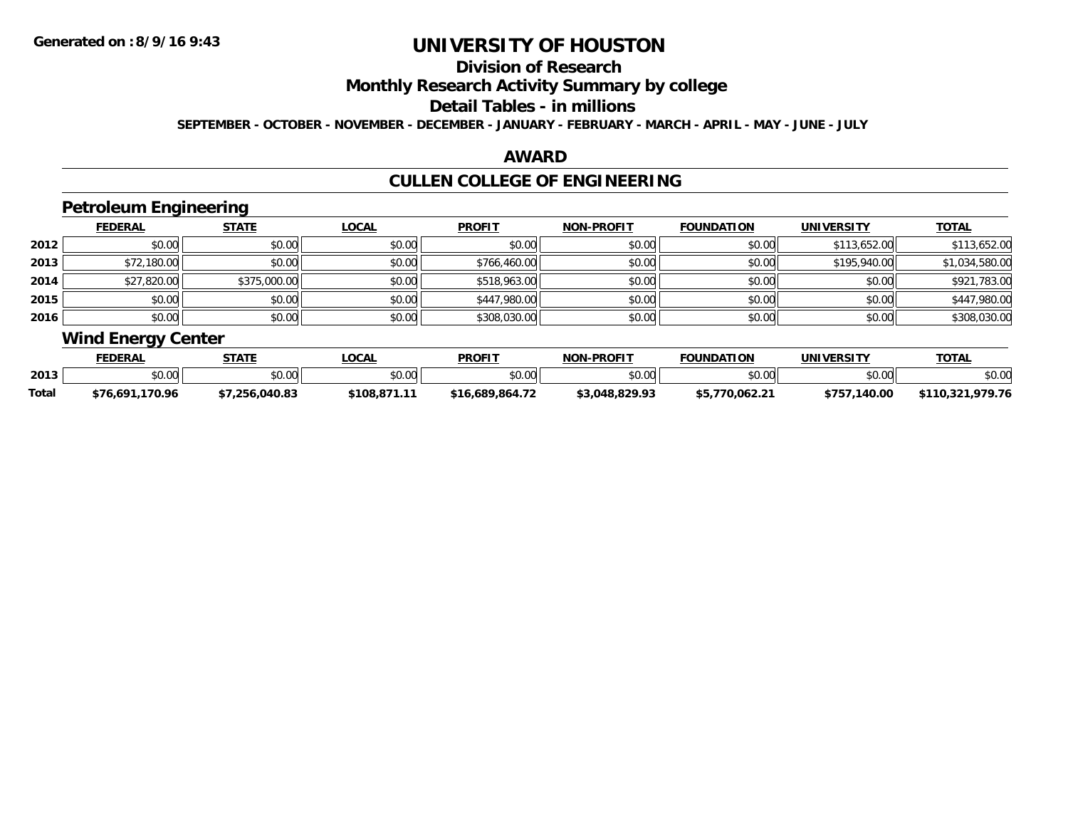# UNIVERSITY OF HOUSTON

## Division of Research

## Monthly Research Activity Summary by college

## Detail Tables - in millions

**SEPTEMBER - OCTOBER - NOVEMBER - DECEMBER - JANUARY - FEBRUARY - MARCH - APRIL - MAY - JUNE - JULY**

## AWARD

## CULLEN COLLEGE OF ENGINEERING

### Petroleum Engineering

| | FEDERAL | STATE | LOCAL | PROFIT | NON-PROFIT | FOUNDATION | UNIVERSITY | TOTAL |
|---|---|---|---|---|---|---|---|---|
| 2012 | $0.00 | $0.00 | $0.00 | $0.00 | $0.00 | $0.00 | $113,652.00 | $113,652.00 |
| 2013 | $72,180.00 | $0.00 | $0.00 | $766,460.00 | $0.00 | $0.00 | $195,940.00 | $1,034,580.00 |
| 2014 | $27,820.00 | $375,000.00 | $0.00 | $518,963.00 | $0.00 | $0.00 | $0.00 | $921,783.00 |
| 2015 | $0.00 | $0.00 | $0.00 | $447,980.00 | $0.00 | $0.00 | $0.00 | $447,980.00 |
| 2016 | $0.00 | $0.00 | $0.00 | $308,030.00 | $0.00 | $0.00 | $0.00 | $308,030.00 |

### Wind Energy Center

| | FEDERAL | STATE | LOCAL | PROFIT | NON-PROFIT | FOUNDATION | UNIVERSITY | TOTAL |
|---|---|---|---|---|---|---|---|---|
| 2013 | $0.00 | $0.00 | $0.00 | $0.00 | $0.00 | $0.00 | $0.00 | $0.00 |
| **Total** | **$76,691,170.96** | **$7,256,040.83** | **$108,871.11** | **$16,689,864.72** | **$3,048,829.93** | **$5,770,062.21** | **$757,140.00** | **$110,321,979.76** |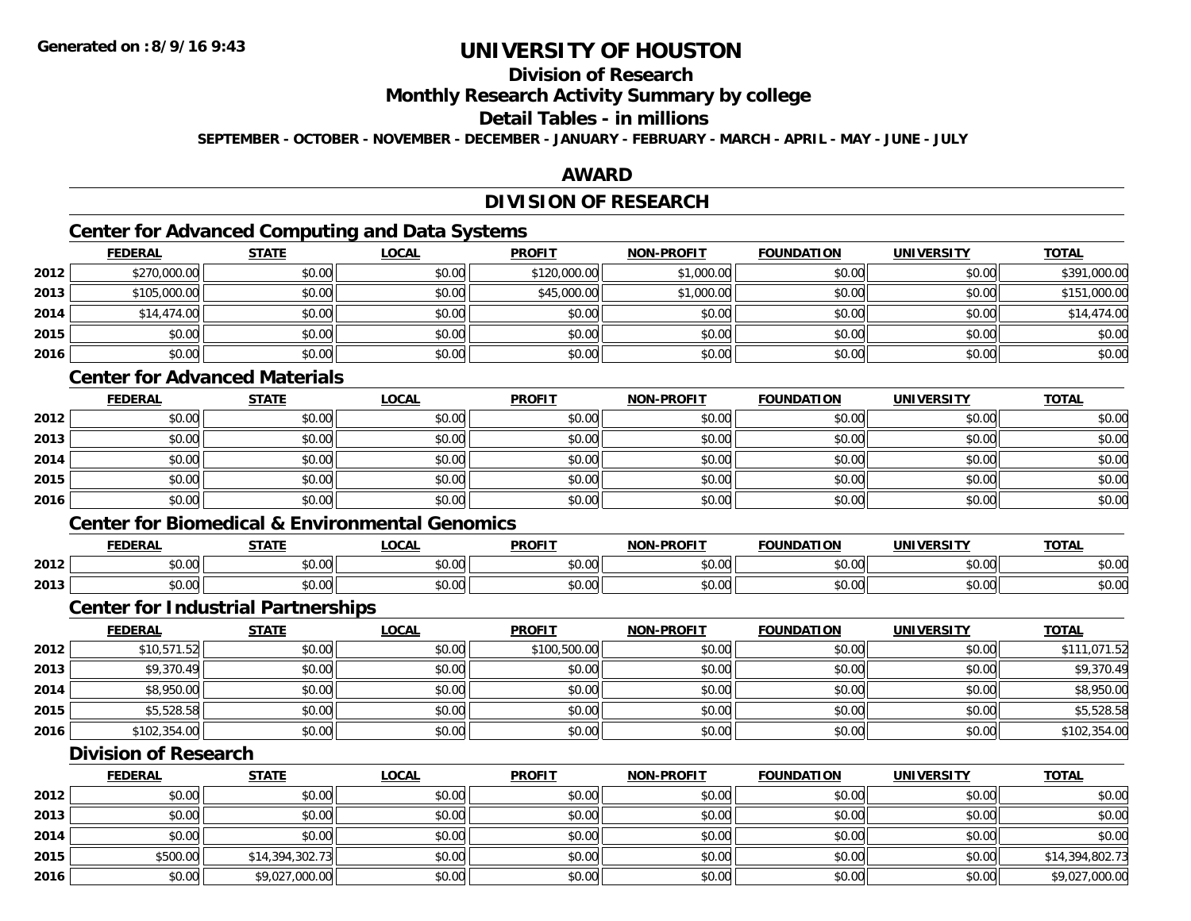# UNIVERSITY OF HOUSTON

## Division of Research

## Monthly Research Activity Summary by college

## Detail Tables - in millions

**SEPTEMBER - OCTOBER - NOVEMBER - DECEMBER - JANUARY - FEBRUARY - MARCH - APRIL - MAY - JUNE - JULY**

## AWARD

## DIVISION OF RESEARCH

### Center for Advanced Computing and Data Systems

| | FEDERAL | STATE | LOCAL | PROFIT | NON-PROFIT | FOUNDATION | UNIVERSITY | TOTAL |
|---|---|---|---|---|---|---|---|---|
| 2012 | $270,000.00 | $0.00 | $0.00 | $120,000.00 | $1,000.00 | $0.00 | $0.00 | $391,000.00 |
| 2013 | $105,000.00 | $0.00 | $0.00 | $45,000.00 | $1,000.00 | $0.00 | $0.00 | $151,000.00 |
| 2014 | $14,474.00 | $0.00 | $0.00 | $0.00 | $0.00 | $0.00 | $0.00 | $14,474.00 |
| 2015 | $0.00 | $0.00 | $0.00 | $0.00 | $0.00 | $0.00 | $0.00 | $0.00 |
| 2016 | $0.00 | $0.00 | $0.00 | $0.00 | $0.00 | $0.00 | $0.00 | $0.00 |

### Center for Advanced Materials

| | FEDERAL | STATE | LOCAL | PROFIT | NON-PROFIT | FOUNDATION | UNIVERSITY | TOTAL |
|---|---|---|---|---|---|---|---|---|
| 2012 | $0.00 | $0.00 | $0.00 | $0.00 | $0.00 | $0.00 | $0.00 | $0.00 |
| 2013 | $0.00 | $0.00 | $0.00 | $0.00 | $0.00 | $0.00 | $0.00 | $0.00 |
| 2014 | $0.00 | $0.00 | $0.00 | $0.00 | $0.00 | $0.00 | $0.00 | $0.00 |
| 2015 | $0.00 | $0.00 | $0.00 | $0.00 | $0.00 | $0.00 | $0.00 | $0.00 |
| 2016 | $0.00 | $0.00 | $0.00 | $0.00 | $0.00 | $0.00 | $0.00 | $0.00 |

### Center for Biomedical & Environmental Genomics

| | FEDERAL | STATE | LOCAL | PROFIT | NON-PROFIT | FOUNDATION | UNIVERSITY | TOTAL |
|---|---|---|---|---|---|---|---|---|
| 2012 | $0.00 | $0.00 | $0.00 | $0.00 | $0.00 | $0.00 | $0.00 | $0.00 |
| 2013 | $0.00 | $0.00 | $0.00 | $0.00 | $0.00 | $0.00 | $0.00 | $0.00 |

### Center for Industrial Partnerships

| | FEDERAL | STATE | LOCAL | PROFIT | NON-PROFIT | FOUNDATION | UNIVERSITY | TOTAL |
|---|---|---|---|---|---|---|---|---|
| 2012 | $10,571.52 | $0.00 | $0.00 | $100,500.00 | $0.00 | $0.00 | $0.00 | $111,071.52 |
| 2013 | $9,370.49 | $0.00 | $0.00 | $0.00 | $0.00 | $0.00 | $0.00 | $9,370.49 |
| 2014 | $8,950.00 | $0.00 | $0.00 | $0.00 | $0.00 | $0.00 | $0.00 | $8,950.00 |
| 2015 | $5,528.58 | $0.00 | $0.00 | $0.00 | $0.00 | $0.00 | $0.00 | $5,528.58 |
| 2016 | $102,354.00 | $0.00 | $0.00 | $0.00 | $0.00 | $0.00 | $0.00 | $102,354.00 |

### Division of Research

| | FEDERAL | STATE | LOCAL | PROFIT | NON-PROFIT | FOUNDATION | UNIVERSITY | TOTAL |
|---|---|---|---|---|---|---|---|---|
| 2012 | $0.00 | $0.00 | $0.00 | $0.00 | $0.00 | $0.00 | $0.00 | $0.00 |
| 2013 | $0.00 | $0.00 | $0.00 | $0.00 | $0.00 | $0.00 | $0.00 | $0.00 |
| 2014 | $0.00 | $0.00 | $0.00 | $0.00 | $0.00 | $0.00 | $0.00 | $0.00 |
| 2015 | $500.00 | $14,394,302.73 | $0.00 | $0.00 | $0.00 | $0.00 | $0.00 | $14,394,802.73 |
| 2016 | $0.00 | $9,027,000.00 | $0.00 | $0.00 | $0.00 | $0.00 | $0.00 | $9,027,000.00 |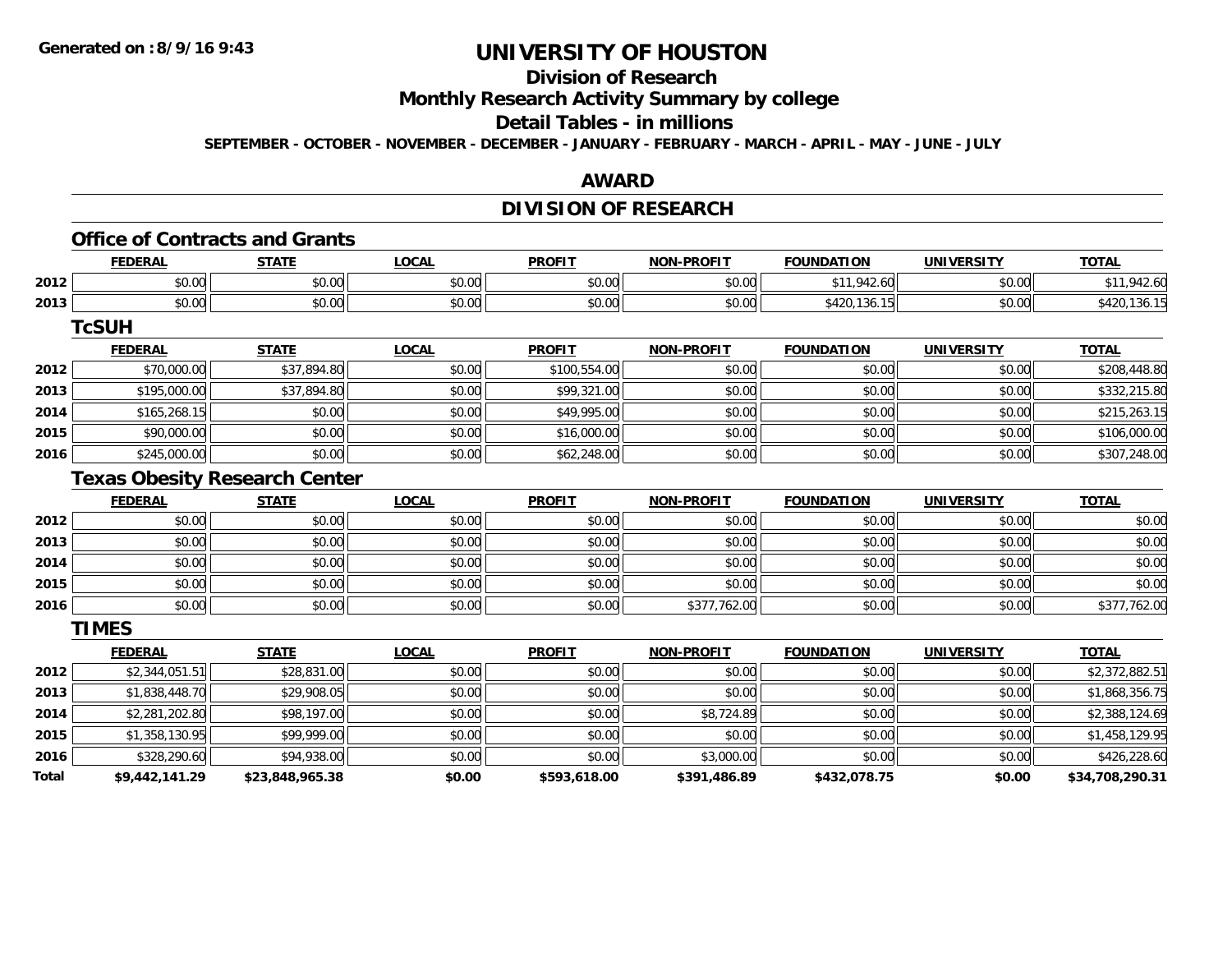# UNIVERSITY OF HOUSTON

## Division of Research

## Monthly Research Activity Summary by college

## Detail Tables - in millions

**SEPTEMBER - OCTOBER - NOVEMBER - DECEMBER - JANUARY - FEBRUARY - MARCH - APRIL - MAY - JUNE - JULY**

## AWARD

## DIVISION OF RESEARCH

### Office of Contracts and Grants

| | FEDERAL | STATE | LOCAL | PROFIT | NON-PROFIT | FOUNDATION | UNIVERSITY | TOTAL |
|---|---|---|---|---|---|---|---|---|
| 2012 | $0.00 | $0.00 | $0.00 | $0.00 | $0.00 | $11,942.60 | $0.00 | $11,942.60 |
| 2013 | $0.00 | $0.00 | $0.00 | $0.00 | $0.00 | $420,136.15 | $0.00 | $420,136.15 |

### TcSUH

| | FEDERAL | STATE | LOCAL | PROFIT | NON-PROFIT | FOUNDATION | UNIVERSITY | TOTAL |
|---|---|---|---|---|---|---|---|---|
| 2012 | $70,000.00 | $37,894.80 | $0.00 | $100,554.00 | $0.00 | $0.00 | $0.00 | $208,448.80 |
| 2013 | $195,000.00 | $37,894.80 | $0.00 | $99,321.00 | $0.00 | $0.00 | $0.00 | $332,215.80 |
| 2014 | $165,268.15 | $0.00 | $0.00 | $49,995.00 | $0.00 | $0.00 | $0.00 | $215,263.15 |
| 2015 | $90,000.00 | $0.00 | $0.00 | $16,000.00 | $0.00 | $0.00 | $0.00 | $106,000.00 |
| 2016 | $245,000.00 | $0.00 | $0.00 | $62,248.00 | $0.00 | $0.00 | $0.00 | $307,248.00 |

### Texas Obesity Research Center

| | FEDERAL | STATE | LOCAL | PROFIT | NON-PROFIT | FOUNDATION | UNIVERSITY | TOTAL |
|---|---|---|---|---|---|---|---|---|
| 2012 | $0.00 | $0.00 | $0.00 | $0.00 | $0.00 | $0.00 | $0.00 | $0.00 |
| 2013 | $0.00 | $0.00 | $0.00 | $0.00 | $0.00 | $0.00 | $0.00 | $0.00 |
| 2014 | $0.00 | $0.00 | $0.00 | $0.00 | $0.00 | $0.00 | $0.00 | $0.00 |
| 2015 | $0.00 | $0.00 | $0.00 | $0.00 | $0.00 | $0.00 | $0.00 | $0.00 |
| 2016 | $0.00 | $0.00 | $0.00 | $0.00 | $377,762.00 | $0.00 | $0.00 | $377,762.00 |

### TIMES

| | FEDERAL | STATE | LOCAL | PROFIT | NON-PROFIT | FOUNDATION | UNIVERSITY | TOTAL |
|---|---|---|---|---|---|---|---|---|
| 2012 | $2,344,051.51 | $28,831.00 | $0.00 | $0.00 | $0.00 | $0.00 | $0.00 | $2,372,882.51 |
| 2013 | $1,838,448.70 | $29,908.05 | $0.00 | $0.00 | $0.00 | $0.00 | $0.00 | $1,868,356.75 |
| 2014 | $2,281,202.80 | $98,197.00 | $0.00 | $0.00 | $8,724.89 | $0.00 | $0.00 | $2,388,124.69 |
| 2015 | $1,358,130.95 | $99,999.00 | $0.00 | $0.00 | $0.00 | $0.00 | $0.00 | $1,458,129.95 |
| 2016 | $328,290.60 | $94,938.00 | $0.00 | $0.00 | $3,000.00 | $0.00 | $0.00 | $426,228.60 |
| **Total** | **$9,442,141.29** | **$23,848,965.38** | **$0.00** | **$593,618.00** | **$391,486.89** | **$432,078.75** | **$0.00** | **$34,708,290.31** |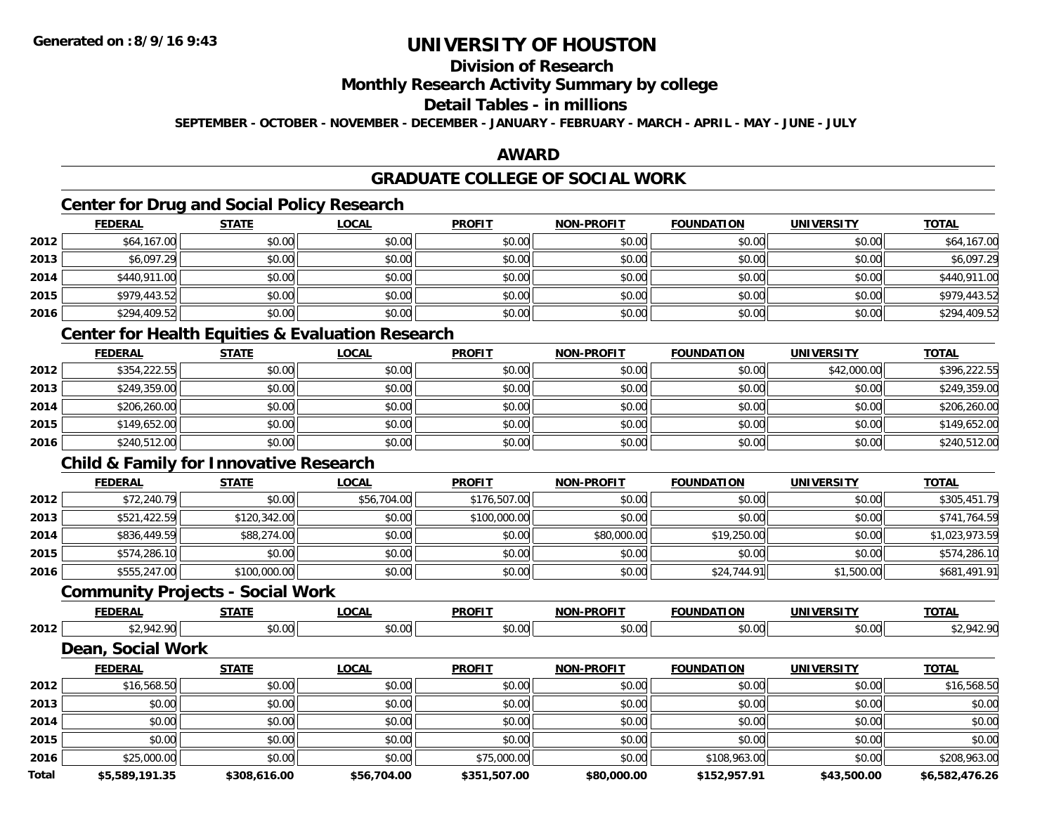# UNIVERSITY OF HOUSTON

## Division of Research

## Monthly Research Activity Summary by college

## Detail Tables - in millions

**SEPTEMBER - OCTOBER - NOVEMBER - DECEMBER - JANUARY - FEBRUARY - MARCH - APRIL - MAY - JUNE - JULY**

## AWARD

## GRADUATE COLLEGE OF SOCIAL WORK

### Center for Drug and Social Policy Research

| | FEDERAL | STATE | LOCAL | PROFIT | NON-PROFIT | FOUNDATION | UNIVERSITY | TOTAL |
|---|---|---|---|---|---|---|---|---|
| 2012 | $64,167.00 | $0.00 | $0.00 | $0.00 | $0.00 | $0.00 | $0.00 | $64,167.00 |
| 2013 | $6,097.29 | $0.00 | $0.00 | $0.00 | $0.00 | $0.00 | $0.00 | $6,097.29 |
| 2014 | $440,911.00 | $0.00 | $0.00 | $0.00 | $0.00 | $0.00 | $0.00 | $440,911.00 |
| 2015 | $979,443.52 | $0.00 | $0.00 | $0.00 | $0.00 | $0.00 | $0.00 | $979,443.52 |
| 2016 | $294,409.52 | $0.00 | $0.00 | $0.00 | $0.00 | $0.00 | $0.00 | $294,409.52 |

### Center for Health Equities & Evaluation Research

| | FEDERAL | STATE | LOCAL | PROFIT | NON-PROFIT | FOUNDATION | UNIVERSITY | TOTAL |
|---|---|---|---|---|---|---|---|---|
| 2012 | $354,222.55 | $0.00 | $0.00 | $0.00 | $0.00 | $0.00 | $42,000.00 | $396,222.55 |
| 2013 | $249,359.00 | $0.00 | $0.00 | $0.00 | $0.00 | $0.00 | $0.00 | $249,359.00 |
| 2014 | $206,260.00 | $0.00 | $0.00 | $0.00 | $0.00 | $0.00 | $0.00 | $206,260.00 |
| 2015 | $149,652.00 | $0.00 | $0.00 | $0.00 | $0.00 | $0.00 | $0.00 | $149,652.00 |
| 2016 | $240,512.00 | $0.00 | $0.00 | $0.00 | $0.00 | $0.00 | $0.00 | $240,512.00 |

### Child & Family for Innovative Research

| | FEDERAL | STATE | LOCAL | PROFIT | NON-PROFIT | FOUNDATION | UNIVERSITY | TOTAL |
|---|---|---|---|---|---|---|---|---|
| 2012 | $72,240.79 | $0.00 | $56,704.00 | $176,507.00 | $0.00 | $0.00 | $0.00 | $305,451.79 |
| 2013 | $521,422.59 | $120,342.00 | $0.00 | $100,000.00 | $0.00 | $0.00 | $0.00 | $741,764.59 |
| 2014 | $836,449.59 | $88,274.00 | $0.00 | $0.00 | $80,000.00 | $19,250.00 | $0.00 | $1,023,973.59 |
| 2015 | $574,286.10 | $0.00 | $0.00 | $0.00 | $0.00 | $0.00 | $0.00 | $574,286.10 |
| 2016 | $555,247.00 | $100,000.00 | $0.00 | $0.00 | $0.00 | $24,744.91 | $1,500.00 | $681,491.91 |

### Community Projects - Social Work

| | FEDERAL | STATE | LOCAL | PROFIT | NON-PROFIT | FOUNDATION | UNIVERSITY | TOTAL |
|---|---|---|---|---|---|---|---|---|
| 2012 | $2,942.90 | $0.00 | $0.00 | $0.00 | $0.00 | $0.00 | $0.00 | $2,942.90 |

### Dean, Social Work

| | FEDERAL | STATE | LOCAL | PROFIT | NON-PROFIT | FOUNDATION | UNIVERSITY | TOTAL |
|---|---|---|---|---|---|---|---|---|
| 2012 | $16,568.50 | $0.00 | $0.00 | $0.00 | $0.00 | $0.00 | $0.00 | $16,568.50 |
| 2013 | $0.00 | $0.00 | $0.00 | $0.00 | $0.00 | $0.00 | $0.00 | $0.00 |
| 2014 | $0.00 | $0.00 | $0.00 | $0.00 | $0.00 | $0.00 | $0.00 | $0.00 |
| 2015 | $0.00 | $0.00 | $0.00 | $0.00 | $0.00 | $0.00 | $0.00 | $0.00 |
| 2016 | $25,000.00 | $0.00 | $0.00 | $75,000.00 | $0.00 | $108,963.00 | $0.00 | $208,963.00 |
| **Total** | **$5,589,191.35** | **$308,616.00** | **$56,704.00** | **$351,507.00** | **$80,000.00** | **$152,957.91** | **$43,500.00** | **$6,582,476.26** |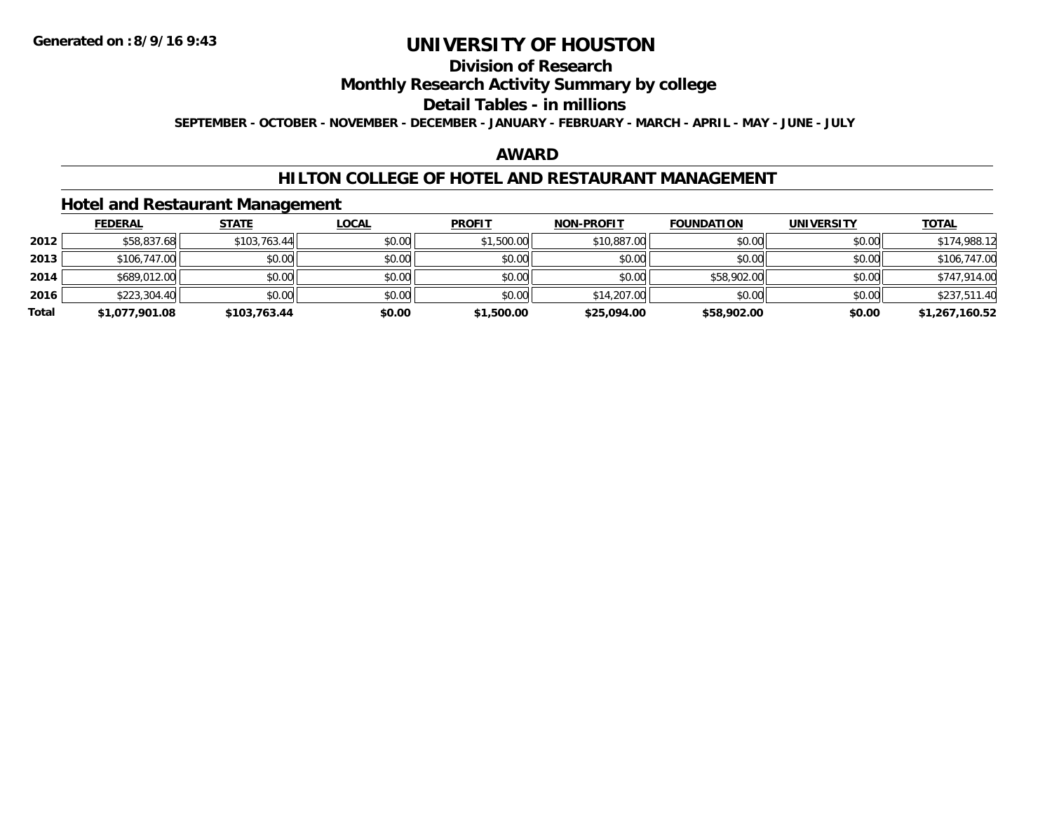# UNIVERSITY OF HOUSTON

## Division of Research

## Monthly Research Activity Summary by college

## Detail Tables - in millions

**SEPTEMBER - OCTOBER - NOVEMBER - DECEMBER - JANUARY - FEBRUARY - MARCH - APRIL - MAY - JUNE - JULY**

Generated on : 8/9/16 9:43

## AWARD

## HILTON COLLEGE OF HOTEL AND RESTAURANT MANAGEMENT

### Hotel and Restaurant Management

| | FEDERAL | STATE | LOCAL | PROFIT | NON-PROFIT | FOUNDATION | UNIVERSITY | TOTAL |
|---|---|---|---|---|---|---|---|---|
| 2012 | $58,837.68 | $103,763.44 | $0.00 | $1,500.00 | $10,887.00 | $0.00 | $0.00 | $174,988.12 |
| 2013 | $106,747.00 | $0.00 | $0.00 | $0.00 | $0.00 | $0.00 | $0.00 | $106,747.00 |
| 2014 | $689,012.00 | $0.00 | $0.00 | $0.00 | $0.00 | $58,902.00 | $0.00 | $747,914.00 |
| 2016 | $223,304.40 | $0.00 | $0.00 | $0.00 | $14,207.00 | $0.00 | $0.00 | $237,511.40 |
| **Total** | **$1,077,901.08** | **$103,763.44** | **$0.00** | **$1,500.00** | **$25,094.00** | **$58,902.00** | **$0.00** | **$1,267,160.52** |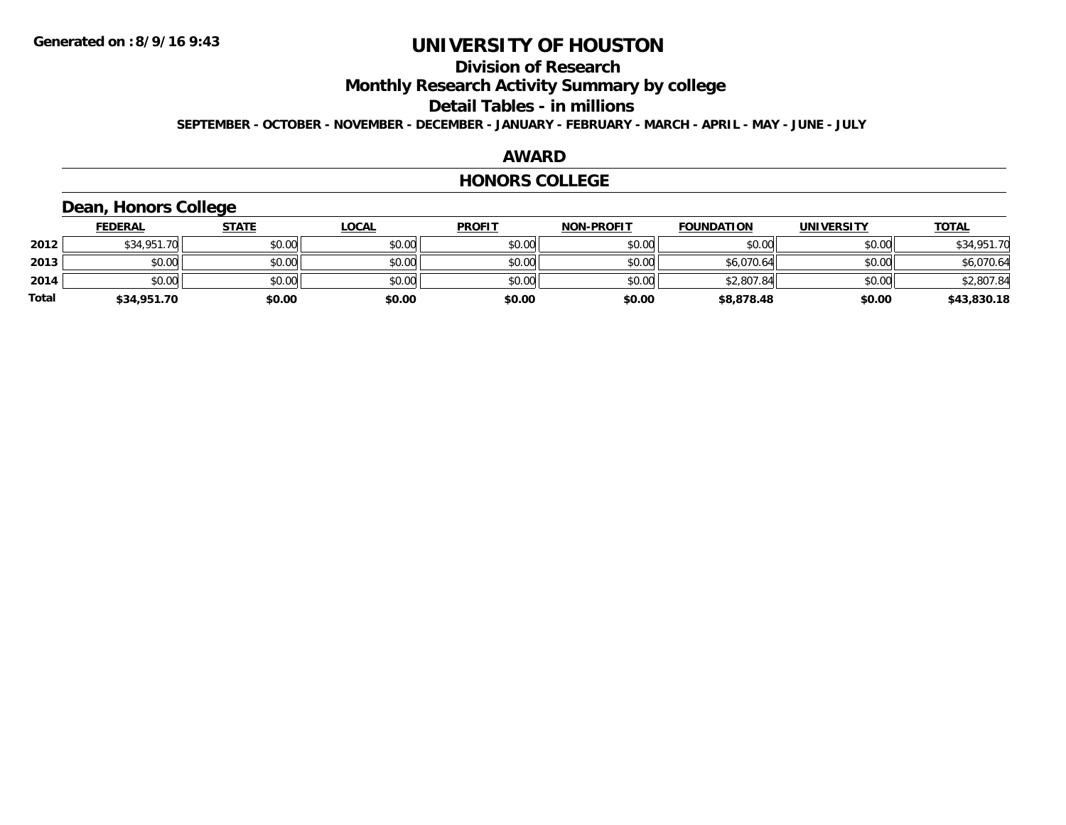# UNIVERSITY OF HOUSTON

## Division of Research

## Monthly Research Activity Summary by college

## Detail Tables - in millions

**SEPTEMBER - OCTOBER - NOVEMBER - DECEMBER - JANUARY - FEBRUARY - MARCH - APRIL - MAY - JUNE - JULY**

**Generated on : 8/9/16 9:43**

### AWARD

### HONORS COLLEGE

### Dean, Honors College

| | FEDERAL | STATE | LOCAL | PROFIT | NON-PROFIT | FOUNDATION | UNIVERSITY | TOTAL |
|---|---|---|---|---|---|---|---|---|
| **2012** | $34,951.70 | $0.00 | $0.00 | $0.00 | $0.00 | $0.00 | $0.00 | $34,951.70 |
| **2013** | $0.00 | $0.00 | $0.00 | $0.00 | $0.00 | $6,070.64 | $0.00 | $6,070.64 |
| **2014** | $0.00 | $0.00 | $0.00 | $0.00 | $0.00 | $2,807.84 | $0.00 | $2,807.84 |
| **Total** | **$34,951.70** | **$0.00** | **$0.00** | **$0.00** | **$0.00** | **$8,878.48** | **$0.00** | **$43,830.18** |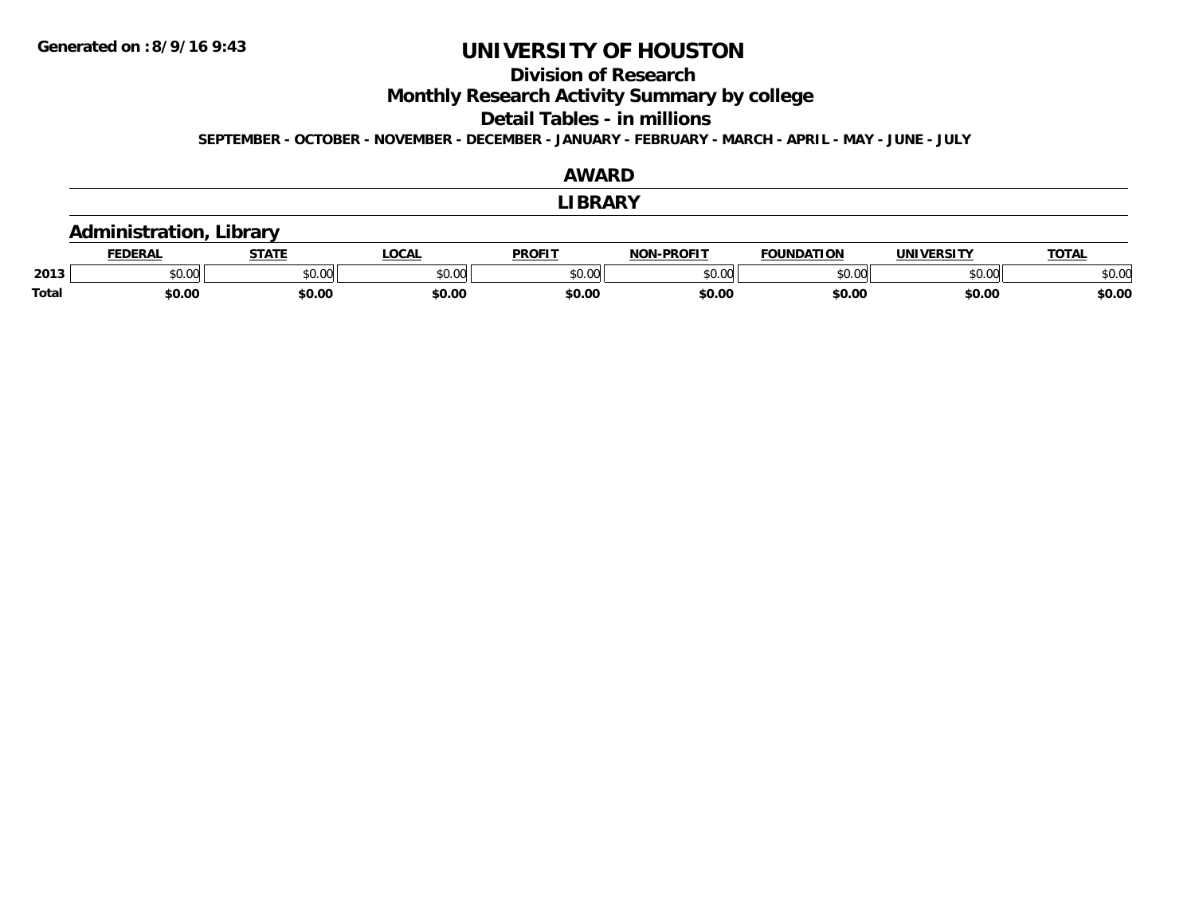Generated on :8/9/16 9:43

# UNIVERSITY OF HOUSTON

## Division of Research

## Monthly Research Activity Summary by college

## Detail Tables - in millions

**SEPTEMBER - OCTOBER - NOVEMBER - DECEMBER - JANUARY - FEBRUARY - MARCH - APRIL - MAY - JUNE - JULY**

## AWARD

## LIBRARY

### Administration, Library

| | FEDERAL | STATE | LOCAL | PROFIT | NON-PROFIT | FOUNDATION | UNIVERSITY | TOTAL |
|---|---|---|---|---|---|---|---|---|
| 2013 | $0.00 | $0.00 | $0.00 | $0.00 | $0.00 | $0.00 | $0.00 | $0.00 |
| Total | $0.00 | $0.00 | $0.00 | $0.00 | $0.00 | $0.00 | $0.00 | $0.00 |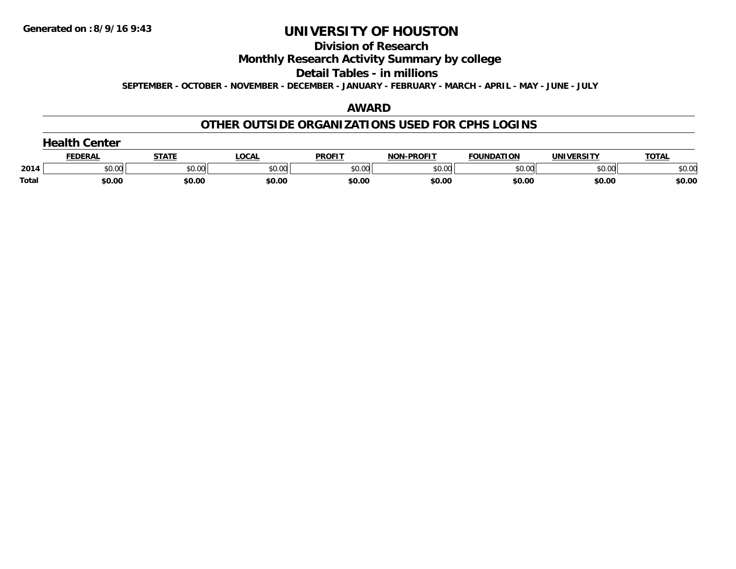**Generated on :8/9/16 9:43**

# UNIVERSITY OF HOUSTON

## Division of Research

## Monthly Research Activity Summary by college

## Detail Tables - in millions

**SEPTEMBER - OCTOBER - NOVEMBER - DECEMBER - JANUARY - FEBRUARY - MARCH - APRIL - MAY - JUNE - JULY**

## AWARD

## OTHER OUTSIDE ORGANIZATIONS USED FOR CPHS LOGINS

### Health Center

| | FEDERAL | STATE | LOCAL | PROFIT | NON-PROFIT | FOUNDATION | UNIVERSITY | TOTAL |
|---|---|---|---|---|---|---|---|---|
| 2014 | $0.00 | $0.00 | $0.00 | $0.00 | $0.00 | $0.00 | $0.00 | $0.00 |
| **Total** | **$0.00** | **$0.00** | **$0.00** | **$0.00** | **$0.00** | **$0.00** | **$0.00** | **$0.00** |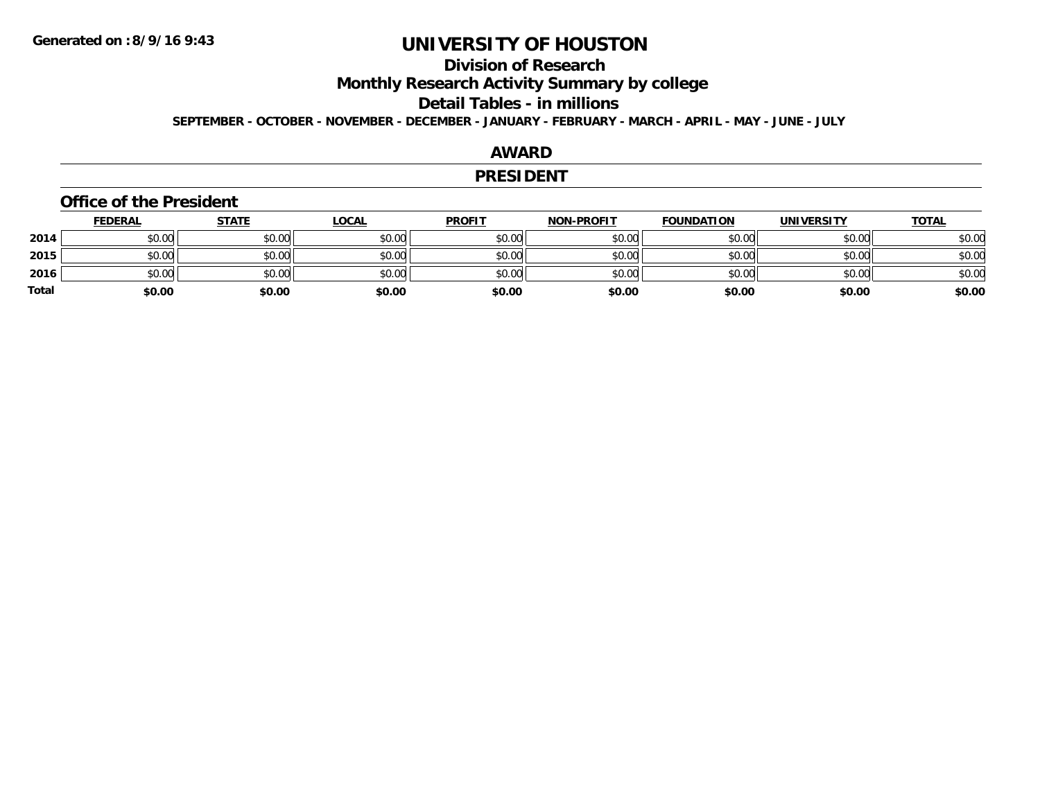**Generated on :8/9/16 9:43**

# UNIVERSITY OF HOUSTON

## Division of Research

## Monthly Research Activity Summary by college

## Detail Tables - in millions

**SEPTEMBER - OCTOBER - NOVEMBER - DECEMBER - JANUARY - FEBRUARY - MARCH - APRIL - MAY - JUNE - JULY**

## AWARD

## PRESIDENT

### Office of the President

| | FEDERAL | STATE | LOCAL | PROFIT | NON-PROFIT | FOUNDATION | UNIVERSITY | TOTAL |
|---|---|---|---|---|---|---|---|---|
| **2014** | $0.00 | $0.00 | $0.00 | $0.00 | $0.00 | $0.00 | $0.00 | $0.00 |
| **2015** | $0.00 | $0.00 | $0.00 | $0.00 | $0.00 | $0.00 | $0.00 | $0.00 |
| **2016** | $0.00 | $0.00 | $0.00 | $0.00 | $0.00 | $0.00 | $0.00 | $0.00 |
| **Total** | **$0.00** | **$0.00** | **$0.00** | **$0.00** | **$0.00** | **$0.00** | **$0.00** | **$0.00** |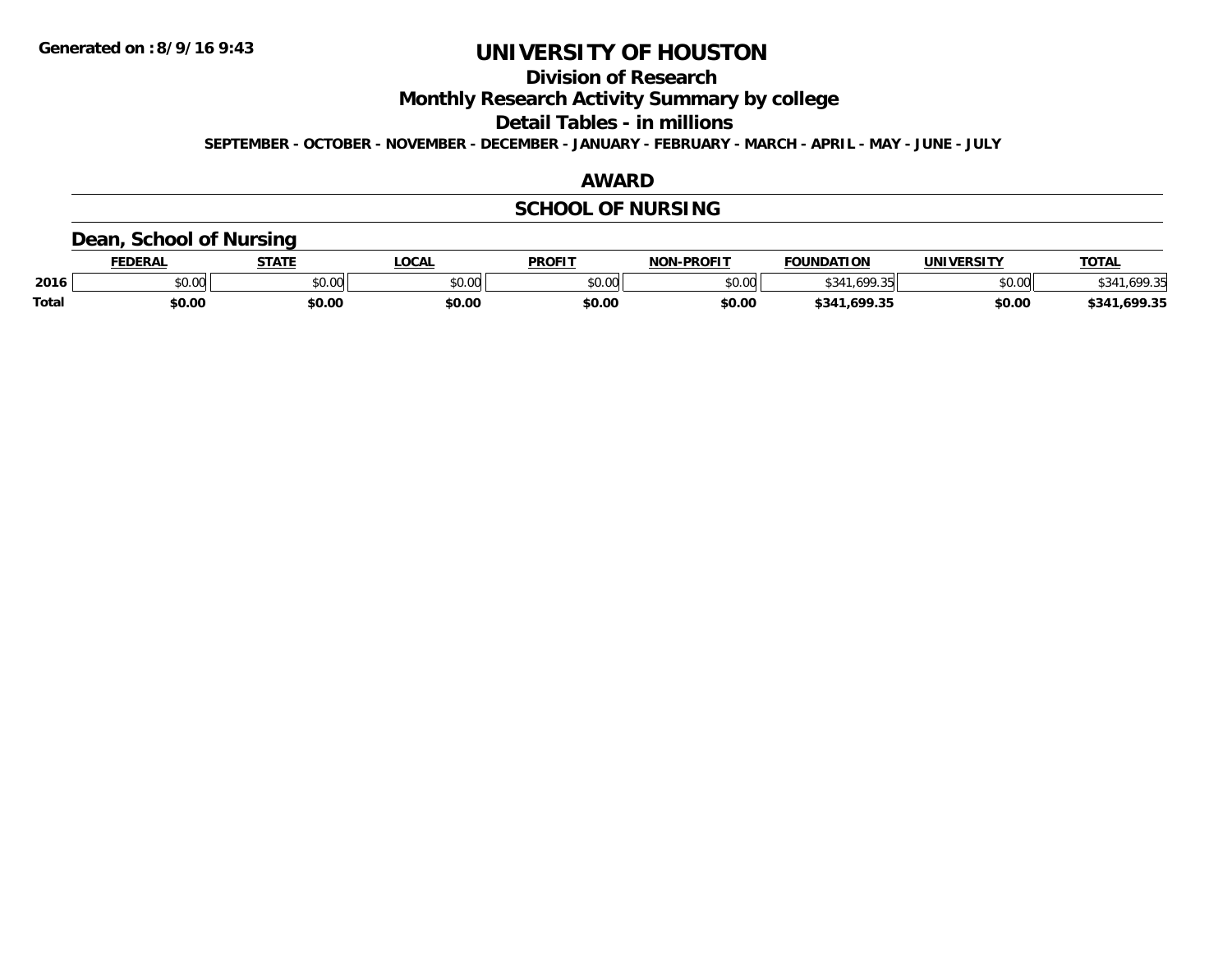Generated on :8/9/16 9:43

# UNIVERSITY OF HOUSTON

## Division of Research

## Monthly Research Activity Summary by college

## Detail Tables - in millions

SEPTEMBER - OCTOBER - NOVEMBER - DECEMBER - JANUARY - FEBRUARY - MARCH - APRIL - MAY - JUNE - JULY

## AWARD

## SCHOOL OF NURSING

### Dean, School of Nursing

| | FEDERAL | STATE | LOCAL | PROFIT | NON-PROFIT | FOUNDATION | UNIVERSITY | TOTAL |
|---|---|---|---|---|---|---|---|---|
| 2016 | $0.00 | $0.00 | $0.00 | $0.00 | $0.00 | $341,699.35 | $0.00 | $341,699.35 |
| **Total** | **$0.00** | **$0.00** | **$0.00** | **$0.00** | **$0.00** | **$341,699.35** | **$0.00** | **$341,699.35** |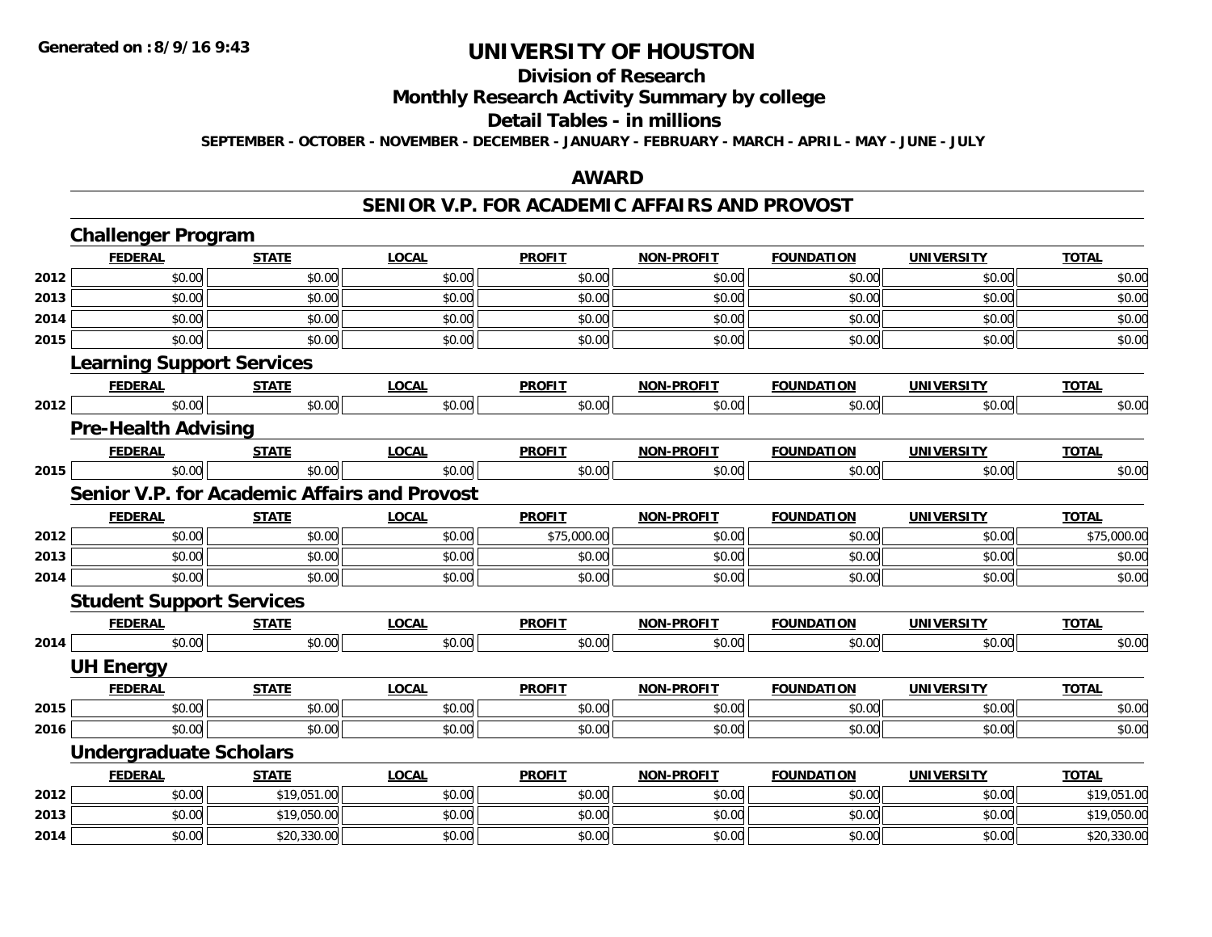**Generated on :8/9/16 9:43**

# UNIVERSITY OF HOUSTON

## Division of Research

## Monthly Research Activity Summary by college

## Detail Tables - in millions

**SEPTEMBER - OCTOBER - NOVEMBER - DECEMBER - JANUARY - FEBRUARY - MARCH - APRIL - MAY - JUNE - JULY**

## AWARD

## SENIOR V.P. FOR ACADEMIC AFFAIRS AND PROVOST

### Challenger Program

| | FEDERAL | STATE | LOCAL | PROFIT | NON-PROFIT | FOUNDATION | UNIVERSITY | TOTAL |
|---|---|---|---|---|---|---|---|---|
| 2012 | $0.00 | $0.00 | $0.00 | $0.00 | $0.00 | $0.00 | $0.00 | $0.00 |
| 2013 | $0.00 | $0.00 | $0.00 | $0.00 | $0.00 | $0.00 | $0.00 | $0.00 |
| 2014 | $0.00 | $0.00 | $0.00 | $0.00 | $0.00 | $0.00 | $0.00 | $0.00 |
| 2015 | $0.00 | $0.00 | $0.00 | $0.00 | $0.00 | $0.00 | $0.00 | $0.00 |

### Learning Support Services

| | FEDERAL | STATE | LOCAL | PROFIT | NON-PROFIT | FOUNDATION | UNIVERSITY | TOTAL |
|---|---|---|---|---|---|---|---|---|
| 2012 | $0.00 | $0.00 | $0.00 | $0.00 | $0.00 | $0.00 | $0.00 | $0.00 |

### Pre-Health Advising

| | FEDERAL | STATE | LOCAL | PROFIT | NON-PROFIT | FOUNDATION | UNIVERSITY | TOTAL |
|---|---|---|---|---|---|---|---|---|
| 2015 | $0.00 | $0.00 | $0.00 | $0.00 | $0.00 | $0.00 | $0.00 | $0.00 |

### Senior V.P. for Academic Affairs and Provost

| | FEDERAL | STATE | LOCAL | PROFIT | NON-PROFIT | FOUNDATION | UNIVERSITY | TOTAL |
|---|---|---|---|---|---|---|---|---|
| 2012 | $0.00 | $0.00 | $0.00 | $75,000.00 | $0.00 | $0.00 | $0.00 | $75,000.00 |
| 2013 | $0.00 | $0.00 | $0.00 | $0.00 | $0.00 | $0.00 | $0.00 | $0.00 |
| 2014 | $0.00 | $0.00 | $0.00 | $0.00 | $0.00 | $0.00 | $0.00 | $0.00 |

### Student Support Services

| | FEDERAL | STATE | LOCAL | PROFIT | NON-PROFIT | FOUNDATION | UNIVERSITY | TOTAL |
|---|---|---|---|---|---|---|---|---|
| 2014 | $0.00 | $0.00 | $0.00 | $0.00 | $0.00 | $0.00 | $0.00 | $0.00 |

### UH Energy

| | FEDERAL | STATE | LOCAL | PROFIT | NON-PROFIT | FOUNDATION | UNIVERSITY | TOTAL |
|---|---|---|---|---|---|---|---|---|
| 2015 | $0.00 | $0.00 | $0.00 | $0.00 | $0.00 | $0.00 | $0.00 | $0.00 |
| 2016 | $0.00 | $0.00 | $0.00 | $0.00 | $0.00 | $0.00 | $0.00 | $0.00 |

### Undergraduate Scholars

| | FEDERAL | STATE | LOCAL | PROFIT | NON-PROFIT | FOUNDATION | UNIVERSITY | TOTAL |
|---|---|---|---|---|---|---|---|---|
| 2012 | $0.00 | $19,051.00 | $0.00 | $0.00 | $0.00 | $0.00 | $0.00 | $19,051.00 |
| 2013 | $0.00 | $19,050.00 | $0.00 | $0.00 | $0.00 | $0.00 | $0.00 | $19,050.00 |
| 2014 | $0.00 | $20,330.00 | $0.00 | $0.00 | $0.00 | $0.00 | $0.00 | $20,330.00 |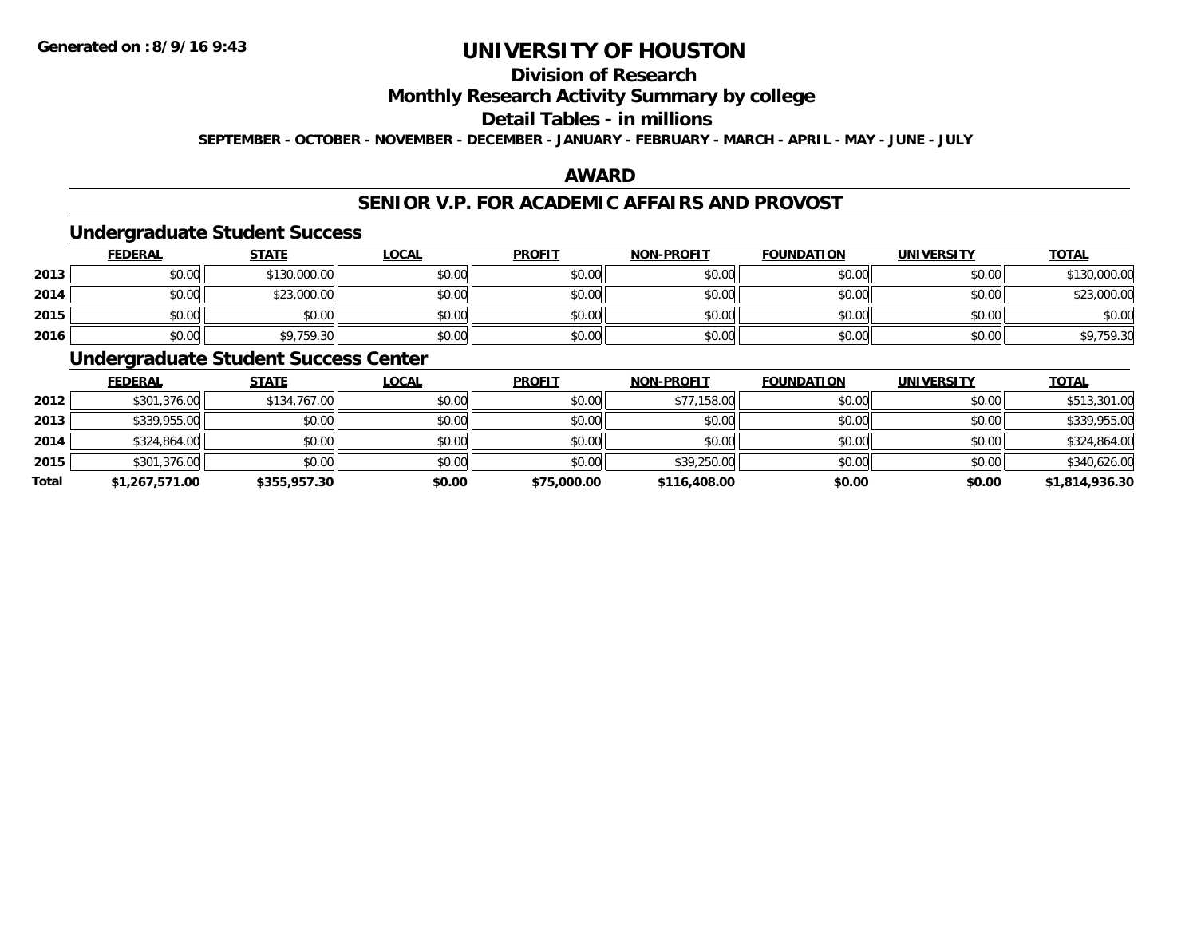# UNIVERSITY OF HOUSTON

## Division of Research

## Monthly Research Activity Summary by college

## Detail Tables - in millions

**SEPTEMBER - OCTOBER - NOVEMBER - DECEMBER - JANUARY - FEBRUARY - MARCH - APRIL - MAY - JUNE - JULY**

**Generated on : 8/9/16 9:43**

## AWARD

## SENIOR V.P. FOR ACADEMIC AFFAIRS AND PROVOST

### Undergraduate Student Success

| | FEDERAL | STATE | LOCAL | PROFIT | NON-PROFIT | FOUNDATION | UNIVERSITY | TOTAL |
|---|---|---|---|---|---|---|---|---|
| 2013 | $0.00 | $130,000.00 | $0.00 | $0.00 | $0.00 | $0.00 | $0.00 | $130,000.00 |
| 2014 | $0.00 | $23,000.00 | $0.00 | $0.00 | $0.00 | $0.00 | $0.00 | $23,000.00 |
| 2015 | $0.00 | $0.00 | $0.00 | $0.00 | $0.00 | $0.00 | $0.00 | $0.00 |
| 2016 | $0.00 | $9,759.30 | $0.00 | $0.00 | $0.00 | $0.00 | $0.00 | $9,759.30 |

### Undergraduate Student Success Center

| | FEDERAL | STATE | LOCAL | PROFIT | NON-PROFIT | FOUNDATION | UNIVERSITY | TOTAL |
|---|---|---|---|---|---|---|---|---|
| 2012 | $301,376.00 | $134,767.00 | $0.00 | $0.00 | $77,158.00 | $0.00 | $0.00 | $513,301.00 |
| 2013 | $339,955.00 | $0.00 | $0.00 | $0.00 | $0.00 | $0.00 | $0.00 | $339,955.00 |
| 2014 | $324,864.00 | $0.00 | $0.00 | $0.00 | $0.00 | $0.00 | $0.00 | $324,864.00 |
| 2015 | $301,376.00 | $0.00 | $0.00 | $0.00 | $39,250.00 | $0.00 | $0.00 | $340,626.00 |
| **Total** | **$1,267,571.00** | **$355,957.30** | **$0.00** | **$75,000.00** | **$116,408.00** | **$0.00** | **$0.00** | **$1,814,936.30** |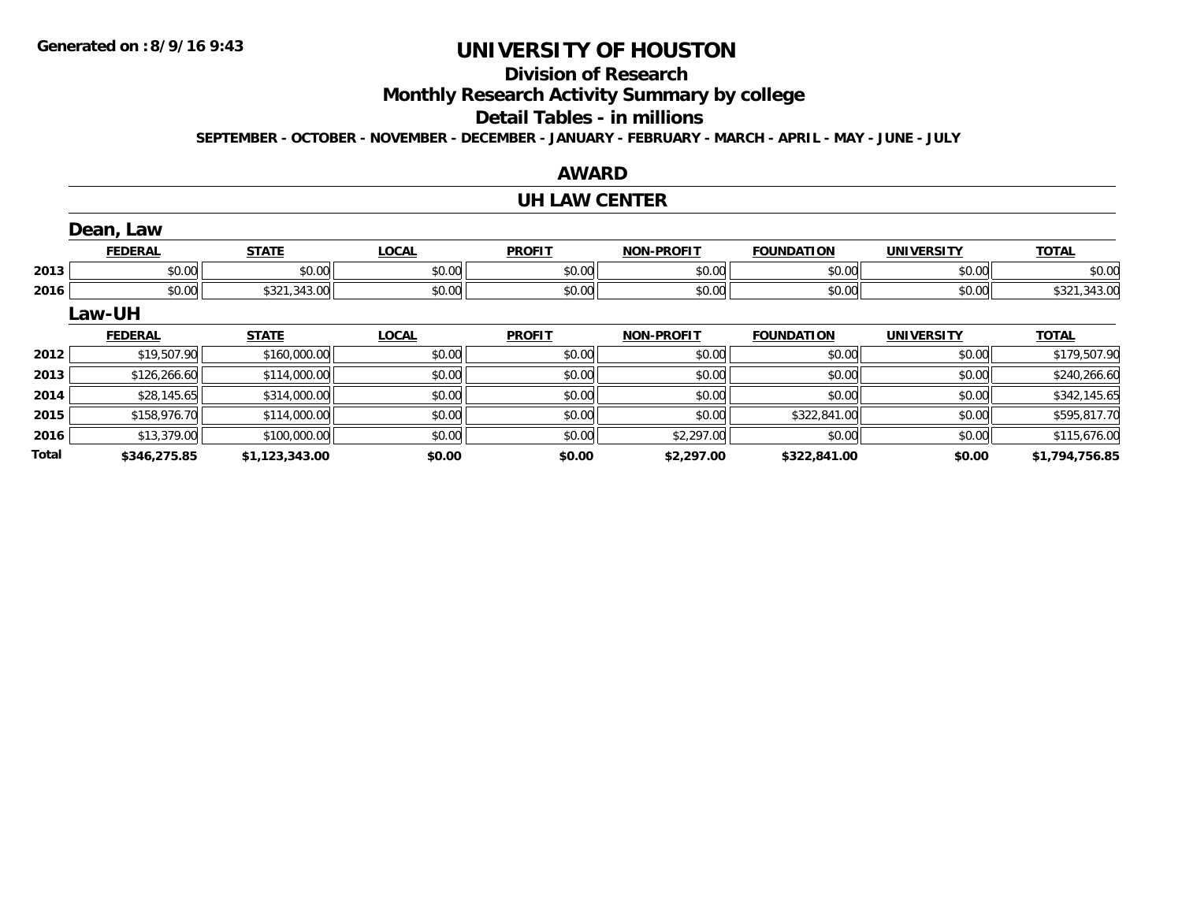**Generated on :8/9/16 9:43**

# UNIVERSITY OF HOUSTON

## Division of Research

## Monthly Research Activity Summary by college

## Detail Tables - in millions

**SEPTEMBER - OCTOBER - NOVEMBER - DECEMBER - JANUARY - FEBRUARY - MARCH - APRIL - MAY - JUNE - JULY**

### AWARD

### UH LAW CENTER

#### Dean, Law

| | FEDERAL | STATE | LOCAL | PROFIT | NON-PROFIT | FOUNDATION | UNIVERSITY | TOTAL |
|---|---|---|---|---|---|---|---|---|
| 2013 | $0.00 | $0.00 | $0.00 | $0.00 | $0.00 | $0.00 | $0.00 | $0.00 |
| 2016 | $0.00 | $321,343.00 | $0.00 | $0.00 | $0.00 | $0.00 | $0.00 | $321,343.00 |

#### Law-UH

| | FEDERAL | STATE | LOCAL | PROFIT | NON-PROFIT | FOUNDATION | UNIVERSITY | TOTAL |
|---|---|---|---|---|---|---|---|---|
| 2012 | $19,507.90 | $160,000.00 | $0.00 | $0.00 | $0.00 | $0.00 | $0.00 | $179,507.90 |
| 2013 | $126,266.60 | $114,000.00 | $0.00 | $0.00 | $0.00 | $0.00 | $0.00 | $240,266.60 |
| 2014 | $28,145.65 | $314,000.00 | $0.00 | $0.00 | $0.00 | $0.00 | $0.00 | $342,145.65 |
| 2015 | $158,976.70 | $114,000.00 | $0.00 | $0.00 | $0.00 | $322,841.00 | $0.00 | $595,817.70 |
| 2016 | $13,379.00 | $100,000.00 | $0.00 | $0.00 | $2,297.00 | $0.00 | $0.00 | $115,676.00 |
| **Total** | **$346,275.85** | **$1,123,343.00** | **$0.00** | **$0.00** | **$2,297.00** | **$322,841.00** | **$0.00** | **$1,794,756.85** |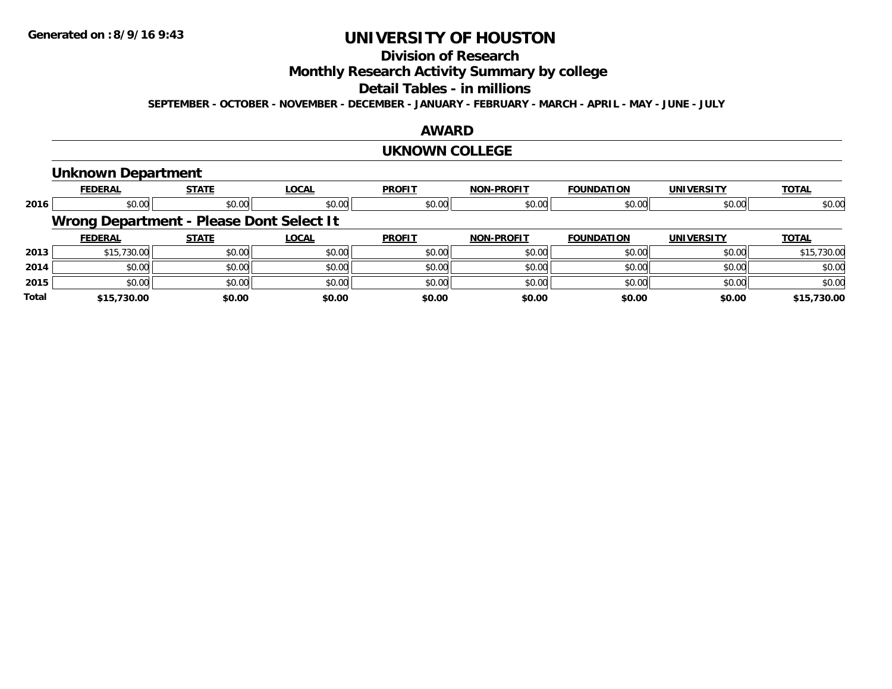Generated on :8/9/16 9:43

# UNIVERSITY OF HOUSTON

## Division of Research

## Monthly Research Activity Summary by college

## Detail Tables - in millions

**SEPTEMBER - OCTOBER - NOVEMBER - DECEMBER - JANUARY - FEBRUARY - MARCH - APRIL - MAY - JUNE - JULY**

## AWARD

## UKNOWN COLLEGE

### Unknown Department

| | FEDERAL | STATE | LOCAL | PROFIT | NON-PROFIT | FOUNDATION | UNIVERSITY | TOTAL |
|---|---|---|---|---|---|---|---|---|
| 2016 | $0.00 | $0.00 | $0.00 | $0.00 | $0.00 | $0.00 | $0.00 | $0.00 |

### Wrong Department - Please Dont Select It

| | FEDERAL | STATE | LOCAL | PROFIT | NON-PROFIT | FOUNDATION | UNIVERSITY | TOTAL |
|---|---|---|---|---|---|---|---|---|
| 2013 | $15,730.00 | $0.00 | $0.00 | $0.00 | $0.00 | $0.00 | $0.00 | $15,730.00 |
| 2014 | $0.00 | $0.00 | $0.00 | $0.00 | $0.00 | $0.00 | $0.00 | $0.00 |
| 2015 | $0.00 | $0.00 | $0.00 | $0.00 | $0.00 | $0.00 | $0.00 | $0.00 |
| **Total** | **$15,730.00** | **$0.00** | **$0.00** | **$0.00** | **$0.00** | **$0.00** | **$0.00** | **$15,730.00** |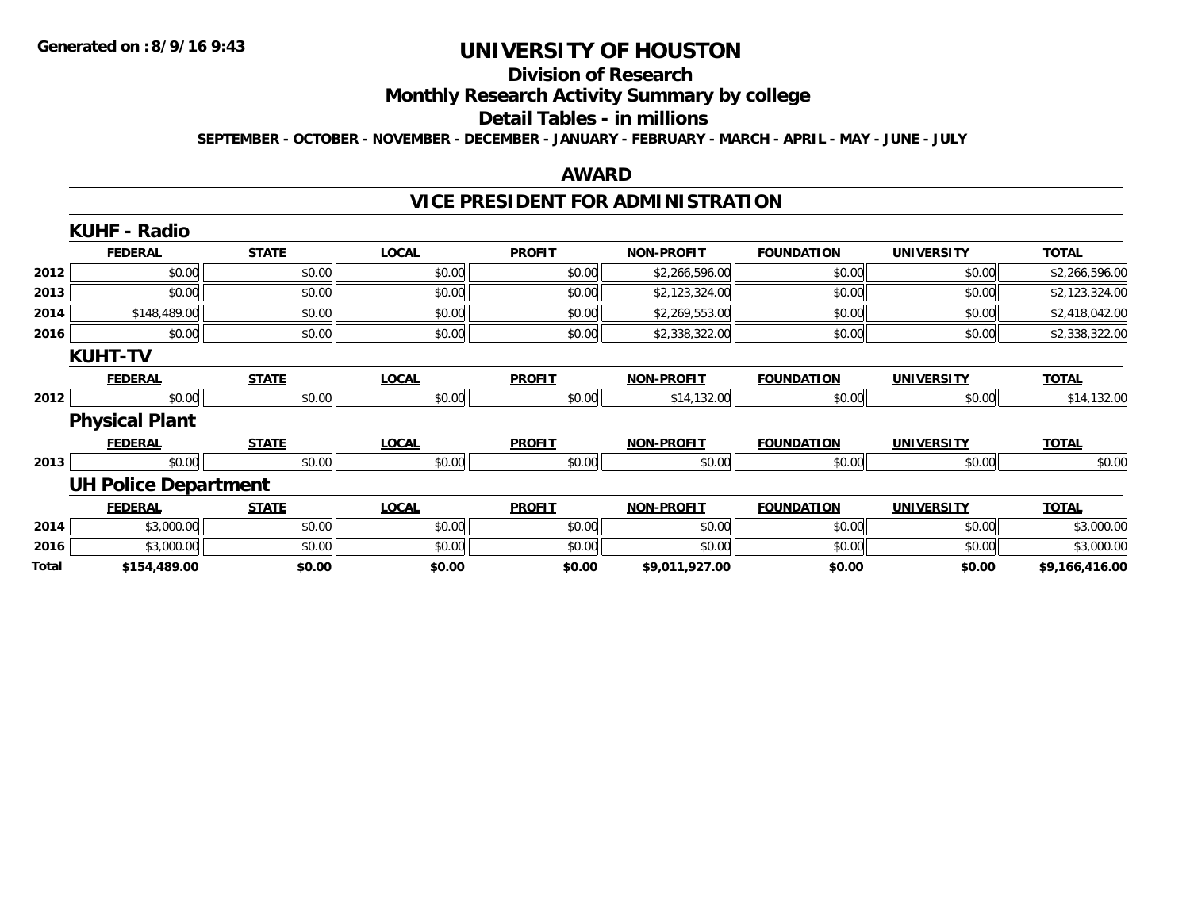Generated on :8/9/16 9:43

# UNIVERSITY OF HOUSTON

## Division of Research

## Monthly Research Activity Summary by college

## Detail Tables - in millions

SEPTEMBER - OCTOBER - NOVEMBER - DECEMBER - JANUARY - FEBRUARY - MARCH - APRIL - MAY - JUNE - JULY

### AWARD

### VICE PRESIDENT FOR ADMINISTRATION

#### KUHF - Radio

| | FEDERAL | STATE | LOCAL | PROFIT | NON-PROFIT | FOUNDATION | UNIVERSITY | TOTAL |
|---|---|---|---|---|---|---|---|---|
| 2012 | $0.00 | $0.00 | $0.00 | $0.00 | $2,266,596.00 | $0.00 | $0.00 | $2,266,596.00 |
| 2013 | $0.00 | $0.00 | $0.00 | $0.00 | $2,123,324.00 | $0.00 | $0.00 | $2,123,324.00 |
| 2014 | $148,489.00 | $0.00 | $0.00 | $0.00 | $2,269,553.00 | $0.00 | $0.00 | $2,418,042.00 |
| 2016 | $0.00 | $0.00 | $0.00 | $0.00 | $2,338,322.00 | $0.00 | $0.00 | $2,338,322.00 |

#### KUHT-TV

| | FEDERAL | STATE | LOCAL | PROFIT | NON-PROFIT | FOUNDATION | UNIVERSITY | TOTAL |
|---|---|---|---|---|---|---|---|---|
| 2012 | $0.00 | $0.00 | $0.00 | $0.00 | $14,132.00 | $0.00 | $0.00 | $14,132.00 |

#### Physical Plant

| | FEDERAL | STATE | LOCAL | PROFIT | NON-PROFIT | FOUNDATION | UNIVERSITY | TOTAL |
|---|---|---|---|---|---|---|---|---|
| 2013 | $0.00 | $0.00 | $0.00 | $0.00 | $0.00 | $0.00 | $0.00 | $0.00 |

#### UH Police Department

| | FEDERAL | STATE | LOCAL | PROFIT | NON-PROFIT | FOUNDATION | UNIVERSITY | TOTAL |
|---|---|---|---|---|---|---|---|---|
| 2014 | $3,000.00 | $0.00 | $0.00 | $0.00 | $0.00 | $0.00 | $0.00 | $3,000.00 |
| 2016 | $3,000.00 | $0.00 | $0.00 | $0.00 | $0.00 | $0.00 | $0.00 | $3,000.00 |
| **Total** | **$154,489.00** | **$0.00** | **$0.00** | **$0.00** | **$9,011,927.00** | **$0.00** | **$0.00** | **$9,166,416.00** |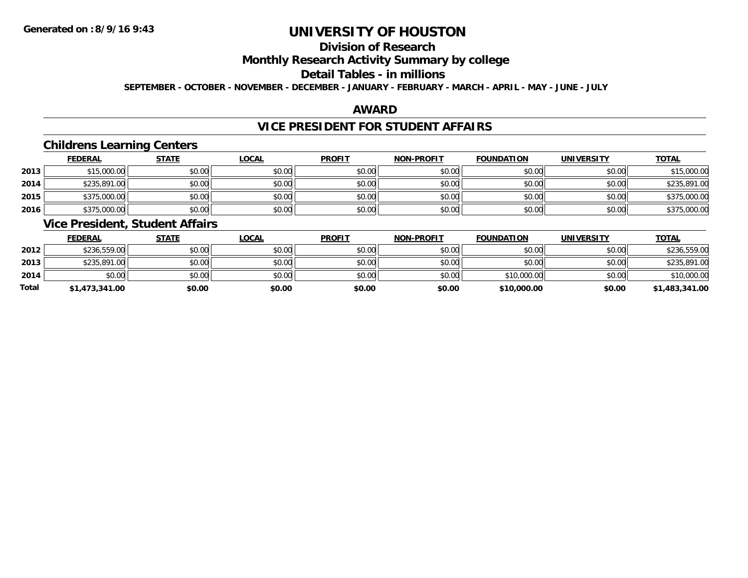# UNIVERSITY OF HOUSTON

## Division of Research

## Monthly Research Activity Summary by college

## Detail Tables - in millions

**SEPTEMBER - OCTOBER - NOVEMBER - DECEMBER - JANUARY - FEBRUARY - MARCH - APRIL - MAY - JUNE - JULY**

## AWARD

## VICE PRESIDENT FOR STUDENT AFFAIRS

### Childrens Learning Centers

| | FEDERAL | STATE | LOCAL | PROFIT | NON-PROFIT | FOUNDATION | UNIVERSITY | TOTAL |
|---|---|---|---|---|---|---|---|---|
| 2013 | $15,000.00 | $0.00 | $0.00 | $0.00 | $0.00 | $0.00 | $0.00 | $15,000.00 |
| 2014 | $235,891.00 | $0.00 | $0.00 | $0.00 | $0.00 | $0.00 | $0.00 | $235,891.00 |
| 2015 | $375,000.00 | $0.00 | $0.00 | $0.00 | $0.00 | $0.00 | $0.00 | $375,000.00 |
| 2016 | $375,000.00 | $0.00 | $0.00 | $0.00 | $0.00 | $0.00 | $0.00 | $375,000.00 |

### Vice President, Student Affairs

| | FEDERAL | STATE | LOCAL | PROFIT | NON-PROFIT | FOUNDATION | UNIVERSITY | TOTAL |
|---|---|---|---|---|---|---|---|---|
| 2012 | $236,559.00 | $0.00 | $0.00 | $0.00 | $0.00 | $0.00 | $0.00 | $236,559.00 |
| 2013 | $235,891.00 | $0.00 | $0.00 | $0.00 | $0.00 | $0.00 | $0.00 | $235,891.00 |
| 2014 | $0.00 | $0.00 | $0.00 | $0.00 | $0.00 | $10,000.00 | $0.00 | $10,000.00 |
| **Total** | **$1,473,341.00** | **$0.00** | **$0.00** | **$0.00** | **$0.00** | **$10,000.00** | **$0.00** | **$1,483,341.00** |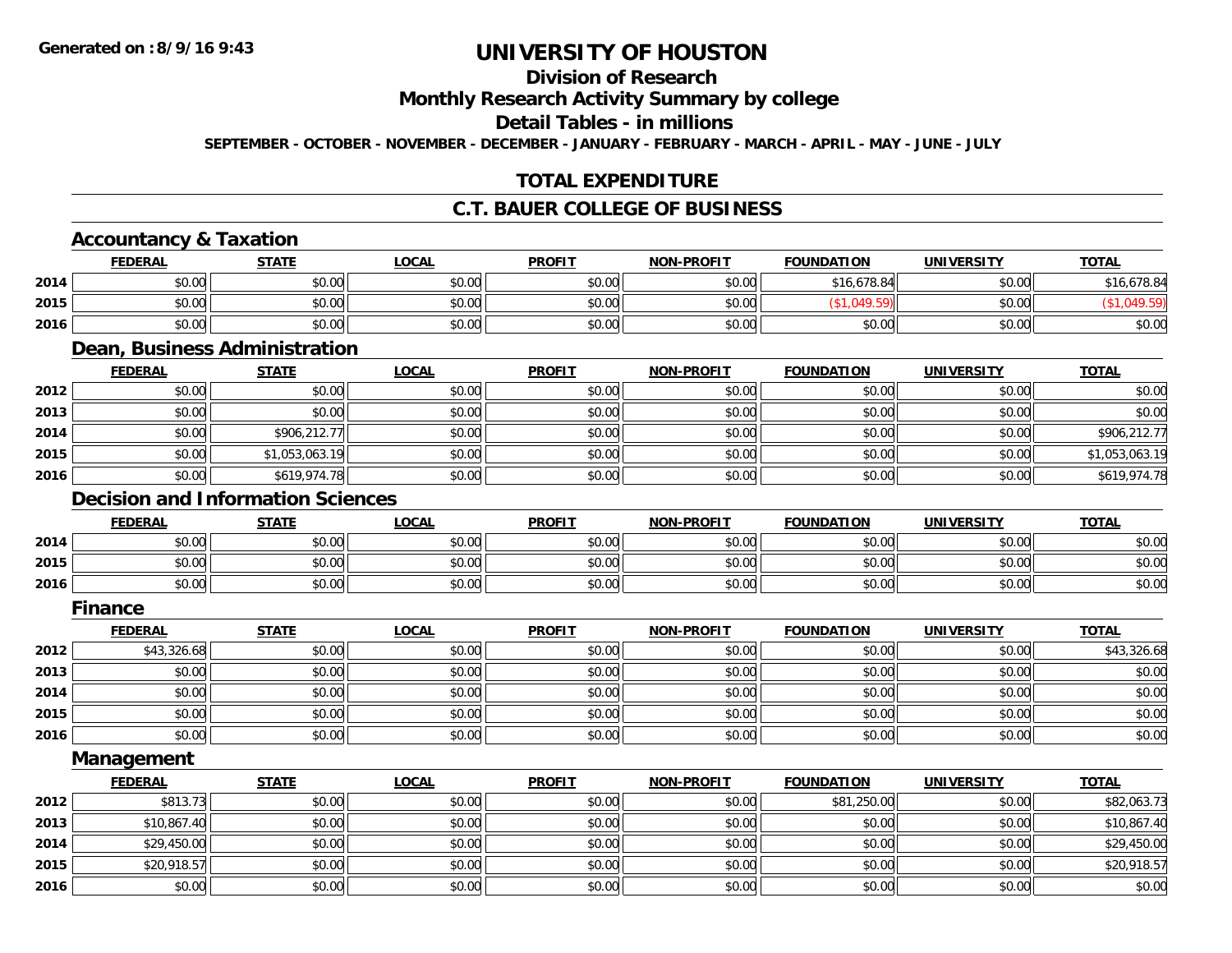# UNIVERSITY OF HOUSTON

## Division of Research

## Monthly Research Activity Summary by college

## Detail Tables - in millions

SEPTEMBER - OCTOBER - NOVEMBER - DECEMBER - JANUARY - FEBRUARY - MARCH - APRIL - MAY - JUNE - JULY

## TOTAL EXPENDITURE

## C.T. BAUER COLLEGE OF BUSINESS

### Accountancy & Taxation

| | FEDERAL | STATE | LOCAL | PROFIT | NON-PROFIT | FOUNDATION | UNIVERSITY | TOTAL |
|---|---|---|---|---|---|---|---|---|
| 2014 | $0.00 | $0.00 | $0.00 | $0.00 | $0.00 | $16,678.84 | $0.00 | $16,678.84 |
| 2015 | $0.00 | $0.00 | $0.00 | $0.00 | $0.00 | ($1,049.59) | $0.00 | ($1,049.59) |
| 2016 | $0.00 | $0.00 | $0.00 | $0.00 | $0.00 | $0.00 | $0.00 | $0.00 |

### Dean, Business Administration

| | FEDERAL | STATE | LOCAL | PROFIT | NON-PROFIT | FOUNDATION | UNIVERSITY | TOTAL |
|---|---|---|---|---|---|---|---|---|
| 2012 | $0.00 | $0.00 | $0.00 | $0.00 | $0.00 | $0.00 | $0.00 | $0.00 |
| 2013 | $0.00 | $0.00 | $0.00 | $0.00 | $0.00 | $0.00 | $0.00 | $0.00 |
| 2014 | $0.00 | $906,212.77 | $0.00 | $0.00 | $0.00 | $0.00 | $0.00 | $906,212.77 |
| 2015 | $0.00 | $1,053,063.19 | $0.00 | $0.00 | $0.00 | $0.00 | $0.00 | $1,053,063.19 |
| 2016 | $0.00 | $619,974.78 | $0.00 | $0.00 | $0.00 | $0.00 | $0.00 | $619,974.78 |

### Decision and Information Sciences

| | FEDERAL | STATE | LOCAL | PROFIT | NON-PROFIT | FOUNDATION | UNIVERSITY | TOTAL |
|---|---|---|---|---|---|---|---|---|
| 2014 | $0.00 | $0.00 | $0.00 | $0.00 | $0.00 | $0.00 | $0.00 | $0.00 |
| 2015 | $0.00 | $0.00 | $0.00 | $0.00 | $0.00 | $0.00 | $0.00 | $0.00 |
| 2016 | $0.00 | $0.00 | $0.00 | $0.00 | $0.00 | $0.00 | $0.00 | $0.00 |

### Finance

| | FEDERAL | STATE | LOCAL | PROFIT | NON-PROFIT | FOUNDATION | UNIVERSITY | TOTAL |
|---|---|---|---|---|---|---|---|---|
| 2012 | $43,326.68 | $0.00 | $0.00 | $0.00 | $0.00 | $0.00 | $0.00 | $43,326.68 |
| 2013 | $0.00 | $0.00 | $0.00 | $0.00 | $0.00 | $0.00 | $0.00 | $0.00 |
| 2014 | $0.00 | $0.00 | $0.00 | $0.00 | $0.00 | $0.00 | $0.00 | $0.00 |
| 2015 | $0.00 | $0.00 | $0.00 | $0.00 | $0.00 | $0.00 | $0.00 | $0.00 |
| 2016 | $0.00 | $0.00 | $0.00 | $0.00 | $0.00 | $0.00 | $0.00 | $0.00 |

### Management

| | FEDERAL | STATE | LOCAL | PROFIT | NON-PROFIT | FOUNDATION | UNIVERSITY | TOTAL |
|---|---|---|---|---|---|---|---|---|
| 2012 | $813.73 | $0.00 | $0.00 | $0.00 | $0.00 | $81,250.00 | $0.00 | $82,063.73 |
| 2013 | $10,867.40 | $0.00 | $0.00 | $0.00 | $0.00 | $0.00 | $0.00 | $10,867.40 |
| 2014 | $29,450.00 | $0.00 | $0.00 | $0.00 | $0.00 | $0.00 | $0.00 | $29,450.00 |
| 2015 | $20,918.57 | $0.00 | $0.00 | $0.00 | $0.00 | $0.00 | $0.00 | $20,918.57 |
| 2016 | $0.00 | $0.00 | $0.00 | $0.00 | $0.00 | $0.00 | $0.00 | $0.00 |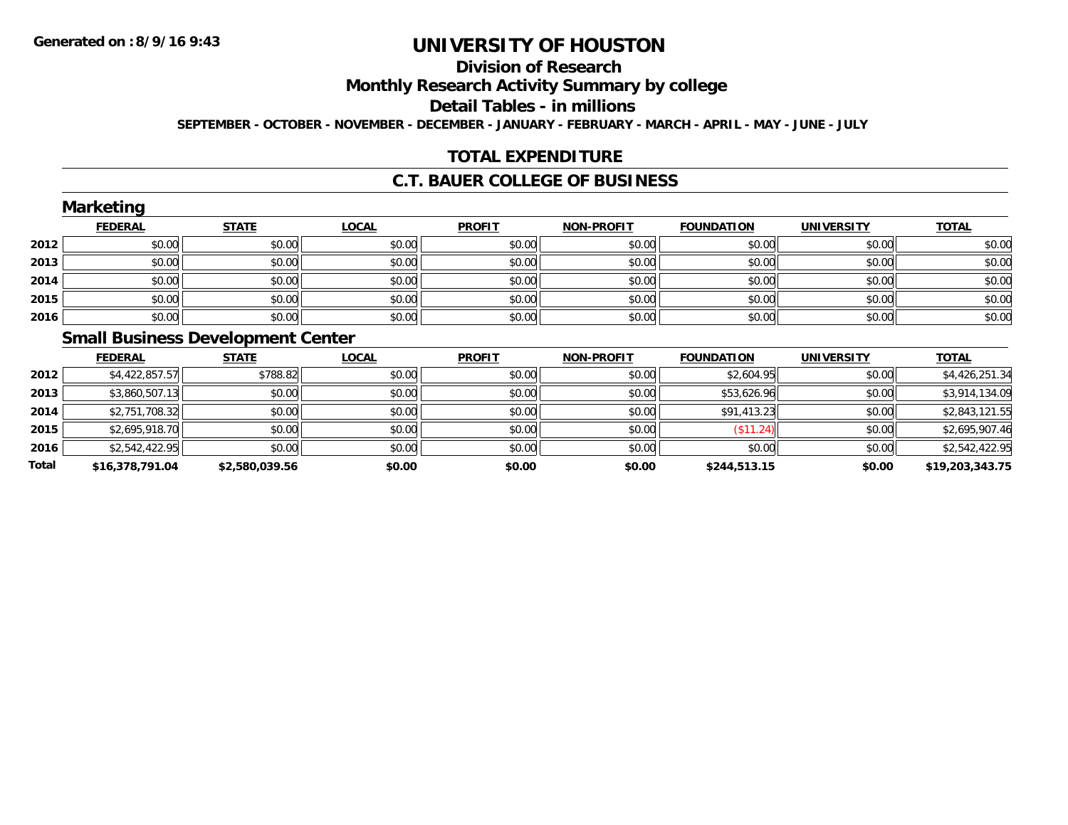**Generated on :8/9/16 9:43**

# UNIVERSITY OF HOUSTON

## Division of Research

## Monthly Research Activity Summary by college

## Detail Tables - in millions

**SEPTEMBER - OCTOBER - NOVEMBER - DECEMBER - JANUARY - FEBRUARY - MARCH - APRIL - MAY - JUNE - JULY**

## TOTAL EXPENDITURE

## C.T. BAUER COLLEGE OF BUSINESS

### Marketing

| | FEDERAL | STATE | LOCAL | PROFIT | NON-PROFIT | FOUNDATION | UNIVERSITY | TOTAL |
|---|---|---|---|---|---|---|---|---|
| 2012 | $0.00 | $0.00 | $0.00 | $0.00 | $0.00 | $0.00 | $0.00 | $0.00 |
| 2013 | $0.00 | $0.00 | $0.00 | $0.00 | $0.00 | $0.00 | $0.00 | $0.00 |
| 2014 | $0.00 | $0.00 | $0.00 | $0.00 | $0.00 | $0.00 | $0.00 | $0.00 |
| 2015 | $0.00 | $0.00 | $0.00 | $0.00 | $0.00 | $0.00 | $0.00 | $0.00 |
| 2016 | $0.00 | $0.00 | $0.00 | $0.00 | $0.00 | $0.00 | $0.00 | $0.00 |

### Small Business Development Center

| | FEDERAL | STATE | LOCAL | PROFIT | NON-PROFIT | FOUNDATION | UNIVERSITY | TOTAL |
|---|---|---|---|---|---|---|---|---|
| 2012 | $4,422,857.57 | $788.82 | $0.00 | $0.00 | $0.00 | $2,604.95 | $0.00 | $4,426,251.34 |
| 2013 | $3,860,507.13 | $0.00 | $0.00 | $0.00 | $0.00 | $53,626.96 | $0.00 | $3,914,134.09 |
| 2014 | $2,751,708.32 | $0.00 | $0.00 | $0.00 | $0.00 | $91,413.23 | $0.00 | $2,843,121.55 |
| 2015 | $2,695,918.70 | $0.00 | $0.00 | $0.00 | $0.00 | ($11.24) | $0.00 | $2,695,907.46 |
| 2016 | $2,542,422.95 | $0.00 | $0.00 | $0.00 | $0.00 | $0.00 | $0.00 | $2,542,422.95 |
| **Total** | **$16,378,791.04** | **$2,580,039.56** | **$0.00** | **$0.00** | **$0.00** | **$244,513.15** | **$0.00** | **$19,203,343.75** |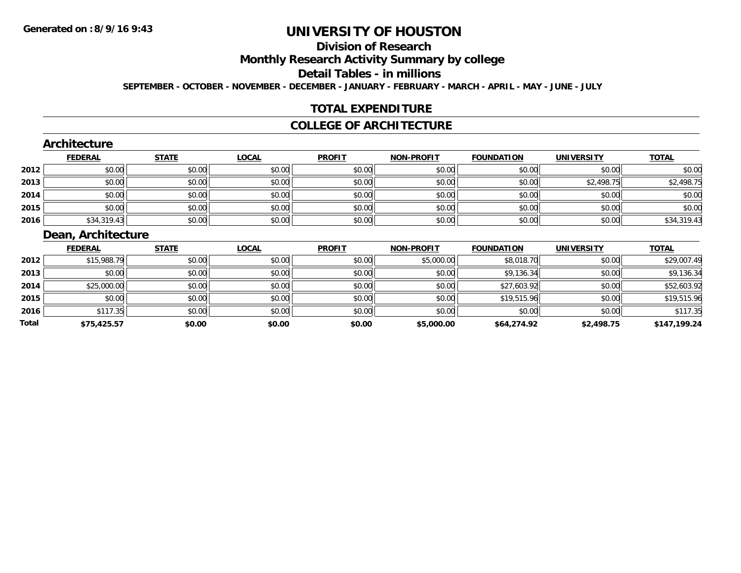**Generated on :8/9/16 9:43**

# UNIVERSITY OF HOUSTON

## Division of Research

## Monthly Research Activity Summary by college

## Detail Tables - in millions

**SEPTEMBER - OCTOBER - NOVEMBER - DECEMBER - JANUARY - FEBRUARY - MARCH - APRIL - MAY - JUNE - JULY**

## TOTAL EXPENDITURE

## COLLEGE OF ARCHITECTURE

### Architecture

| | FEDERAL | STATE | LOCAL | PROFIT | NON-PROFIT | FOUNDATION | UNIVERSITY | TOTAL |
|---|---|---|---|---|---|---|---|---|
| 2012 | $0.00 | $0.00 | $0.00 | $0.00 | $0.00 | $0.00 | $0.00 | $0.00 |
| 2013 | $0.00 | $0.00 | $0.00 | $0.00 | $0.00 | $0.00 | $2,498.75 | $2,498.75 |
| 2014 | $0.00 | $0.00 | $0.00 | $0.00 | $0.00 | $0.00 | $0.00 | $0.00 |
| 2015 | $0.00 | $0.00 | $0.00 | $0.00 | $0.00 | $0.00 | $0.00 | $0.00 |
| 2016 | $34,319.43 | $0.00 | $0.00 | $0.00 | $0.00 | $0.00 | $0.00 | $34,319.43 |

### Dean, Architecture

| | FEDERAL | STATE | LOCAL | PROFIT | NON-PROFIT | FOUNDATION | UNIVERSITY | TOTAL |
|---|---|---|---|---|---|---|---|---|
| 2012 | $15,988.79 | $0.00 | $0.00 | $0.00 | $5,000.00 | $8,018.70 | $0.00 | $29,007.49 |
| 2013 | $0.00 | $0.00 | $0.00 | $0.00 | $0.00 | $9,136.34 | $0.00 | $9,136.34 |
| 2014 | $25,000.00 | $0.00 | $0.00 | $0.00 | $0.00 | $27,603.92 | $0.00 | $52,603.92 |
| 2015 | $0.00 | $0.00 | $0.00 | $0.00 | $0.00 | $19,515.96 | $0.00 | $19,515.96 |
| 2016 | $117.35 | $0.00 | $0.00 | $0.00 | $0.00 | $0.00 | $0.00 | $117.35 |
| **Total** | **$75,425.57** | **$0.00** | **$0.00** | **$0.00** | **$5,000.00** | **$64,274.92** | **$2,498.75** | **$147,199.24** |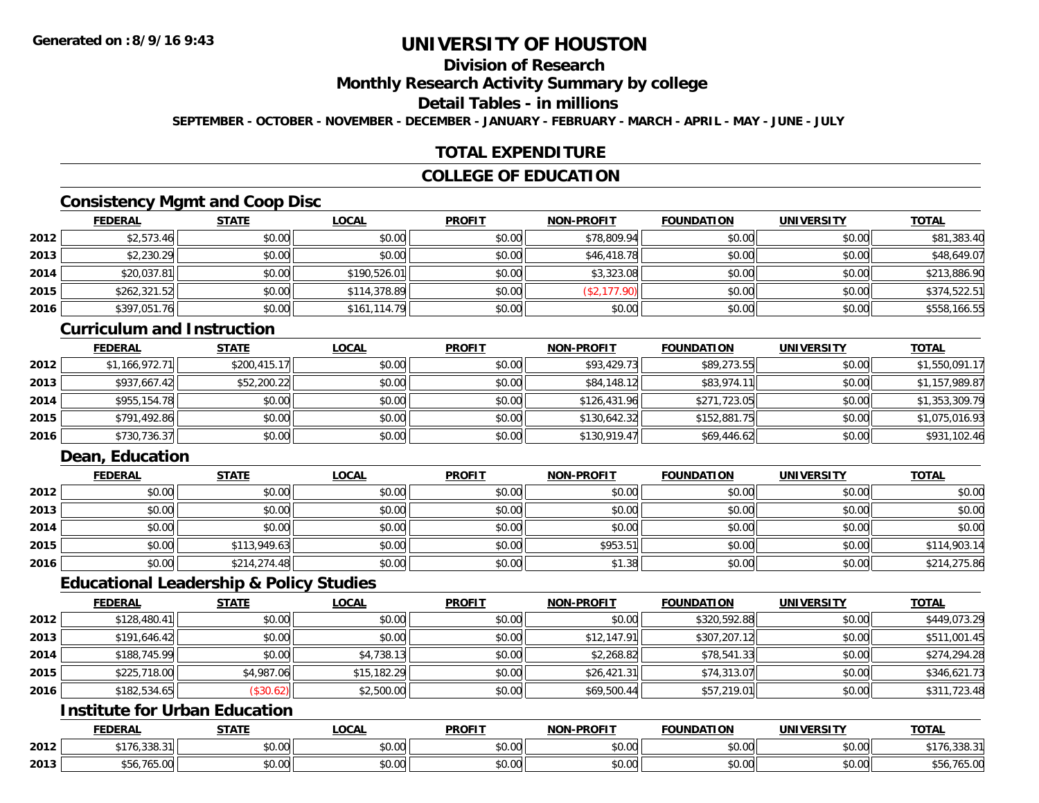**Generated on :8/9/16 9:43**

# UNIVERSITY OF HOUSTON

## Division of Research

## Monthly Research Activity Summary by college

## Detail Tables - in millions

**SEPTEMBER - OCTOBER - NOVEMBER - DECEMBER - JANUARY - FEBRUARY - MARCH - APRIL - MAY - JUNE - JULY**

## TOTAL EXPENDITURE

## COLLEGE OF EDUCATION

### Consistency Mgmt and Coop Disc

| | FEDERAL | STATE | LOCAL | PROFIT | NON-PROFIT | FOUNDATION | UNIVERSITY | TOTAL |
|---|---|---|---|---|---|---|---|---|
| 2012 | $2,573.46 | $0.00 | $0.00 | $0.00 | $78,809.94 | $0.00 | $0.00 | $81,383.40 |
| 2013 | $2,230.29 | $0.00 | $0.00 | $0.00 | $46,418.78 | $0.00 | $0.00 | $48,649.07 |
| 2014 | $20,037.81 | $0.00 | $190,526.01 | $0.00 | $3,323.08 | $0.00 | $0.00 | $213,886.90 |
| 2015 | $262,321.52 | $0.00 | $114,378.89 | $0.00 | ($2,177.90) | $0.00 | $0.00 | $374,522.51 |
| 2016 | $397,051.76 | $0.00 | $161,114.79 | $0.00 | $0.00 | $0.00 | $0.00 | $558,166.55 |

### Curriculum and Instruction

| | FEDERAL | STATE | LOCAL | PROFIT | NON-PROFIT | FOUNDATION | UNIVERSITY | TOTAL |
|---|---|---|---|---|---|---|---|---|
| 2012 | $1,166,972.71 | $200,415.17 | $0.00 | $0.00 | $93,429.73 | $89,273.55 | $0.00 | $1,550,091.17 |
| 2013 | $937,667.42 | $52,200.22 | $0.00 | $0.00 | $84,148.12 | $83,974.11 | $0.00 | $1,157,989.87 |
| 2014 | $955,154.78 | $0.00 | $0.00 | $0.00 | $126,431.96 | $271,723.05 | $0.00 | $1,353,309.79 |
| 2015 | $791,492.86 | $0.00 | $0.00 | $0.00 | $130,642.32 | $152,881.75 | $0.00 | $1,075,016.93 |
| 2016 | $730,736.37 | $0.00 | $0.00 | $0.00 | $130,919.47 | $69,446.62 | $0.00 | $931,102.46 |

### Dean, Education

| | FEDERAL | STATE | LOCAL | PROFIT | NON-PROFIT | FOUNDATION | UNIVERSITY | TOTAL |
|---|---|---|---|---|---|---|---|---|
| 2012 | $0.00 | $0.00 | $0.00 | $0.00 | $0.00 | $0.00 | $0.00 | $0.00 |
| 2013 | $0.00 | $0.00 | $0.00 | $0.00 | $0.00 | $0.00 | $0.00 | $0.00 |
| 2014 | $0.00 | $0.00 | $0.00 | $0.00 | $0.00 | $0.00 | $0.00 | $0.00 |
| 2015 | $0.00 | $113,949.63 | $0.00 | $0.00 | $953.51 | $0.00 | $0.00 | $114,903.14 |
| 2016 | $0.00 | $214,274.48 | $0.00 | $0.00 | $1.38 | $0.00 | $0.00 | $214,275.86 |

### Educational Leadership & Policy Studies

| | FEDERAL | STATE | LOCAL | PROFIT | NON-PROFIT | FOUNDATION | UNIVERSITY | TOTAL |
|---|---|---|---|---|---|---|---|---|
| 2012 | $128,480.41 | $0.00 | $0.00 | $0.00 | $0.00 | $320,592.88 | $0.00 | $449,073.29 |
| 2013 | $191,646.42 | $0.00 | $0.00 | $0.00 | $12,147.91 | $307,207.12 | $0.00 | $511,001.45 |
| 2014 | $188,745.99 | $0.00 | $4,738.13 | $0.00 | $2,268.82 | $78,541.33 | $0.00 | $274,294.28 |
| 2015 | $225,718.00 | $4,987.06 | $15,182.29 | $0.00 | $26,421.31 | $74,313.07 | $0.00 | $346,621.73 |
| 2016 | $182,534.65 | ($30.62) | $2,500.00 | $0.00 | $69,500.44 | $57,219.01 | $0.00 | $311,723.48 |

### Institute for Urban Education

| | FEDERAL | STATE | LOCAL | PROFIT | NON-PROFIT | FOUNDATION | UNIVERSITY | TOTAL |
|---|---|---|---|---|---|---|---|---|
| 2012 | $176,338.31 | $0.00 | $0.00 | $0.00 | $0.00 | $0.00 | $0.00 | $176,338.31 |
| 2013 | $56,765.00 | $0.00 | $0.00 | $0.00 | $0.00 | $0.00 | $0.00 | $56,765.00 |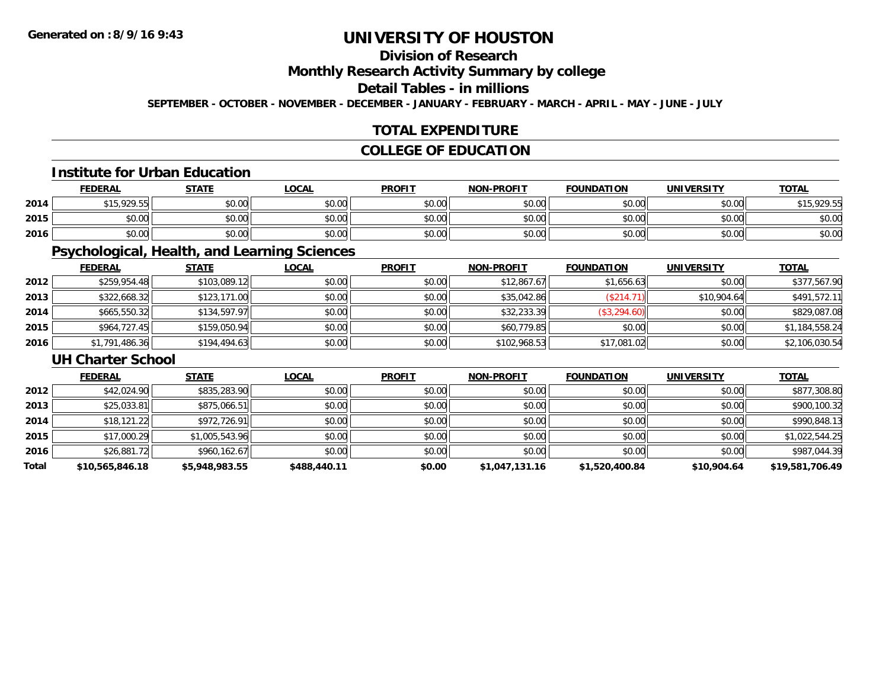**Generated on :8/9/16 9:43**

# UNIVERSITY OF HOUSTON

## Division of Research

## Monthly Research Activity Summary by college

## Detail Tables - in millions

**SEPTEMBER - OCTOBER - NOVEMBER - DECEMBER - JANUARY - FEBRUARY - MARCH - APRIL - MAY - JUNE - JULY**

## TOTAL EXPENDITURE

## COLLEGE OF EDUCATION

### Institute for Urban Education

| | FEDERAL | STATE | LOCAL | PROFIT | NON-PROFIT | FOUNDATION | UNIVERSITY | TOTAL |
|---|---|---|---|---|---|---|---|---|
| 2014 | $15,929.55 | $0.00 | $0.00 | $0.00 | $0.00 | $0.00 | $0.00 | $15,929.55 |
| 2015 | $0.00 | $0.00 | $0.00 | $0.00 | $0.00 | $0.00 | $0.00 | $0.00 |
| 2016 | $0.00 | $0.00 | $0.00 | $0.00 | $0.00 | $0.00 | $0.00 | $0.00 |

### Psychological, Health, and Learning Sciences

| | FEDERAL | STATE | LOCAL | PROFIT | NON-PROFIT | FOUNDATION | UNIVERSITY | TOTAL |
|---|---|---|---|---|---|---|---|---|
| 2012 | $259,954.48 | $103,089.12 | $0.00 | $0.00 | $12,867.67 | $1,656.63 | $0.00 | $377,567.90 |
| 2013 | $322,668.32 | $123,171.00 | $0.00 | $0.00 | $35,042.86 | ($214.71) | $10,904.64 | $491,572.11 |
| 2014 | $665,550.32 | $134,597.97 | $0.00 | $0.00 | $32,233.39 | ($3,294.60) | $0.00 | $829,087.08 |
| 2015 | $964,727.45 | $159,050.94 | $0.00 | $0.00 | $60,779.85 | $0.00 | $0.00 | $1,184,558.24 |
| 2016 | $1,791,486.36 | $194,494.63 | $0.00 | $0.00 | $102,968.53 | $17,081.02 | $0.00 | $2,106,030.54 |

### UH Charter School

| | FEDERAL | STATE | LOCAL | PROFIT | NON-PROFIT | FOUNDATION | UNIVERSITY | TOTAL |
|---|---|---|---|---|---|---|---|---|
| 2012 | $42,024.90 | $835,283.90 | $0.00 | $0.00 | $0.00 | $0.00 | $0.00 | $877,308.80 |
| 2013 | $25,033.81 | $875,066.51 | $0.00 | $0.00 | $0.00 | $0.00 | $0.00 | $900,100.32 |
| 2014 | $18,121.22 | $972,726.91 | $0.00 | $0.00 | $0.00 | $0.00 | $0.00 | $990,848.13 |
| 2015 | $17,000.29 | $1,005,543.96 | $0.00 | $0.00 | $0.00 | $0.00 | $0.00 | $1,022,544.25 |
| 2016 | $26,881.72 | $960,162.67 | $0.00 | $0.00 | $0.00 | $0.00 | $0.00 | $987,044.39 |
| **Total** | **$10,565,846.18** | **$5,948,983.55** | **$488,440.11** | **$0.00** | **$1,047,131.16** | **$1,520,400.84** | **$10,904.64** | **$19,581,706.49** |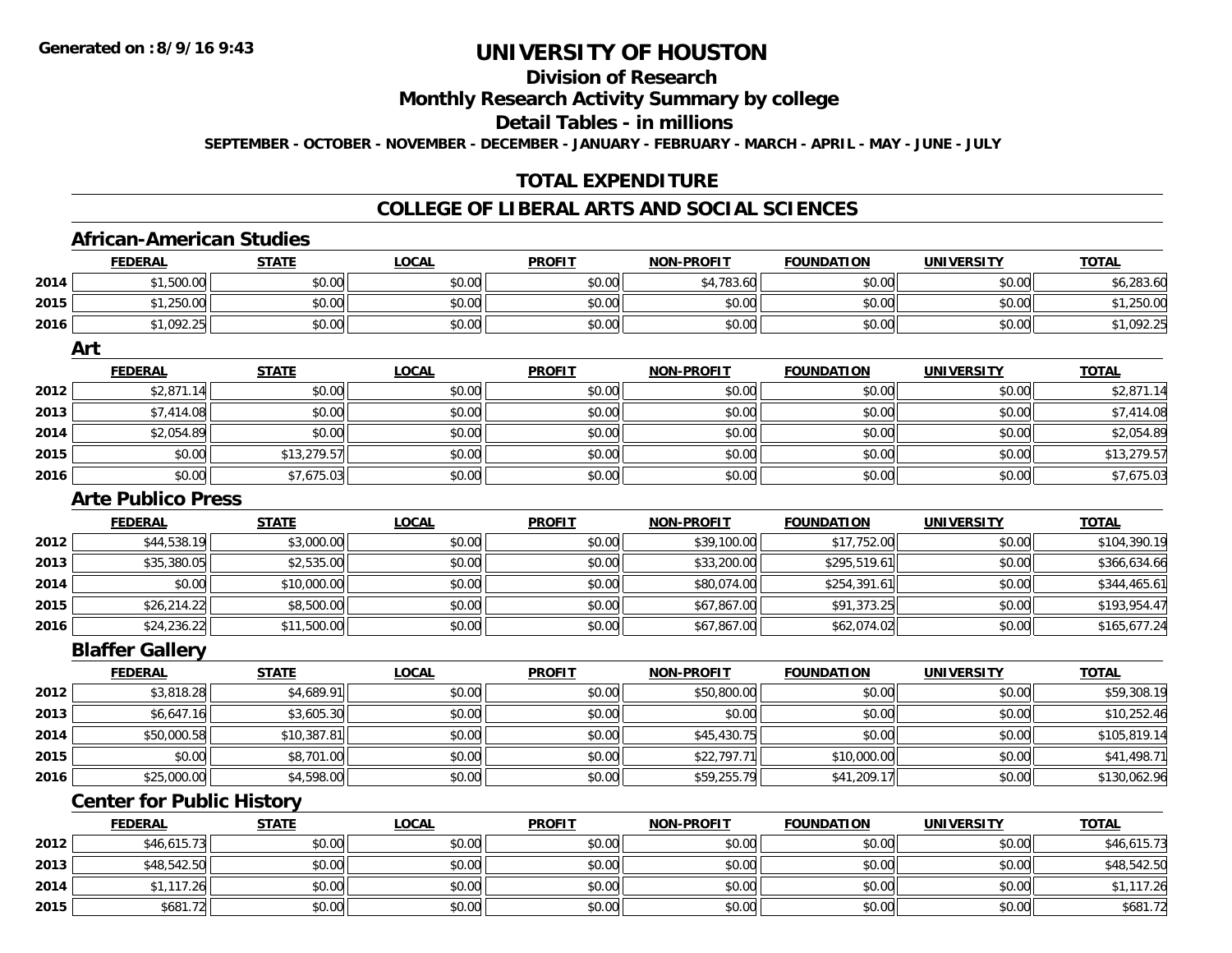Generated on :8/9/16 9:43

# UNIVERSITY OF HOUSTON

## Division of Research

## Monthly Research Activity Summary by college

## Detail Tables - in millions

SEPTEMBER - OCTOBER - NOVEMBER - DECEMBER - JANUARY - FEBRUARY - MARCH - APRIL - MAY - JUNE - JULY

## TOTAL EXPENDITURE

## COLLEGE OF LIBERAL ARTS AND SOCIAL SCIENCES

### African-American Studies

| | FEDERAL | STATE | LOCAL | PROFIT | NON-PROFIT | FOUNDATION | UNIVERSITY | TOTAL |
|---|---|---|---|---|---|---|---|---|
| 2014 | $1,500.00 | $0.00 | $0.00 | $0.00 | $4,783.60 | $0.00 | $0.00 | $6,283.60 |
| 2015 | $1,250.00 | $0.00 | $0.00 | $0.00 | $0.00 | $0.00 | $0.00 | $1,250.00 |
| 2016 | $1,092.25 | $0.00 | $0.00 | $0.00 | $0.00 | $0.00 | $0.00 | $1,092.25 |

### Art

| | FEDERAL | STATE | LOCAL | PROFIT | NON-PROFIT | FOUNDATION | UNIVERSITY | TOTAL |
|---|---|---|---|---|---|---|---|---|
| 2012 | $2,871.14 | $0.00 | $0.00 | $0.00 | $0.00 | $0.00 | $0.00 | $2,871.14 |
| 2013 | $7,414.08 | $0.00 | $0.00 | $0.00 | $0.00 | $0.00 | $0.00 | $7,414.08 |
| 2014 | $2,054.89 | $0.00 | $0.00 | $0.00 | $0.00 | $0.00 | $0.00 | $2,054.89 |
| 2015 | $0.00 | $13,279.57 | $0.00 | $0.00 | $0.00 | $0.00 | $0.00 | $13,279.57 |
| 2016 | $0.00 | $7,675.03 | $0.00 | $0.00 | $0.00 | $0.00 | $0.00 | $7,675.03 |

### Arte Publico Press

| | FEDERAL | STATE | LOCAL | PROFIT | NON-PROFIT | FOUNDATION | UNIVERSITY | TOTAL |
|---|---|---|---|---|---|---|---|---|
| 2012 | $44,538.19 | $3,000.00 | $0.00 | $0.00 | $39,100.00 | $17,752.00 | $0.00 | $104,390.19 |
| 2013 | $35,380.05 | $2,535.00 | $0.00 | $0.00 | $33,200.00 | $295,519.61 | $0.00 | $366,634.66 |
| 2014 | $0.00 | $10,000.00 | $0.00 | $0.00 | $80,074.00 | $254,391.61 | $0.00 | $344,465.61 |
| 2015 | $26,214.22 | $8,500.00 | $0.00 | $0.00 | $67,867.00 | $91,373.25 | $0.00 | $193,954.47 |
| 2016 | $24,236.22 | $11,500.00 | $0.00 | $0.00 | $67,867.00 | $62,074.02 | $0.00 | $165,677.24 |

### Blaffer Gallery

| | FEDERAL | STATE | LOCAL | PROFIT | NON-PROFIT | FOUNDATION | UNIVERSITY | TOTAL |
|---|---|---|---|---|---|---|---|---|
| 2012 | $3,818.28 | $4,689.91 | $0.00 | $0.00 | $50,800.00 | $0.00 | $0.00 | $59,308.19 |
| 2013 | $6,647.16 | $3,605.30 | $0.00 | $0.00 | $0.00 | $0.00 | $0.00 | $10,252.46 |
| 2014 | $50,000.58 | $10,387.81 | $0.00 | $0.00 | $45,430.75 | $0.00 | $0.00 | $105,819.14 |
| 2015 | $0.00 | $8,701.00 | $0.00 | $0.00 | $22,797.71 | $10,000.00 | $0.00 | $41,498.71 |
| 2016 | $25,000.00 | $4,598.00 | $0.00 | $0.00 | $59,255.79 | $41,209.17 | $0.00 | $130,062.96 |

### Center for Public History

| | FEDERAL | STATE | LOCAL | PROFIT | NON-PROFIT | FOUNDATION | UNIVERSITY | TOTAL |
|---|---|---|---|---|---|---|---|---|
| 2012 | $46,615.73 | $0.00 | $0.00 | $0.00 | $0.00 | $0.00 | $0.00 | $46,615.73 |
| 2013 | $48,542.50 | $0.00 | $0.00 | $0.00 | $0.00 | $0.00 | $0.00 | $48,542.50 |
| 2014 | $1,117.26 | $0.00 | $0.00 | $0.00 | $0.00 | $0.00 | $0.00 | $1,117.26 |
| 2015 | $681.72 | $0.00 | $0.00 | $0.00 | $0.00 | $0.00 | $0.00 | $681.72 |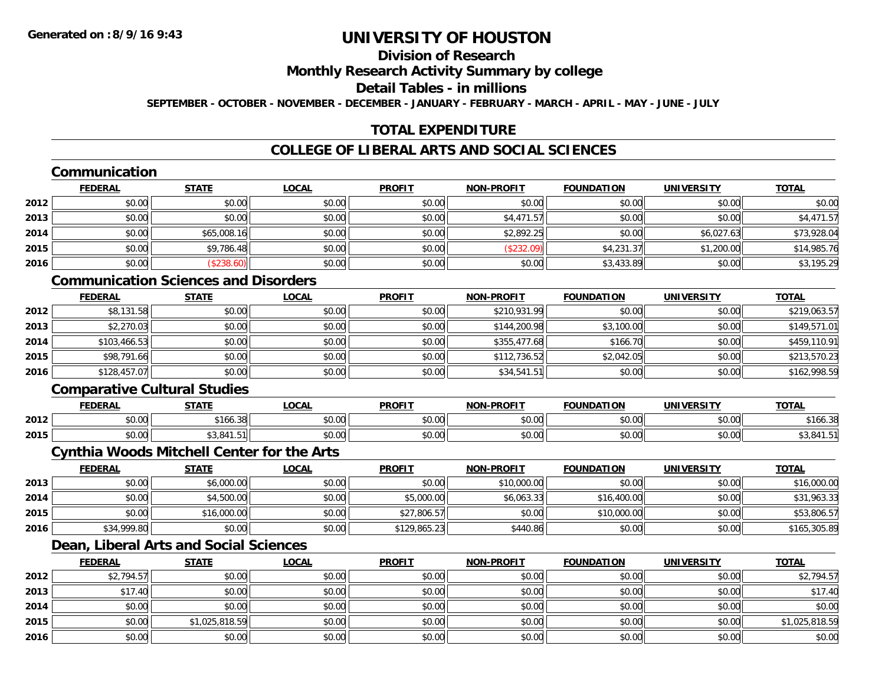# UNIVERSITY OF HOUSTON

## Division of Research

## Monthly Research Activity Summary by college

## Detail Tables - in millions

SEPTEMBER - OCTOBER - NOVEMBER - DECEMBER - JANUARY - FEBRUARY - MARCH - APRIL - MAY - JUNE - JULY

## TOTAL EXPENDITURE

## COLLEGE OF LIBERAL ARTS AND SOCIAL SCIENCES

### Communication

| | FEDERAL | STATE | LOCAL | PROFIT | NON-PROFIT | FOUNDATION | UNIVERSITY | TOTAL |
|---|---|---|---|---|---|---|---|---|
| 2012 | $0.00 | $0.00 | $0.00 | $0.00 | $0.00 | $0.00 | $0.00 | $0.00 |
| 2013 | $0.00 | $0.00 | $0.00 | $0.00 | $4,471.57 | $0.00 | $0.00 | $4,471.57 |
| 2014 | $0.00 | $65,008.16 | $0.00 | $0.00 | $2,892.25 | $0.00 | $6,027.63 | $73,928.04 |
| 2015 | $0.00 | $9,786.48 | $0.00 | $0.00 | ($232.09) | $4,231.37 | $1,200.00 | $14,985.76 |
| 2016 | $0.00 | ($238.60) | $0.00 | $0.00 | $0.00 | $3,433.89 | $0.00 | $3,195.29 |

### Communication Sciences and Disorders

| | FEDERAL | STATE | LOCAL | PROFIT | NON-PROFIT | FOUNDATION | UNIVERSITY | TOTAL |
|---|---|---|---|---|---|---|---|---|
| 2012 | $8,131.58 | $0.00 | $0.00 | $0.00 | $210,931.99 | $0.00 | $0.00 | $219,063.57 |
| 2013 | $2,270.03 | $0.00 | $0.00 | $0.00 | $144,200.98 | $3,100.00 | $0.00 | $149,571.01 |
| 2014 | $103,466.53 | $0.00 | $0.00 | $0.00 | $355,477.68 | $166.70 | $0.00 | $459,110.91 |
| 2015 | $98,791.66 | $0.00 | $0.00 | $0.00 | $112,736.52 | $2,042.05 | $0.00 | $213,570.23 |
| 2016 | $128,457.07 | $0.00 | $0.00 | $0.00 | $34,541.51 | $0.00 | $0.00 | $162,998.59 |

### Comparative Cultural Studies

| | FEDERAL | STATE | LOCAL | PROFIT | NON-PROFIT | FOUNDATION | UNIVERSITY | TOTAL |
|---|---|---|---|---|---|---|---|---|
| 2012 | $0.00 | $166.38 | $0.00 | $0.00 | $0.00 | $0.00 | $0.00 | $166.38 |
| 2015 | $0.00 | $3,841.51 | $0.00 | $0.00 | $0.00 | $0.00 | $0.00 | $3,841.51 |

### Cynthia Woods Mitchell Center for the Arts

| | FEDERAL | STATE | LOCAL | PROFIT | NON-PROFIT | FOUNDATION | UNIVERSITY | TOTAL |
|---|---|---|---|---|---|---|---|---|
| 2013 | $0.00 | $6,000.00 | $0.00 | $0.00 | $10,000.00 | $0.00 | $0.00 | $16,000.00 |
| 2014 | $0.00 | $4,500.00 | $0.00 | $5,000.00 | $6,063.33 | $16,400.00 | $0.00 | $31,963.33 |
| 2015 | $0.00 | $16,000.00 | $0.00 | $27,806.57 | $0.00 | $10,000.00 | $0.00 | $53,806.57 |
| 2016 | $34,999.80 | $0.00 | $0.00 | $129,865.23 | $440.86 | $0.00 | $0.00 | $165,305.89 |

### Dean, Liberal Arts and Social Sciences

| | FEDERAL | STATE | LOCAL | PROFIT | NON-PROFIT | FOUNDATION | UNIVERSITY | TOTAL |
|---|---|---|---|---|---|---|---|---|
| 2012 | $2,794.57 | $0.00 | $0.00 | $0.00 | $0.00 | $0.00 | $0.00 | $2,794.57 |
| 2013 | $17.40 | $0.00 | $0.00 | $0.00 | $0.00 | $0.00 | $0.00 | $17.40 |
| 2014 | $0.00 | $0.00 | $0.00 | $0.00 | $0.00 | $0.00 | $0.00 | $0.00 |
| 2015 | $0.00 | $1,025,818.59 | $0.00 | $0.00 | $0.00 | $0.00 | $0.00 | $1,025,818.59 |
| 2016 | $0.00 | $0.00 | $0.00 | $0.00 | $0.00 | $0.00 | $0.00 | $0.00 |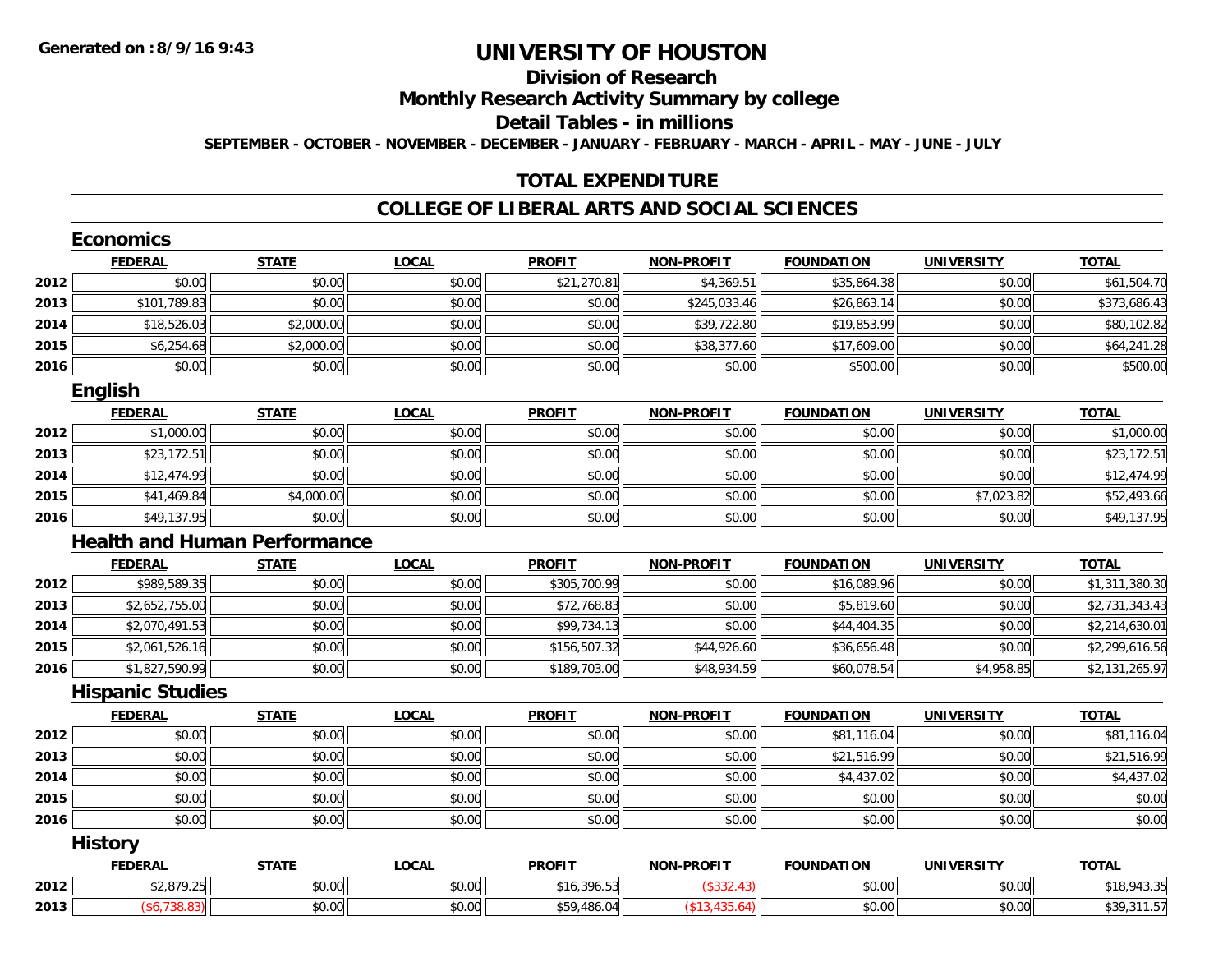**Generated on :8/9/16 9:43**

# UNIVERSITY OF HOUSTON

## Division of Research

## Monthly Research Activity Summary by college

## Detail Tables - in millions

**SEPTEMBER - OCTOBER - NOVEMBER - DECEMBER - JANUARY - FEBRUARY - MARCH - APRIL - MAY - JUNE - JULY**

## TOTAL EXPENDITURE

## COLLEGE OF LIBERAL ARTS AND SOCIAL SCIENCES

### Economics

| | FEDERAL | STATE | LOCAL | PROFIT | NON-PROFIT | FOUNDATION | UNIVERSITY | TOTAL |
|---|---|---|---|---|---|---|---|---|
| 2012 | $0.00 | $0.00 | $0.00 | $21,270.81 | $4,369.51 | $35,864.38 | $0.00 | $61,504.70 |
| 2013 | $101,789.83 | $0.00 | $0.00 | $0.00 | $245,033.46 | $26,863.14 | $0.00 | $373,686.43 |
| 2014 | $18,526.03 | $2,000.00 | $0.00 | $0.00 | $39,722.80 | $19,853.99 | $0.00 | $80,102.82 |
| 2015 | $6,254.68 | $2,000.00 | $0.00 | $0.00 | $38,377.60 | $17,609.00 | $0.00 | $64,241.28 |
| 2016 | $0.00 | $0.00 | $0.00 | $0.00 | $0.00 | $500.00 | $0.00 | $500.00 |

### English

| | FEDERAL | STATE | LOCAL | PROFIT | NON-PROFIT | FOUNDATION | UNIVERSITY | TOTAL |
|---|---|---|---|---|---|---|---|---|
| 2012 | $1,000.00 | $0.00 | $0.00 | $0.00 | $0.00 | $0.00 | $0.00 | $1,000.00 |
| 2013 | $23,172.51 | $0.00 | $0.00 | $0.00 | $0.00 | $0.00 | $0.00 | $23,172.51 |
| 2014 | $12,474.99 | $0.00 | $0.00 | $0.00 | $0.00 | $0.00 | $0.00 | $12,474.99 |
| 2015 | $41,469.84 | $4,000.00 | $0.00 | $0.00 | $0.00 | $0.00 | $7,023.82 | $52,493.66 |
| 2016 | $49,137.95 | $0.00 | $0.00 | $0.00 | $0.00 | $0.00 | $0.00 | $49,137.95 |

### Health and Human Performance

| | FEDERAL | STATE | LOCAL | PROFIT | NON-PROFIT | FOUNDATION | UNIVERSITY | TOTAL |
|---|---|---|---|---|---|---|---|---|
| 2012 | $989,589.35 | $0.00 | $0.00 | $305,700.99 | $0.00 | $16,089.96 | $0.00 | $1,311,380.30 |
| 2013 | $2,652,755.00 | $0.00 | $0.00 | $72,768.83 | $0.00 | $5,819.60 | $0.00 | $2,731,343.43 |
| 2014 | $2,070,491.53 | $0.00 | $0.00 | $99,734.13 | $0.00 | $44,404.35 | $0.00 | $2,214,630.01 |
| 2015 | $2,061,526.16 | $0.00 | $0.00 | $156,507.32 | $44,926.60 | $36,656.48 | $0.00 | $2,299,616.56 |
| 2016 | $1,827,590.99 | $0.00 | $0.00 | $189,703.00 | $48,934.59 | $60,078.54 | $4,958.85 | $2,131,265.97 |

### Hispanic Studies

| | FEDERAL | STATE | LOCAL | PROFIT | NON-PROFIT | FOUNDATION | UNIVERSITY | TOTAL |
|---|---|---|---|---|---|---|---|---|
| 2012 | $0.00 | $0.00 | $0.00 | $0.00 | $0.00 | $81,116.04 | $0.00 | $81,116.04 |
| 2013 | $0.00 | $0.00 | $0.00 | $0.00 | $0.00 | $21,516.99 | $0.00 | $21,516.99 |
| 2014 | $0.00 | $0.00 | $0.00 | $0.00 | $0.00 | $4,437.02 | $0.00 | $4,437.02 |
| 2015 | $0.00 | $0.00 | $0.00 | $0.00 | $0.00 | $0.00 | $0.00 | $0.00 |
| 2016 | $0.00 | $0.00 | $0.00 | $0.00 | $0.00 | $0.00 | $0.00 | $0.00 |

### History

| | FEDERAL | STATE | LOCAL | PROFIT | NON-PROFIT | FOUNDATION | UNIVERSITY | TOTAL |
|---|---|---|---|---|---|---|---|---|
| 2012 | $2,879.25 | $0.00 | $0.00 | $16,396.53 | ($332.43) | $0.00 | $0.00 | $18,943.35 |
| 2013 | ($6,738.83) | $0.00 | $0.00 | $59,486.04 | ($13,435.64) | $0.00 | $0.00 | $39,311.57 |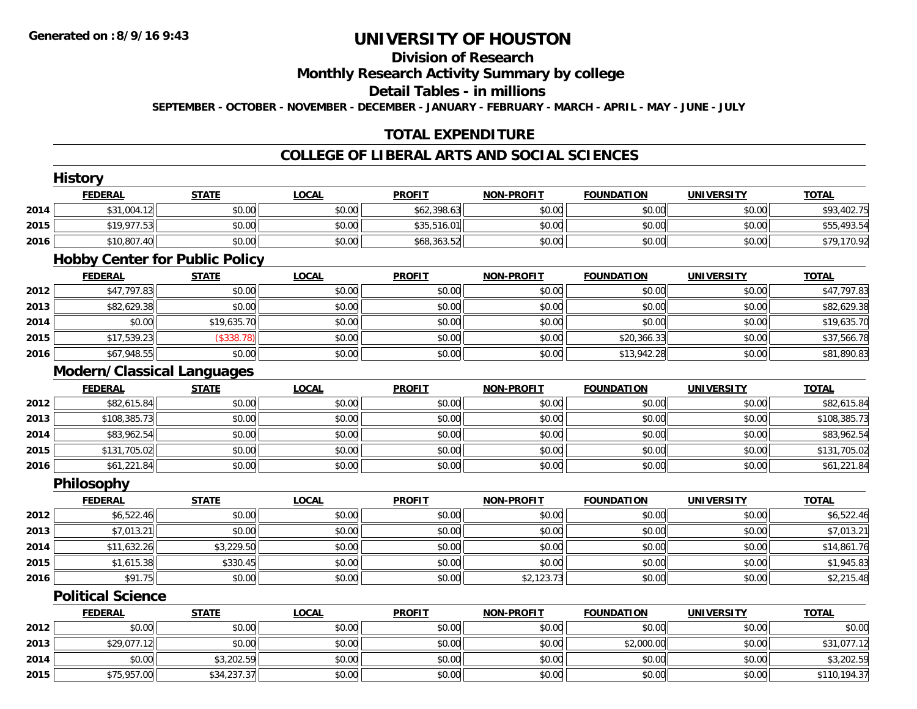# UNIVERSITY OF HOUSTON

## Division of Research

## Monthly Research Activity Summary by college

## Detail Tables - in millions

**SEPTEMBER - OCTOBER - NOVEMBER - DECEMBER - JANUARY - FEBRUARY - MARCH - APRIL - MAY - JUNE - JULY**

## TOTAL EXPENDITURE

## COLLEGE OF LIBERAL ARTS AND SOCIAL SCIENCES

### History

| | FEDERAL | STATE | LOCAL | PROFIT | NON-PROFIT | FOUNDATION | UNIVERSITY | TOTAL |
|---|---|---|---|---|---|---|---|---|
| 2014 | $31,004.12 | $0.00 | $0.00 | $62,398.63 | $0.00 | $0.00 | $0.00 | $93,402.75 |
| 2015 | $19,977.53 | $0.00 | $0.00 | $35,516.01 | $0.00 | $0.00 | $0.00 | $55,493.54 |
| 2016 | $10,807.40 | $0.00 | $0.00 | $68,363.52 | $0.00 | $0.00 | $0.00 | $79,170.92 |

### Hobby Center for Public Policy

| | FEDERAL | STATE | LOCAL | PROFIT | NON-PROFIT | FOUNDATION | UNIVERSITY | TOTAL |
|---|---|---|---|---|---|---|---|---|
| 2012 | $47,797.83 | $0.00 | $0.00 | $0.00 | $0.00 | $0.00 | $0.00 | $47,797.83 |
| 2013 | $82,629.38 | $0.00 | $0.00 | $0.00 | $0.00 | $0.00 | $0.00 | $82,629.38 |
| 2014 | $0.00 | $19,635.70 | $0.00 | $0.00 | $0.00 | $0.00 | $0.00 | $19,635.70 |
| 2015 | $17,539.23 | ($338.78) | $0.00 | $0.00 | $0.00 | $20,366.33 | $0.00 | $37,566.78 |
| 2016 | $67,948.55 | $0.00 | $0.00 | $0.00 | $0.00 | $13,942.28 | $0.00 | $81,890.83 |

### Modern/Classical Languages

| | FEDERAL | STATE | LOCAL | PROFIT | NON-PROFIT | FOUNDATION | UNIVERSITY | TOTAL |
|---|---|---|---|---|---|---|---|---|
| 2012 | $82,615.84 | $0.00 | $0.00 | $0.00 | $0.00 | $0.00 | $0.00 | $82,615.84 |
| 2013 | $108,385.73 | $0.00 | $0.00 | $0.00 | $0.00 | $0.00 | $0.00 | $108,385.73 |
| 2014 | $83,962.54 | $0.00 | $0.00 | $0.00 | $0.00 | $0.00 | $0.00 | $83,962.54 |
| 2015 | $131,705.02 | $0.00 | $0.00 | $0.00 | $0.00 | $0.00 | $0.00 | $131,705.02 |
| 2016 | $61,221.84 | $0.00 | $0.00 | $0.00 | $0.00 | $0.00 | $0.00 | $61,221.84 |

### Philosophy

| | FEDERAL | STATE | LOCAL | PROFIT | NON-PROFIT | FOUNDATION | UNIVERSITY | TOTAL |
|---|---|---|---|---|---|---|---|---|
| 2012 | $6,522.46 | $0.00 | $0.00 | $0.00 | $0.00 | $0.00 | $0.00 | $6,522.46 |
| 2013 | $7,013.21 | $0.00 | $0.00 | $0.00 | $0.00 | $0.00 | $0.00 | $7,013.21 |
| 2014 | $11,632.26 | $3,229.50 | $0.00 | $0.00 | $0.00 | $0.00 | $0.00 | $14,861.76 |
| 2015 | $1,615.38 | $330.45 | $0.00 | $0.00 | $0.00 | $0.00 | $0.00 | $1,945.83 |
| 2016 | $91.75 | $0.00 | $0.00 | $0.00 | $2,123.73 | $0.00 | $0.00 | $2,215.48 |

### Political Science

| | FEDERAL | STATE | LOCAL | PROFIT | NON-PROFIT | FOUNDATION | UNIVERSITY | TOTAL |
|---|---|---|---|---|---|---|---|---|
| 2012 | $0.00 | $0.00 | $0.00 | $0.00 | $0.00 | $0.00 | $0.00 | $0.00 |
| 2013 | $29,077.12 | $0.00 | $0.00 | $0.00 | $0.00 | $2,000.00 | $0.00 | $31,077.12 |
| 2014 | $0.00 | $3,202.59 | $0.00 | $0.00 | $0.00 | $0.00 | $0.00 | $3,202.59 |
| 2015 | $75,957.00 | $34,237.37 | $0.00 | $0.00 | $0.00 | $0.00 | $0.00 | $110,194.37 |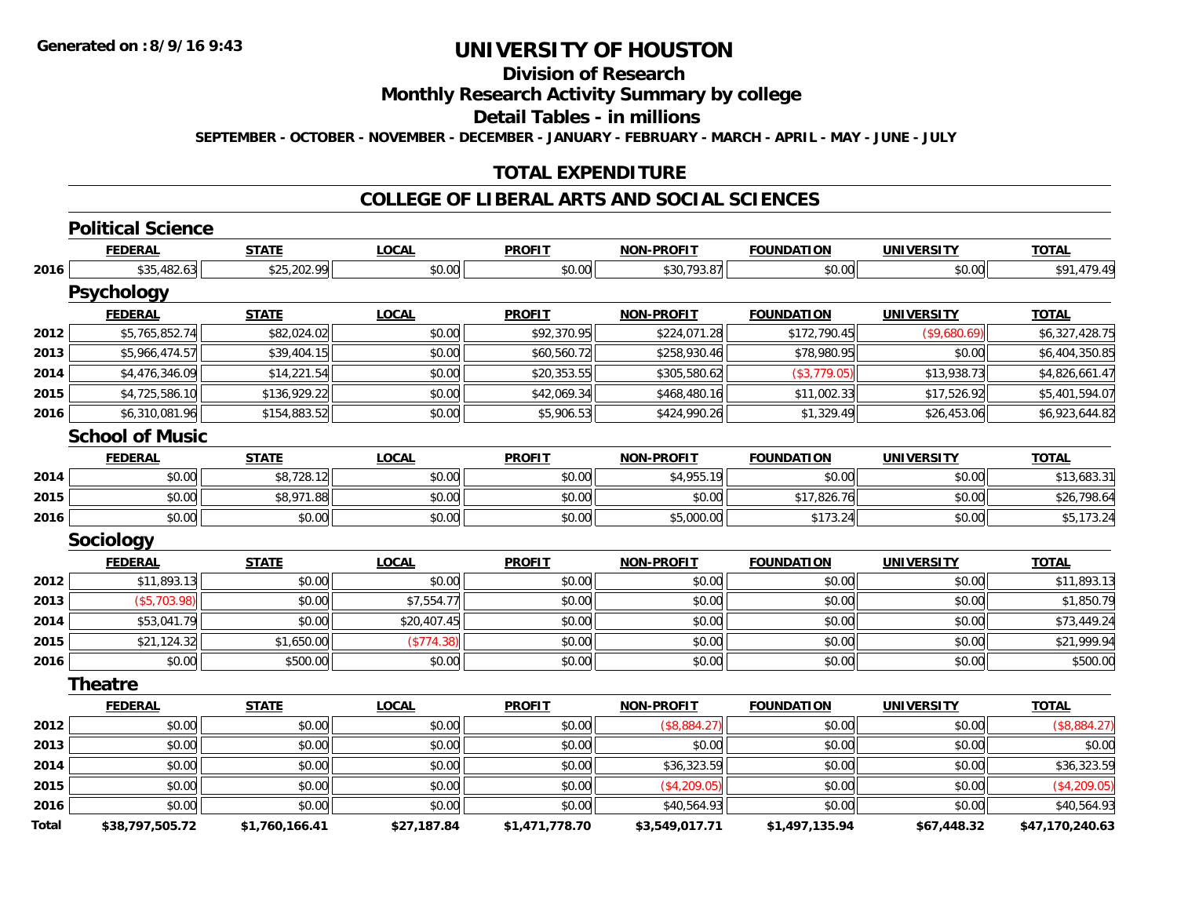**Generated on :8/9/16 9:43**

# UNIVERSITY OF HOUSTON

## Division of Research

## Monthly Research Activity Summary by college

## Detail Tables - in millions

**SEPTEMBER - OCTOBER - NOVEMBER - DECEMBER - JANUARY - FEBRUARY - MARCH - APRIL - MAY - JUNE - JULY**

## TOTAL EXPENDITURE

## COLLEGE OF LIBERAL ARTS AND SOCIAL SCIENCES

### Political Science

| | FEDERAL | STATE | LOCAL | PROFIT | NON-PROFIT | FOUNDATION | UNIVERSITY | TOTAL |
|---|---|---|---|---|---|---|---|---|
| 2016 | $35,482.63 | $25,202.99 | $0.00 | $0.00 | $30,793.87 | $0.00 | $0.00 | $91,479.49 |

### Psychology

| | FEDERAL | STATE | LOCAL | PROFIT | NON-PROFIT | FOUNDATION | UNIVERSITY | TOTAL |
|---|---|---|---|---|---|---|---|---|
| 2012 | $5,765,852.74 | $82,024.02 | $0.00 | $92,370.95 | $224,071.28 | $172,790.45 | ($9,680.69) | $6,327,428.75 |
| 2013 | $5,966,474.57 | $39,404.15 | $0.00 | $60,560.72 | $258,930.46 | $78,980.95 | $0.00 | $6,404,350.85 |
| 2014 | $4,476,346.09 | $14,221.54 | $0.00 | $20,353.55 | $305,580.62 | ($3,779.05) | $13,938.73 | $4,826,661.47 |
| 2015 | $4,725,586.10 | $136,929.22 | $0.00 | $42,069.34 | $468,480.16 | $11,002.33 | $17,526.92 | $5,401,594.07 |
| 2016 | $6,310,081.96 | $154,883.52 | $0.00 | $5,906.53 | $424,990.26 | $1,329.49 | $26,453.06 | $6,923,644.82 |

### School of Music

| | FEDERAL | STATE | LOCAL | PROFIT | NON-PROFIT | FOUNDATION | UNIVERSITY | TOTAL |
|---|---|---|---|---|---|---|---|---|
| 2014 | $0.00 | $8,728.12 | $0.00 | $0.00 | $4,955.19 | $0.00 | $0.00 | $13,683.31 |
| 2015 | $0.00 | $8,971.88 | $0.00 | $0.00 | $0.00 | $17,826.76 | $0.00 | $26,798.64 |
| 2016 | $0.00 | $0.00 | $0.00 | $0.00 | $5,000.00 | $173.24 | $0.00 | $5,173.24 |

### Sociology

| | FEDERAL | STATE | LOCAL | PROFIT | NON-PROFIT | FOUNDATION | UNIVERSITY | TOTAL |
|---|---|---|---|---|---|---|---|---|
| 2012 | $11,893.13 | $0.00 | $0.00 | $0.00 | $0.00 | $0.00 | $0.00 | $11,893.13 |
| 2013 | ($5,703.98) | $0.00 | $7,554.77 | $0.00 | $0.00 | $0.00 | $0.00 | $1,850.79 |
| 2014 | $53,041.79 | $0.00 | $20,407.45 | $0.00 | $0.00 | $0.00 | $0.00 | $73,449.24 |
| 2015 | $21,124.32 | $1,650.00 | ($774.38) | $0.00 | $0.00 | $0.00 | $0.00 | $21,999.94 |
| 2016 | $0.00 | $500.00 | $0.00 | $0.00 | $0.00 | $0.00 | $0.00 | $500.00 |

### Theatre

| | FEDERAL | STATE | LOCAL | PROFIT | NON-PROFIT | FOUNDATION | UNIVERSITY | TOTAL |
|---|---|---|---|---|---|---|---|---|
| 2012 | $0.00 | $0.00 | $0.00 | $0.00 | ($8,884.27) | $0.00 | $0.00 | ($8,884.27) |
| 2013 | $0.00 | $0.00 | $0.00 | $0.00 | $0.00 | $0.00 | $0.00 | $0.00 |
| 2014 | $0.00 | $0.00 | $0.00 | $0.00 | $36,323.59 | $0.00 | $0.00 | $36,323.59 |
| 2015 | $0.00 | $0.00 | $0.00 | $0.00 | ($4,209.05) | $0.00 | $0.00 | ($4,209.05) |
| 2016 | $0.00 | $0.00 | $0.00 | $0.00 | $40,564.93 | $0.00 | $0.00 | $40,564.93 |
| **Total** | **$38,797,505.72** | **$1,760,166.41** | **$27,187.84** | **$1,471,778.70** | **$3,549,017.71** | **$1,497,135.94** | **$67,448.32** | **$47,170,240.63** |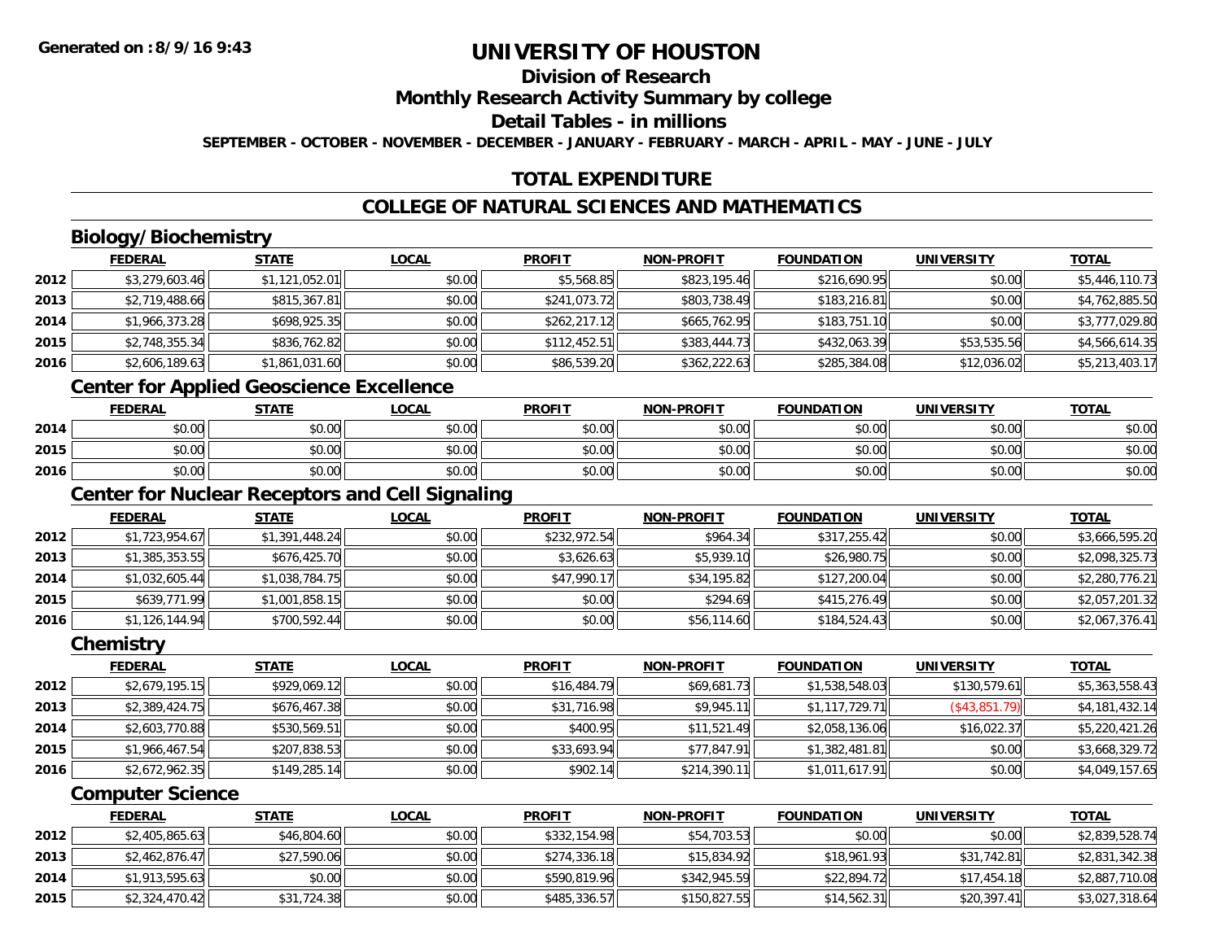**Generated on :8/9/16 9:43**

# UNIVERSITY OF HOUSTON

## Division of Research

## Monthly Research Activity Summary by college

## Detail Tables - in millions

**SEPTEMBER - OCTOBER - NOVEMBER - DECEMBER - JANUARY - FEBRUARY - MARCH - APRIL - MAY - JUNE - JULY**

## TOTAL EXPENDITURE

## COLLEGE OF NATURAL SCIENCES AND MATHEMATICS

### Biology/Biochemistry

| | FEDERAL | STATE | LOCAL | PROFIT | NON-PROFIT | FOUNDATION | UNIVERSITY | TOTAL |
|---|---|---|---|---|---|---|---|---|
| 2012 | $3,279,603.46 | $1,121,052.01 | $0.00 | $5,568.85 | $823,195.46 | $216,690.95 | $0.00 | $5,446,110.73 |
| 2013 | $2,719,488.66 | $815,367.81 | $0.00 | $241,073.72 | $803,738.49 | $183,216.81 | $0.00 | $4,762,885.50 |
| 2014 | $1,966,373.28 | $698,925.35 | $0.00 | $262,217.12 | $665,762.95 | $183,751.10 | $0.00 | $3,777,029.80 |
| 2015 | $2,748,355.34 | $836,762.82 | $0.00 | $112,452.51 | $383,444.73 | $432,063.39 | $53,535.56 | $4,566,614.35 |
| 2016 | $2,606,189.63 | $1,861,031.60 | $0.00 | $86,539.20 | $362,222.63 | $285,384.08 | $12,036.02 | $5,213,403.17 |

### Center for Applied Geoscience Excellence

| | FEDERAL | STATE | LOCAL | PROFIT | NON-PROFIT | FOUNDATION | UNIVERSITY | TOTAL |
|---|---|---|---|---|---|---|---|---|
| 2014 | $0.00 | $0.00 | $0.00 | $0.00 | $0.00 | $0.00 | $0.00 | $0.00 |
| 2015 | $0.00 | $0.00 | $0.00 | $0.00 | $0.00 | $0.00 | $0.00 | $0.00 |
| 2016 | $0.00 | $0.00 | $0.00 | $0.00 | $0.00 | $0.00 | $0.00 | $0.00 |

### Center for Nuclear Receptors and Cell Signaling

| | FEDERAL | STATE | LOCAL | PROFIT | NON-PROFIT | FOUNDATION | UNIVERSITY | TOTAL |
|---|---|---|---|---|---|---|---|---|
| 2012 | $1,723,954.67 | $1,391,448.24 | $0.00 | $232,972.54 | $964.34 | $317,255.42 | $0.00 | $3,666,595.20 |
| 2013 | $1,385,353.55 | $676,425.70 | $0.00 | $3,626.63 | $5,939.10 | $26,980.75 | $0.00 | $2,098,325.73 |
| 2014 | $1,032,605.44 | $1,038,784.75 | $0.00 | $47,990.17 | $34,195.82 | $127,200.04 | $0.00 | $2,280,776.21 |
| 2015 | $639,771.99 | $1,001,858.15 | $0.00 | $0.00 | $294.69 | $415,276.49 | $0.00 | $2,057,201.32 |
| 2016 | $1,126,144.94 | $700,592.44 | $0.00 | $0.00 | $56,114.60 | $184,524.43 | $0.00 | $2,067,376.41 |

### Chemistry

| | FEDERAL | STATE | LOCAL | PROFIT | NON-PROFIT | FOUNDATION | UNIVERSITY | TOTAL |
|---|---|---|---|---|---|---|---|---|
| 2012 | $2,679,195.15 | $929,069.12 | $0.00 | $16,484.79 | $69,681.73 | $1,538,548.03 | $130,579.61 | $5,363,558.43 |
| 2013 | $2,389,424.75 | $676,467.38 | $0.00 | $31,716.98 | $9,945.11 | $1,117,729.71 | ($43,851.79) | $4,181,432.14 |
| 2014 | $2,603,770.88 | $530,569.51 | $0.00 | $400.95 | $11,521.49 | $2,058,136.06 | $16,022.37 | $5,220,421.26 |
| 2015 | $1,966,467.54 | $207,838.53 | $0.00 | $33,693.94 | $77,847.91 | $1,382,481.81 | $0.00 | $3,668,329.72 |
| 2016 | $2,672,962.35 | $149,285.14 | $0.00 | $902.14 | $214,390.11 | $1,011,617.91 | $0.00 | $4,049,157.65 |

### Computer Science

| | FEDERAL | STATE | LOCAL | PROFIT | NON-PROFIT | FOUNDATION | UNIVERSITY | TOTAL |
|---|---|---|---|---|---|---|---|---|
| 2012 | $2,405,865.63 | $46,804.60 | $0.00 | $332,154.98 | $54,703.53 | $0.00 | $0.00 | $2,839,528.74 |
| 2013 | $2,462,876.47 | $27,590.06 | $0.00 | $274,336.18 | $15,834.92 | $18,961.93 | $31,742.81 | $2,831,342.38 |
| 2014 | $1,913,595.63 | $0.00 | $0.00 | $590,819.96 | $342,945.59 | $22,894.72 | $17,454.18 | $2,887,710.08 |
| 2015 | $2,324,470.42 | $31,724.38 | $0.00 | $485,336.57 | $150,827.55 | $14,562.31 | $20,397.41 | $3,027,318.64 |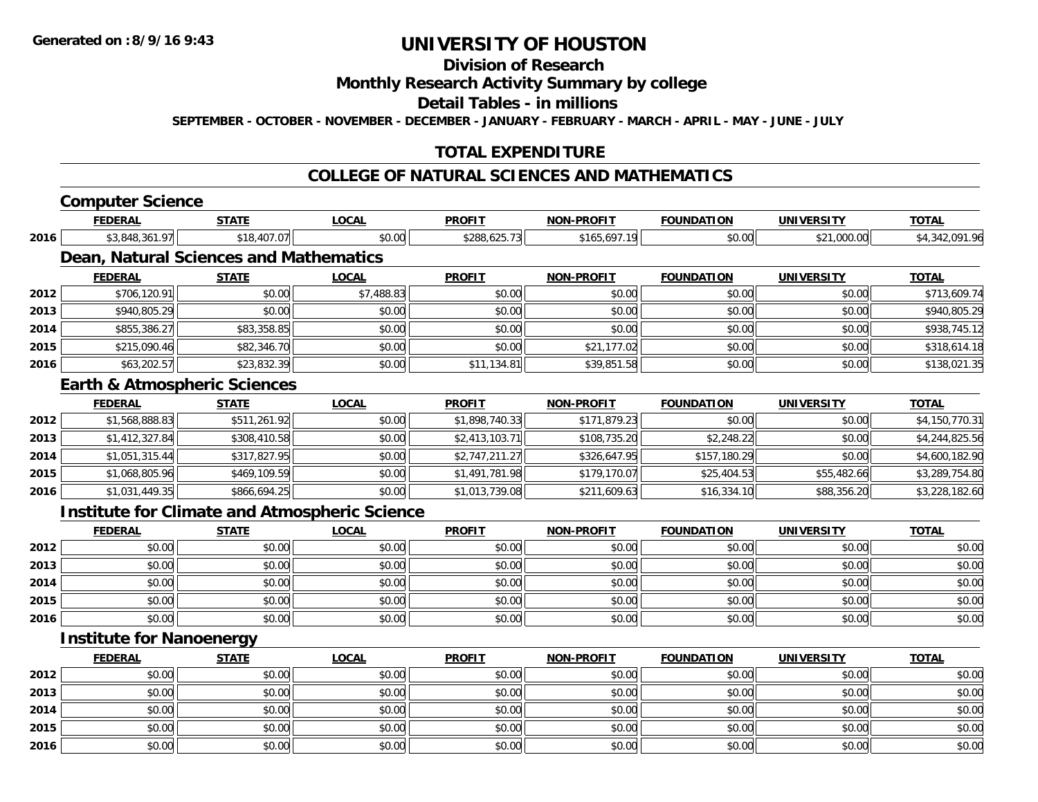# UNIVERSITY OF HOUSTON

## Division of Research

## Monthly Research Activity Summary by college

## Detail Tables - in millions

**SEPTEMBER - OCTOBER - NOVEMBER - DECEMBER - JANUARY - FEBRUARY - MARCH - APRIL - MAY - JUNE - JULY**

## TOTAL EXPENDITURE

## COLLEGE OF NATURAL SCIENCES AND MATHEMATICS

### Computer Science

| | FEDERAL | STATE | LOCAL | PROFIT | NON-PROFIT | FOUNDATION | UNIVERSITY | TOTAL |
|---|---|---|---|---|---|---|---|---|
| 2016 | $3,848,361.97 | $18,407.07 | $0.00 | $288,625.73 | $165,697.19 | $0.00 | $21,000.00 | $4,342,091.96 |

### Dean, Natural Sciences and Mathematics

| | FEDERAL | STATE | LOCAL | PROFIT | NON-PROFIT | FOUNDATION | UNIVERSITY | TOTAL |
|---|---|---|---|---|---|---|---|---|
| 2012 | $706,120.91 | $0.00 | $7,488.83 | $0.00 | $0.00 | $0.00 | $0.00 | $713,609.74 |
| 2013 | $940,805.29 | $0.00 | $0.00 | $0.00 | $0.00 | $0.00 | $0.00 | $940,805.29 |
| 2014 | $855,386.27 | $83,358.85 | $0.00 | $0.00 | $0.00 | $0.00 | $0.00 | $938,745.12 |
| 2015 | $215,090.46 | $82,346.70 | $0.00 | $0.00 | $21,177.02 | $0.00 | $0.00 | $318,614.18 |
| 2016 | $63,202.57 | $23,832.39 | $0.00 | $11,134.81 | $39,851.58 | $0.00 | $0.00 | $138,021.35 |

### Earth & Atmospheric Sciences

| | FEDERAL | STATE | LOCAL | PROFIT | NON-PROFIT | FOUNDATION | UNIVERSITY | TOTAL |
|---|---|---|---|---|---|---|---|---|
| 2012 | $1,568,888.83 | $511,261.92 | $0.00 | $1,898,740.33 | $171,879.23 | $0.00 | $0.00 | $4,150,770.31 |
| 2013 | $1,412,327.84 | $308,410.58 | $0.00 | $2,413,103.71 | $108,735.20 | $2,248.22 | $0.00 | $4,244,825.56 |
| 2014 | $1,051,315.44 | $317,827.95 | $0.00 | $2,747,211.27 | $326,647.95 | $157,180.29 | $0.00 | $4,600,182.90 |
| 2015 | $1,068,805.96 | $469,109.59 | $0.00 | $1,491,781.98 | $179,170.07 | $25,404.53 | $55,482.66 | $3,289,754.80 |
| 2016 | $1,031,449.35 | $866,694.25 | $0.00 | $1,013,739.08 | $211,609.63 | $16,334.10 | $88,356.20 | $3,228,182.60 |

### Institute for Climate and Atmospheric Science

| | FEDERAL | STATE | LOCAL | PROFIT | NON-PROFIT | FOUNDATION | UNIVERSITY | TOTAL |
|---|---|---|---|---|---|---|---|---|
| 2012 | $0.00 | $0.00 | $0.00 | $0.00 | $0.00 | $0.00 | $0.00 | $0.00 |
| 2013 | $0.00 | $0.00 | $0.00 | $0.00 | $0.00 | $0.00 | $0.00 | $0.00 |
| 2014 | $0.00 | $0.00 | $0.00 | $0.00 | $0.00 | $0.00 | $0.00 | $0.00 |
| 2015 | $0.00 | $0.00 | $0.00 | $0.00 | $0.00 | $0.00 | $0.00 | $0.00 |
| 2016 | $0.00 | $0.00 | $0.00 | $0.00 | $0.00 | $0.00 | $0.00 | $0.00 |

### Institute for Nanoenergy

| | FEDERAL | STATE | LOCAL | PROFIT | NON-PROFIT | FOUNDATION | UNIVERSITY | TOTAL |
|---|---|---|---|---|---|---|---|---|
| 2012 | $0.00 | $0.00 | $0.00 | $0.00 | $0.00 | $0.00 | $0.00 | $0.00 |
| 2013 | $0.00 | $0.00 | $0.00 | $0.00 | $0.00 | $0.00 | $0.00 | $0.00 |
| 2014 | $0.00 | $0.00 | $0.00 | $0.00 | $0.00 | $0.00 | $0.00 | $0.00 |
| 2015 | $0.00 | $0.00 | $0.00 | $0.00 | $0.00 | $0.00 | $0.00 | $0.00 |
| 2016 | $0.00 | $0.00 | $0.00 | $0.00 | $0.00 | $0.00 | $0.00 | $0.00 |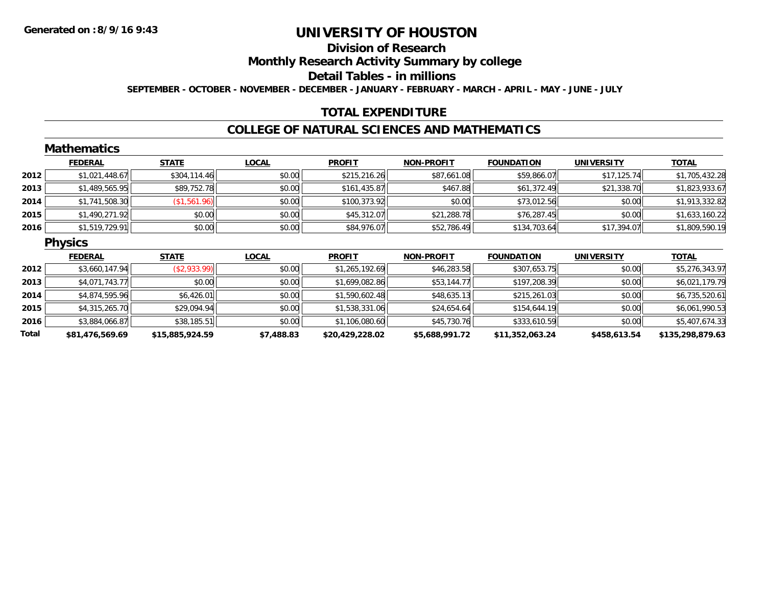Generated on :8/9/16 9:43

# UNIVERSITY OF HOUSTON

## Division of Research

## Monthly Research Activity Summary by college

## Detail Tables - in millions

**SEPTEMBER - OCTOBER - NOVEMBER - DECEMBER - JANUARY - FEBRUARY - MARCH - APRIL - MAY - JUNE - JULY**

## TOTAL EXPENDITURE

## COLLEGE OF NATURAL SCIENCES AND MATHEMATICS

### Mathematics

| | FEDERAL | STATE | LOCAL | PROFIT | NON-PROFIT | FOUNDATION | UNIVERSITY | TOTAL |
|---|---|---|---|---|---|---|---|---|
| 2012 | $1,021,448.67 | $304,114.46 | $0.00 | $215,216.26 | $87,661.08 | $59,866.07 | $17,125.74 | $1,705,432.28 |
| 2013 | $1,489,565.95 | $89,752.78 | $0.00 | $161,435.87 | $467.88 | $61,372.49 | $21,338.70 | $1,823,933.67 |
| 2014 | $1,741,508.30 | ($1,561.96) | $0.00 | $100,373.92 | $0.00 | $73,012.56 | $0.00 | $1,913,332.82 |
| 2015 | $1,490,271.92 | $0.00 | $0.00 | $45,312.07 | $21,288.78 | $76,287.45 | $0.00 | $1,633,160.22 |
| 2016 | $1,519,729.91 | $0.00 | $0.00 | $84,976.07 | $52,786.49 | $134,703.64 | $17,394.07 | $1,809,590.19 |

### Physics

| | FEDERAL | STATE | LOCAL | PROFIT | NON-PROFIT | FOUNDATION | UNIVERSITY | TOTAL |
|---|---|---|---|---|---|---|---|---|
| 2012 | $3,660,147.94 | ($2,933.99) | $0.00 | $1,265,192.69 | $46,283.58 | $307,653.75 | $0.00 | $5,276,343.97 |
| 2013 | $4,071,743.77 | $0.00 | $0.00 | $1,699,082.86 | $53,144.77 | $197,208.39 | $0.00 | $6,021,179.79 |
| 2014 | $4,874,595.96 | $6,426.01 | $0.00 | $1,590,602.48 | $48,635.13 | $215,261.03 | $0.00 | $6,735,520.61 |
| 2015 | $4,315,265.70 | $29,094.94 | $0.00 | $1,538,331.06 | $24,654.64 | $154,644.19 | $0.00 | $6,061,990.53 |
| 2016 | $3,884,066.87 | $38,185.51 | $0.00 | $1,106,080.60 | $45,730.76 | $333,610.59 | $0.00 | $5,407,674.33 |
| **Total** | **$81,476,569.69** | **$15,885,924.59** | **$7,488.83** | **$20,429,228.02** | **$5,688,991.72** | **$11,352,063.24** | **$458,613.54** | **$135,298,879.63** |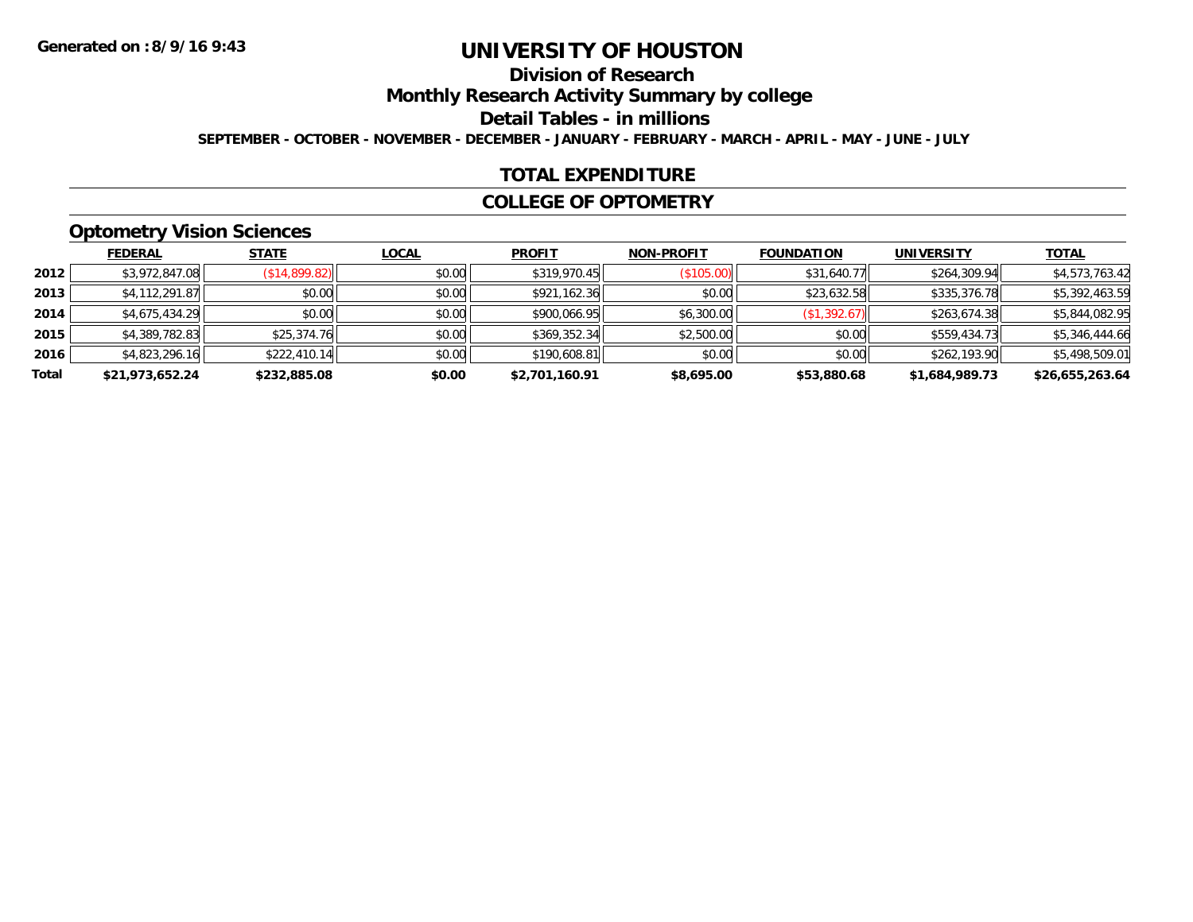Generated on :8/9/16 9:43

# UNIVERSITY OF HOUSTON

## Division of Research

## Monthly Research Activity Summary by college

## Detail Tables - in millions

**SEPTEMBER - OCTOBER - NOVEMBER - DECEMBER - JANUARY - FEBRUARY - MARCH - APRIL - MAY - JUNE - JULY**

## TOTAL EXPENDITURE

## COLLEGE OF OPTOMETRY

### Optometry Vision Sciences

| | FEDERAL | STATE | LOCAL | PROFIT | NON-PROFIT | FOUNDATION | UNIVERSITY | TOTAL |
|---|---|---|---|---|---|---|---|---|
| 2012 | $3,972,847.08 | ($14,899.82) | $0.00 | $319,970.45 | ($105.00) | $31,640.77 | $264,309.94 | $4,573,763.42 |
| 2013 | $4,112,291.87 | $0.00 | $0.00 | $921,162.36 | $0.00 | $23,632.58 | $335,376.78 | $5,392,463.59 |
| 2014 | $4,675,434.29 | $0.00 | $0.00 | $900,066.95 | $6,300.00 | ($1,392.67) | $263,674.38 | $5,844,082.95 |
| 2015 | $4,389,782.83 | $25,374.76 | $0.00 | $369,352.34 | $2,500.00 | $0.00 | $559,434.73 | $5,346,444.66 |
| 2016 | $4,823,296.16 | $222,410.14 | $0.00 | $190,608.81 | $0.00 | $0.00 | $262,193.90 | $5,498,509.01 |
| **Total** | **$21,973,652.24** | **$232,885.08** | **$0.00** | **$2,701,160.91** | **$8,695.00** | **$53,880.68** | **$1,684,989.73** | **$26,655,263.64** |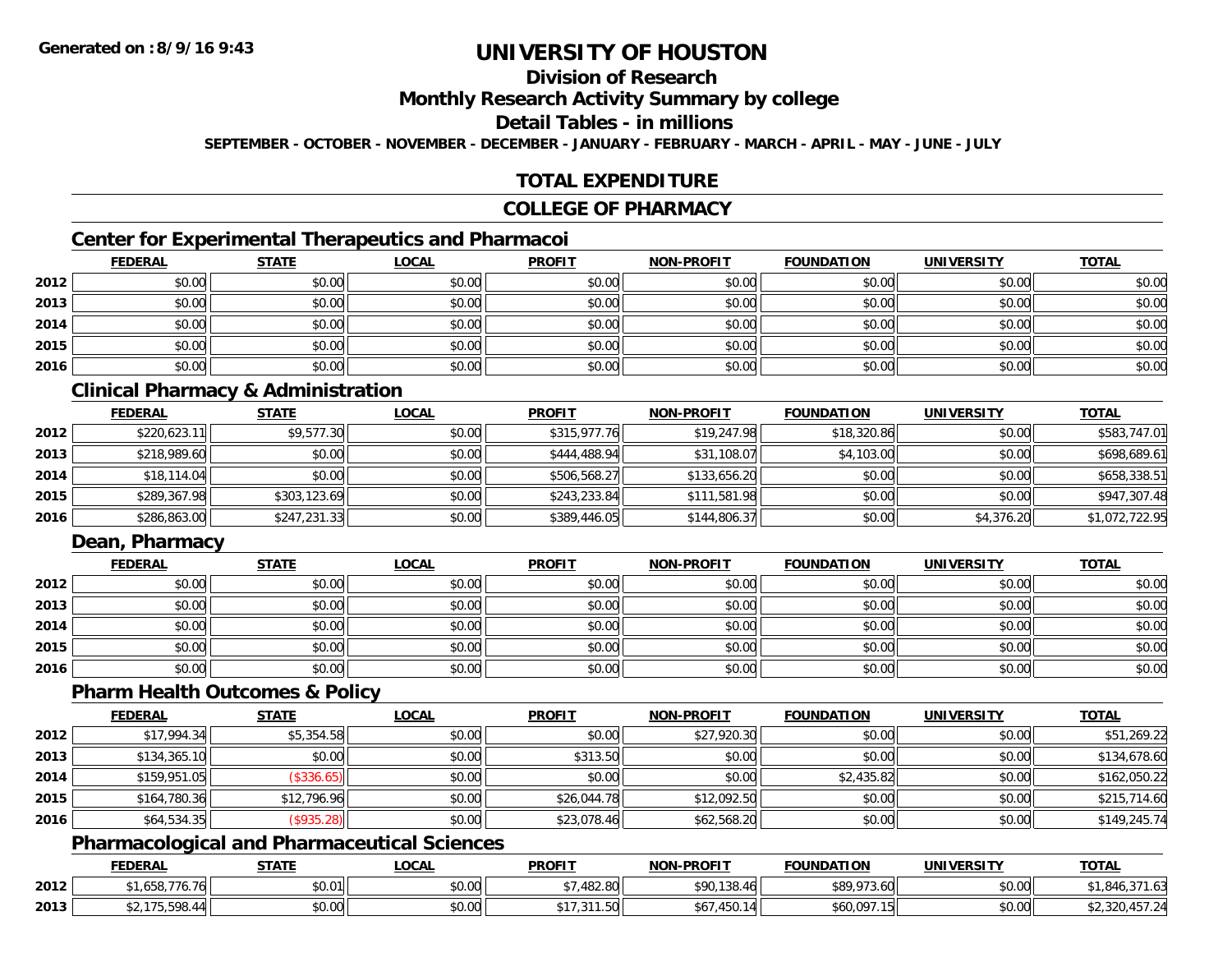# UNIVERSITY OF HOUSTON

## Division of Research

## Monthly Research Activity Summary by college

## Detail Tables - in millions

**SEPTEMBER - OCTOBER - NOVEMBER - DECEMBER - JANUARY - FEBRUARY - MARCH - APRIL - MAY - JUNE - JULY**

## TOTAL EXPENDITURE

## COLLEGE OF PHARMACY

### Center for Experimental Therapeutics and Pharmacoi

| | FEDERAL | STATE | LOCAL | PROFIT | NON-PROFIT | FOUNDATION | UNIVERSITY | TOTAL |
|---|---|---|---|---|---|---|---|---|
| 2012 | $0.00 | $0.00 | $0.00 | $0.00 | $0.00 | $0.00 | $0.00 | $0.00 |
| 2013 | $0.00 | $0.00 | $0.00 | $0.00 | $0.00 | $0.00 | $0.00 | $0.00 |
| 2014 | $0.00 | $0.00 | $0.00 | $0.00 | $0.00 | $0.00 | $0.00 | $0.00 |
| 2015 | $0.00 | $0.00 | $0.00 | $0.00 | $0.00 | $0.00 | $0.00 | $0.00 |
| 2016 | $0.00 | $0.00 | $0.00 | $0.00 | $0.00 | $0.00 | $0.00 | $0.00 |

### Clinical Pharmacy & Administration

| | FEDERAL | STATE | LOCAL | PROFIT | NON-PROFIT | FOUNDATION | UNIVERSITY | TOTAL |
|---|---|---|---|---|---|---|---|---|
| 2012 | $220,623.11 | $9,577.30 | $0.00 | $315,977.76 | $19,247.98 | $18,320.86 | $0.00 | $583,747.01 |
| 2013 | $218,989.60 | $0.00 | $0.00 | $444,488.94 | $31,108.07 | $4,103.00 | $0.00 | $698,689.61 |
| 2014 | $18,114.04 | $0.00 | $0.00 | $506,568.27 | $133,656.20 | $0.00 | $0.00 | $658,338.51 |
| 2015 | $289,367.98 | $303,123.69 | $0.00 | $243,233.84 | $111,581.98 | $0.00 | $0.00 | $947,307.48 |
| 2016 | $286,863.00 | $247,231.33 | $0.00 | $389,446.05 | $144,806.37 | $0.00 | $4,376.20 | $1,072,722.95 |

### Dean, Pharmacy

| | FEDERAL | STATE | LOCAL | PROFIT | NON-PROFIT | FOUNDATION | UNIVERSITY | TOTAL |
|---|---|---|---|---|---|---|---|---|
| 2012 | $0.00 | $0.00 | $0.00 | $0.00 | $0.00 | $0.00 | $0.00 | $0.00 |
| 2013 | $0.00 | $0.00 | $0.00 | $0.00 | $0.00 | $0.00 | $0.00 | $0.00 |
| 2014 | $0.00 | $0.00 | $0.00 | $0.00 | $0.00 | $0.00 | $0.00 | $0.00 |
| 2015 | $0.00 | $0.00 | $0.00 | $0.00 | $0.00 | $0.00 | $0.00 | $0.00 |
| 2016 | $0.00 | $0.00 | $0.00 | $0.00 | $0.00 | $0.00 | $0.00 | $0.00 |

### Pharm Health Outcomes & Policy

| | FEDERAL | STATE | LOCAL | PROFIT | NON-PROFIT | FOUNDATION | UNIVERSITY | TOTAL |
|---|---|---|---|---|---|---|---|---|
| 2012 | $17,994.34 | $5,354.58 | $0.00 | $0.00 | $27,920.30 | $0.00 | $0.00 | $51,269.22 |
| 2013 | $134,365.10 | $0.00 | $0.00 | $313.50 | $0.00 | $0.00 | $0.00 | $134,678.60 |
| 2014 | $159,951.05 | ($336.65) | $0.00 | $0.00 | $0.00 | $2,435.82 | $0.00 | $162,050.22 |
| 2015 | $164,780.36 | $12,796.96 | $0.00 | $26,044.78 | $12,092.50 | $0.00 | $0.00 | $215,714.60 |
| 2016 | $64,534.35 | ($935.28) | $0.00 | $23,078.46 | $62,568.20 | $0.00 | $0.00 | $149,245.74 |

### Pharmacological and Pharmaceutical Sciences

| | FEDERAL | STATE | LOCAL | PROFIT | NON-PROFIT | FOUNDATION | UNIVERSITY | TOTAL |
|---|---|---|---|---|---|---|---|---|
| 2012 | $1,658,776.76 | $0.01 | $0.00 | $7,482.80 | $90,138.46 | $89,973.60 | $0.00 | $1,846,371.63 |
| 2013 | $2,175,598.44 | $0.00 | $0.00 | $17,311.50 | $67,450.14 | $60,097.15 | $0.00 | $2,320,457.24 |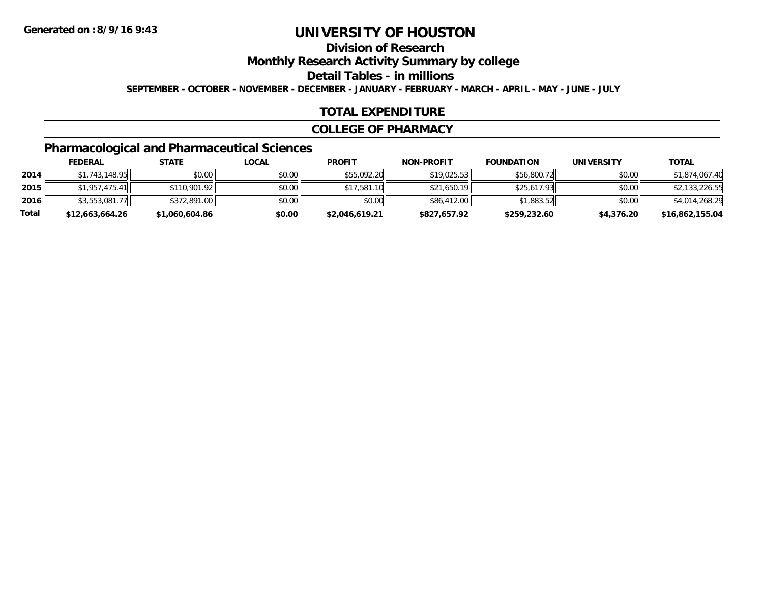**Generated on :8/9/16 9:43**

# UNIVERSITY OF HOUSTON

## Division of Research

## Monthly Research Activity Summary by college

## Detail Tables - in millions

**SEPTEMBER - OCTOBER - NOVEMBER - DECEMBER - JANUARY - FEBRUARY - MARCH - APRIL - MAY - JUNE - JULY**

## TOTAL EXPENDITURE

## COLLEGE OF PHARMACY

### Pharmacological and Pharmaceutical Sciences

| | FEDERAL | STATE | LOCAL | PROFIT | NON-PROFIT | FOUNDATION | UNIVERSITY | TOTAL |
|---|---|---|---|---|---|---|---|---|
| 2014 | $1,743,148.95 | $0.00 | $0.00 | $55,092.20 | $19,025.53 | $56,800.72 | $0.00 | $1,874,067.40 |
| 2015 | $1,957,475.41 | $110,901.92 | $0.00 | $17,581.10 | $21,650.19 | $25,617.93 | $0.00 | $2,133,226.55 |
| 2016 | $3,553,081.77 | $372,891.00 | $0.00 | $0.00 | $86,412.00 | $1,883.52 | $0.00 | $4,014,268.29 |
| **Total** | **$12,663,664.26** | **$1,060,604.86** | **$0.00** | **$2,046,619.21** | **$827,657.92** | **$259,232.60** | **$4,376.20** | **$16,862,155.04** |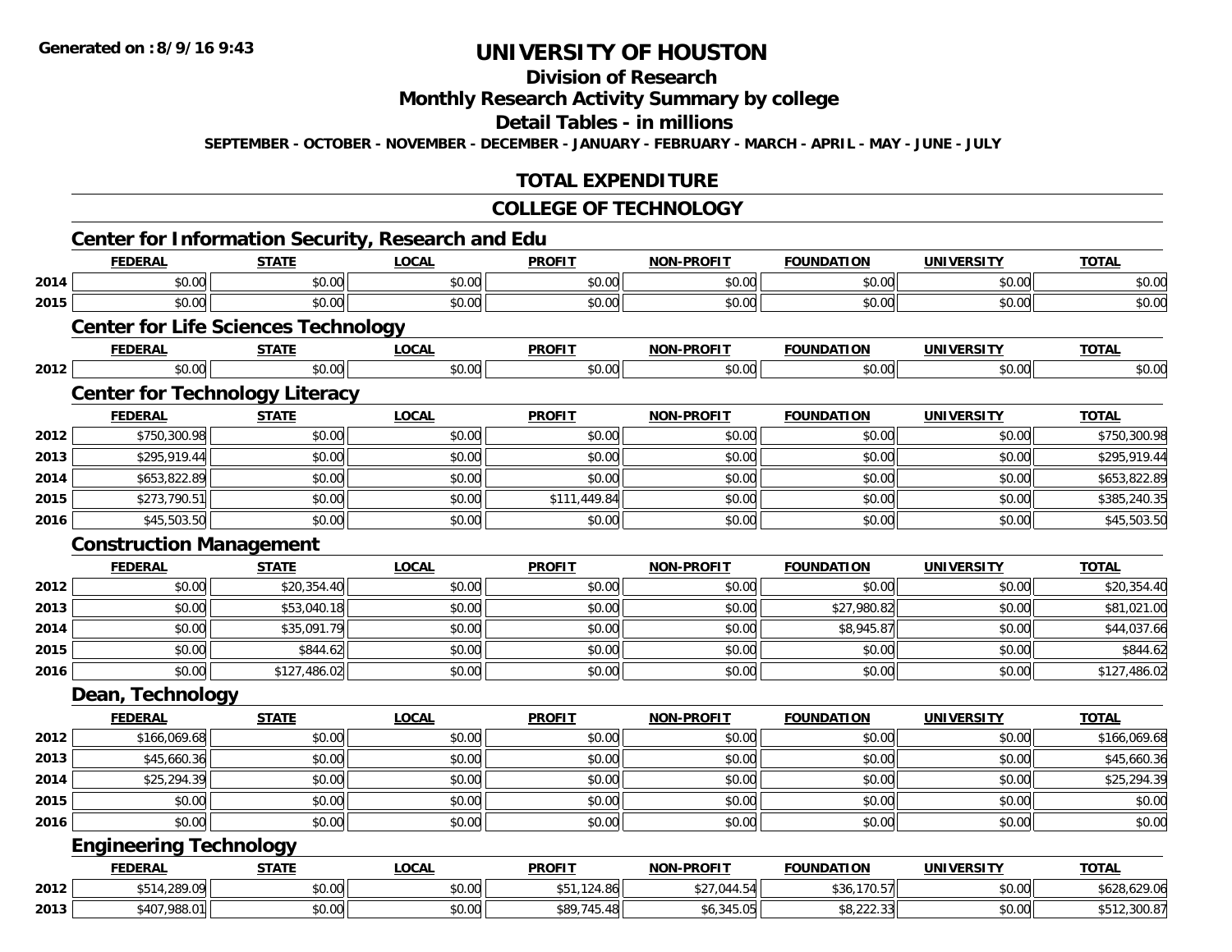**Generated on :8/9/16 9:43**

# UNIVERSITY OF HOUSTON

## Division of Research

## Monthly Research Activity Summary by college

## Detail Tables - in millions

**SEPTEMBER - OCTOBER - NOVEMBER - DECEMBER - JANUARY - FEBRUARY - MARCH - APRIL - MAY - JUNE - JULY**

## TOTAL EXPENDITURE

## COLLEGE OF TECHNOLOGY

### Center for Information Security, Research and Edu

| | FEDERAL | STATE | LOCAL | PROFIT | NON-PROFIT | FOUNDATION | UNIVERSITY | TOTAL |
|---|---|---|---|---|---|---|---|---|
| 2014 | $0.00 | $0.00 | $0.00 | $0.00 | $0.00 | $0.00 | $0.00 | $0.00 |
| 2015 | $0.00 | $0.00 | $0.00 | $0.00 | $0.00 | $0.00 | $0.00 | $0.00 |

### Center for Life Sciences Technology

| | FEDERAL | STATE | LOCAL | PROFIT | NON-PROFIT | FOUNDATION | UNIVERSITY | TOTAL |
|---|---|---|---|---|---|---|---|---|
| 2012 | $0.00 | $0.00 | $0.00 | $0.00 | $0.00 | $0.00 | $0.00 | $0.00 |

### Center for Technology Literacy

| | FEDERAL | STATE | LOCAL | PROFIT | NON-PROFIT | FOUNDATION | UNIVERSITY | TOTAL |
|---|---|---|---|---|---|---|---|---|
| 2012 | $750,300.98 | $0.00 | $0.00 | $0.00 | $0.00 | $0.00 | $0.00 | $750,300.98 |
| 2013 | $295,919.44 | $0.00 | $0.00 | $0.00 | $0.00 | $0.00 | $0.00 | $295,919.44 |
| 2014 | $653,822.89 | $0.00 | $0.00 | $0.00 | $0.00 | $0.00 | $0.00 | $653,822.89 |
| 2015 | $273,790.51 | $0.00 | $0.00 | $111,449.84 | $0.00 | $0.00 | $0.00 | $385,240.35 |
| 2016 | $45,503.50 | $0.00 | $0.00 | $0.00 | $0.00 | $0.00 | $0.00 | $45,503.50 |

### Construction Management

| | FEDERAL | STATE | LOCAL | PROFIT | NON-PROFIT | FOUNDATION | UNIVERSITY | TOTAL |
|---|---|---|---|---|---|---|---|---|
| 2012 | $0.00 | $20,354.40 | $0.00 | $0.00 | $0.00 | $0.00 | $0.00 | $20,354.40 |
| 2013 | $0.00 | $53,040.18 | $0.00 | $0.00 | $0.00 | $27,980.82 | $0.00 | $81,021.00 |
| 2014 | $0.00 | $35,091.79 | $0.00 | $0.00 | $0.00 | $8,945.87 | $0.00 | $44,037.66 |
| 2015 | $0.00 | $844.62 | $0.00 | $0.00 | $0.00 | $0.00 | $0.00 | $844.62 |
| 2016 | $0.00 | $127,486.02 | $0.00 | $0.00 | $0.00 | $0.00 | $0.00 | $127,486.02 |

### Dean, Technology

| | FEDERAL | STATE | LOCAL | PROFIT | NON-PROFIT | FOUNDATION | UNIVERSITY | TOTAL |
|---|---|---|---|---|---|---|---|---|
| 2012 | $166,069.68 | $0.00 | $0.00 | $0.00 | $0.00 | $0.00 | $0.00 | $166,069.68 |
| 2013 | $45,660.36 | $0.00 | $0.00 | $0.00 | $0.00 | $0.00 | $0.00 | $45,660.36 |
| 2014 | $25,294.39 | $0.00 | $0.00 | $0.00 | $0.00 | $0.00 | $0.00 | $25,294.39 |
| 2015 | $0.00 | $0.00 | $0.00 | $0.00 | $0.00 | $0.00 | $0.00 | $0.00 |
| 2016 | $0.00 | $0.00 | $0.00 | $0.00 | $0.00 | $0.00 | $0.00 | $0.00 |

### Engineering Technology

| | FEDERAL | STATE | LOCAL | PROFIT | NON-PROFIT | FOUNDATION | UNIVERSITY | TOTAL |
|---|---|---|---|---|---|---|---|---|
| 2012 | $514,289.09 | $0.00 | $0.00 | $51,124.86 | $27,044.54 | $36,170.57 | $0.00 | $628,629.06 |
| 2013 | $407,988.01 | $0.00 | $0.00 | $89,745.48 | $6,345.05 | $8,222.33 | $0.00 | $512,300.87 |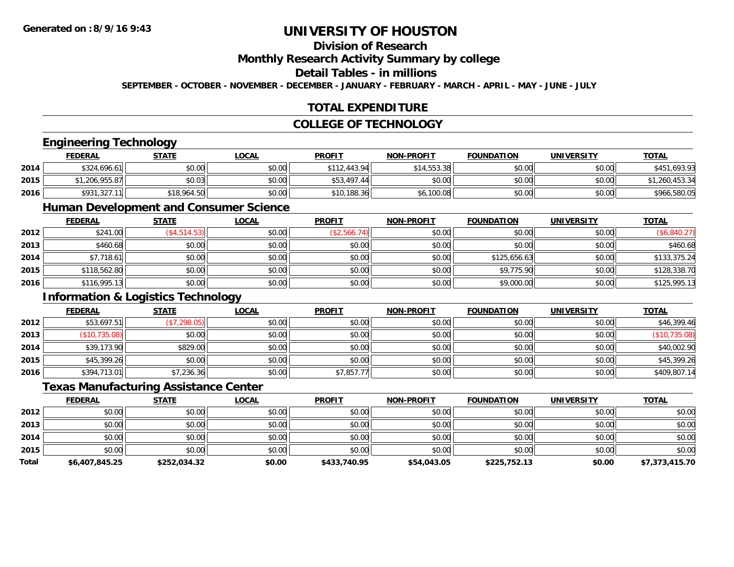# UNIVERSITY OF HOUSTON

## Division of Research

## Monthly Research Activity Summary by college

## Detail Tables - in millions

SEPTEMBER - OCTOBER - NOVEMBER - DECEMBER - JANUARY - FEBRUARY - MARCH - APRIL - MAY - JUNE - JULY

## TOTAL EXPENDITURE

## COLLEGE OF TECHNOLOGY

### Engineering Technology

| | FEDERAL | STATE | LOCAL | PROFIT | NON-PROFIT | FOUNDATION | UNIVERSITY | TOTAL |
|---|---|---|---|---|---|---|---|---|
| 2014 | $324,696.61 | $0.00 | $0.00 | $112,443.94 | $14,553.38 | $0.00 | $0.00 | $451,693.93 |
| 2015 | $1,206,955.87 | $0.03 | $0.00 | $53,497.44 | $0.00 | $0.00 | $0.00 | $1,260,453.34 |
| 2016 | $931,327.11 | $18,964.50 | $0.00 | $10,188.36 | $6,100.08 | $0.00 | $0.00 | $966,580.05 |

### Human Development and Consumer Science

| | FEDERAL | STATE | LOCAL | PROFIT | NON-PROFIT | FOUNDATION | UNIVERSITY | TOTAL |
|---|---|---|---|---|---|---|---|---|
| 2012 | $241.00 | ($4,514.53) | $0.00 | ($2,566.74) | $0.00 | $0.00 | $0.00 | ($6,840.27) |
| 2013 | $460.68 | $0.00 | $0.00 | $0.00 | $0.00 | $0.00 | $0.00 | $460.68 |
| 2014 | $7,718.61 | $0.00 | $0.00 | $0.00 | $0.00 | $125,656.63 | $0.00 | $133,375.24 |
| 2015 | $118,562.80 | $0.00 | $0.00 | $0.00 | $0.00 | $9,775.90 | $0.00 | $128,338.70 |
| 2016 | $116,995.13 | $0.00 | $0.00 | $0.00 | $0.00 | $9,000.00 | $0.00 | $125,995.13 |

### Information & Logistics Technology

| | FEDERAL | STATE | LOCAL | PROFIT | NON-PROFIT | FOUNDATION | UNIVERSITY | TOTAL |
|---|---|---|---|---|---|---|---|---|
| 2012 | $53,697.51 | ($7,298.05) | $0.00 | $0.00 | $0.00 | $0.00 | $0.00 | $46,399.46 |
| 2013 | ($10,735.08) | $0.00 | $0.00 | $0.00 | $0.00 | $0.00 | $0.00 | ($10,735.08) |
| 2014 | $39,173.90 | $829.00 | $0.00 | $0.00 | $0.00 | $0.00 | $0.00 | $40,002.90 |
| 2015 | $45,399.26 | $0.00 | $0.00 | $0.00 | $0.00 | $0.00 | $0.00 | $45,399.26 |
| 2016 | $394,713.01 | $7,236.36 | $0.00 | $7,857.77 | $0.00 | $0.00 | $0.00 | $409,807.14 |

### Texas Manufacturing Assistance Center

| | FEDERAL | STATE | LOCAL | PROFIT | NON-PROFIT | FOUNDATION | UNIVERSITY | TOTAL |
|---|---|---|---|---|---|---|---|---|
| 2012 | $0.00 | $0.00 | $0.00 | $0.00 | $0.00 | $0.00 | $0.00 | $0.00 |
| 2013 | $0.00 | $0.00 | $0.00 | $0.00 | $0.00 | $0.00 | $0.00 | $0.00 |
| 2014 | $0.00 | $0.00 | $0.00 | $0.00 | $0.00 | $0.00 | $0.00 | $0.00 |
| 2015 | $0.00 | $0.00 | $0.00 | $0.00 | $0.00 | $0.00 | $0.00 | $0.00 |
| **Total** | **$6,407,845.25** | **$252,034.32** | **$0.00** | **$433,740.95** | **$54,043.05** | **$225,752.13** | **$0.00** | **$7,373,415.70** |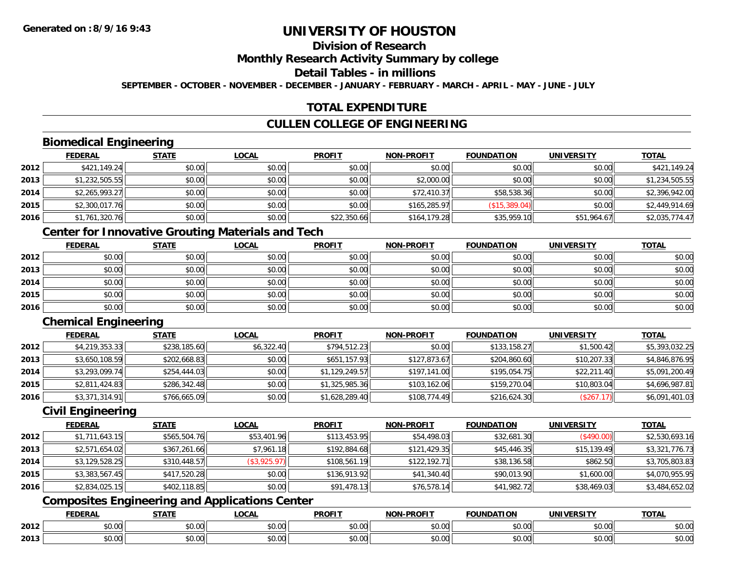# UNIVERSITY OF HOUSTON

## Division of Research

## Monthly Research Activity Summary by college

## Detail Tables - in millions

**SEPTEMBER - OCTOBER - NOVEMBER - DECEMBER - JANUARY - FEBRUARY - MARCH - APRIL - MAY - JUNE - JULY**

## TOTAL EXPENDITURE

## CULLEN COLLEGE OF ENGINEERING

### Biomedical Engineering

| | FEDERAL | STATE | LOCAL | PROFIT | NON-PROFIT | FOUNDATION | UNIVERSITY | TOTAL |
|---|---|---|---|---|---|---|---|---|
| 2012 | $421,149.24 | $0.00 | $0.00 | $0.00 | $0.00 | $0.00 | $0.00 | $421,149.24 |
| 2013 | $1,232,505.55 | $0.00 | $0.00 | $0.00 | $2,000.00 | $0.00 | $0.00 | $1,234,505.55 |
| 2014 | $2,265,993.27 | $0.00 | $0.00 | $0.00 | $72,410.37 | $58,538.36 | $0.00 | $2,396,942.00 |
| 2015 | $2,300,017.76 | $0.00 | $0.00 | $0.00 | $165,285.97 | ($15,389.04) | $0.00 | $2,449,914.69 |
| 2016 | $1,761,320.76 | $0.00 | $0.00 | $22,350.66 | $164,179.28 | $35,959.10 | $51,964.67 | $2,035,774.47 |

### Center for Innovative Grouting Materials and Tech

| | FEDERAL | STATE | LOCAL | PROFIT | NON-PROFIT | FOUNDATION | UNIVERSITY | TOTAL |
|---|---|---|---|---|---|---|---|---|
| 2012 | $0.00 | $0.00 | $0.00 | $0.00 | $0.00 | $0.00 | $0.00 | $0.00 |
| 2013 | $0.00 | $0.00 | $0.00 | $0.00 | $0.00 | $0.00 | $0.00 | $0.00 |
| 2014 | $0.00 | $0.00 | $0.00 | $0.00 | $0.00 | $0.00 | $0.00 | $0.00 |
| 2015 | $0.00 | $0.00 | $0.00 | $0.00 | $0.00 | $0.00 | $0.00 | $0.00 |
| 2016 | $0.00 | $0.00 | $0.00 | $0.00 | $0.00 | $0.00 | $0.00 | $0.00 |

### Chemical Engineering

| | FEDERAL | STATE | LOCAL | PROFIT | NON-PROFIT | FOUNDATION | UNIVERSITY | TOTAL |
|---|---|---|---|---|---|---|---|---|
| 2012 | $4,219,353.33 | $238,185.60 | $6,322.40 | $794,512.23 | $0.00 | $133,158.27 | $1,500.42 | $5,393,032.25 |
| 2013 | $3,650,108.59 | $202,668.83 | $0.00 | $651,157.93 | $127,873.67 | $204,860.60 | $10,207.33 | $4,846,876.95 |
| 2014 | $3,293,099.74 | $254,444.03 | $0.00 | $1,129,249.57 | $197,141.00 | $195,054.75 | $22,211.40 | $5,091,200.49 |
| 2015 | $2,811,424.83 | $286,342.48 | $0.00 | $1,325,985.36 | $103,162.06 | $159,270.04 | $10,803.04 | $4,696,987.81 |
| 2016 | $3,371,314.91 | $766,665.09 | $0.00 | $1,628,289.40 | $108,774.49 | $216,624.30 | ($267.17) | $6,091,401.03 |

### Civil Engineering

| | FEDERAL | STATE | LOCAL | PROFIT | NON-PROFIT | FOUNDATION | UNIVERSITY | TOTAL |
|---|---|---|---|---|---|---|---|---|
| 2012 | $1,711,643.15 | $565,504.76 | $53,401.96 | $113,453.95 | $54,498.03 | $32,681.30 | ($490.00) | $2,530,693.16 |
| 2013 | $2,571,654.02 | $367,261.66 | $7,961.18 | $192,884.68 | $121,429.35 | $45,446.35 | $15,139.49 | $3,321,776.73 |
| 2014 | $3,129,528.25 | $310,448.57 | ($3,925.97) | $108,561.19 | $122,192.71 | $38,136.58 | $862.50 | $3,705,803.83 |
| 2015 | $3,383,567.45 | $417,520.28 | $0.00 | $136,913.92 | $41,340.40 | $90,013.90 | $1,600.00 | $4,070,955.95 |
| 2016 | $2,834,025.15 | $402,118.85 | $0.00 | $91,478.13 | $76,578.14 | $41,982.72 | $38,469.03 | $3,484,652.02 |

### Composites Engineering and Applications Center

| | FEDERAL | STATE | LOCAL | PROFIT | NON-PROFIT | FOUNDATION | UNIVERSITY | TOTAL |
|---|---|---|---|---|---|---|---|---|
| 2012 | $0.00 | $0.00 | $0.00 | $0.00 | $0.00 | $0.00 | $0.00 | $0.00 |
| 2013 | $0.00 | $0.00 | $0.00 | $0.00 | $0.00 | $0.00 | $0.00 | $0.00 |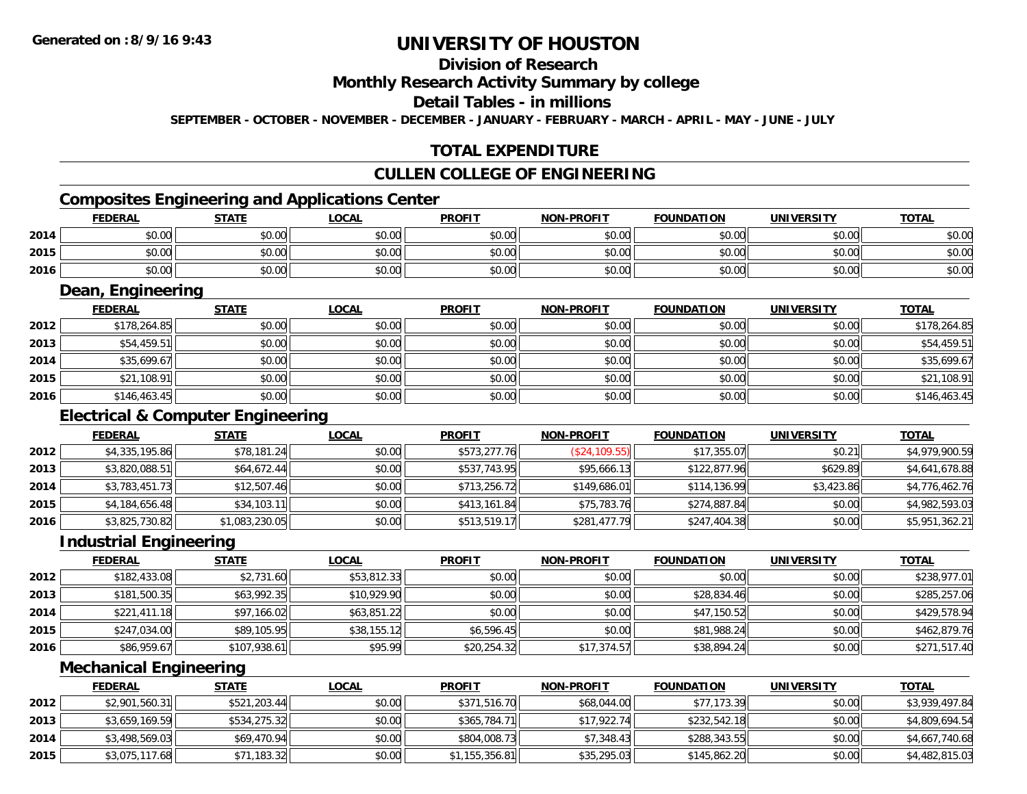# UNIVERSITY OF HOUSTON

## Division of Research

## Monthly Research Activity Summary by college

## Detail Tables - in millions

**SEPTEMBER - OCTOBER - NOVEMBER - DECEMBER - JANUARY - FEBRUARY - MARCH - APRIL - MAY - JUNE - JULY**

## TOTAL EXPENDITURE

## CULLEN COLLEGE OF ENGINEERING

### Composites Engineering and Applications Center

| | FEDERAL | STATE | LOCAL | PROFIT | NON-PROFIT | FOUNDATION | UNIVERSITY | TOTAL |
|---|---|---|---|---|---|---|---|---|
| 2014 | $0.00 | $0.00 | $0.00 | $0.00 | $0.00 | $0.00 | $0.00 | $0.00 |
| 2015 | $0.00 | $0.00 | $0.00 | $0.00 | $0.00 | $0.00 | $0.00 | $0.00 |
| 2016 | $0.00 | $0.00 | $0.00 | $0.00 | $0.00 | $0.00 | $0.00 | $0.00 |

### Dean, Engineering

| | FEDERAL | STATE | LOCAL | PROFIT | NON-PROFIT | FOUNDATION | UNIVERSITY | TOTAL |
|---|---|---|---|---|---|---|---|---|
| 2012 | $178,264.85 | $0.00 | $0.00 | $0.00 | $0.00 | $0.00 | $0.00 | $178,264.85 |
| 2013 | $54,459.51 | $0.00 | $0.00 | $0.00 | $0.00 | $0.00 | $0.00 | $54,459.51 |
| 2014 | $35,699.67 | $0.00 | $0.00 | $0.00 | $0.00 | $0.00 | $0.00 | $35,699.67 |
| 2015 | $21,108.91 | $0.00 | $0.00 | $0.00 | $0.00 | $0.00 | $0.00 | $21,108.91 |
| 2016 | $146,463.45 | $0.00 | $0.00 | $0.00 | $0.00 | $0.00 | $0.00 | $146,463.45 |

### Electrical & Computer Engineering

| | FEDERAL | STATE | LOCAL | PROFIT | NON-PROFIT | FOUNDATION | UNIVERSITY | TOTAL |
|---|---|---|---|---|---|---|---|---|
| 2012 | $4,335,195.86 | $78,181.24 | $0.00 | $573,277.76 | ($24,109.55) | $17,355.07 | $0.21 | $4,979,900.59 |
| 2013 | $3,820,088.51 | $64,672.44 | $0.00 | $537,743.95 | $95,666.13 | $122,877.96 | $629.89 | $4,641,678.88 |
| 2014 | $3,783,451.73 | $12,507.46 | $0.00 | $713,256.72 | $149,686.01 | $114,136.99 | $3,423.86 | $4,776,462.76 |
| 2015 | $4,184,656.48 | $34,103.11 | $0.00 | $413,161.84 | $75,783.76 | $274,887.84 | $0.00 | $4,982,593.03 |
| 2016 | $3,825,730.82 | $1,083,230.05 | $0.00 | $513,519.17 | $281,477.79 | $247,404.38 | $0.00 | $5,951,362.21 |

### Industrial Engineering

| | FEDERAL | STATE | LOCAL | PROFIT | NON-PROFIT | FOUNDATION | UNIVERSITY | TOTAL |
|---|---|---|---|---|---|---|---|---|
| 2012 | $182,433.08 | $2,731.60 | $53,812.33 | $0.00 | $0.00 | $0.00 | $0.00 | $238,977.01 |
| 2013 | $181,500.35 | $63,992.35 | $10,929.90 | $0.00 | $0.00 | $28,834.46 | $0.00 | $285,257.06 |
| 2014 | $221,411.18 | $97,166.02 | $63,851.22 | $0.00 | $0.00 | $47,150.52 | $0.00 | $429,578.94 |
| 2015 | $247,034.00 | $89,105.95 | $38,155.12 | $6,596.45 | $0.00 | $81,988.24 | $0.00 | $462,879.76 |
| 2016 | $86,959.67 | $107,938.61 | $95.99 | $20,254.32 | $17,374.57 | $38,894.24 | $0.00 | $271,517.40 |

### Mechanical Engineering

| | FEDERAL | STATE | LOCAL | PROFIT | NON-PROFIT | FOUNDATION | UNIVERSITY | TOTAL |
|---|---|---|---|---|---|---|---|---|
| 2012 | $2,901,560.31 | $521,203.44 | $0.00 | $371,516.70 | $68,044.00 | $77,173.39 | $0.00 | $3,939,497.84 |
| 2013 | $3,659,169.59 | $534,275.32 | $0.00 | $365,784.71 | $17,922.74 | $232,542.18 | $0.00 | $4,809,694.54 |
| 2014 | $3,498,569.03 | $69,470.94 | $0.00 | $804,008.73 | $7,348.43 | $288,343.55 | $0.00 | $4,667,740.68 |
| 2015 | $3,075,117.68 | $71,183.32 | $0.00 | $1,155,356.81 | $35,295.03 | $145,862.20 | $0.00 | $4,482,815.03 |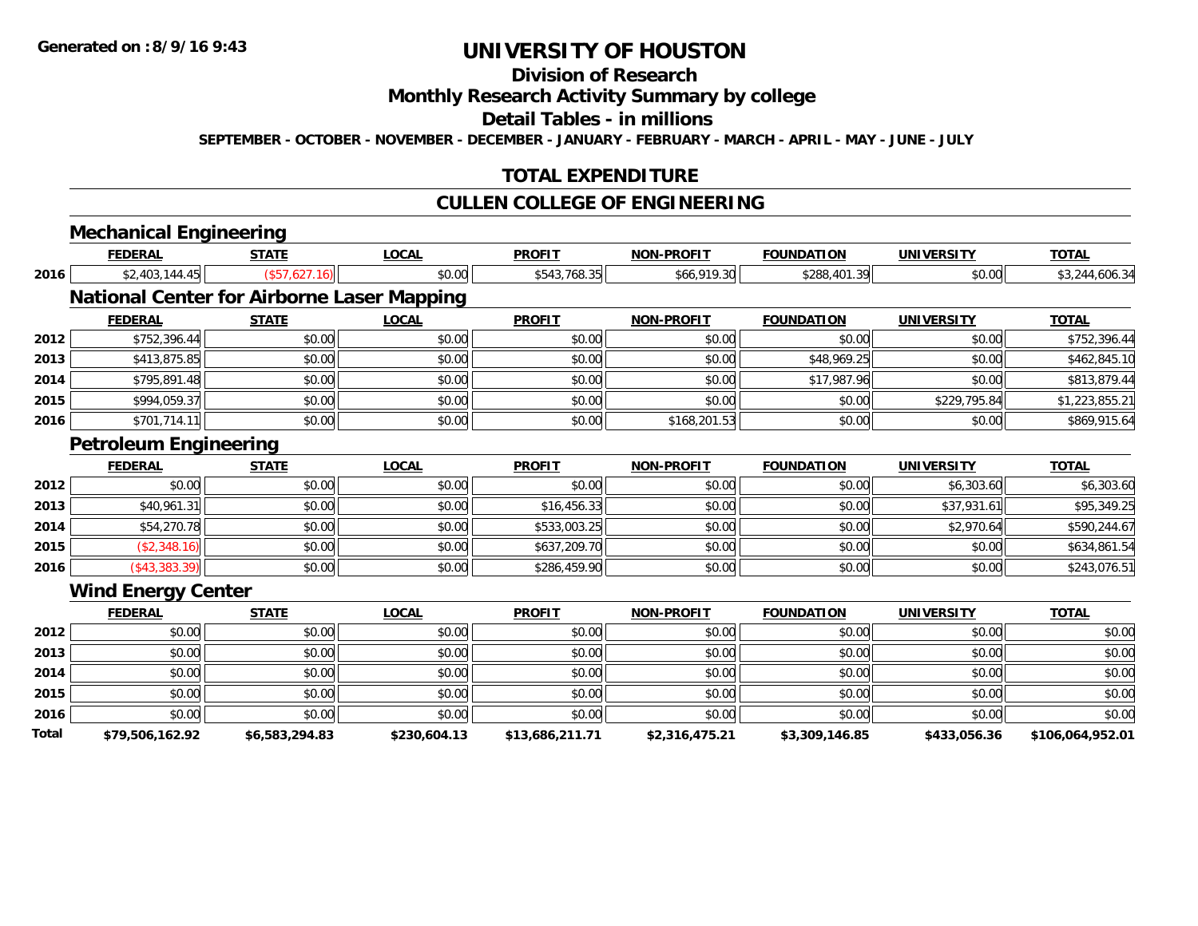**Generated on :8/9/16 9:43**

# UNIVERSITY OF HOUSTON

## Division of Research

## Monthly Research Activity Summary by college

## Detail Tables - in millions

**SEPTEMBER - OCTOBER - NOVEMBER - DECEMBER - JANUARY - FEBRUARY - MARCH - APRIL - MAY - JUNE - JULY**

## TOTAL EXPENDITURE

## CULLEN COLLEGE OF ENGINEERING

### Mechanical Engineering

| | FEDERAL | STATE | LOCAL | PROFIT | NON-PROFIT | FOUNDATION | UNIVERSITY | TOTAL |
|---|---|---|---|---|---|---|---|---|
| 2016 | $2,403,144.45 | ($57,627.16) | $0.00 | $543,768.35 | $66,919.30 | $288,401.39 | $0.00 | $3,244,606.34 |

### National Center for Airborne Laser Mapping

| | FEDERAL | STATE | LOCAL | PROFIT | NON-PROFIT | FOUNDATION | UNIVERSITY | TOTAL |
|---|---|---|---|---|---|---|---|---|
| 2012 | $752,396.44 | $0.00 | $0.00 | $0.00 | $0.00 | $0.00 | $0.00 | $752,396.44 |
| 2013 | $413,875.85 | $0.00 | $0.00 | $0.00 | $0.00 | $48,969.25 | $0.00 | $462,845.10 |
| 2014 | $795,891.48 | $0.00 | $0.00 | $0.00 | $0.00 | $17,987.96 | $0.00 | $813,879.44 |
| 2015 | $994,059.37 | $0.00 | $0.00 | $0.00 | $0.00 | $0.00 | $229,795.84 | $1,223,855.21 |
| 2016 | $701,714.11 | $0.00 | $0.00 | $0.00 | $168,201.53 | $0.00 | $0.00 | $869,915.64 |

### Petroleum Engineering

| | FEDERAL | STATE | LOCAL | PROFIT | NON-PROFIT | FOUNDATION | UNIVERSITY | TOTAL |
|---|---|---|---|---|---|---|---|---|
| 2012 | $0.00 | $0.00 | $0.00 | $0.00 | $0.00 | $0.00 | $6,303.60 | $6,303.60 |
| 2013 | $40,961.31 | $0.00 | $0.00 | $16,456.33 | $0.00 | $0.00 | $37,931.61 | $95,349.25 |
| 2014 | $54,270.78 | $0.00 | $0.00 | $533,003.25 | $0.00 | $0.00 | $2,970.64 | $590,244.67 |
| 2015 | ($2,348.16) | $0.00 | $0.00 | $637,209.70 | $0.00 | $0.00 | $0.00 | $634,861.54 |
| 2016 | ($43,383.39) | $0.00 | $0.00 | $286,459.90 | $0.00 | $0.00 | $0.00 | $243,076.51 |

### Wind Energy Center

| | FEDERAL | STATE | LOCAL | PROFIT | NON-PROFIT | FOUNDATION | UNIVERSITY | TOTAL |
|---|---|---|---|---|---|---|---|---|
| 2012 | $0.00 | $0.00 | $0.00 | $0.00 | $0.00 | $0.00 | $0.00 | $0.00 |
| 2013 | $0.00 | $0.00 | $0.00 | $0.00 | $0.00 | $0.00 | $0.00 | $0.00 |
| 2014 | $0.00 | $0.00 | $0.00 | $0.00 | $0.00 | $0.00 | $0.00 | $0.00 |
| 2015 | $0.00 | $0.00 | $0.00 | $0.00 | $0.00 | $0.00 | $0.00 | $0.00 |
| 2016 | $0.00 | $0.00 | $0.00 | $0.00 | $0.00 | $0.00 | $0.00 | $0.00 |
| **Total** | **$79,506,162.92** | **$6,583,294.83** | **$230,604.13** | **$13,686,211.71** | **$2,316,475.21** | **$3,309,146.85** | **$433,056.36** | **$106,064,952.01** |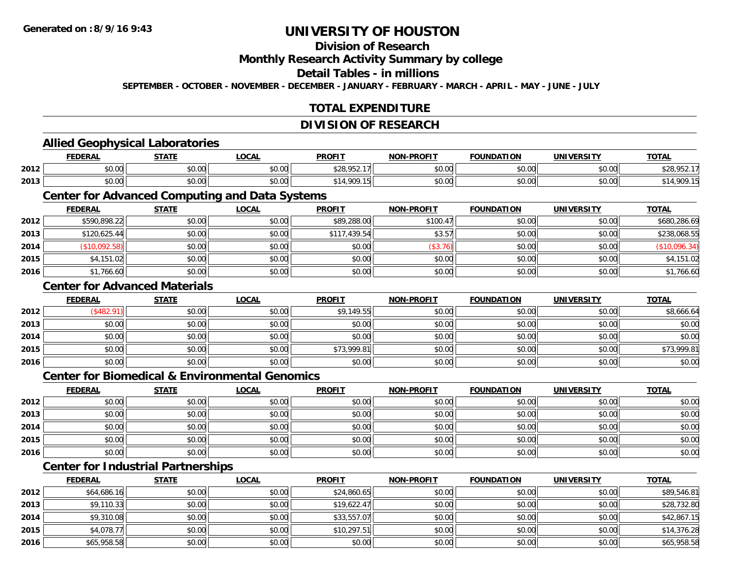Generated on :8/9/16 9:43

# UNIVERSITY OF HOUSTON

## Division of Research

## Monthly Research Activity Summary by college

## Detail Tables - in millions

SEPTEMBER - OCTOBER - NOVEMBER - DECEMBER - JANUARY - FEBRUARY - MARCH - APRIL - MAY - JUNE - JULY

## TOTAL EXPENDITURE

## DIVISION OF RESEARCH

### Allied Geophysical Laboratories

| | FEDERAL | STATE | LOCAL | PROFIT | NON-PROFIT | FOUNDATION | UNIVERSITY | TOTAL |
|---|---|---|---|---|---|---|---|---|
| 2012 | $0.00 | $0.00 | $0.00 | $28,952.17 | $0.00 | $0.00 | $0.00 | $28,952.17 |
| 2013 | $0.00 | $0.00 | $0.00 | $14,909.15 | $0.00 | $0.00 | $0.00 | $14,909.15 |

### Center for Advanced Computing and Data Systems

| | FEDERAL | STATE | LOCAL | PROFIT | NON-PROFIT | FOUNDATION | UNIVERSITY | TOTAL |
|---|---|---|---|---|---|---|---|---|
| 2012 | $590,898.22 | $0.00 | $0.00 | $89,288.00 | $100.47 | $0.00 | $0.00 | $680,286.69 |
| 2013 | $120,625.44 | $0.00 | $0.00 | $117,439.54 | $3.57 | $0.00 | $0.00 | $238,068.55 |
| 2014 | ($10,092.58) | $0.00 | $0.00 | $0.00 | ($3.76) | $0.00 | $0.00 | ($10,096.34) |
| 2015 | $4,151.02 | $0.00 | $0.00 | $0.00 | $0.00 | $0.00 | $0.00 | $4,151.02 |
| 2016 | $1,766.60 | $0.00 | $0.00 | $0.00 | $0.00 | $0.00 | $0.00 | $1,766.60 |

### Center for Advanced Materials

| | FEDERAL | STATE | LOCAL | PROFIT | NON-PROFIT | FOUNDATION | UNIVERSITY | TOTAL |
|---|---|---|---|---|---|---|---|---|
| 2012 | ($482.91) | $0.00 | $0.00 | $9,149.55 | $0.00 | $0.00 | $0.00 | $8,666.64 |
| 2013 | $0.00 | $0.00 | $0.00 | $0.00 | $0.00 | $0.00 | $0.00 | $0.00 |
| 2014 | $0.00 | $0.00 | $0.00 | $0.00 | $0.00 | $0.00 | $0.00 | $0.00 |
| 2015 | $0.00 | $0.00 | $0.00 | $73,999.81 | $0.00 | $0.00 | $0.00 | $73,999.81 |
| 2016 | $0.00 | $0.00 | $0.00 | $0.00 | $0.00 | $0.00 | $0.00 | $0.00 |

### Center for Biomedical & Environmental Genomics

| | FEDERAL | STATE | LOCAL | PROFIT | NON-PROFIT | FOUNDATION | UNIVERSITY | TOTAL |
|---|---|---|---|---|---|---|---|---|
| 2012 | $0.00 | $0.00 | $0.00 | $0.00 | $0.00 | $0.00 | $0.00 | $0.00 |
| 2013 | $0.00 | $0.00 | $0.00 | $0.00 | $0.00 | $0.00 | $0.00 | $0.00 |
| 2014 | $0.00 | $0.00 | $0.00 | $0.00 | $0.00 | $0.00 | $0.00 | $0.00 |
| 2015 | $0.00 | $0.00 | $0.00 | $0.00 | $0.00 | $0.00 | $0.00 | $0.00 |
| 2016 | $0.00 | $0.00 | $0.00 | $0.00 | $0.00 | $0.00 | $0.00 | $0.00 |

### Center for Industrial Partnerships

| | FEDERAL | STATE | LOCAL | PROFIT | NON-PROFIT | FOUNDATION | UNIVERSITY | TOTAL |
|---|---|---|---|---|---|---|---|---|
| 2012 | $64,686.16 | $0.00 | $0.00 | $24,860.65 | $0.00 | $0.00 | $0.00 | $89,546.81 |
| 2013 | $9,110.33 | $0.00 | $0.00 | $19,622.47 | $0.00 | $0.00 | $0.00 | $28,732.80 |
| 2014 | $9,310.08 | $0.00 | $0.00 | $33,557.07 | $0.00 | $0.00 | $0.00 | $42,867.15 |
| 2015 | $4,078.77 | $0.00 | $0.00 | $10,297.51 | $0.00 | $0.00 | $0.00 | $14,376.28 |
| 2016 | $65,958.58 | $0.00 | $0.00 | $0.00 | $0.00 | $0.00 | $0.00 | $65,958.58 |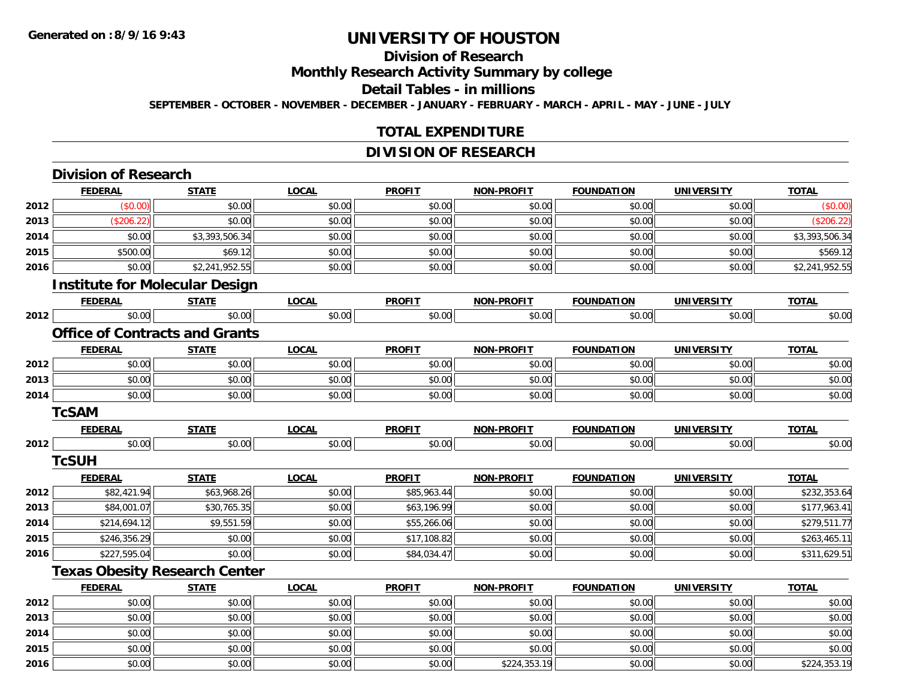Generated on :8/9/16 9:43

# UNIVERSITY OF HOUSTON

## Division of Research

## Monthly Research Activity Summary by college

## Detail Tables - in millions

SEPTEMBER - OCTOBER - NOVEMBER - DECEMBER - JANUARY - FEBRUARY - MARCH - APRIL - MAY - JUNE - JULY

## TOTAL EXPENDITURE

## DIVISION OF RESEARCH

### Division of Research

| | FEDERAL | STATE | LOCAL | PROFIT | NON-PROFIT | FOUNDATION | UNIVERSITY | TOTAL |
|---|---|---|---|---|---|---|---|---|
| 2012 | ($0.00) | $0.00 | $0.00 | $0.00 | $0.00 | $0.00 | $0.00 | ($0.00) |
| 2013 | ($206.22) | $0.00 | $0.00 | $0.00 | $0.00 | $0.00 | $0.00 | ($206.22) |
| 2014 | $0.00 | $3,393,506.34 | $0.00 | $0.00 | $0.00 | $0.00 | $0.00 | $3,393,506.34 |
| 2015 | $500.00 | $69.12 | $0.00 | $0.00 | $0.00 | $0.00 | $0.00 | $569.12 |
| 2016 | $0.00 | $2,241,952.55 | $0.00 | $0.00 | $0.00 | $0.00 | $0.00 | $2,241,952.55 |

### Institute for Molecular Design

| | FEDERAL | STATE | LOCAL | PROFIT | NON-PROFIT | FOUNDATION | UNIVERSITY | TOTAL |
|---|---|---|---|---|---|---|---|---|
| 2012 | $0.00 | $0.00 | $0.00 | $0.00 | $0.00 | $0.00 | $0.00 | $0.00 |

### Office of Contracts and Grants

| | FEDERAL | STATE | LOCAL | PROFIT | NON-PROFIT | FOUNDATION | UNIVERSITY | TOTAL |
|---|---|---|---|---|---|---|---|---|
| 2012 | $0.00 | $0.00 | $0.00 | $0.00 | $0.00 | $0.00 | $0.00 | $0.00 |
| 2013 | $0.00 | $0.00 | $0.00 | $0.00 | $0.00 | $0.00 | $0.00 | $0.00 |
| 2014 | $0.00 | $0.00 | $0.00 | $0.00 | $0.00 | $0.00 | $0.00 | $0.00 |

### TcSAM

| | FEDERAL | STATE | LOCAL | PROFIT | NON-PROFIT | FOUNDATION | UNIVERSITY | TOTAL |
|---|---|---|---|---|---|---|---|---|
| 2012 | $0.00 | $0.00 | $0.00 | $0.00 | $0.00 | $0.00 | $0.00 | $0.00 |

### TcSUH

| | FEDERAL | STATE | LOCAL | PROFIT | NON-PROFIT | FOUNDATION | UNIVERSITY | TOTAL |
|---|---|---|---|---|---|---|---|---|
| 2012 | $82,421.94 | $63,968.26 | $0.00 | $85,963.44 | $0.00 | $0.00 | $0.00 | $232,353.64 |
| 2013 | $84,001.07 | $30,765.35 | $0.00 | $63,196.99 | $0.00 | $0.00 | $0.00 | $177,963.41 |
| 2014 | $214,694.12 | $9,551.59 | $0.00 | $55,266.06 | $0.00 | $0.00 | $0.00 | $279,511.77 |
| 2015 | $246,356.29 | $0.00 | $0.00 | $17,108.82 | $0.00 | $0.00 | $0.00 | $263,465.11 |
| 2016 | $227,595.04 | $0.00 | $0.00 | $84,034.47 | $0.00 | $0.00 | $0.00 | $311,629.51 |

### Texas Obesity Research Center

| | FEDERAL | STATE | LOCAL | PROFIT | NON-PROFIT | FOUNDATION | UNIVERSITY | TOTAL |
|---|---|---|---|---|---|---|---|---|
| 2012 | $0.00 | $0.00 | $0.00 | $0.00 | $0.00 | $0.00 | $0.00 | $0.00 |
| 2013 | $0.00 | $0.00 | $0.00 | $0.00 | $0.00 | $0.00 | $0.00 | $0.00 |
| 2014 | $0.00 | $0.00 | $0.00 | $0.00 | $0.00 | $0.00 | $0.00 | $0.00 |
| 2015 | $0.00 | $0.00 | $0.00 | $0.00 | $0.00 | $0.00 | $0.00 | $0.00 |
| 2016 | $0.00 | $0.00 | $0.00 | $0.00 | $224,353.19 | $0.00 | $0.00 | $224,353.19 |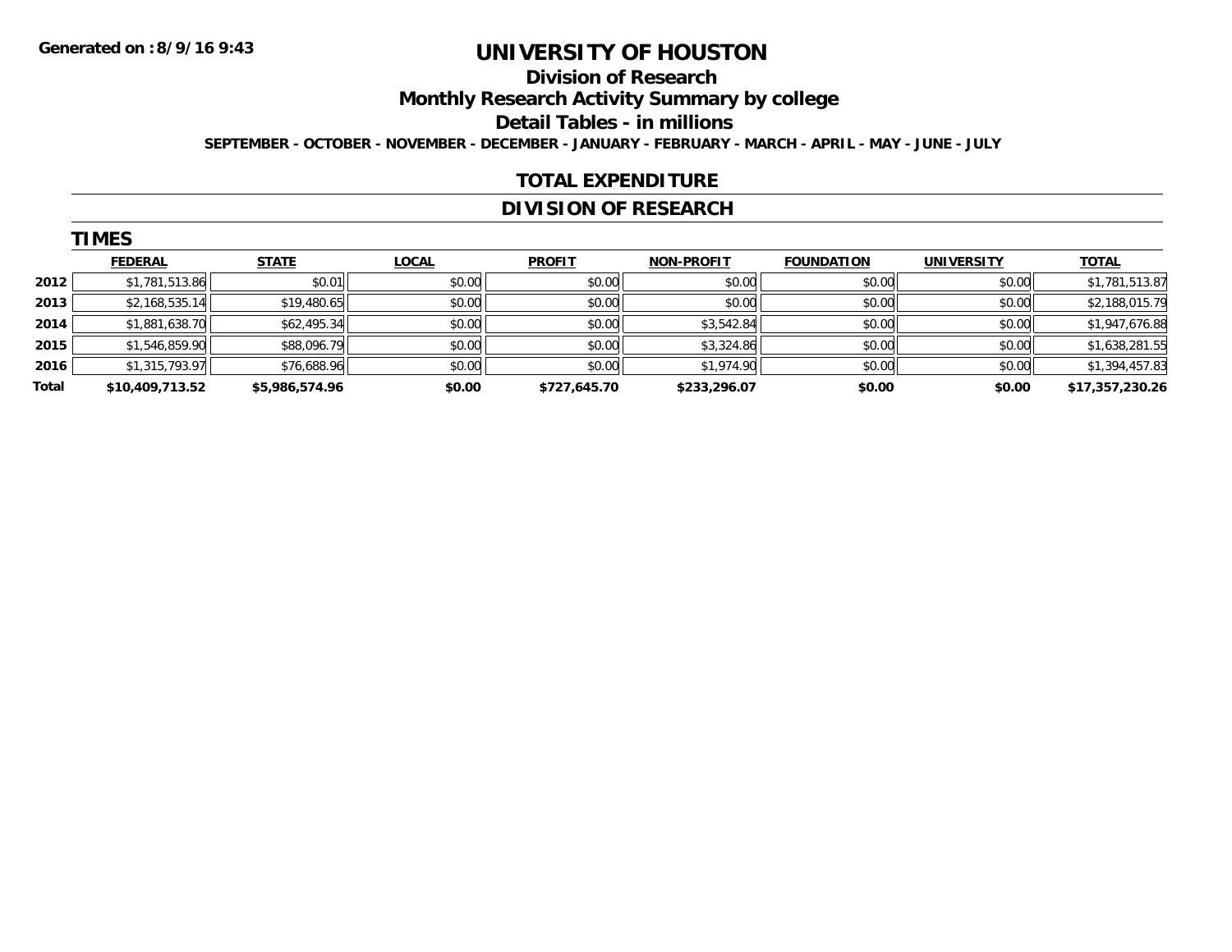Generated on :8/9/16 9:43

# UNIVERSITY OF HOUSTON

## Division of Research

## Monthly Research Activity Summary by college

## Detail Tables - in millions

SEPTEMBER - OCTOBER - NOVEMBER - DECEMBER - JANUARY - FEBRUARY - MARCH - APRIL - MAY - JUNE - JULY

## TOTAL EXPENDITURE

## DIVISION OF RESEARCH

### TIMES

| | FEDERAL | STATE | LOCAL | PROFIT | NON-PROFIT | FOUNDATION | UNIVERSITY | TOTAL |
|---|---|---|---|---|---|---|---|---|
| 2012 | $1,781,513.86 | $0.01 | $0.00 | $0.00 | $0.00 | $0.00 | $0.00 | $1,781,513.87 |
| 2013 | $2,168,535.14 | $19,480.65 | $0.00 | $0.00 | $0.00 | $0.00 | $0.00 | $2,188,015.79 |
| 2014 | $1,881,638.70 | $62,495.34 | $0.00 | $0.00 | $3,542.84 | $0.00 | $0.00 | $1,947,676.88 |
| 2015 | $1,546,859.90 | $88,096.79 | $0.00 | $0.00 | $3,324.86 | $0.00 | $0.00 | $1,638,281.55 |
| 2016 | $1,315,793.97 | $76,688.96 | $0.00 | $0.00 | $1,974.90 | $0.00 | $0.00 | $1,394,457.83 |
| **Total** | **$10,409,713.52** | **$5,986,574.96** | **$0.00** | **$727,645.70** | **$233,296.07** | **$0.00** | **$0.00** | **$17,357,230.26** |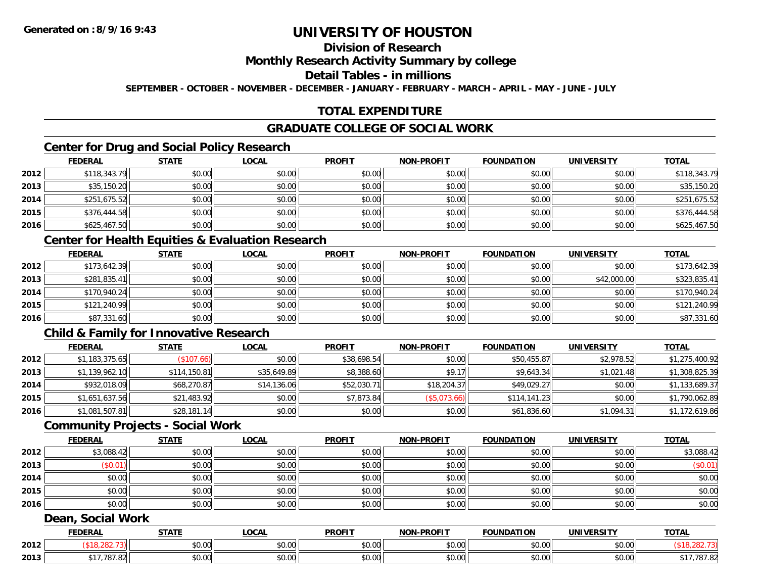**Generated on :8/9/16 9:43**

# UNIVERSITY OF HOUSTON

## Division of Research

## Monthly Research Activity Summary by college

## Detail Tables - in millions

**SEPTEMBER - OCTOBER - NOVEMBER - DECEMBER - JANUARY - FEBRUARY - MARCH - APRIL - MAY - JUNE - JULY**

## TOTAL EXPENDITURE

## GRADUATE COLLEGE OF SOCIAL WORK

### Center for Drug and Social Policy Research

| | FEDERAL | STATE | LOCAL | PROFIT | NON-PROFIT | FOUNDATION | UNIVERSITY | TOTAL |
|---|---|---|---|---|---|---|---|---|
| 2012 | $118,343.79 | $0.00 | $0.00 | $0.00 | $0.00 | $0.00 | $0.00 | $118,343.79 |
| 2013 | $35,150.20 | $0.00 | $0.00 | $0.00 | $0.00 | $0.00 | $0.00 | $35,150.20 |
| 2014 | $251,675.52 | $0.00 | $0.00 | $0.00 | $0.00 | $0.00 | $0.00 | $251,675.52 |
| 2015 | $376,444.58 | $0.00 | $0.00 | $0.00 | $0.00 | $0.00 | $0.00 | $376,444.58 |
| 2016 | $625,467.50 | $0.00 | $0.00 | $0.00 | $0.00 | $0.00 | $0.00 | $625,467.50 |

### Center for Health Equities & Evaluation Research

| | FEDERAL | STATE | LOCAL | PROFIT | NON-PROFIT | FOUNDATION | UNIVERSITY | TOTAL |
|---|---|---|---|---|---|---|---|---|
| 2012 | $173,642.39 | $0.00 | $0.00 | $0.00 | $0.00 | $0.00 | $0.00 | $173,642.39 |
| 2013 | $281,835.41 | $0.00 | $0.00 | $0.00 | $0.00 | $0.00 | $42,000.00 | $323,835.41 |
| 2014 | $170,940.24 | $0.00 | $0.00 | $0.00 | $0.00 | $0.00 | $0.00 | $170,940.24 |
| 2015 | $121,240.99 | $0.00 | $0.00 | $0.00 | $0.00 | $0.00 | $0.00 | $121,240.99 |
| 2016 | $87,331.60 | $0.00 | $0.00 | $0.00 | $0.00 | $0.00 | $0.00 | $87,331.60 |

### Child & Family for Innovative Research

| | FEDERAL | STATE | LOCAL | PROFIT | NON-PROFIT | FOUNDATION | UNIVERSITY | TOTAL |
|---|---|---|---|---|---|---|---|---|
| 2012 | $1,183,375.65 | ($107.66) | $0.00 | $38,698.54 | $0.00 | $50,455.87 | $2,978.52 | $1,275,400.92 |
| 2013 | $1,139,962.10 | $114,150.81 | $35,649.89 | $8,388.60 | $9.17 | $9,643.34 | $1,021.48 | $1,308,825.39 |
| 2014 | $932,018.09 | $68,270.87 | $14,136.06 | $52,030.71 | $18,204.37 | $49,029.27 | $0.00 | $1,133,689.37 |
| 2015 | $1,651,637.56 | $21,483.92 | $0.00 | $7,873.84 | ($5,073.66) | $114,141.23 | $0.00 | $1,790,062.89 |
| 2016 | $1,081,507.81 | $28,181.14 | $0.00 | $0.00 | $0.00 | $61,836.60 | $1,094.31 | $1,172,619.86 |

### Community Projects - Social Work

| | FEDERAL | STATE | LOCAL | PROFIT | NON-PROFIT | FOUNDATION | UNIVERSITY | TOTAL |
|---|---|---|---|---|---|---|---|---|
| 2012 | $3,088.42 | $0.00 | $0.00 | $0.00 | $0.00 | $0.00 | $0.00 | $3,088.42 |
| 2013 | ($0.01) | $0.00 | $0.00 | $0.00 | $0.00 | $0.00 | $0.00 | ($0.01) |
| 2014 | $0.00 | $0.00 | $0.00 | $0.00 | $0.00 | $0.00 | $0.00 | $0.00 |
| 2015 | $0.00 | $0.00 | $0.00 | $0.00 | $0.00 | $0.00 | $0.00 | $0.00 |
| 2016 | $0.00 | $0.00 | $0.00 | $0.00 | $0.00 | $0.00 | $0.00 | $0.00 |

### Dean, Social Work

| | FEDERAL | STATE | LOCAL | PROFIT | NON-PROFIT | FOUNDATION | UNIVERSITY | TOTAL |
|---|---|---|---|---|---|---|---|---|
| 2012 | ($18,282.73) | $0.00 | $0.00 | $0.00 | $0.00 | $0.00 | $0.00 | ($18,282.73) |
| 2013 | $17,787.82 | $0.00 | $0.00 | $0.00 | $0.00 | $0.00 | $0.00 | $17,787.82 |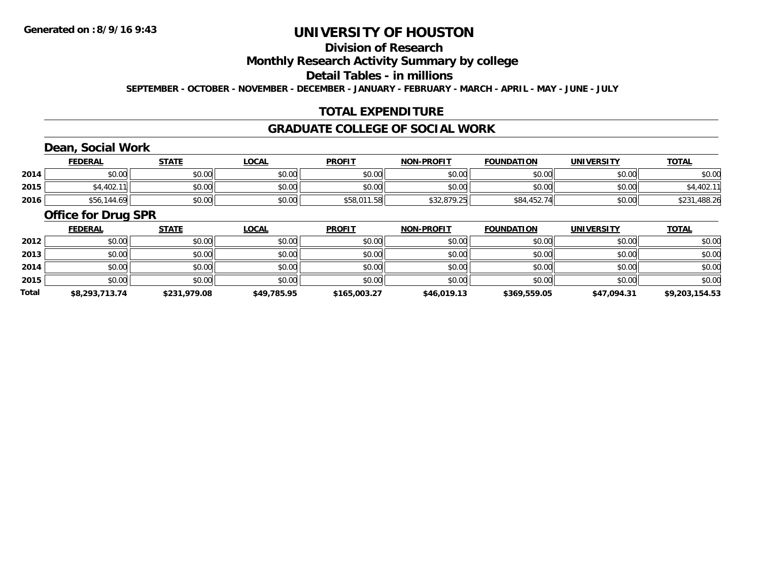**Generated on :8/9/16 9:43**

# UNIVERSITY OF HOUSTON

## Division of Research

## Monthly Research Activity Summary by college

## Detail Tables - in millions

**SEPTEMBER - OCTOBER - NOVEMBER - DECEMBER - JANUARY - FEBRUARY - MARCH - APRIL - MAY - JUNE - JULY**

## TOTAL EXPENDITURE

## GRADUATE COLLEGE OF SOCIAL WORK

### Dean, Social Work

| | FEDERAL | STATE | LOCAL | PROFIT | NON-PROFIT | FOUNDATION | UNIVERSITY | TOTAL |
|---|---|---|---|---|---|---|---|---|
| 2014 | $0.00 | $0.00 | $0.00 | $0.00 | $0.00 | $0.00 | $0.00 | $0.00 |
| 2015 | $4,402.11 | $0.00 | $0.00 | $0.00 | $0.00 | $0.00 | $0.00 | $4,402.11 |
| 2016 | $56,144.69 | $0.00 | $0.00 | $58,011.58 | $32,879.25 | $84,452.74 | $0.00 | $231,488.26 |

### Office for Drug SPR

| | FEDERAL | STATE | LOCAL | PROFIT | NON-PROFIT | FOUNDATION | UNIVERSITY | TOTAL |
|---|---|---|---|---|---|---|---|---|
| 2012 | $0.00 | $0.00 | $0.00 | $0.00 | $0.00 | $0.00 | $0.00 | $0.00 |
| 2013 | $0.00 | $0.00 | $0.00 | $0.00 | $0.00 | $0.00 | $0.00 | $0.00 |
| 2014 | $0.00 | $0.00 | $0.00 | $0.00 | $0.00 | $0.00 | $0.00 | $0.00 |
| 2015 | $0.00 | $0.00 | $0.00 | $0.00 | $0.00 | $0.00 | $0.00 | $0.00 |
| **Total** | **$8,293,713.74** | **$231,979.08** | **$49,785.95** | **$165,003.27** | **$46,019.13** | **$369,559.05** | **$47,094.31** | **$9,203,154.53** |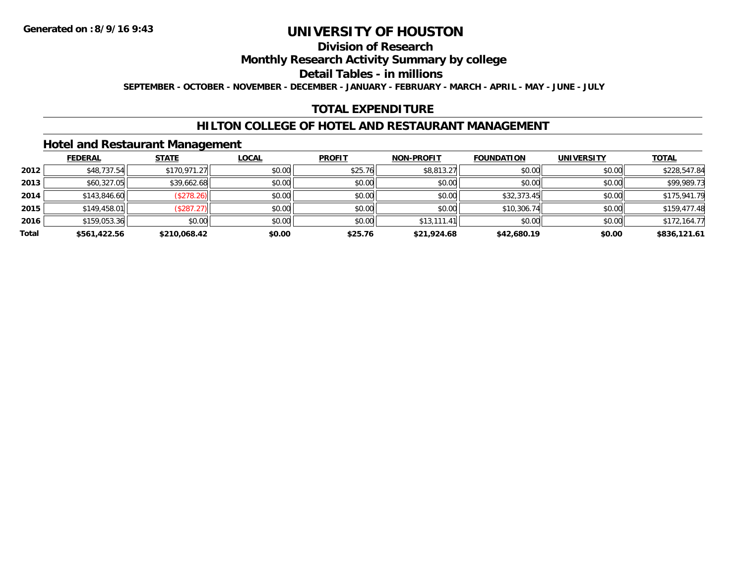Generated on :8/9/16 9:43

# UNIVERSITY OF HOUSTON

## Division of Research

## Monthly Research Activity Summary by college

## Detail Tables - in millions

SEPTEMBER - OCTOBER - NOVEMBER - DECEMBER - JANUARY - FEBRUARY - MARCH - APRIL - MAY - JUNE - JULY

## TOTAL EXPENDITURE

## HILTON COLLEGE OF HOTEL AND RESTAURANT MANAGEMENT

### Hotel and Restaurant Management

| | FEDERAL | STATE | LOCAL | PROFIT | NON-PROFIT | FOUNDATION | UNIVERSITY | TOTAL |
|---|---|---|---|---|---|---|---|---|
| 2012 | $48,737.54 | $170,971.27 | $0.00 | $25.76 | $8,813.27 | $0.00 | $0.00 | $228,547.84 |
| 2013 | $60,327.05 | $39,662.68 | $0.00 | $0.00 | $0.00 | $0.00 | $0.00 | $99,989.73 |
| 2014 | $143,846.60 | ($278.26) | $0.00 | $0.00 | $0.00 | $32,373.45 | $0.00 | $175,941.79 |
| 2015 | $149,458.01 | ($287.27) | $0.00 | $0.00 | $0.00 | $10,306.74 | $0.00 | $159,477.48 |
| 2016 | $159,053.36 | $0.00 | $0.00 | $0.00 | $13,111.41 | $0.00 | $0.00 | $172,164.77 |
| **Total** | **$561,422.56** | **$210,068.42** | **$0.00** | **$25.76** | **$21,924.68** | **$42,680.19** | **$0.00** | **$836,121.61** |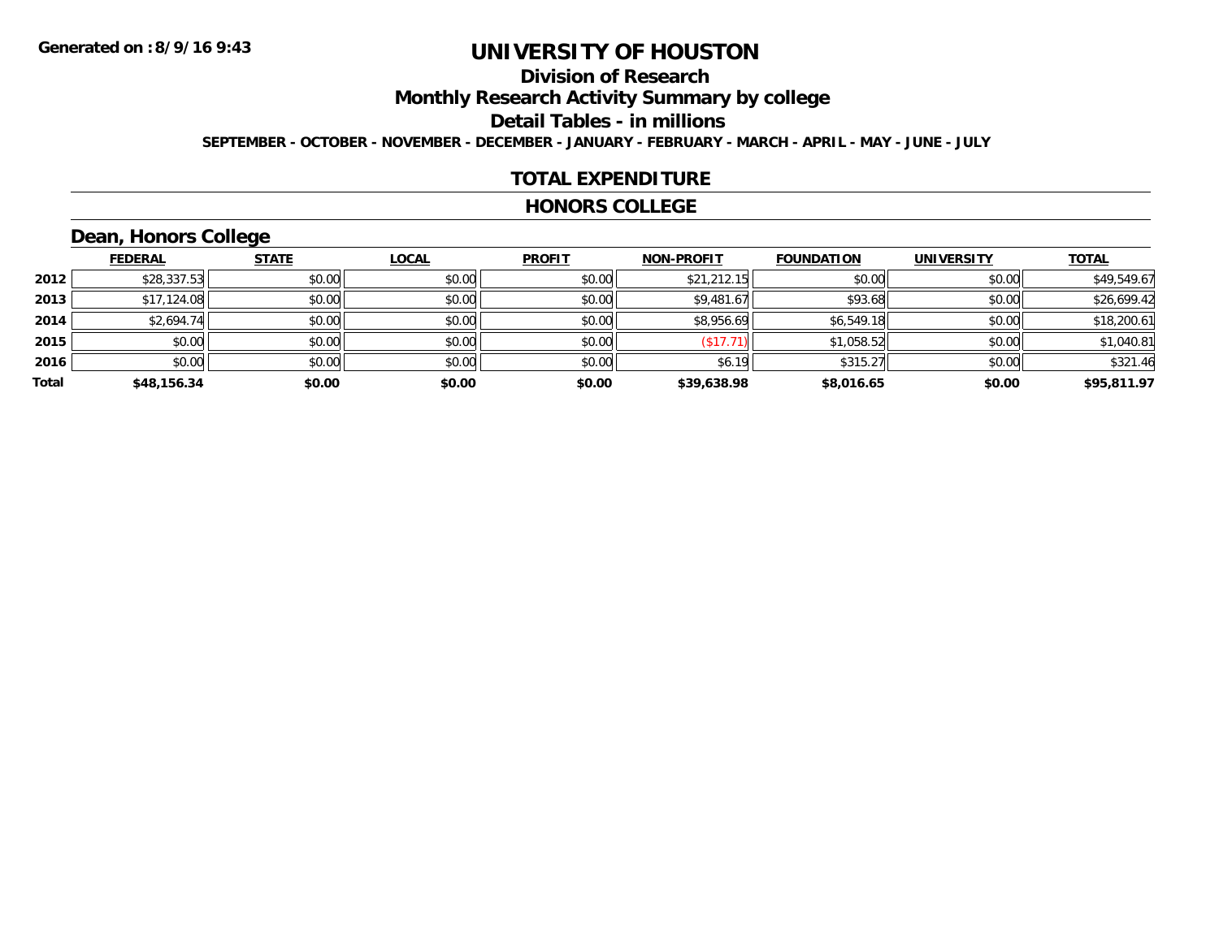Generated on :8/9/16 9:43

# UNIVERSITY OF HOUSTON

## Division of Research

## Monthly Research Activity Summary by college

## Detail Tables - in millions

SEPTEMBER - OCTOBER - NOVEMBER - DECEMBER - JANUARY - FEBRUARY - MARCH - APRIL - MAY - JUNE - JULY

## TOTAL EXPENDITURE

## HONORS COLLEGE

### Dean, Honors College

| | FEDERAL | STATE | LOCAL | PROFIT | NON-PROFIT | FOUNDATION | UNIVERSITY | TOTAL |
|---|---|---|---|---|---|---|---|---|
| 2012 | $28,337.53 | $0.00 | $0.00 | $0.00 | $21,212.15 | $0.00 | $0.00 | $49,549.67 |
| 2013 | $17,124.08 | $0.00 | $0.00 | $0.00 | $9,481.67 | $93.68 | $0.00 | $26,699.42 |
| 2014 | $2,694.74 | $0.00 | $0.00 | $0.00 | $8,956.69 | $6,549.18 | $0.00 | $18,200.61 |
| 2015 | $0.00 | $0.00 | $0.00 | $0.00 | ($17.71) | $1,058.52 | $0.00 | $1,040.81 |
| 2016 | $0.00 | $0.00 | $0.00 | $0.00 | $6.19 | $315.27 | $0.00 | $321.46 |
| **Total** | **$48,156.34** | **$0.00** | **$0.00** | **$0.00** | **$39,638.98** | **$8,016.65** | **$0.00** | **$95,811.97** |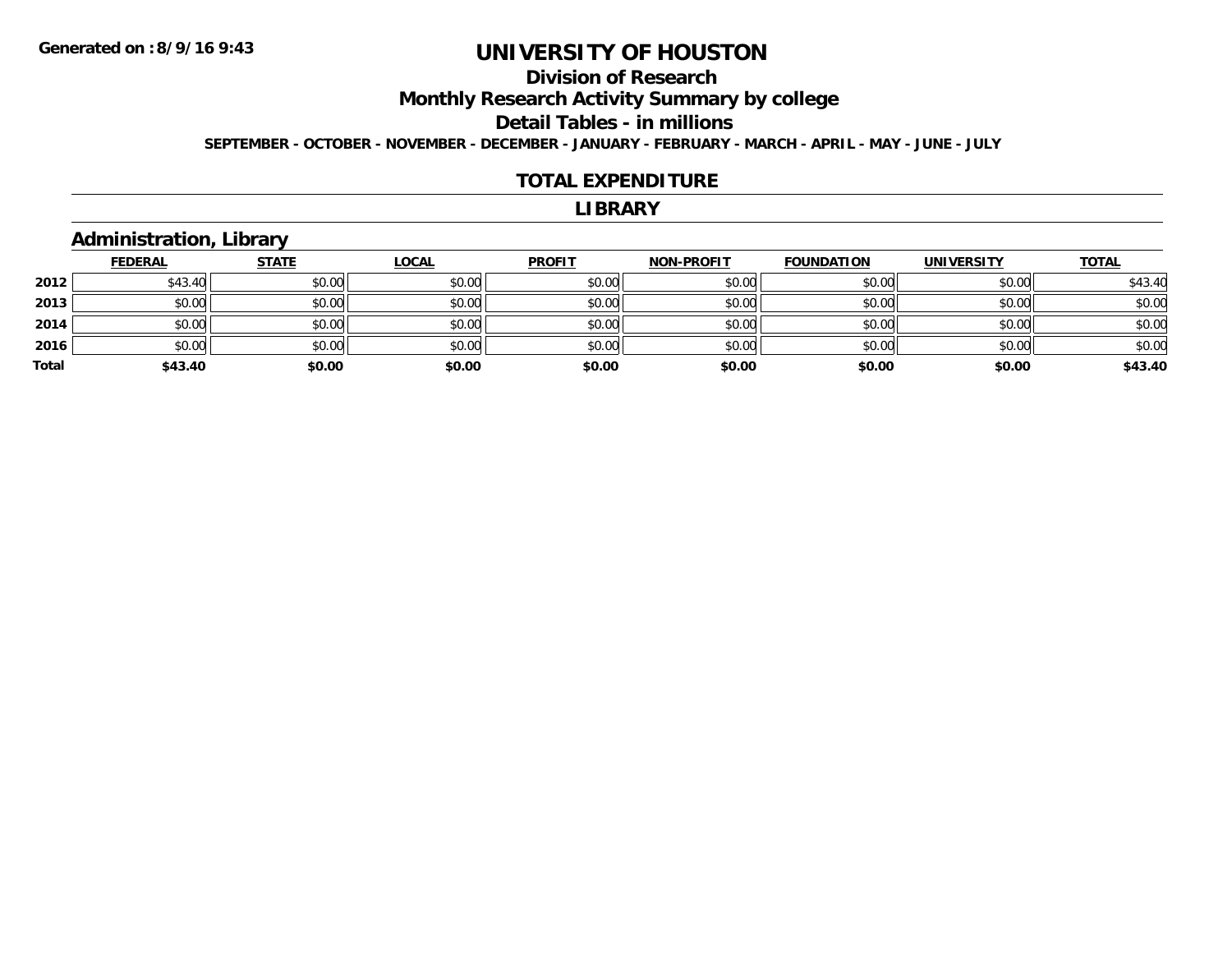# UNIVERSITY OF HOUSTON

## Division of Research

## Monthly Research Activity Summary by college

## Detail Tables - in millions

**SEPTEMBER - OCTOBER - NOVEMBER - DECEMBER - JANUARY - FEBRUARY - MARCH - APRIL - MAY - JUNE - JULY**

### TOTAL EXPENDITURE

### LIBRARY

### Administration, Library

| | FEDERAL | STATE | LOCAL | PROFIT | NON-PROFIT | FOUNDATION | UNIVERSITY | TOTAL |
|---|---|---|---|---|---|---|---|---|
| 2012 | $43.40 | $0.00 | $0.00 | $0.00 | $0.00 | $0.00 | $0.00 | $43.40 |
| 2013 | $0.00 | $0.00 | $0.00 | $0.00 | $0.00 | $0.00 | $0.00 | $0.00 |
| 2014 | $0.00 | $0.00 | $0.00 | $0.00 | $0.00 | $0.00 | $0.00 | $0.00 |
| 2016 | $0.00 | $0.00 | $0.00 | $0.00 | $0.00 | $0.00 | $0.00 | $0.00 |
| **Total** | **$43.40** | **$0.00** | **$0.00** | **$0.00** | **$0.00** | **$0.00** | **$0.00** | **$43.40** |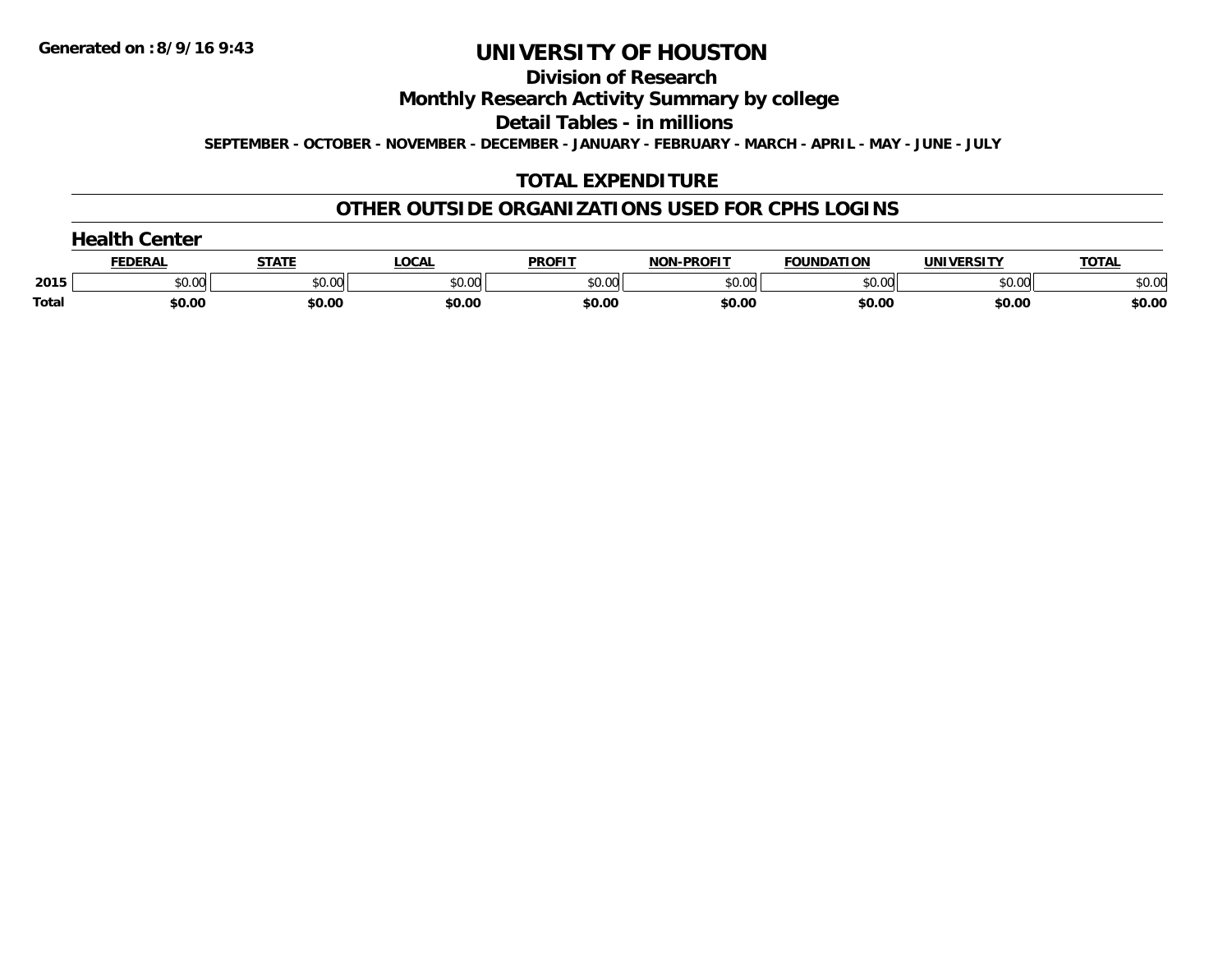Generated on :8/9/16 9:43

# UNIVERSITY OF HOUSTON

## Division of Research

## Monthly Research Activity Summary by college

## Detail Tables - in millions

SEPTEMBER - OCTOBER - NOVEMBER - DECEMBER - JANUARY - FEBRUARY - MARCH - APRIL - MAY - JUNE - JULY

## TOTAL EXPENDITURE

## OTHER OUTSIDE ORGANIZATIONS USED FOR CPHS LOGINS

### Health Center

| | FEDERAL | STATE | LOCAL | PROFIT | NON-PROFIT | FOUNDATION | UNIVERSITY | TOTAL |
|---|---|---|---|---|---|---|---|---|
| 2015 | $0.00 | $0.00 | $0.00 | $0.00 | $0.00 | $0.00 | $0.00 | $0.00 |
| Total | $0.00 | $0.00 | $0.00 | $0.00 | $0.00 | $0.00 | $0.00 | $0.00 |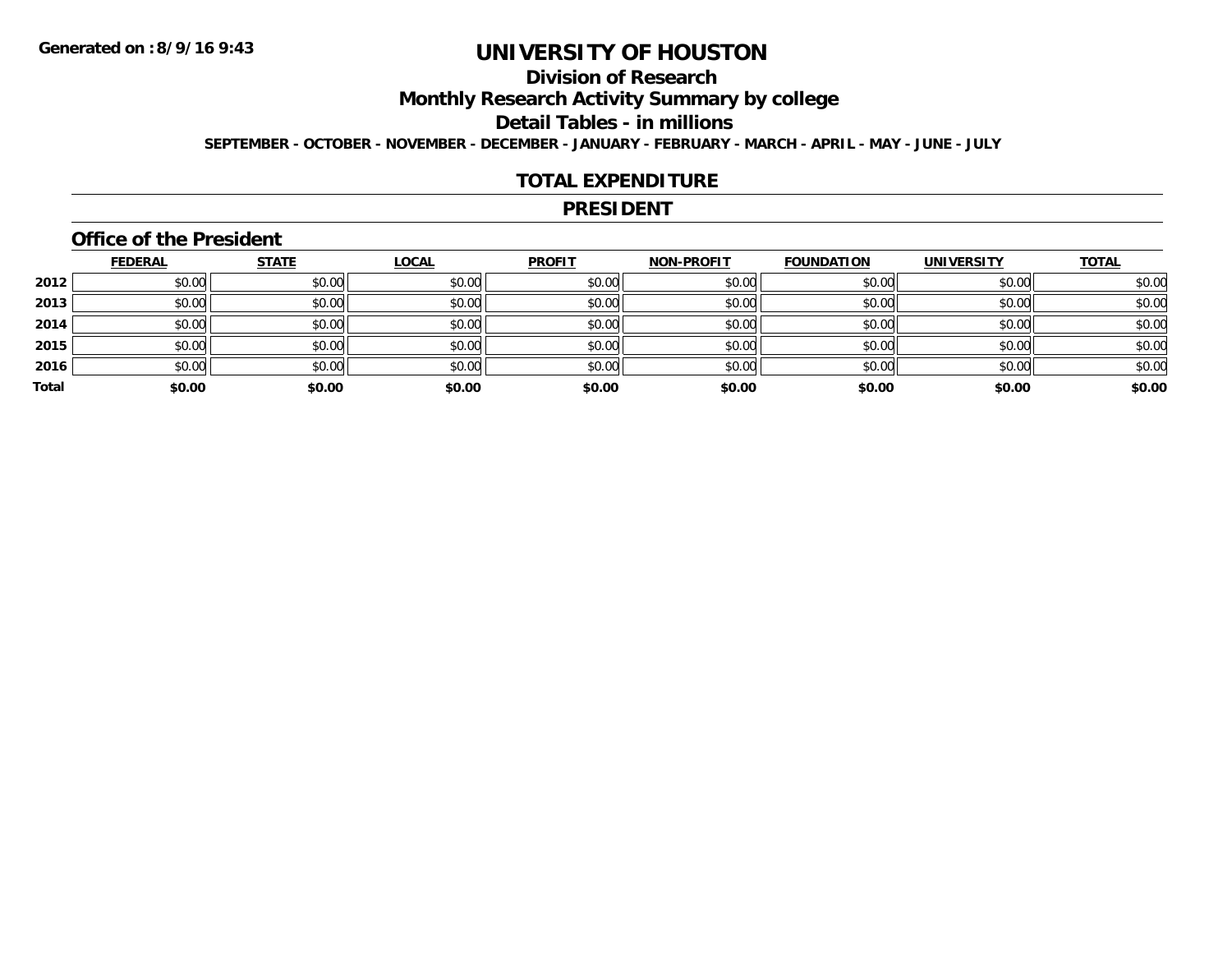Generated on :8/9/16 9:43

# UNIVERSITY OF HOUSTON

## Division of Research

## Monthly Research Activity Summary by college

## Detail Tables - in millions

**SEPTEMBER - OCTOBER - NOVEMBER - DECEMBER - JANUARY - FEBRUARY - MARCH - APRIL - MAY - JUNE - JULY**

## TOTAL EXPENDITURE

## PRESIDENT

### Office of the President

| | FEDERAL | STATE | LOCAL | PROFIT | NON-PROFIT | FOUNDATION | UNIVERSITY | TOTAL |
|---|---|---|---|---|---|---|---|---|
| 2012 | $0.00 | $0.00 | $0.00 | $0.00 | $0.00 | $0.00 | $0.00 | $0.00 |
| 2013 | $0.00 | $0.00 | $0.00 | $0.00 | $0.00 | $0.00 | $0.00 | $0.00 |
| 2014 | $0.00 | $0.00 | $0.00 | $0.00 | $0.00 | $0.00 | $0.00 | $0.00 |
| 2015 | $0.00 | $0.00 | $0.00 | $0.00 | $0.00 | $0.00 | $0.00 | $0.00 |
| 2016 | $0.00 | $0.00 | $0.00 | $0.00 | $0.00 | $0.00 | $0.00 | $0.00 |
| **Total** | **$0.00** | **$0.00** | **$0.00** | **$0.00** | **$0.00** | **$0.00** | **$0.00** | **$0.00** |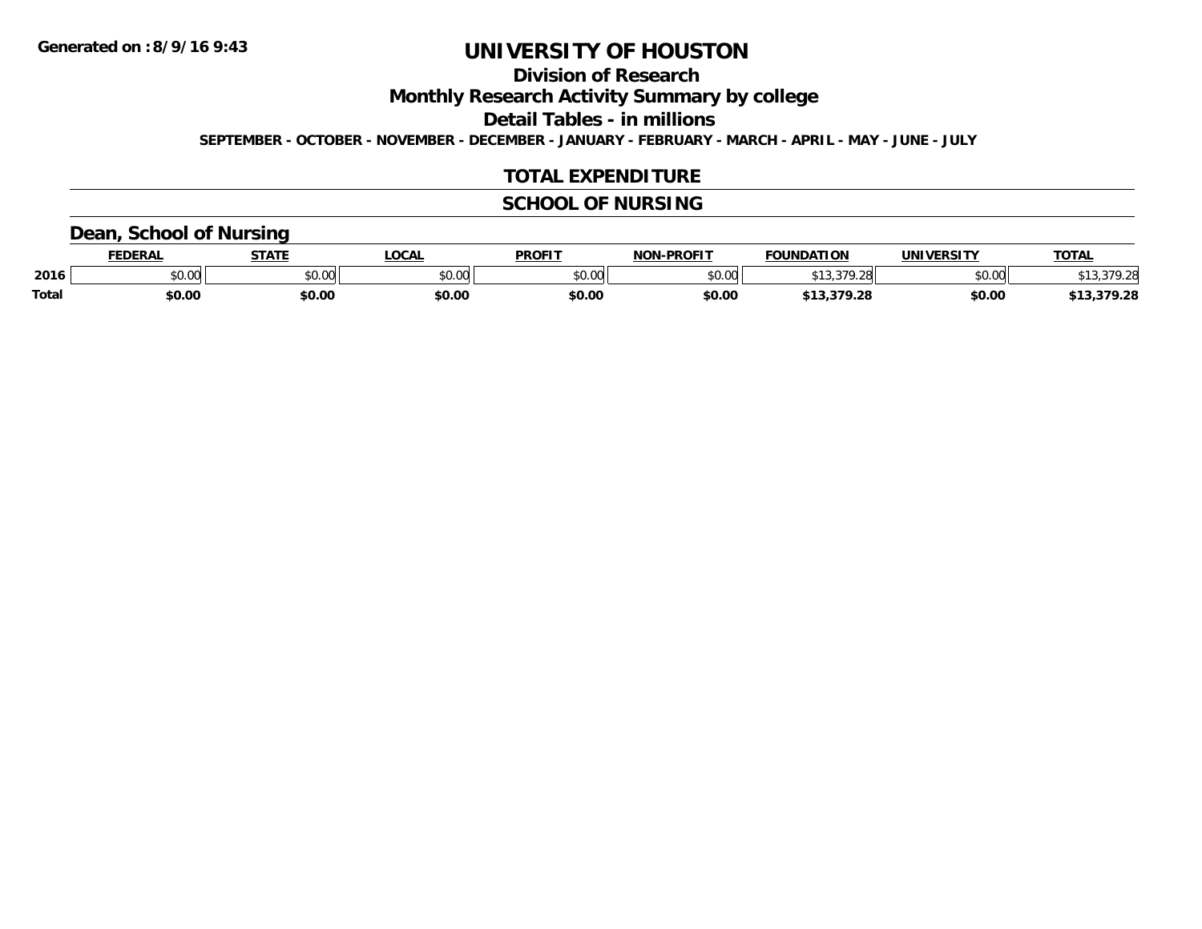Generated on :8/9/16 9:43

# UNIVERSITY OF HOUSTON

## Division of Research

## Monthly Research Activity Summary by college

## Detail Tables - in millions

**SEPTEMBER - OCTOBER - NOVEMBER - DECEMBER - JANUARY - FEBRUARY - MARCH - APRIL - MAY - JUNE - JULY**

## TOTAL EXPENDITURE

## SCHOOL OF NURSING

### Dean, School of Nursing

| | FEDERAL | STATE | LOCAL | PROFIT | NON-PROFIT | FOUNDATION | UNIVERSITY | TOTAL |
|---|---|---|---|---|---|---|---|---|
| 2016 | $0.00 | $0.00 | $0.00 | $0.00 | $0.00 | $13,379.28 | $0.00 | $13,379.28 |
| **Total** | **$0.00** | **$0.00** | **$0.00** | **$0.00** | **$0.00** | **$13,379.28** | **$0.00** | **$13,379.28** |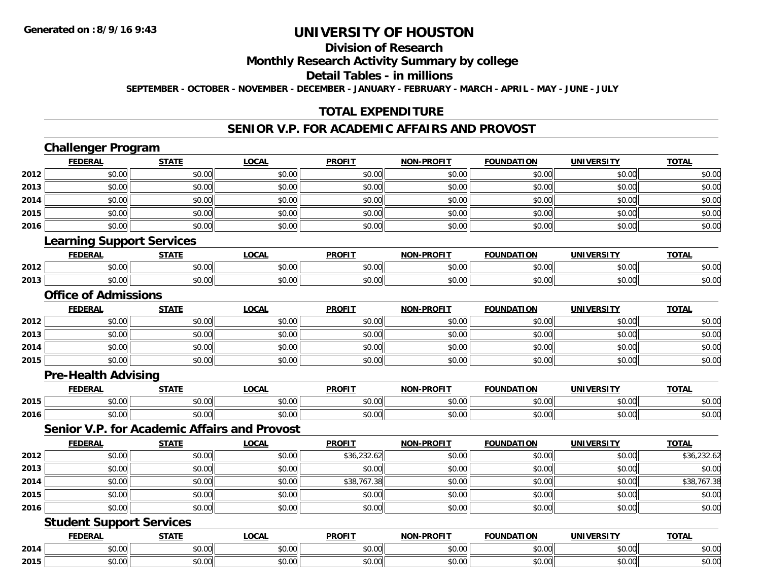**Generated on :8/9/16 9:43**

# UNIVERSITY OF HOUSTON

## Division of Research

## Monthly Research Activity Summary by college

## Detail Tables - in millions

**SEPTEMBER - OCTOBER - NOVEMBER - DECEMBER - JANUARY - FEBRUARY - MARCH - APRIL - MAY - JUNE - JULY**

## TOTAL EXPENDITURE

## SENIOR V.P. FOR ACADEMIC AFFAIRS AND PROVOST

### Challenger Program

| | FEDERAL | STATE | LOCAL | PROFIT | NON-PROFIT | FOUNDATION | UNIVERSITY | TOTAL |
|---|---|---|---|---|---|---|---|---|
| 2012 | $0.00 | $0.00 | $0.00 | $0.00 | $0.00 | $0.00 | $0.00 | $0.00 |
| 2013 | $0.00 | $0.00 | $0.00 | $0.00 | $0.00 | $0.00 | $0.00 | $0.00 |
| 2014 | $0.00 | $0.00 | $0.00 | $0.00 | $0.00 | $0.00 | $0.00 | $0.00 |
| 2015 | $0.00 | $0.00 | $0.00 | $0.00 | $0.00 | $0.00 | $0.00 | $0.00 |
| 2016 | $0.00 | $0.00 | $0.00 | $0.00 | $0.00 | $0.00 | $0.00 | $0.00 |

### Learning Support Services

| | FEDERAL | STATE | LOCAL | PROFIT | NON-PROFIT | FOUNDATION | UNIVERSITY | TOTAL |
|---|---|---|---|---|---|---|---|---|
| 2012 | $0.00 | $0.00 | $0.00 | $0.00 | $0.00 | $0.00 | $0.00 | $0.00 |
| 2013 | $0.00 | $0.00 | $0.00 | $0.00 | $0.00 | $0.00 | $0.00 | $0.00 |

### Office of Admissions

| | FEDERAL | STATE | LOCAL | PROFIT | NON-PROFIT | FOUNDATION | UNIVERSITY | TOTAL |
|---|---|---|---|---|---|---|---|---|
| 2012 | $0.00 | $0.00 | $0.00 | $0.00 | $0.00 | $0.00 | $0.00 | $0.00 |
| 2013 | $0.00 | $0.00 | $0.00 | $0.00 | $0.00 | $0.00 | $0.00 | $0.00 |
| 2014 | $0.00 | $0.00 | $0.00 | $0.00 | $0.00 | $0.00 | $0.00 | $0.00 |
| 2015 | $0.00 | $0.00 | $0.00 | $0.00 | $0.00 | $0.00 | $0.00 | $0.00 |

### Pre-Health Advising

| | FEDERAL | STATE | LOCAL | PROFIT | NON-PROFIT | FOUNDATION | UNIVERSITY | TOTAL |
|---|---|---|---|---|---|---|---|---|
| 2015 | $0.00 | $0.00 | $0.00 | $0.00 | $0.00 | $0.00 | $0.00 | $0.00 |
| 2016 | $0.00 | $0.00 | $0.00 | $0.00 | $0.00 | $0.00 | $0.00 | $0.00 |

### Senior V.P. for Academic Affairs and Provost

| | FEDERAL | STATE | LOCAL | PROFIT | NON-PROFIT | FOUNDATION | UNIVERSITY | TOTAL |
|---|---|---|---|---|---|---|---|---|
| 2012 | $0.00 | $0.00 | $0.00 | $36,232.62 | $0.00 | $0.00 | $0.00 | $36,232.62 |
| 2013 | $0.00 | $0.00 | $0.00 | $0.00 | $0.00 | $0.00 | $0.00 | $0.00 |
| 2014 | $0.00 | $0.00 | $0.00 | $38,767.38 | $0.00 | $0.00 | $0.00 | $38,767.38 |
| 2015 | $0.00 | $0.00 | $0.00 | $0.00 | $0.00 | $0.00 | $0.00 | $0.00 |
| 2016 | $0.00 | $0.00 | $0.00 | $0.00 | $0.00 | $0.00 | $0.00 | $0.00 |

### Student Support Services

| | FEDERAL | STATE | LOCAL | PROFIT | NON-PROFIT | FOUNDATION | UNIVERSITY | TOTAL |
|---|---|---|---|---|---|---|---|---|
| 2014 | $0.00 | $0.00 | $0.00 | $0.00 | $0.00 | $0.00 | $0.00 | $0.00 |
| 2015 | $0.00 | $0.00 | $0.00 | $0.00 | $0.00 | $0.00 | $0.00 | $0.00 |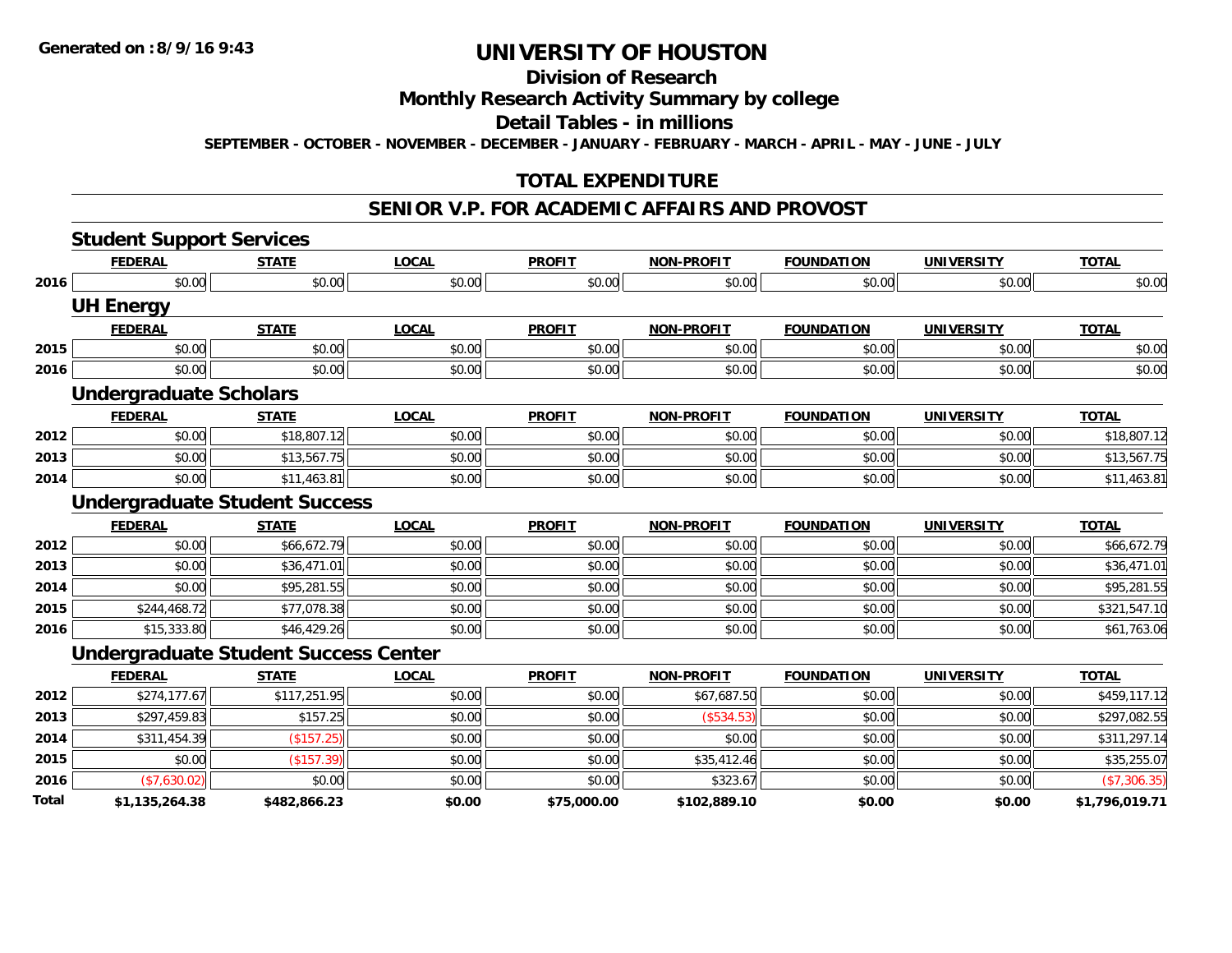**Generated on :8/9/16 9:43**

# UNIVERSITY OF HOUSTON

## Division of Research

## Monthly Research Activity Summary by college

## Detail Tables - in millions

**SEPTEMBER - OCTOBER - NOVEMBER - DECEMBER - JANUARY - FEBRUARY - MARCH - APRIL - MAY - JUNE - JULY**

## TOTAL EXPENDITURE

## SENIOR V.P. FOR ACADEMIC AFFAIRS AND PROVOST

### Student Support Services

| | FEDERAL | STATE | LOCAL | PROFIT | NON-PROFIT | FOUNDATION | UNIVERSITY | TOTAL |
|---|---|---|---|---|---|---|---|---|
| 2016 | $0.00 | $0.00 | $0.00 | $0.00 | $0.00 | $0.00 | $0.00 | $0.00 |

### UH Energy

| | FEDERAL | STATE | LOCAL | PROFIT | NON-PROFIT | FOUNDATION | UNIVERSITY | TOTAL |
|---|---|---|---|---|---|---|---|---|
| 2015 | $0.00 | $0.00 | $0.00 | $0.00 | $0.00 | $0.00 | $0.00 | $0.00 |
| 2016 | $0.00 | $0.00 | $0.00 | $0.00 | $0.00 | $0.00 | $0.00 | $0.00 |

### Undergraduate Scholars

| | FEDERAL | STATE | LOCAL | PROFIT | NON-PROFIT | FOUNDATION | UNIVERSITY | TOTAL |
|---|---|---|---|---|---|---|---|---|
| 2012 | $0.00 | $18,807.12 | $0.00 | $0.00 | $0.00 | $0.00 | $0.00 | $18,807.12 |
| 2013 | $0.00 | $13,567.75 | $0.00 | $0.00 | $0.00 | $0.00 | $0.00 | $13,567.75 |
| 2014 | $0.00 | $11,463.81 | $0.00 | $0.00 | $0.00 | $0.00 | $0.00 | $11,463.81 |

### Undergraduate Student Success

| | FEDERAL | STATE | LOCAL | PROFIT | NON-PROFIT | FOUNDATION | UNIVERSITY | TOTAL |
|---|---|---|---|---|---|---|---|---|
| 2012 | $0.00 | $66,672.79 | $0.00 | $0.00 | $0.00 | $0.00 | $0.00 | $66,672.79 |
| 2013 | $0.00 | $36,471.01 | $0.00 | $0.00 | $0.00 | $0.00 | $0.00 | $36,471.01 |
| 2014 | $0.00 | $95,281.55 | $0.00 | $0.00 | $0.00 | $0.00 | $0.00 | $95,281.55 |
| 2015 | $244,468.72 | $77,078.38 | $0.00 | $0.00 | $0.00 | $0.00 | $0.00 | $321,547.10 |
| 2016 | $15,333.80 | $46,429.26 | $0.00 | $0.00 | $0.00 | $0.00 | $0.00 | $61,763.06 |

### Undergraduate Student Success Center

| | FEDERAL | STATE | LOCAL | PROFIT | NON-PROFIT | FOUNDATION | UNIVERSITY | TOTAL |
|---|---|---|---|---|---|---|---|---|
| 2012 | $274,177.67 | $117,251.95 | $0.00 | $0.00 | $67,687.50 | $0.00 | $0.00 | $459,117.12 |
| 2013 | $297,459.83 | $157.25 | $0.00 | $0.00 | ($534.53) | $0.00 | $0.00 | $297,082.55 |
| 2014 | $311,454.39 | ($157.25) | $0.00 | $0.00 | $0.00 | $0.00 | $0.00 | $311,297.14 |
| 2015 | $0.00 | ($157.39) | $0.00 | $0.00 | $35,412.46 | $0.00 | $0.00 | $35,255.07 |
| 2016 | ($7,630.02) | $0.00 | $0.00 | $0.00 | $323.67 | $0.00 | $0.00 | ($7,306.35) |
| **Total** | **$1,135,264.38** | **$482,866.23** | **$0.00** | **$75,000.00** | **$102,889.10** | **$0.00** | **$0.00** | **$1,796,019.71** |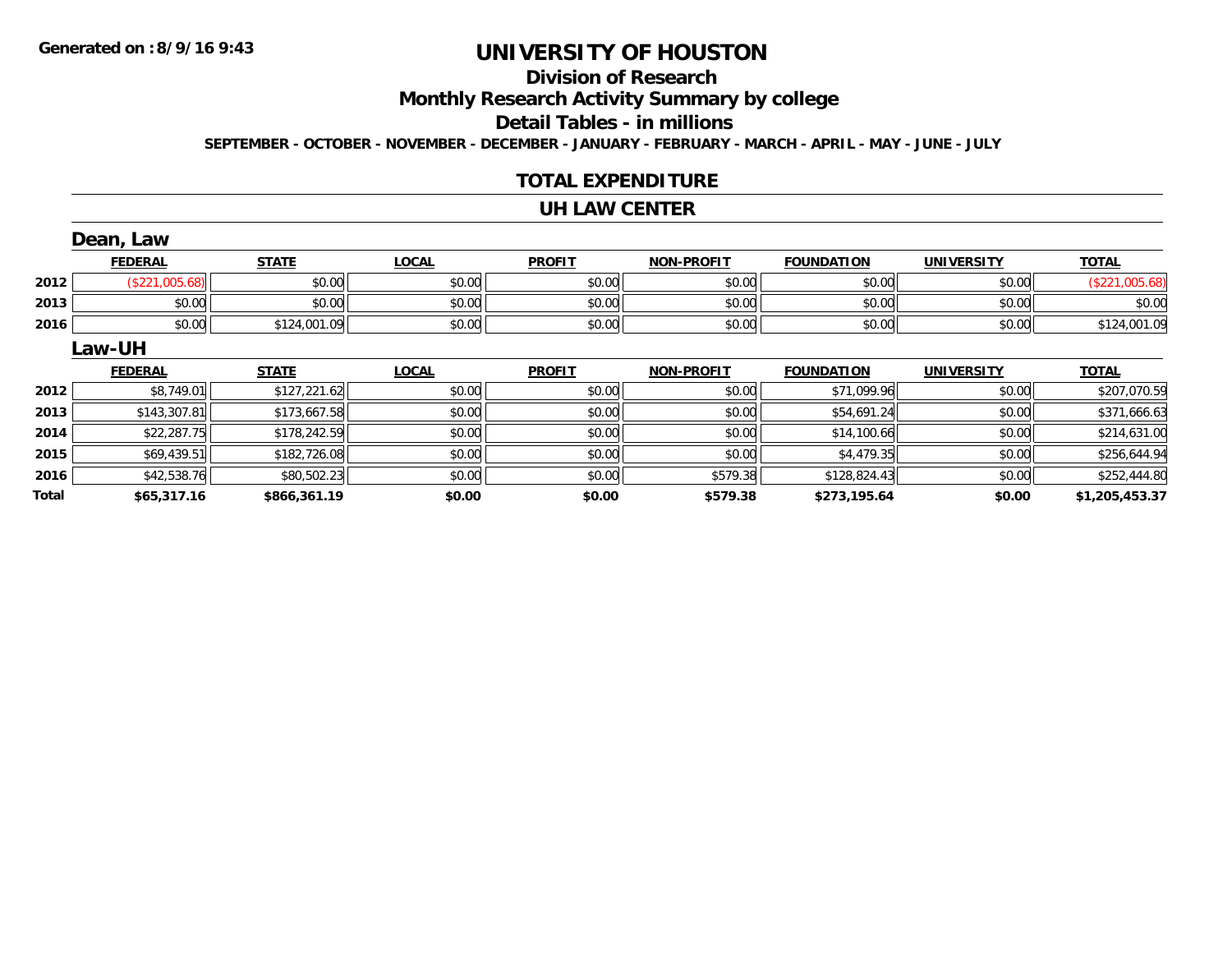Generated on :8/9/16 9:43

# UNIVERSITY OF HOUSTON

## Division of Research

## Monthly Research Activity Summary by college

## Detail Tables - in millions

SEPTEMBER - OCTOBER - NOVEMBER - DECEMBER - JANUARY - FEBRUARY - MARCH - APRIL - MAY - JUNE - JULY

## TOTAL EXPENDITURE

## UH LAW CENTER

### Dean, Law

| | FEDERAL | STATE | LOCAL | PROFIT | NON-PROFIT | FOUNDATION | UNIVERSITY | TOTAL |
|---|---|---|---|---|---|---|---|---|
| 2012 | ($221,005.68) | $0.00 | $0.00 | $0.00 | $0.00 | $0.00 | $0.00 | ($221,005.68) |
| 2013 | $0.00 | $0.00 | $0.00 | $0.00 | $0.00 | $0.00 | $0.00 | $0.00 |
| 2016 | $0.00 | $124,001.09 | $0.00 | $0.00 | $0.00 | $0.00 | $0.00 | $124,001.09 |

### Law-UH

| | FEDERAL | STATE | LOCAL | PROFIT | NON-PROFIT | FOUNDATION | UNIVERSITY | TOTAL |
|---|---|---|---|---|---|---|---|---|
| 2012 | $8,749.01 | $127,221.62 | $0.00 | $0.00 | $0.00 | $71,099.96 | $0.00 | $207,070.59 |
| 2013 | $143,307.81 | $173,667.58 | $0.00 | $0.00 | $0.00 | $54,691.24 | $0.00 | $371,666.63 |
| 2014 | $22,287.75 | $178,242.59 | $0.00 | $0.00 | $0.00 | $14,100.66 | $0.00 | $214,631.00 |
| 2015 | $69,439.51 | $182,726.08 | $0.00 | $0.00 | $0.00 | $4,479.35 | $0.00 | $256,644.94 |
| 2016 | $42,538.76 | $80,502.23 | $0.00 | $0.00 | $579.38 | $128,824.43 | $0.00 | $252,444.80 |
| **Total** | **$65,317.16** | **$866,361.19** | **$0.00** | **$0.00** | **$579.38** | **$273,195.64** | **$0.00** | **$1,205,453.37** |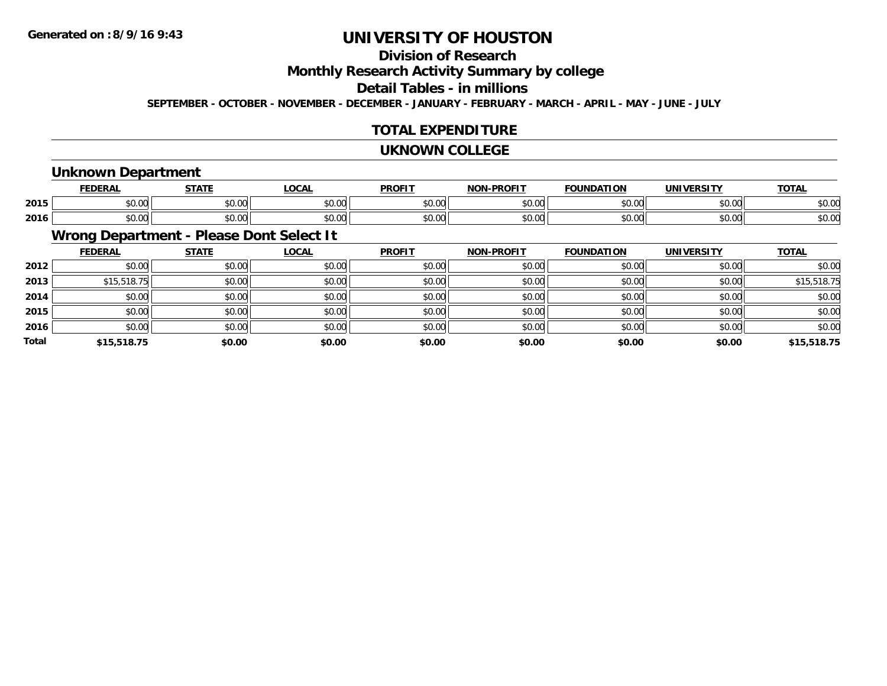**Generated on :8/9/16 9:43**

# UNIVERSITY OF HOUSTON

## Division of Research

## Monthly Research Activity Summary by college

## Detail Tables - in millions

**SEPTEMBER - OCTOBER - NOVEMBER - DECEMBER - JANUARY - FEBRUARY - MARCH - APRIL - MAY - JUNE - JULY**

## TOTAL EXPENDITURE

## UKNOWN COLLEGE

### Unknown Department

| | FEDERAL | STATE | LOCAL | PROFIT | NON-PROFIT | FOUNDATION | UNIVERSITY | TOTAL |
|---|---|---|---|---|---|---|---|---|
| 2015 | $0.00 | $0.00 | $0.00 | $0.00 | $0.00 | $0.00 | $0.00 | $0.00 |
| 2016 | $0.00 | $0.00 | $0.00 | $0.00 | $0.00 | $0.00 | $0.00 | $0.00 |

### Wrong Department - Please Dont Select It

| | FEDERAL | STATE | LOCAL | PROFIT | NON-PROFIT | FOUNDATION | UNIVERSITY | TOTAL |
|---|---|---|---|---|---|---|---|---|
| 2012 | $0.00 | $0.00 | $0.00 | $0.00 | $0.00 | $0.00 | $0.00 | $0.00 |
| 2013 | $15,518.75 | $0.00 | $0.00 | $0.00 | $0.00 | $0.00 | $0.00 | $15,518.75 |
| 2014 | $0.00 | $0.00 | $0.00 | $0.00 | $0.00 | $0.00 | $0.00 | $0.00 |
| 2015 | $0.00 | $0.00 | $0.00 | $0.00 | $0.00 | $0.00 | $0.00 | $0.00 |
| 2016 | $0.00 | $0.00 | $0.00 | $0.00 | $0.00 | $0.00 | $0.00 | $0.00 |
| **Total** | **$15,518.75** | **$0.00** | **$0.00** | **$0.00** | **$0.00** | **$0.00** | **$0.00** | **$15,518.75** |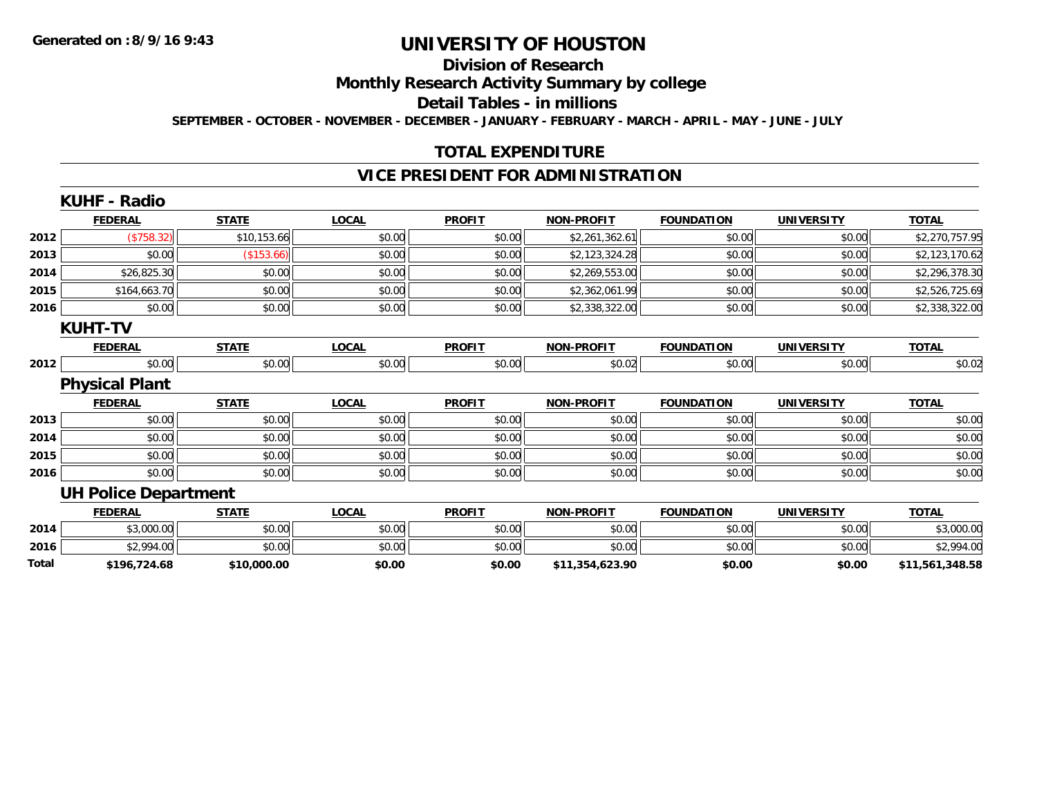Generated on :8/9/16 9:43

# UNIVERSITY OF HOUSTON

## Division of Research

## Monthly Research Activity Summary by college

## Detail Tables - in millions

**SEPTEMBER - OCTOBER - NOVEMBER - DECEMBER - JANUARY - FEBRUARY - MARCH - APRIL - MAY - JUNE - JULY**

## TOTAL EXPENDITURE

## VICE PRESIDENT FOR ADMINISTRATION

### KUHF - Radio

| | FEDERAL | STATE | LOCAL | PROFIT | NON-PROFIT | FOUNDATION | UNIVERSITY | TOTAL |
|---|---|---|---|---|---|---|---|---|
| 2012 | ($758.32) | $10,153.66 | $0.00 | $0.00 | $2,261,362.61 | $0.00 | $0.00 | $2,270,757.95 |
| 2013 | $0.00 | ($153.66) | $0.00 | $0.00 | $2,123,324.28 | $0.00 | $0.00 | $2,123,170.62 |
| 2014 | $26,825.30 | $0.00 | $0.00 | $0.00 | $2,269,553.00 | $0.00 | $0.00 | $2,296,378.30 |
| 2015 | $164,663.70 | $0.00 | $0.00 | $0.00 | $2,362,061.99 | $0.00 | $0.00 | $2,526,725.69 |
| 2016 | $0.00 | $0.00 | $0.00 | $0.00 | $2,338,322.00 | $0.00 | $0.00 | $2,338,322.00 |

### KUHT-TV

| | FEDERAL | STATE | LOCAL | PROFIT | NON-PROFIT | FOUNDATION | UNIVERSITY | TOTAL |
|---|---|---|---|---|---|---|---|---|
| 2012 | $0.00 | $0.00 | $0.00 | $0.00 | $0.02 | $0.00 | $0.00 | $0.02 |

### Physical Plant

| | FEDERAL | STATE | LOCAL | PROFIT | NON-PROFIT | FOUNDATION | UNIVERSITY | TOTAL |
|---|---|---|---|---|---|---|---|---|
| 2013 | $0.00 | $0.00 | $0.00 | $0.00 | $0.00 | $0.00 | $0.00 | $0.00 |
| 2014 | $0.00 | $0.00 | $0.00 | $0.00 | $0.00 | $0.00 | $0.00 | $0.00 |
| 2015 | $0.00 | $0.00 | $0.00 | $0.00 | $0.00 | $0.00 | $0.00 | $0.00 |
| 2016 | $0.00 | $0.00 | $0.00 | $0.00 | $0.00 | $0.00 | $0.00 | $0.00 |

### UH Police Department

| | FEDERAL | STATE | LOCAL | PROFIT | NON-PROFIT | FOUNDATION | UNIVERSITY | TOTAL |
|---|---|---|---|---|---|---|---|---|
| 2014 | $3,000.00 | $0.00 | $0.00 | $0.00 | $0.00 | $0.00 | $0.00 | $3,000.00 |
| 2016 | $2,994.00 | $0.00 | $0.00 | $0.00 | $0.00 | $0.00 | $0.00 | $2,994.00 |
| **Total** | **$196,724.68** | **$10,000.00** | **$0.00** | **$0.00** | **$11,354,623.90** | **$0.00** | **$0.00** | **$11,561,348.58** |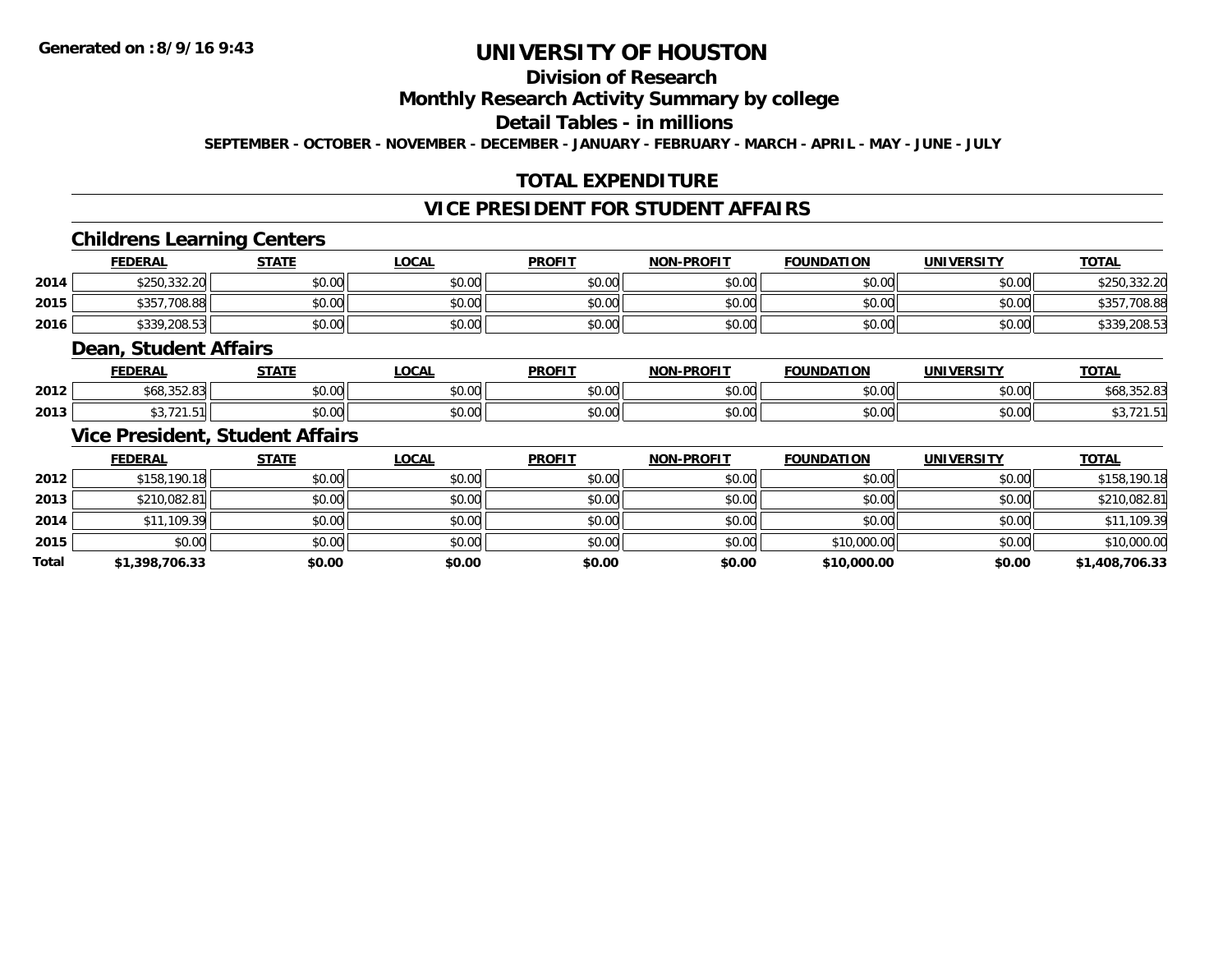**Generated on :8/9/16 9:43**

# UNIVERSITY OF HOUSTON

## Division of Research

## Monthly Research Activity Summary by college

## Detail Tables - in millions

**SEPTEMBER - OCTOBER - NOVEMBER - DECEMBER - JANUARY - FEBRUARY - MARCH - APRIL - MAY - JUNE - JULY**

## TOTAL EXPENDITURE

## VICE PRESIDENT FOR STUDENT AFFAIRS

### Childrens Learning Centers

| | FEDERAL | STATE | LOCAL | PROFIT | NON-PROFIT | FOUNDATION | UNIVERSITY | TOTAL |
|---|---|---|---|---|---|---|---|---|
| 2014 | $250,332.20 | $0.00 | $0.00 | $0.00 | $0.00 | $0.00 | $0.00 | $250,332.20 |
| 2015 | $357,708.88 | $0.00 | $0.00 | $0.00 | $0.00 | $0.00 | $0.00 | $357,708.88 |
| 2016 | $339,208.53 | $0.00 | $0.00 | $0.00 | $0.00 | $0.00 | $0.00 | $339,208.53 |

### Dean, Student Affairs

| | FEDERAL | STATE | LOCAL | PROFIT | NON-PROFIT | FOUNDATION | UNIVERSITY | TOTAL |
|---|---|---|---|---|---|---|---|---|
| 2012 | $68,352.83 | $0.00 | $0.00 | $0.00 | $0.00 | $0.00 | $0.00 | $68,352.83 |
| 2013 | $3,721.51 | $0.00 | $0.00 | $0.00 | $0.00 | $0.00 | $0.00 | $3,721.51 |

### Vice President, Student Affairs

| | FEDERAL | STATE | LOCAL | PROFIT | NON-PROFIT | FOUNDATION | UNIVERSITY | TOTAL |
|---|---|---|---|---|---|---|---|---|
| 2012 | $158,190.18 | $0.00 | $0.00 | $0.00 | $0.00 | $0.00 | $0.00 | $158,190.18 |
| 2013 | $210,082.81 | $0.00 | $0.00 | $0.00 | $0.00 | $0.00 | $0.00 | $210,082.81 |
| 2014 | $11,109.39 | $0.00 | $0.00 | $0.00 | $0.00 | $0.00 | $0.00 | $11,109.39 |
| 2015 | $0.00 | $0.00 | $0.00 | $0.00 | $0.00 | $10,000.00 | $0.00 | $10,000.00 |
| **Total** | **$1,398,706.33** | **$0.00** | **$0.00** | **$0.00** | **$0.00** | **$10,000.00** | **$0.00** | **$1,408,706.33** |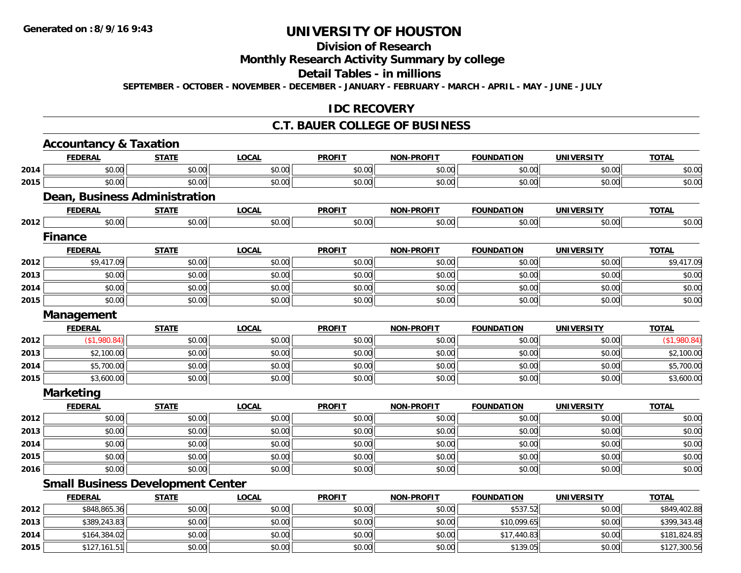# UNIVERSITY OF HOUSTON

## Division of Research

## Monthly Research Activity Summary by college

## Detail Tables - in millions

SEPTEMBER - OCTOBER - NOVEMBER - DECEMBER - JANUARY - FEBRUARY - MARCH - APRIL - MAY - JUNE - JULY

Generated on : 8/9/16 9:43

## IDC RECOVERY

## C.T. BAUER COLLEGE OF BUSINESS

### Accountancy & Taxation

| | FEDERAL | STATE | LOCAL | PROFIT | NON-PROFIT | FOUNDATION | UNIVERSITY | TOTAL |
|---|---|---|---|---|---|---|---|---|
| 2014 | $0.00 | $0.00 | $0.00 | $0.00 | $0.00 | $0.00 | $0.00 | $0.00 |
| 2015 | $0.00 | $0.00 | $0.00 | $0.00 | $0.00 | $0.00 | $0.00 | $0.00 |

### Dean, Business Administration

| | FEDERAL | STATE | LOCAL | PROFIT | NON-PROFIT | FOUNDATION | UNIVERSITY | TOTAL |
|---|---|---|---|---|---|---|---|---|
| 2012 | $0.00 | $0.00 | $0.00 | $0.00 | $0.00 | $0.00 | $0.00 | $0.00 |

### Finance

| | FEDERAL | STATE | LOCAL | PROFIT | NON-PROFIT | FOUNDATION | UNIVERSITY | TOTAL |
|---|---|---|---|---|---|---|---|---|
| 2012 | $9,417.09 | $0.00 | $0.00 | $0.00 | $0.00 | $0.00 | $0.00 | $9,417.09 |
| 2013 | $0.00 | $0.00 | $0.00 | $0.00 | $0.00 | $0.00 | $0.00 | $0.00 |
| 2014 | $0.00 | $0.00 | $0.00 | $0.00 | $0.00 | $0.00 | $0.00 | $0.00 |
| 2015 | $0.00 | $0.00 | $0.00 | $0.00 | $0.00 | $0.00 | $0.00 | $0.00 |

### Management

| | FEDERAL | STATE | LOCAL | PROFIT | NON-PROFIT | FOUNDATION | UNIVERSITY | TOTAL |
|---|---|---|---|---|---|---|---|---|
| 2012 | ($1,980.84) | $0.00 | $0.00 | $0.00 | $0.00 | $0.00 | $0.00 | ($1,980.84) |
| 2013 | $2,100.00 | $0.00 | $0.00 | $0.00 | $0.00 | $0.00 | $0.00 | $2,100.00 |
| 2014 | $5,700.00 | $0.00 | $0.00 | $0.00 | $0.00 | $0.00 | $0.00 | $5,700.00 |
| 2015 | $3,600.00 | $0.00 | $0.00 | $0.00 | $0.00 | $0.00 | $0.00 | $3,600.00 |

### Marketing

| | FEDERAL | STATE | LOCAL | PROFIT | NON-PROFIT | FOUNDATION | UNIVERSITY | TOTAL |
|---|---|---|---|---|---|---|---|---|
| 2012 | $0.00 | $0.00 | $0.00 | $0.00 | $0.00 | $0.00 | $0.00 | $0.00 |
| 2013 | $0.00 | $0.00 | $0.00 | $0.00 | $0.00 | $0.00 | $0.00 | $0.00 |
| 2014 | $0.00 | $0.00 | $0.00 | $0.00 | $0.00 | $0.00 | $0.00 | $0.00 |
| 2015 | $0.00 | $0.00 | $0.00 | $0.00 | $0.00 | $0.00 | $0.00 | $0.00 |
| 2016 | $0.00 | $0.00 | $0.00 | $0.00 | $0.00 | $0.00 | $0.00 | $0.00 |

### Small Business Development Center

| | FEDERAL | STATE | LOCAL | PROFIT | NON-PROFIT | FOUNDATION | UNIVERSITY | TOTAL |
|---|---|---|---|---|---|---|---|---|
| 2012 | $848,865.36 | $0.00 | $0.00 | $0.00 | $0.00 | $537.52 | $0.00 | $849,402.88 |
| 2013 | $389,243.83 | $0.00 | $0.00 | $0.00 | $0.00 | $10,099.65 | $0.00 | $399,343.48 |
| 2014 | $164,384.02 | $0.00 | $0.00 | $0.00 | $0.00 | $17,440.83 | $0.00 | $181,824.85 |
| 2015 | $127,161.51 | $0.00 | $0.00 | $0.00 | $0.00 | $139.05 | $0.00 | $127,300.56 |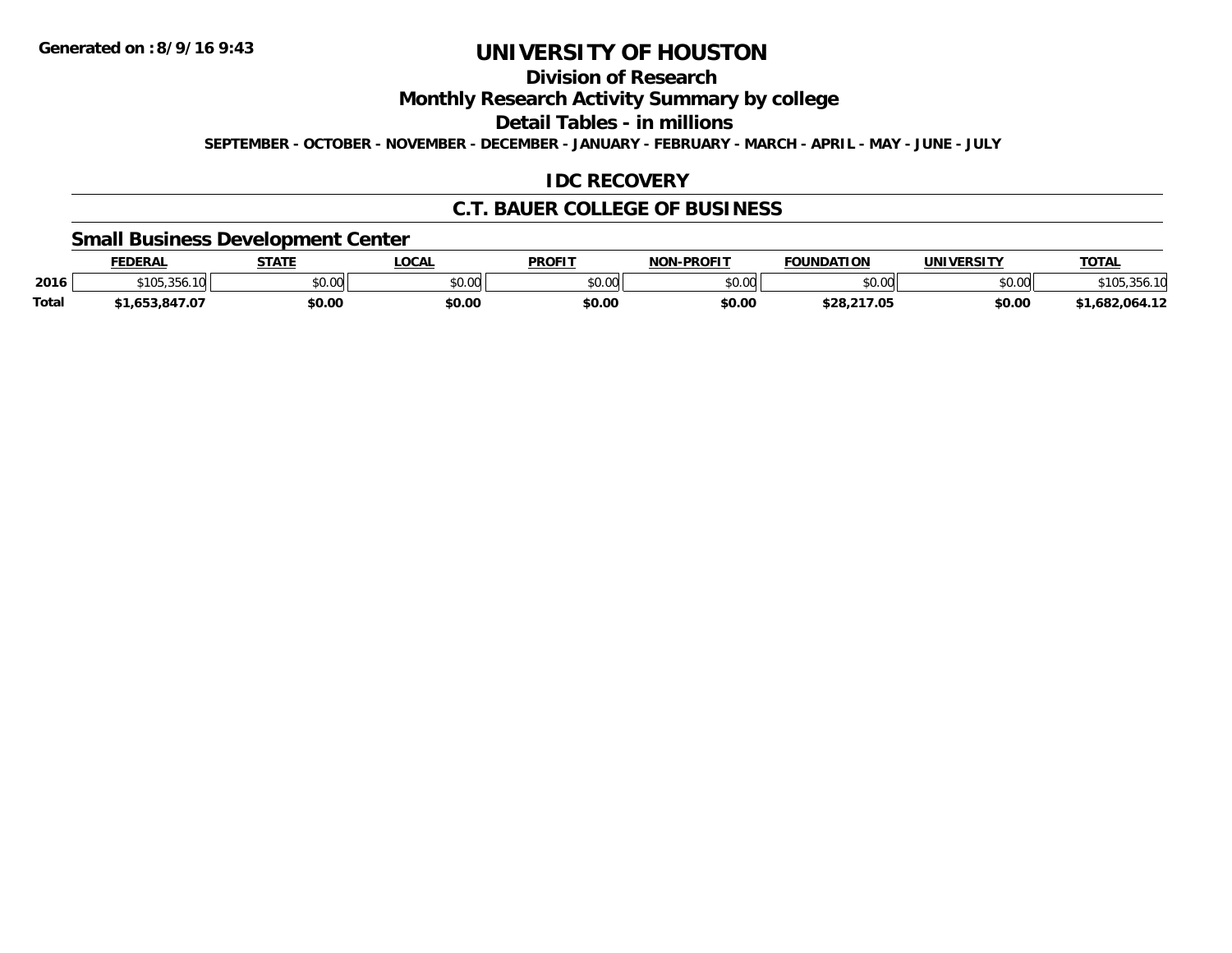Generated on :8/9/16 9:43

# UNIVERSITY OF HOUSTON

## Division of Research

## Monthly Research Activity Summary by college

## Detail Tables - in millions

SEPTEMBER - OCTOBER - NOVEMBER - DECEMBER - JANUARY - FEBRUARY - MARCH - APRIL - MAY - JUNE - JULY

## IDC RECOVERY

## C.T. BAUER COLLEGE OF BUSINESS

### Small Business Development Center

| | FEDERAL | STATE | LOCAL | PROFIT | NON-PROFIT | FOUNDATION | UNIVERSITY | TOTAL |
|---|---|---|---|---|---|---|---|---|
| 2016 | $105,356.10 | $0.00 | $0.00 | $0.00 | $0.00 | $0.00 | $0.00 | $105,356.10 |
| Total | $1,653,847.07 | $0.00 | $0.00 | $0.00 | $0.00 | $28,217.05 | $0.00 | $1,682,064.12 |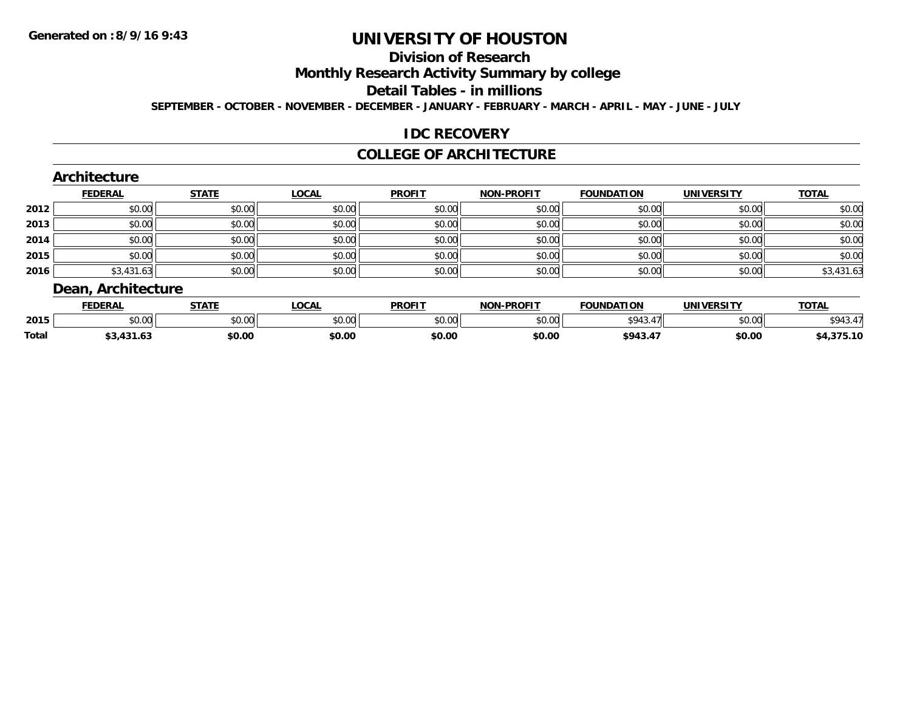Generated on :8/9/16 9:43

# UNIVERSITY OF HOUSTON

## Division of Research

## Monthly Research Activity Summary by college

## Detail Tables - in millions

SEPTEMBER - OCTOBER - NOVEMBER - DECEMBER - JANUARY - FEBRUARY - MARCH - APRIL - MAY - JUNE - JULY

## IDC RECOVERY

## COLLEGE OF ARCHITECTURE

### Architecture

| | FEDERAL | STATE | LOCAL | PROFIT | NON-PROFIT | FOUNDATION | UNIVERSITY | TOTAL |
|---|---|---|---|---|---|---|---|---|
| 2012 | $0.00 | $0.00 | $0.00 | $0.00 | $0.00 | $0.00 | $0.00 | $0.00 |
| 2013 | $0.00 | $0.00 | $0.00 | $0.00 | $0.00 | $0.00 | $0.00 | $0.00 |
| 2014 | $0.00 | $0.00 | $0.00 | $0.00 | $0.00 | $0.00 | $0.00 | $0.00 |
| 2015 | $0.00 | $0.00 | $0.00 | $0.00 | $0.00 | $0.00 | $0.00 | $0.00 |
| 2016 | $3,431.63 | $0.00 | $0.00 | $0.00 | $0.00 | $0.00 | $0.00 | $3,431.63 |

### Dean, Architecture

| | FEDERAL | STATE | LOCAL | PROFIT | NON-PROFIT | FOUNDATION | UNIVERSITY | TOTAL |
|---|---|---|---|---|---|---|---|---|
| 2015 | $0.00 | $0.00 | $0.00 | $0.00 | $0.00 | $943.47 | $0.00 | $943.47 |
| **Total** | **$3,431.63** | **$0.00** | **$0.00** | **$0.00** | **$0.00** | **$943.47** | **$0.00** | **$4,375.10** |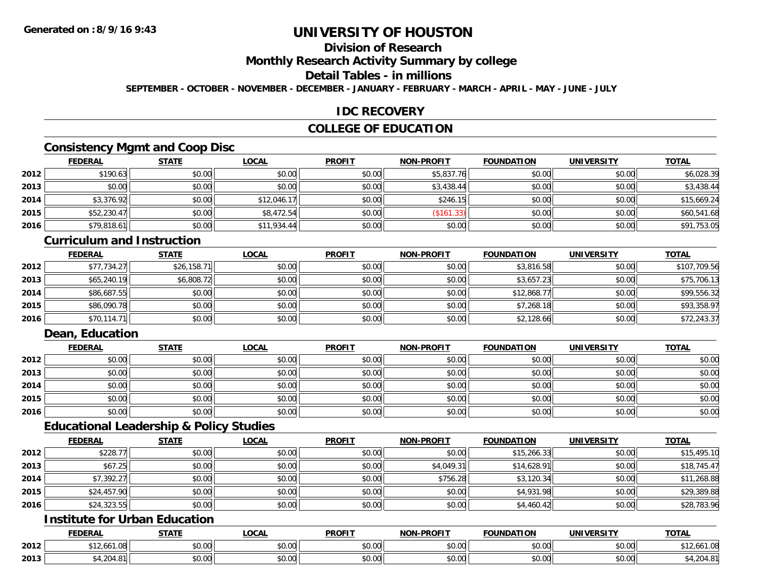**Generated on :8/9/16 9:43**

# UNIVERSITY OF HOUSTON

## Division of Research

## Monthly Research Activity Summary by college

## Detail Tables - in millions

**SEPTEMBER - OCTOBER - NOVEMBER - DECEMBER - JANUARY - FEBRUARY - MARCH - APRIL - MAY - JUNE - JULY**

## IDC RECOVERY

## COLLEGE OF EDUCATION

### Consistency Mgmt and Coop Disc

| | FEDERAL | STATE | LOCAL | PROFIT | NON-PROFIT | FOUNDATION | UNIVERSITY | TOTAL |
|---|---|---|---|---|---|---|---|---|
| 2012 | $190.63 | $0.00 | $0.00 | $0.00 | $5,837.76 | $0.00 | $0.00 | $6,028.39 |
| 2013 | $0.00 | $0.00 | $0.00 | $0.00 | $3,438.44 | $0.00 | $0.00 | $3,438.44 |
| 2014 | $3,376.92 | $0.00 | $12,046.17 | $0.00 | $246.15 | $0.00 | $0.00 | $15,669.24 |
| 2015 | $52,230.47 | $0.00 | $8,472.54 | $0.00 | ($161.33) | $0.00 | $0.00 | $60,541.68 |
| 2016 | $79,818.61 | $0.00 | $11,934.44 | $0.00 | $0.00 | $0.00 | $0.00 | $91,753.05 |

### Curriculum and Instruction

| | FEDERAL | STATE | LOCAL | PROFIT | NON-PROFIT | FOUNDATION | UNIVERSITY | TOTAL |
|---|---|---|---|---|---|---|---|---|
| 2012 | $77,734.27 | $26,158.71 | $0.00 | $0.00 | $0.00 | $3,816.58 | $0.00 | $107,709.56 |
| 2013 | $65,240.19 | $6,808.72 | $0.00 | $0.00 | $0.00 | $3,657.23 | $0.00 | $75,706.13 |
| 2014 | $86,687.55 | $0.00 | $0.00 | $0.00 | $0.00 | $12,868.77 | $0.00 | $99,556.32 |
| 2015 | $86,090.78 | $0.00 | $0.00 | $0.00 | $0.00 | $7,268.18 | $0.00 | $93,358.97 |
| 2016 | $70,114.71 | $0.00 | $0.00 | $0.00 | $0.00 | $2,128.66 | $0.00 | $72,243.37 |

### Dean, Education

| | FEDERAL | STATE | LOCAL | PROFIT | NON-PROFIT | FOUNDATION | UNIVERSITY | TOTAL |
|---|---|---|---|---|---|---|---|---|
| 2012 | $0.00 | $0.00 | $0.00 | $0.00 | $0.00 | $0.00 | $0.00 | $0.00 |
| 2013 | $0.00 | $0.00 | $0.00 | $0.00 | $0.00 | $0.00 | $0.00 | $0.00 |
| 2014 | $0.00 | $0.00 | $0.00 | $0.00 | $0.00 | $0.00 | $0.00 | $0.00 |
| 2015 | $0.00 | $0.00 | $0.00 | $0.00 | $0.00 | $0.00 | $0.00 | $0.00 |
| 2016 | $0.00 | $0.00 | $0.00 | $0.00 | $0.00 | $0.00 | $0.00 | $0.00 |

### Educational Leadership & Policy Studies

| | FEDERAL | STATE | LOCAL | PROFIT | NON-PROFIT | FOUNDATION | UNIVERSITY | TOTAL |
|---|---|---|---|---|---|---|---|---|
| 2012 | $228.77 | $0.00 | $0.00 | $0.00 | $0.00 | $15,266.33 | $0.00 | $15,495.10 |
| 2013 | $67.25 | $0.00 | $0.00 | $0.00 | $4,049.31 | $14,628.91 | $0.00 | $18,745.47 |
| 2014 | $7,392.27 | $0.00 | $0.00 | $0.00 | $756.28 | $3,120.34 | $0.00 | $11,268.88 |
| 2015 | $24,457.90 | $0.00 | $0.00 | $0.00 | $0.00 | $4,931.98 | $0.00 | $29,389.88 |
| 2016 | $24,323.55 | $0.00 | $0.00 | $0.00 | $0.00 | $4,460.42 | $0.00 | $28,783.96 |

### Institute for Urban Education

| | FEDERAL | STATE | LOCAL | PROFIT | NON-PROFIT | FOUNDATION | UNIVERSITY | TOTAL |
|---|---|---|---|---|---|---|---|---|
| 2012 | $12,661.08 | $0.00 | $0.00 | $0.00 | $0.00 | $0.00 | $0.00 | $12,661.08 |
| 2013 | $4,204.81 | $0.00 | $0.00 | $0.00 | $0.00 | $0.00 | $0.00 | $4,204.81 |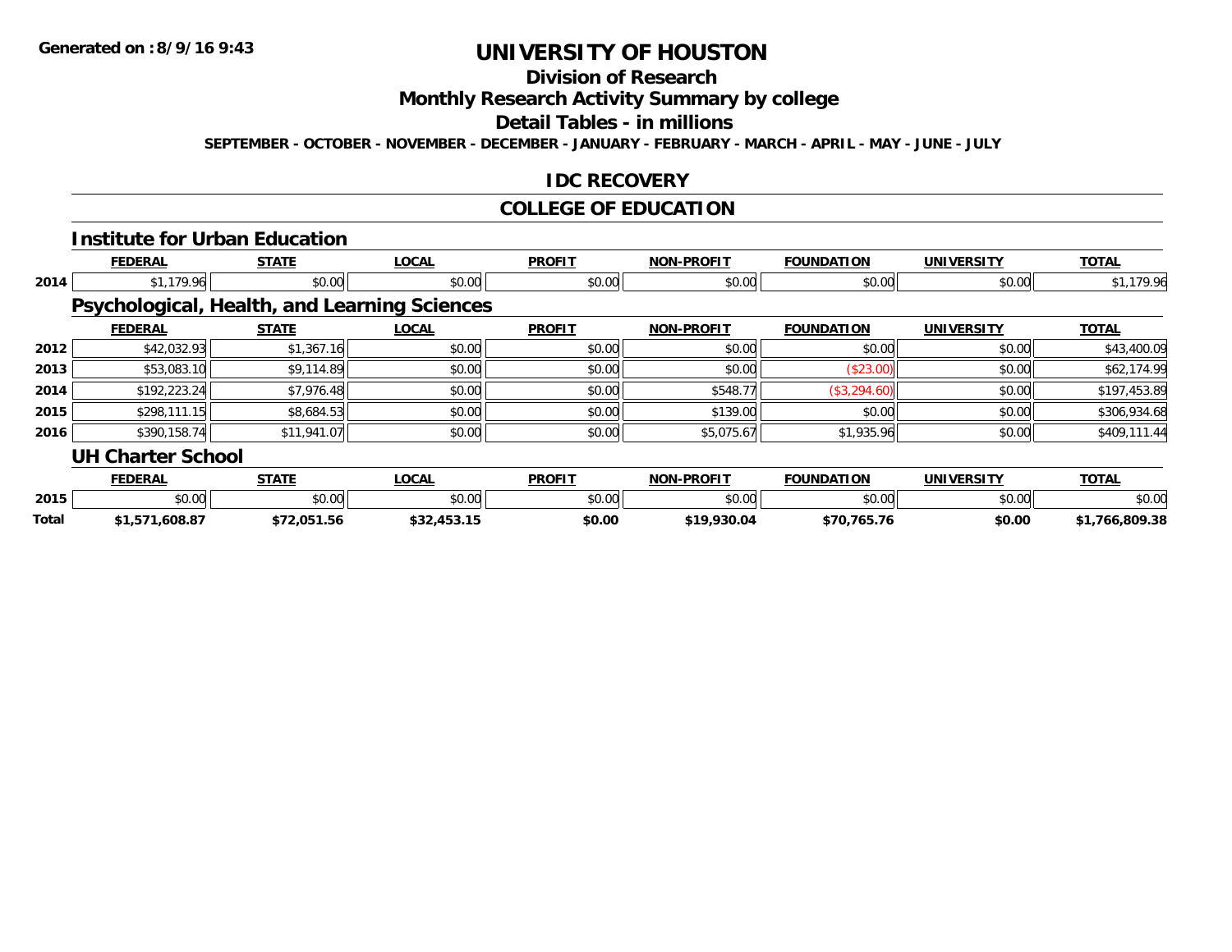# UNIVERSITY OF HOUSTON

## Division of Research

## Monthly Research Activity Summary by college

## Detail Tables - in millions

**SEPTEMBER - OCTOBER - NOVEMBER - DECEMBER - JANUARY - FEBRUARY - MARCH - APRIL - MAY - JUNE - JULY**

## IDC RECOVERY

## COLLEGE OF EDUCATION

### Institute for Urban Education

| | FEDERAL | STATE | LOCAL | PROFIT | NON-PROFIT | FOUNDATION | UNIVERSITY | TOTAL |
|---|---|---|---|---|---|---|---|---|
| 2014 | $1,179.96 | $0.00 | $0.00 | $0.00 | $0.00 | $0.00 | $0.00 | $1,179.96 |

### Psychological, Health, and Learning Sciences

| | FEDERAL | STATE | LOCAL | PROFIT | NON-PROFIT | FOUNDATION | UNIVERSITY | TOTAL |
|---|---|---|---|---|---|---|---|---|
| 2012 | $42,032.93 | $1,367.16 | $0.00 | $0.00 | $0.00 | $0.00 | $0.00 | $43,400.09 |
| 2013 | $53,083.10 | $9,114.89 | $0.00 | $0.00 | $0.00 | ($23.00) | $0.00 | $62,174.99 |
| 2014 | $192,223.24 | $7,976.48 | $0.00 | $0.00 | $548.77 | ($3,294.60) | $0.00 | $197,453.89 |
| 2015 | $298,111.15 | $8,684.53 | $0.00 | $0.00 | $139.00 | $0.00 | $0.00 | $306,934.68 |
| 2016 | $390,158.74 | $11,941.07 | $0.00 | $0.00 | $5,075.67 | $1,935.96 | $0.00 | $409,111.44 |

### UH Charter School

| | FEDERAL | STATE | LOCAL | PROFIT | NON-PROFIT | FOUNDATION | UNIVERSITY | TOTAL |
|---|---|---|---|---|---|---|---|---|
| 2015 | $0.00 | $0.00 | $0.00 | $0.00 | $0.00 | $0.00 | $0.00 | $0.00 |
| **Total** | **$1,571,608.87** | **$72,051.56** | **$32,453.15** | **$0.00** | **$19,930.04** | **$70,765.76** | **$0.00** | **$1,766,809.38** |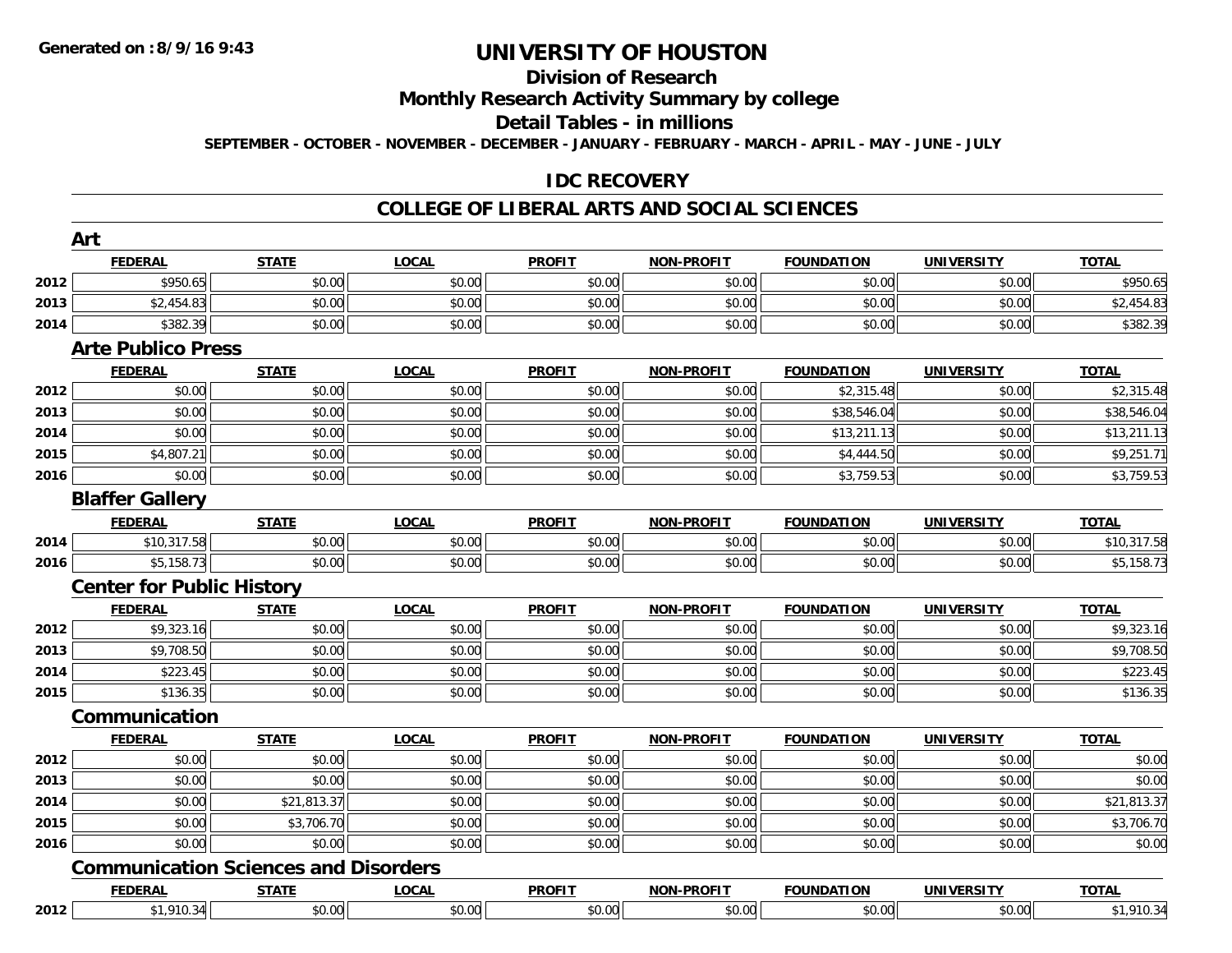**Generated on :8/9/16 9:43**

# UNIVERSITY OF HOUSTON

## Division of Research

## Monthly Research Activity Summary by college

## Detail Tables - in millions

**SEPTEMBER - OCTOBER - NOVEMBER - DECEMBER - JANUARY - FEBRUARY - MARCH - APRIL - MAY - JUNE - JULY**

## IDC RECOVERY

## COLLEGE OF LIBERAL ARTS AND SOCIAL SCIENCES

### Art

| | FEDERAL | STATE | LOCAL | PROFIT | NON-PROFIT | FOUNDATION | UNIVERSITY | TOTAL |
|---|---|---|---|---|---|---|---|---|
| 2012 | $950.65 | $0.00 | $0.00 | $0.00 | $0.00 | $0.00 | $0.00 | $950.65 |
| 2013 | $2,454.83 | $0.00 | $0.00 | $0.00 | $0.00 | $0.00 | $0.00 | $2,454.83 |
| 2014 | $382.39 | $0.00 | $0.00 | $0.00 | $0.00 | $0.00 | $0.00 | $382.39 |

### Arte Publico Press

| | FEDERAL | STATE | LOCAL | PROFIT | NON-PROFIT | FOUNDATION | UNIVERSITY | TOTAL |
|---|---|---|---|---|---|---|---|---|
| 2012 | $0.00 | $0.00 | $0.00 | $0.00 | $0.00 | $2,315.48 | $0.00 | $2,315.48 |
| 2013 | $0.00 | $0.00 | $0.00 | $0.00 | $0.00 | $38,546.04 | $0.00 | $38,546.04 |
| 2014 | $0.00 | $0.00 | $0.00 | $0.00 | $0.00 | $13,211.13 | $0.00 | $13,211.13 |
| 2015 | $4,807.21 | $0.00 | $0.00 | $0.00 | $0.00 | $4,444.50 | $0.00 | $9,251.71 |
| 2016 | $0.00 | $0.00 | $0.00 | $0.00 | $0.00 | $3,759.53 | $0.00 | $3,759.53 |

### Blaffer Gallery

| | FEDERAL | STATE | LOCAL | PROFIT | NON-PROFIT | FOUNDATION | UNIVERSITY | TOTAL |
|---|---|---|---|---|---|---|---|---|
| 2014 | $10,317.58 | $0.00 | $0.00 | $0.00 | $0.00 | $0.00 | $0.00 | $10,317.58 |
| 2016 | $5,158.73 | $0.00 | $0.00 | $0.00 | $0.00 | $0.00 | $0.00 | $5,158.73 |

### Center for Public History

| | FEDERAL | STATE | LOCAL | PROFIT | NON-PROFIT | FOUNDATION | UNIVERSITY | TOTAL |
|---|---|---|---|---|---|---|---|---|
| 2012 | $9,323.16 | $0.00 | $0.00 | $0.00 | $0.00 | $0.00 | $0.00 | $9,323.16 |
| 2013 | $9,708.50 | $0.00 | $0.00 | $0.00 | $0.00 | $0.00 | $0.00 | $9,708.50 |
| 2014 | $223.45 | $0.00 | $0.00 | $0.00 | $0.00 | $0.00 | $0.00 | $223.45 |
| 2015 | $136.35 | $0.00 | $0.00 | $0.00 | $0.00 | $0.00 | $0.00 | $136.35 |

### Communication

| | FEDERAL | STATE | LOCAL | PROFIT | NON-PROFIT | FOUNDATION | UNIVERSITY | TOTAL |
|---|---|---|---|---|---|---|---|---|
| 2012 | $0.00 | $0.00 | $0.00 | $0.00 | $0.00 | $0.00 | $0.00 | $0.00 |
| 2013 | $0.00 | $0.00 | $0.00 | $0.00 | $0.00 | $0.00 | $0.00 | $0.00 |
| 2014 | $0.00 | $21,813.37 | $0.00 | $0.00 | $0.00 | $0.00 | $0.00 | $21,813.37 |
| 2015 | $0.00 | $3,706.70 | $0.00 | $0.00 | $0.00 | $0.00 | $0.00 | $3,706.70 |
| 2016 | $0.00 | $0.00 | $0.00 | $0.00 | $0.00 | $0.00 | $0.00 | $0.00 |

### Communication Sciences and Disorders

| | FEDERAL | STATE | LOCAL | PROFIT | NON-PROFIT | FOUNDATION | UNIVERSITY | TOTAL |
|---|---|---|---|---|---|---|---|---|
| 2012 | $1,910.34 | $0.00 | $0.00 | $0.00 | $0.00 | $0.00 | $0.00 | $1,910.34 |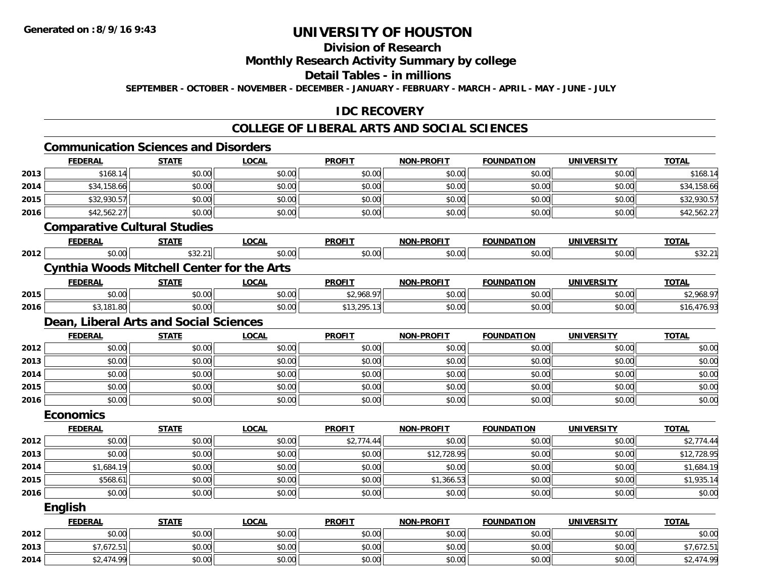# UNIVERSITY OF HOUSTON

## Division of Research

## Monthly Research Activity Summary by college

## Detail Tables - in millions

**SEPTEMBER - OCTOBER - NOVEMBER - DECEMBER - JANUARY - FEBRUARY - MARCH - APRIL - MAY - JUNE - JULY**

## IDC RECOVERY

## COLLEGE OF LIBERAL ARTS AND SOCIAL SCIENCES

### Communication Sciences and Disorders

| | FEDERAL | STATE | LOCAL | PROFIT | NON-PROFIT | FOUNDATION | UNIVERSITY | TOTAL |
|---|---|---|---|---|---|---|---|---|
| 2013 | $168.14 | $0.00 | $0.00 | $0.00 | $0.00 | $0.00 | $0.00 | $168.14 |
| 2014 | $34,158.66 | $0.00 | $0.00 | $0.00 | $0.00 | $0.00 | $0.00 | $34,158.66 |
| 2015 | $32,930.57 | $0.00 | $0.00 | $0.00 | $0.00 | $0.00 | $0.00 | $32,930.57 |
| 2016 | $42,562.27 | $0.00 | $0.00 | $0.00 | $0.00 | $0.00 | $0.00 | $42,562.27 |

### Comparative Cultural Studies

| | FEDERAL | STATE | LOCAL | PROFIT | NON-PROFIT | FOUNDATION | UNIVERSITY | TOTAL |
|---|---|---|---|---|---|---|---|---|
| 2012 | $0.00 | $32.21 | $0.00 | $0.00 | $0.00 | $0.00 | $0.00 | $32.21 |

### Cynthia Woods Mitchell Center for the Arts

| | FEDERAL | STATE | LOCAL | PROFIT | NON-PROFIT | FOUNDATION | UNIVERSITY | TOTAL |
|---|---|---|---|---|---|---|---|---|
| 2015 | $0.00 | $0.00 | $0.00 | $2,968.97 | $0.00 | $0.00 | $0.00 | $2,968.97 |
| 2016 | $3,181.80 | $0.00 | $0.00 | $13,295.13 | $0.00 | $0.00 | $0.00 | $16,476.93 |

### Dean, Liberal Arts and Social Sciences

| | FEDERAL | STATE | LOCAL | PROFIT | NON-PROFIT | FOUNDATION | UNIVERSITY | TOTAL |
|---|---|---|---|---|---|---|---|---|
| 2012 | $0.00 | $0.00 | $0.00 | $0.00 | $0.00 | $0.00 | $0.00 | $0.00 |
| 2013 | $0.00 | $0.00 | $0.00 | $0.00 | $0.00 | $0.00 | $0.00 | $0.00 |
| 2014 | $0.00 | $0.00 | $0.00 | $0.00 | $0.00 | $0.00 | $0.00 | $0.00 |
| 2015 | $0.00 | $0.00 | $0.00 | $0.00 | $0.00 | $0.00 | $0.00 | $0.00 |
| 2016 | $0.00 | $0.00 | $0.00 | $0.00 | $0.00 | $0.00 | $0.00 | $0.00 |

### Economics

| | FEDERAL | STATE | LOCAL | PROFIT | NON-PROFIT | FOUNDATION | UNIVERSITY | TOTAL |
|---|---|---|---|---|---|---|---|---|
| 2012 | $0.00 | $0.00 | $0.00 | $2,774.44 | $0.00 | $0.00 | $0.00 | $2,774.44 |
| 2013 | $0.00 | $0.00 | $0.00 | $0.00 | $12,728.95 | $0.00 | $0.00 | $12,728.95 |
| 2014 | $1,684.19 | $0.00 | $0.00 | $0.00 | $0.00 | $0.00 | $0.00 | $1,684.19 |
| 2015 | $568.61 | $0.00 | $0.00 | $0.00 | $1,366.53 | $0.00 | $0.00 | $1,935.14 |
| 2016 | $0.00 | $0.00 | $0.00 | $0.00 | $0.00 | $0.00 | $0.00 | $0.00 |

### English

| | FEDERAL | STATE | LOCAL | PROFIT | NON-PROFIT | FOUNDATION | UNIVERSITY | TOTAL |
|---|---|---|---|---|---|---|---|---|
| 2012 | $0.00 | $0.00 | $0.00 | $0.00 | $0.00 | $0.00 | $0.00 | $0.00 |
| 2013 | $7,672.51 | $0.00 | $0.00 | $0.00 | $0.00 | $0.00 | $0.00 | $7,672.51 |
| 2014 | $2,474.99 | $0.00 | $0.00 | $0.00 | $0.00 | $0.00 | $0.00 | $2,474.99 |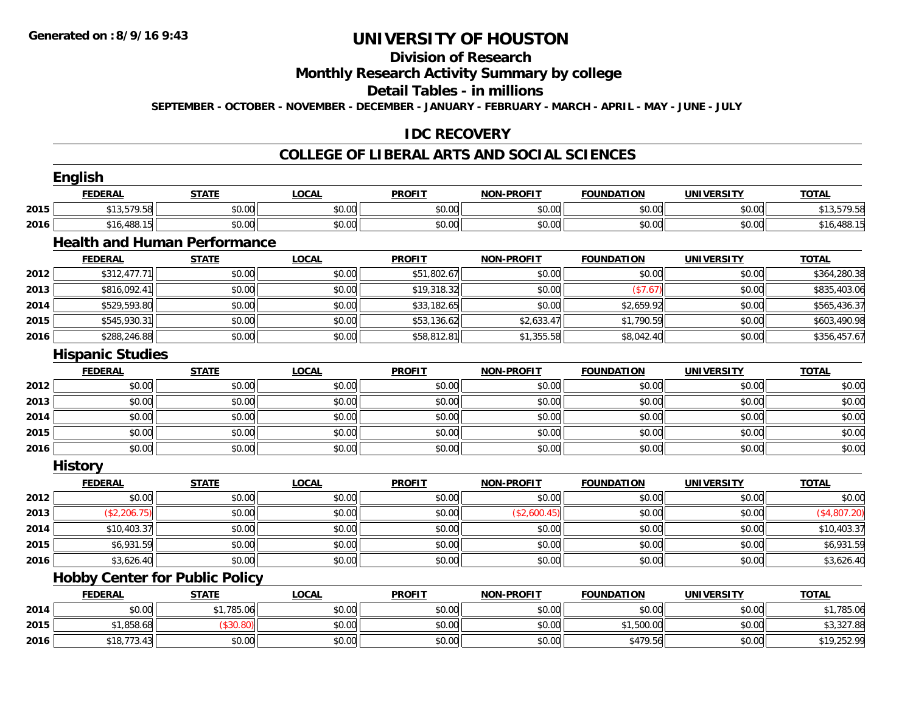# UNIVERSITY OF HOUSTON

## Division of Research

## Monthly Research Activity Summary by college

## Detail Tables - in millions

**SEPTEMBER - OCTOBER - NOVEMBER - DECEMBER - JANUARY - FEBRUARY - MARCH - APRIL - MAY - JUNE - JULY**

## IDC RECOVERY

## COLLEGE OF LIBERAL ARTS AND SOCIAL SCIENCES

### English

| | FEDERAL | STATE | LOCAL | PROFIT | NON-PROFIT | FOUNDATION | UNIVERSITY | TOTAL |
|---|---|---|---|---|---|---|---|---|
| 2015 | $13,579.58 | $0.00 | $0.00 | $0.00 | $0.00 | $0.00 | $0.00 | $13,579.58 |
| 2016 | $16,488.15 | $0.00 | $0.00 | $0.00 | $0.00 | $0.00 | $0.00 | $16,488.15 |

### Health and Human Performance

| | FEDERAL | STATE | LOCAL | PROFIT | NON-PROFIT | FOUNDATION | UNIVERSITY | TOTAL |
|---|---|---|---|---|---|---|---|---|
| 2012 | $312,477.71 | $0.00 | $0.00 | $51,802.67 | $0.00 | $0.00 | $0.00 | $364,280.38 |
| 2013 | $816,092.41 | $0.00 | $0.00 | $19,318.32 | $0.00 | ($7.67) | $0.00 | $835,403.06 |
| 2014 | $529,593.80 | $0.00 | $0.00 | $33,182.65 | $0.00 | $2,659.92 | $0.00 | $565,436.37 |
| 2015 | $545,930.31 | $0.00 | $0.00 | $53,136.62 | $2,633.47 | $1,790.59 | $0.00 | $603,490.98 |
| 2016 | $288,246.88 | $0.00 | $0.00 | $58,812.81 | $1,355.58 | $8,042.40 | $0.00 | $356,457.67 |

### Hispanic Studies

| | FEDERAL | STATE | LOCAL | PROFIT | NON-PROFIT | FOUNDATION | UNIVERSITY | TOTAL |
|---|---|---|---|---|---|---|---|---|
| 2012 | $0.00 | $0.00 | $0.00 | $0.00 | $0.00 | $0.00 | $0.00 | $0.00 |
| 2013 | $0.00 | $0.00 | $0.00 | $0.00 | $0.00 | $0.00 | $0.00 | $0.00 |
| 2014 | $0.00 | $0.00 | $0.00 | $0.00 | $0.00 | $0.00 | $0.00 | $0.00 |
| 2015 | $0.00 | $0.00 | $0.00 | $0.00 | $0.00 | $0.00 | $0.00 | $0.00 |
| 2016 | $0.00 | $0.00 | $0.00 | $0.00 | $0.00 | $0.00 | $0.00 | $0.00 |

### History

| | FEDERAL | STATE | LOCAL | PROFIT | NON-PROFIT | FOUNDATION | UNIVERSITY | TOTAL |
|---|---|---|---|---|---|---|---|---|
| 2012 | $0.00 | $0.00 | $0.00 | $0.00 | $0.00 | $0.00 | $0.00 | $0.00 |
| 2013 | ($2,206.75) | $0.00 | $0.00 | $0.00 | ($2,600.45) | $0.00 | $0.00 | ($4,807.20) |
| 2014 | $10,403.37 | $0.00 | $0.00 | $0.00 | $0.00 | $0.00 | $0.00 | $10,403.37 |
| 2015 | $6,931.59 | $0.00 | $0.00 | $0.00 | $0.00 | $0.00 | $0.00 | $6,931.59 |
| 2016 | $3,626.40 | $0.00 | $0.00 | $0.00 | $0.00 | $0.00 | $0.00 | $3,626.40 |

### Hobby Center for Public Policy

| | FEDERAL | STATE | LOCAL | PROFIT | NON-PROFIT | FOUNDATION | UNIVERSITY | TOTAL |
|---|---|---|---|---|---|---|---|---|
| 2014 | $0.00 | $1,785.06 | $0.00 | $0.00 | $0.00 | $0.00 | $0.00 | $1,785.06 |
| 2015 | $1,858.68 | ($30.80) | $0.00 | $0.00 | $0.00 | $1,500.00 | $0.00 | $3,327.88 |
| 2016 | $18,773.43 | $0.00 | $0.00 | $0.00 | $0.00 | $479.56 | $0.00 | $19,252.99 |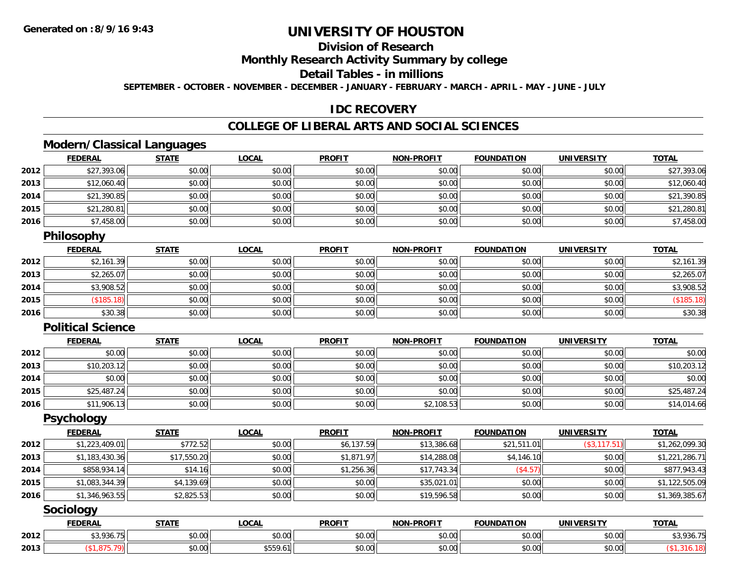**Generated on :8/9/16 9:43**

# UNIVERSITY OF HOUSTON

## Division of Research

## Monthly Research Activity Summary by college

## Detail Tables - in millions

**SEPTEMBER - OCTOBER - NOVEMBER - DECEMBER - JANUARY - FEBRUARY - MARCH - APRIL - MAY - JUNE - JULY**

## IDC RECOVERY

## COLLEGE OF LIBERAL ARTS AND SOCIAL SCIENCES

### Modern/Classical Languages

| | FEDERAL | STATE | LOCAL | PROFIT | NON-PROFIT | FOUNDATION | UNIVERSITY | TOTAL |
|---|---|---|---|---|---|---|---|---|
| 2012 | $27,393.06 | $0.00 | $0.00 | $0.00 | $0.00 | $0.00 | $0.00 | $27,393.06 |
| 2013 | $12,060.40 | $0.00 | $0.00 | $0.00 | $0.00 | $0.00 | $0.00 | $12,060.40 |
| 2014 | $21,390.85 | $0.00 | $0.00 | $0.00 | $0.00 | $0.00 | $0.00 | $21,390.85 |
| 2015 | $21,280.81 | $0.00 | $0.00 | $0.00 | $0.00 | $0.00 | $0.00 | $21,280.81 |
| 2016 | $7,458.00 | $0.00 | $0.00 | $0.00 | $0.00 | $0.00 | $0.00 | $7,458.00 |

### Philosophy

| | FEDERAL | STATE | LOCAL | PROFIT | NON-PROFIT | FOUNDATION | UNIVERSITY | TOTAL |
|---|---|---|---|---|---|---|---|---|
| 2012 | $2,161.39 | $0.00 | $0.00 | $0.00 | $0.00 | $0.00 | $0.00 | $2,161.39 |
| 2013 | $2,265.07 | $0.00 | $0.00 | $0.00 | $0.00 | $0.00 | $0.00 | $2,265.07 |
| 2014 | $3,908.52 | $0.00 | $0.00 | $0.00 | $0.00 | $0.00 | $0.00 | $3,908.52 |
| 2015 | ($185.18) | $0.00 | $0.00 | $0.00 | $0.00 | $0.00 | $0.00 | ($185.18) |
| 2016 | $30.38 | $0.00 | $0.00 | $0.00 | $0.00 | $0.00 | $0.00 | $30.38 |

### Political Science

| | FEDERAL | STATE | LOCAL | PROFIT | NON-PROFIT | FOUNDATION | UNIVERSITY | TOTAL |
|---|---|---|---|---|---|---|---|---|
| 2012 | $0.00 | $0.00 | $0.00 | $0.00 | $0.00 | $0.00 | $0.00 | $0.00 |
| 2013 | $10,203.12 | $0.00 | $0.00 | $0.00 | $0.00 | $0.00 | $0.00 | $10,203.12 |
| 2014 | $0.00 | $0.00 | $0.00 | $0.00 | $0.00 | $0.00 | $0.00 | $0.00 |
| 2015 | $25,487.24 | $0.00 | $0.00 | $0.00 | $0.00 | $0.00 | $0.00 | $25,487.24 |
| 2016 | $11,906.13 | $0.00 | $0.00 | $0.00 | $2,108.53 | $0.00 | $0.00 | $14,014.66 |

### Psychology

| | FEDERAL | STATE | LOCAL | PROFIT | NON-PROFIT | FOUNDATION | UNIVERSITY | TOTAL |
|---|---|---|---|---|---|---|---|---|
| 2012 | $1,223,409.01 | $772.52 | $0.00 | $6,137.59 | $13,386.68 | $21,511.01 | ($3,117.51) | $1,262,099.30 |
| 2013 | $1,183,430.36 | $17,550.20 | $0.00 | $1,871.97 | $14,288.08 | $4,146.10 | $0.00 | $1,221,286.71 |
| 2014 | $858,934.14 | $14.16 | $0.00 | $1,256.36 | $17,743.34 | ($4.57) | $0.00 | $877,943.43 |
| 2015 | $1,083,344.39 | $4,139.69 | $0.00 | $0.00 | $35,021.01 | $0.00 | $0.00 | $1,122,505.09 |
| 2016 | $1,346,963.55 | $2,825.53 | $0.00 | $0.00 | $19,596.58 | $0.00 | $0.00 | $1,369,385.67 |

### Sociology

| | FEDERAL | STATE | LOCAL | PROFIT | NON-PROFIT | FOUNDATION | UNIVERSITY | TOTAL |
|---|---|---|---|---|---|---|---|---|
| 2012 | $3,936.75 | $0.00 | $0.00 | $0.00 | $0.00 | $0.00 | $0.00 | $3,936.75 |
| 2013 | ($1,875.79) | $0.00 | $559.61 | $0.00 | $0.00 | $0.00 | $0.00 | ($1,316.18) |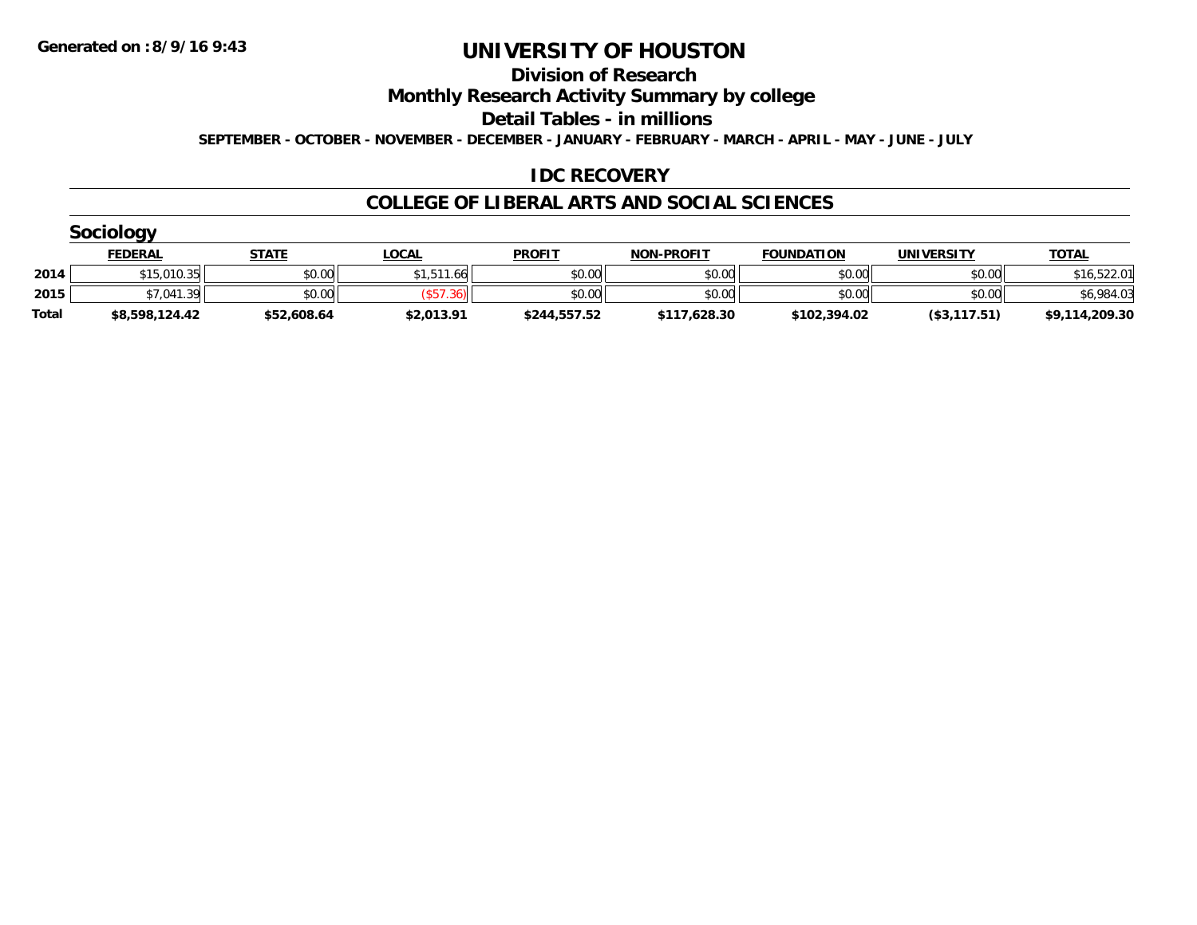Generated on :8/9/16 9:43

# UNIVERSITY OF HOUSTON

## Division of Research

## Monthly Research Activity Summary by college

## Detail Tables - in millions

**SEPTEMBER - OCTOBER - NOVEMBER - DECEMBER - JANUARY - FEBRUARY - MARCH - APRIL - MAY - JUNE - JULY**

## IDC RECOVERY

## COLLEGE OF LIBERAL ARTS AND SOCIAL SCIENCES

### Sociology

| | FEDERAL | STATE | LOCAL | PROFIT | NON-PROFIT | FOUNDATION | UNIVERSITY | TOTAL |
|---|---|---|---|---|---|---|---|---|
| 2014 | $15,010.35 | $0.00 | $1,511.66 | $0.00 | $0.00 | $0.00 | $0.00 | $16,522.01 |
| 2015 | $7,041.39 | $0.00 | ($57.36) | $0.00 | $0.00 | $0.00 | $0.00 | $6,984.03 |
| **Total** | **$8,598,124.42** | **$52,608.64** | **$2,013.91** | **$244,557.52** | **$117,628.30** | **$102,394.02** | **($3,117.51)** | **$9,114,209.30** |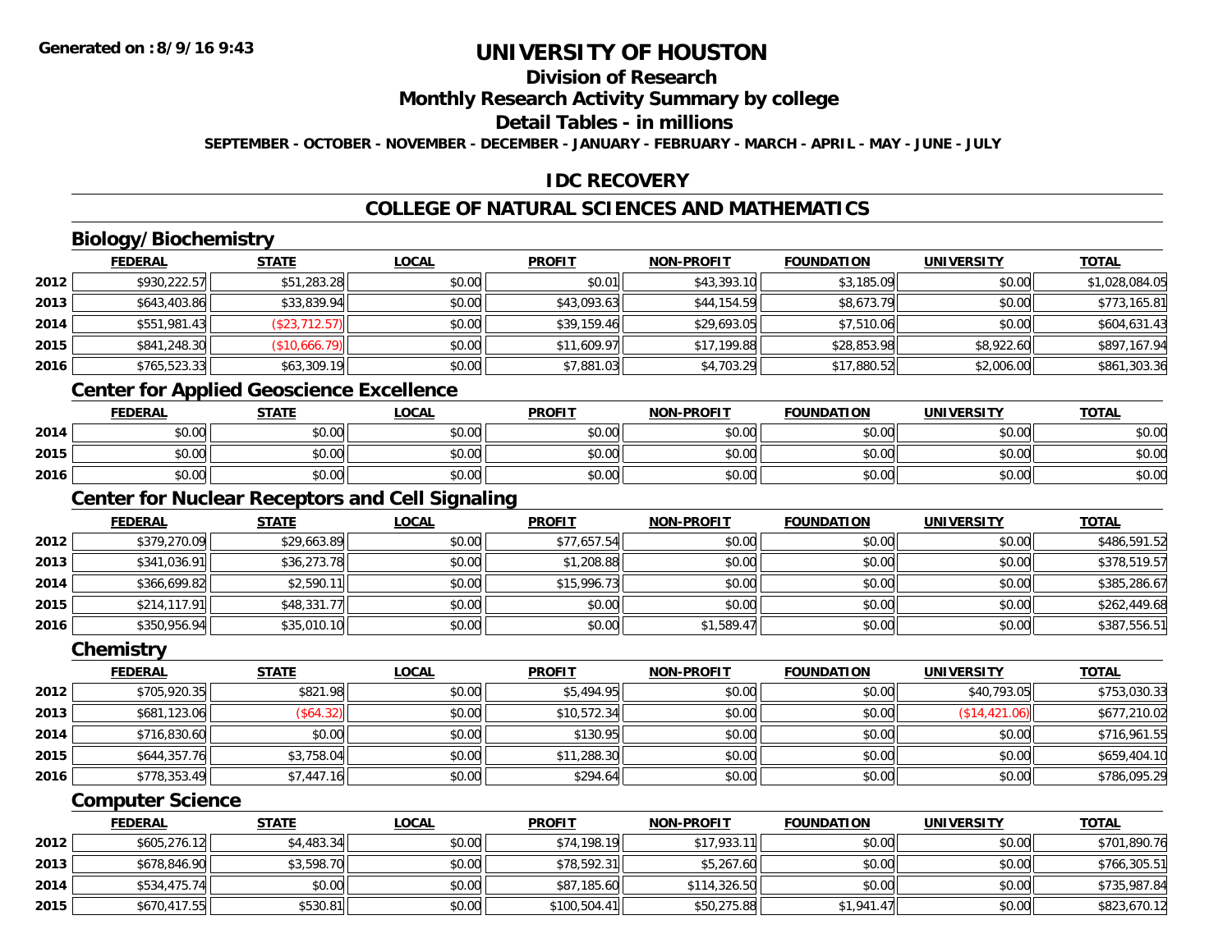# UNIVERSITY OF HOUSTON

## Division of Research

## Monthly Research Activity Summary by college

## Detail Tables - in millions

**SEPTEMBER - OCTOBER - NOVEMBER - DECEMBER - JANUARY - FEBRUARY - MARCH - APRIL - MAY - JUNE - JULY**

## IDC RECOVERY

## COLLEGE OF NATURAL SCIENCES AND MATHEMATICS

### Biology/Biochemistry

| | FEDERAL | STATE | LOCAL | PROFIT | NON-PROFIT | FOUNDATION | UNIVERSITY | TOTAL |
|---|---|---|---|---|---|---|---|---|
| 2012 | $930,222.57 | $51,283.28 | $0.00 | $0.01 | $43,393.10 | $3,185.09 | $0.00 | $1,028,084.05 |
| 2013 | $643,403.86 | $33,839.94 | $0.00 | $43,093.63 | $44,154.59 | $8,673.79 | $0.00 | $773,165.81 |
| 2014 | $551,981.43 | ($23,712.57) | $0.00 | $39,159.46 | $29,693.05 | $7,510.06 | $0.00 | $604,631.43 |
| 2015 | $841,248.30 | ($10,666.79) | $0.00 | $11,609.97 | $17,199.88 | $28,853.98 | $8,922.60 | $897,167.94 |
| 2016 | $765,523.33 | $63,309.19 | $0.00 | $7,881.03 | $4,703.29 | $17,880.52 | $2,006.00 | $861,303.36 |

### Center for Applied Geoscience Excellence

| | FEDERAL | STATE | LOCAL | PROFIT | NON-PROFIT | FOUNDATION | UNIVERSITY | TOTAL |
|---|---|---|---|---|---|---|---|---|
| 2014 | $0.00 | $0.00 | $0.00 | $0.00 | $0.00 | $0.00 | $0.00 | $0.00 |
| 2015 | $0.00 | $0.00 | $0.00 | $0.00 | $0.00 | $0.00 | $0.00 | $0.00 |
| 2016 | $0.00 | $0.00 | $0.00 | $0.00 | $0.00 | $0.00 | $0.00 | $0.00 |

### Center for Nuclear Receptors and Cell Signaling

| | FEDERAL | STATE | LOCAL | PROFIT | NON-PROFIT | FOUNDATION | UNIVERSITY | TOTAL |
|---|---|---|---|---|---|---|---|---|
| 2012 | $379,270.09 | $29,663.89 | $0.00 | $77,657.54 | $0.00 | $0.00 | $0.00 | $486,591.52 |
| 2013 | $341,036.91 | $36,273.78 | $0.00 | $1,208.88 | $0.00 | $0.00 | $0.00 | $378,519.57 |
| 2014 | $366,699.82 | $2,590.11 | $0.00 | $15,996.73 | $0.00 | $0.00 | $0.00 | $385,286.67 |
| 2015 | $214,117.91 | $48,331.77 | $0.00 | $0.00 | $0.00 | $0.00 | $0.00 | $262,449.68 |
| 2016 | $350,956.94 | $35,010.10 | $0.00 | $0.00 | $1,589.47 | $0.00 | $0.00 | $387,556.51 |

### Chemistry

| | FEDERAL | STATE | LOCAL | PROFIT | NON-PROFIT | FOUNDATION | UNIVERSITY | TOTAL |
|---|---|---|---|---|---|---|---|---|
| 2012 | $705,920.35 | $821.98 | $0.00 | $5,494.95 | $0.00 | $0.00 | $40,793.05 | $753,030.33 |
| 2013 | $681,123.06 | ($64.32) | $0.00 | $10,572.34 | $0.00 | $0.00 | ($14,421.06) | $677,210.02 |
| 2014 | $716,830.60 | $0.00 | $0.00 | $130.95 | $0.00 | $0.00 | $0.00 | $716,961.55 |
| 2015 | $644,357.76 | $3,758.04 | $0.00 | $11,288.30 | $0.00 | $0.00 | $0.00 | $659,404.10 |
| 2016 | $778,353.49 | $7,447.16 | $0.00 | $294.64 | $0.00 | $0.00 | $0.00 | $786,095.29 |

### Computer Science

| | FEDERAL | STATE | LOCAL | PROFIT | NON-PROFIT | FOUNDATION | UNIVERSITY | TOTAL |
|---|---|---|---|---|---|---|---|---|
| 2012 | $605,276.12 | $4,483.34 | $0.00 | $74,198.19 | $17,933.11 | $0.00 | $0.00 | $701,890.76 |
| 2013 | $678,846.90 | $3,598.70 | $0.00 | $78,592.31 | $5,267.60 | $0.00 | $0.00 | $766,305.51 |
| 2014 | $534,475.74 | $0.00 | $0.00 | $87,185.60 | $114,326.50 | $0.00 | $0.00 | $735,987.84 |
| 2015 | $670,417.55 | $530.81 | $0.00 | $100,504.41 | $50,275.88 | $1,941.47 | $0.00 | $823,670.12 |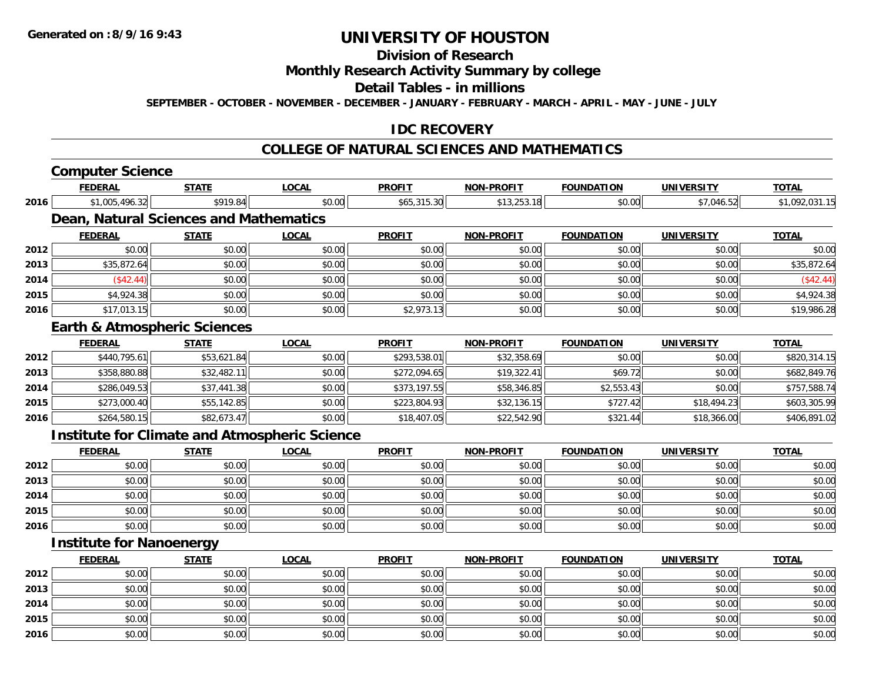Generated on :8/9/16 9:43

# UNIVERSITY OF HOUSTON

## Division of Research

## Monthly Research Activity Summary by college

## Detail Tables - in millions

SEPTEMBER - OCTOBER - NOVEMBER - DECEMBER - JANUARY - FEBRUARY - MARCH - APRIL - MAY - JUNE - JULY

## IDC RECOVERY

## COLLEGE OF NATURAL SCIENCES AND MATHEMATICS

### Computer Science

| | FEDERAL | STATE | LOCAL | PROFIT | NON-PROFIT | FOUNDATION | UNIVERSITY | TOTAL |
|---|---|---|---|---|---|---|---|---|
| 2016 | $1,005,496.32 | $919.84 | $0.00 | $65,315.30 | $13,253.18 | $0.00 | $7,046.52 | $1,092,031.15 |

### Dean, Natural Sciences and Mathematics

| | FEDERAL | STATE | LOCAL | PROFIT | NON-PROFIT | FOUNDATION | UNIVERSITY | TOTAL |
|---|---|---|---|---|---|---|---|---|
| 2012 | $0.00 | $0.00 | $0.00 | $0.00 | $0.00 | $0.00 | $0.00 | $0.00 |
| 2013 | $35,872.64 | $0.00 | $0.00 | $0.00 | $0.00 | $0.00 | $0.00 | $35,872.64 |
| 2014 | ($42.44) | $0.00 | $0.00 | $0.00 | $0.00 | $0.00 | $0.00 | ($42.44) |
| 2015 | $4,924.38 | $0.00 | $0.00 | $0.00 | $0.00 | $0.00 | $0.00 | $4,924.38 |
| 2016 | $17,013.15 | $0.00 | $0.00 | $2,973.13 | $0.00 | $0.00 | $0.00 | $19,986.28 |

### Earth & Atmospheric Sciences

| | FEDERAL | STATE | LOCAL | PROFIT | NON-PROFIT | FOUNDATION | UNIVERSITY | TOTAL |
|---|---|---|---|---|---|---|---|---|
| 2012 | $440,795.61 | $53,621.84 | $0.00 | $293,538.01 | $32,358.69 | $0.00 | $0.00 | $820,314.15 |
| 2013 | $358,880.88 | $32,482.11 | $0.00 | $272,094.65 | $19,322.41 | $69.72 | $0.00 | $682,849.76 |
| 2014 | $286,049.53 | $37,441.38 | $0.00 | $373,197.55 | $58,346.85 | $2,553.43 | $0.00 | $757,588.74 |
| 2015 | $273,000.40 | $55,142.85 | $0.00 | $223,804.93 | $32,136.15 | $727.42 | $18,494.23 | $603,305.99 |
| 2016 | $264,580.15 | $82,673.47 | $0.00 | $18,407.05 | $22,542.90 | $321.44 | $18,366.00 | $406,891.02 |

### Institute for Climate and Atmospheric Science

| | FEDERAL | STATE | LOCAL | PROFIT | NON-PROFIT | FOUNDATION | UNIVERSITY | TOTAL |
|---|---|---|---|---|---|---|---|---|
| 2012 | $0.00 | $0.00 | $0.00 | $0.00 | $0.00 | $0.00 | $0.00 | $0.00 |
| 2013 | $0.00 | $0.00 | $0.00 | $0.00 | $0.00 | $0.00 | $0.00 | $0.00 |
| 2014 | $0.00 | $0.00 | $0.00 | $0.00 | $0.00 | $0.00 | $0.00 | $0.00 |
| 2015 | $0.00 | $0.00 | $0.00 | $0.00 | $0.00 | $0.00 | $0.00 | $0.00 |
| 2016 | $0.00 | $0.00 | $0.00 | $0.00 | $0.00 | $0.00 | $0.00 | $0.00 |

### Institute for Nanoenergy

| | FEDERAL | STATE | LOCAL | PROFIT | NON-PROFIT | FOUNDATION | UNIVERSITY | TOTAL |
|---|---|---|---|---|---|---|---|---|
| 2012 | $0.00 | $0.00 | $0.00 | $0.00 | $0.00 | $0.00 | $0.00 | $0.00 |
| 2013 | $0.00 | $0.00 | $0.00 | $0.00 | $0.00 | $0.00 | $0.00 | $0.00 |
| 2014 | $0.00 | $0.00 | $0.00 | $0.00 | $0.00 | $0.00 | $0.00 | $0.00 |
| 2015 | $0.00 | $0.00 | $0.00 | $0.00 | $0.00 | $0.00 | $0.00 | $0.00 |
| 2016 | $0.00 | $0.00 | $0.00 | $0.00 | $0.00 | $0.00 | $0.00 | $0.00 |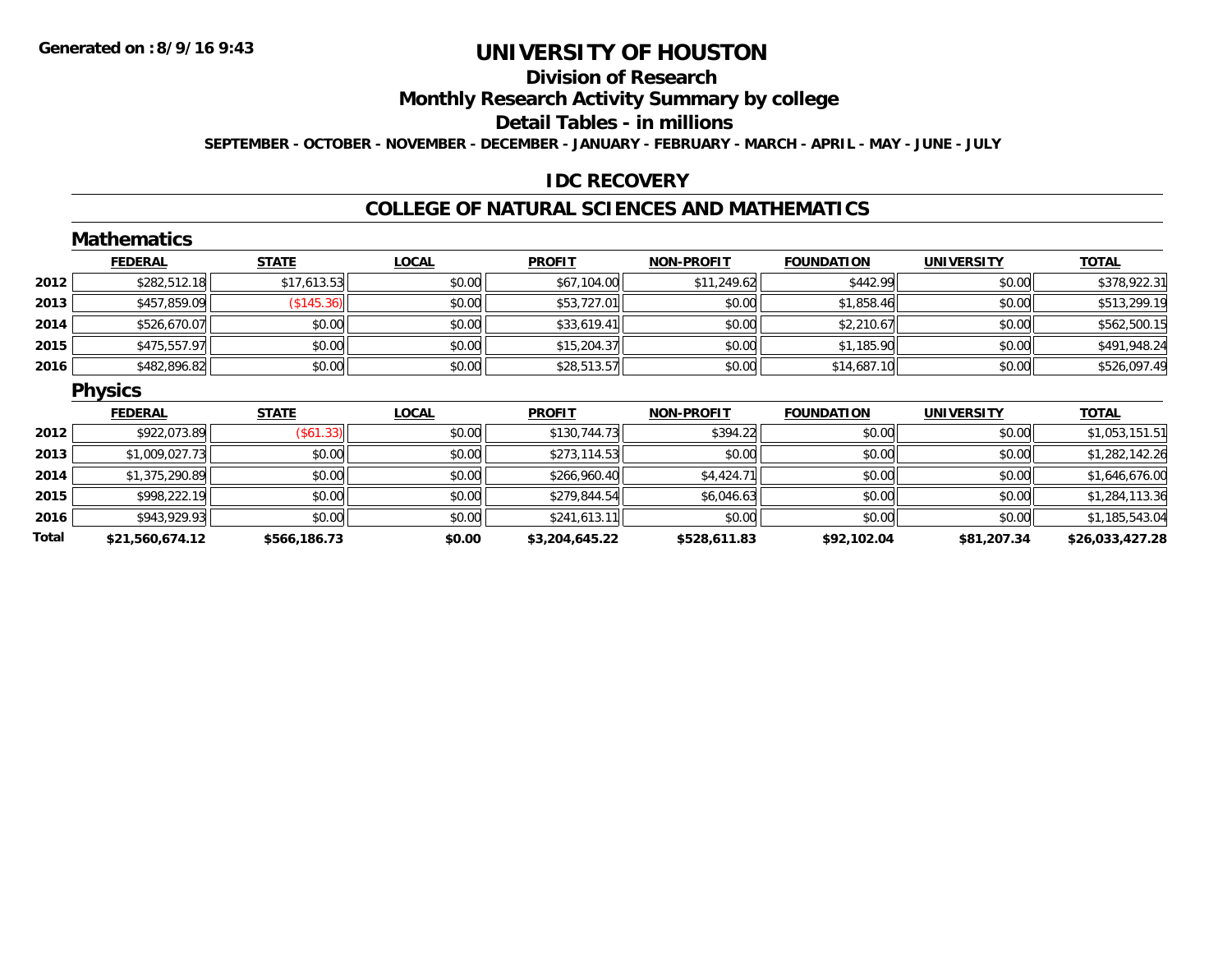**Generated on :8/9/16 9:43**

# UNIVERSITY OF HOUSTON

## Division of Research

## Monthly Research Activity Summary by college

## Detail Tables - in millions

**SEPTEMBER - OCTOBER - NOVEMBER - DECEMBER - JANUARY - FEBRUARY - MARCH - APRIL - MAY - JUNE - JULY**

## IDC RECOVERY

## COLLEGE OF NATURAL SCIENCES AND MATHEMATICS

### Mathematics

| | FEDERAL | STATE | LOCAL | PROFIT | NON-PROFIT | FOUNDATION | UNIVERSITY | TOTAL |
|---|---|---|---|---|---|---|---|---|
| 2012 | $282,512.18 | $17,613.53 | $0.00 | $67,104.00 | $11,249.62 | $442.99 | $0.00 | $378,922.31 |
| 2013 | $457,859.09 | ($145.36) | $0.00 | $53,727.01 | $0.00 | $1,858.46 | $0.00 | $513,299.19 |
| 2014 | $526,670.07 | $0.00 | $0.00 | $33,619.41 | $0.00 | $2,210.67 | $0.00 | $562,500.15 |
| 2015 | $475,557.97 | $0.00 | $0.00 | $15,204.37 | $0.00 | $1,185.90 | $0.00 | $491,948.24 |
| 2016 | $482,896.82 | $0.00 | $0.00 | $28,513.57 | $0.00 | $14,687.10 | $0.00 | $526,097.49 |

### Physics

| | FEDERAL | STATE | LOCAL | PROFIT | NON-PROFIT | FOUNDATION | UNIVERSITY | TOTAL |
|---|---|---|---|---|---|---|---|---|
| 2012 | $922,073.89 | ($61.33) | $0.00 | $130,744.73 | $394.22 | $0.00 | $0.00 | $1,053,151.51 |
| 2013 | $1,009,027.73 | $0.00 | $0.00 | $273,114.53 | $0.00 | $0.00 | $0.00 | $1,282,142.26 |
| 2014 | $1,375,290.89 | $0.00 | $0.00 | $266,960.40 | $4,424.71 | $0.00 | $0.00 | $1,646,676.00 |
| 2015 | $998,222.19 | $0.00 | $0.00 | $279,844.54 | $6,046.63 | $0.00 | $0.00 | $1,284,113.36 |
| 2016 | $943,929.93 | $0.00 | $0.00 | $241,613.11 | $0.00 | $0.00 | $0.00 | $1,185,543.04 |
| **Total** | **$21,560,674.12** | **$566,186.73** | **$0.00** | **$3,204,645.22** | **$528,611.83** | **$92,102.04** | **$81,207.34** | **$26,033,427.28** |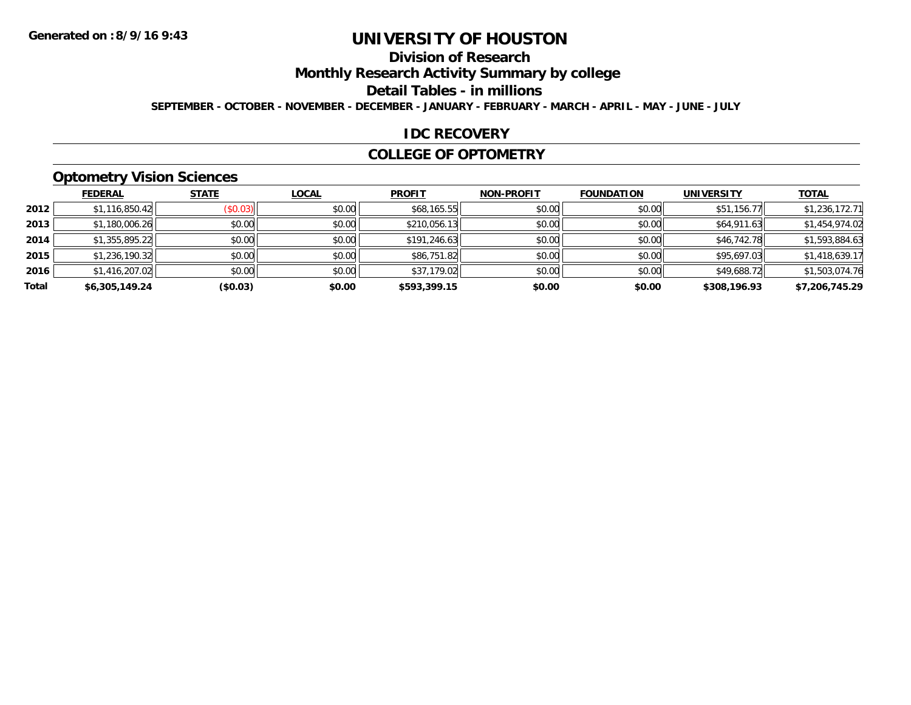# UNIVERSITY OF HOUSTON

## Division of Research

## Monthly Research Activity Summary by college

## Detail Tables - in millions

**SEPTEMBER - OCTOBER - NOVEMBER - DECEMBER - JANUARY - FEBRUARY - MARCH - APRIL - MAY - JUNE - JULY**

## IDC RECOVERY

## COLLEGE OF OPTOMETRY

### Optometry Vision Sciences

| | FEDERAL | STATE | LOCAL | PROFIT | NON-PROFIT | FOUNDATION | UNIVERSITY | TOTAL |
|---|---|---|---|---|---|---|---|---|
| 2012 | $1,116,850.42 | ($0.03) | $0.00 | $68,165.55 | $0.00 | $0.00 | $51,156.77 | $1,236,172.71 |
| 2013 | $1,180,006.26 | $0.00 | $0.00 | $210,056.13 | $0.00 | $0.00 | $64,911.63 | $1,454,974.02 |
| 2014 | $1,355,895.22 | $0.00 | $0.00 | $191,246.63 | $0.00 | $0.00 | $46,742.78 | $1,593,884.63 |
| 2015 | $1,236,190.32 | $0.00 | $0.00 | $86,751.82 | $0.00 | $0.00 | $95,697.03 | $1,418,639.17 |
| 2016 | $1,416,207.02 | $0.00 | $0.00 | $37,179.02 | $0.00 | $0.00 | $49,688.72 | $1,503,074.76 |
| **Total** | **$6,305,149.24** | **($0.03)** | **$0.00** | **$593,399.15** | **$0.00** | **$0.00** | **$308,196.93** | **$7,206,745.29** |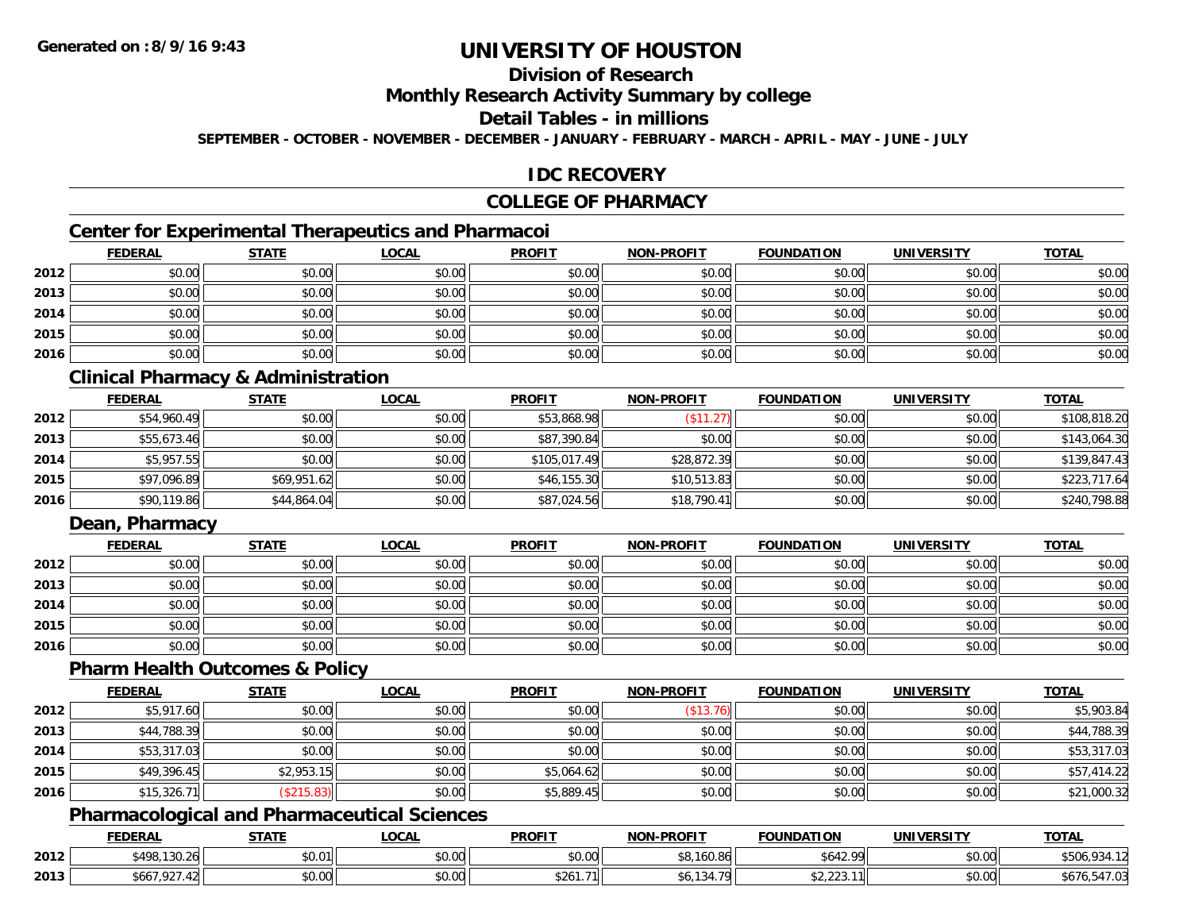**Generated on :8/9/16 9:43**

# UNIVERSITY OF HOUSTON

## Division of Research

## Monthly Research Activity Summary by college

## Detail Tables - in millions

**SEPTEMBER - OCTOBER - NOVEMBER - DECEMBER - JANUARY - FEBRUARY - MARCH - APRIL - MAY - JUNE - JULY**

## IDC RECOVERY

## COLLEGE OF PHARMACY

### Center for Experimental Therapeutics and Pharmacoi

| | FEDERAL | STATE | LOCAL | PROFIT | NON-PROFIT | FOUNDATION | UNIVERSITY | TOTAL |
|---|---|---|---|---|---|---|---|---|
| 2012 | $0.00 | $0.00 | $0.00 | $0.00 | $0.00 | $0.00 | $0.00 | $0.00 |
| 2013 | $0.00 | $0.00 | $0.00 | $0.00 | $0.00 | $0.00 | $0.00 | $0.00 |
| 2014 | $0.00 | $0.00 | $0.00 | $0.00 | $0.00 | $0.00 | $0.00 | $0.00 |
| 2015 | $0.00 | $0.00 | $0.00 | $0.00 | $0.00 | $0.00 | $0.00 | $0.00 |
| 2016 | $0.00 | $0.00 | $0.00 | $0.00 | $0.00 | $0.00 | $0.00 | $0.00 |

### Clinical Pharmacy & Administration

| | FEDERAL | STATE | LOCAL | PROFIT | NON-PROFIT | FOUNDATION | UNIVERSITY | TOTAL |
|---|---|---|---|---|---|---|---|---|
| 2012 | $54,960.49 | $0.00 | $0.00 | $53,868.98 | ($11.27) | $0.00 | $0.00 | $108,818.20 |
| 2013 | $55,673.46 | $0.00 | $0.00 | $87,390.84 | $0.00 | $0.00 | $0.00 | $143,064.30 |
| 2014 | $5,957.55 | $0.00 | $0.00 | $105,017.49 | $28,872.39 | $0.00 | $0.00 | $139,847.43 |
| 2015 | $97,096.89 | $69,951.62 | $0.00 | $46,155.30 | $10,513.83 | $0.00 | $0.00 | $223,717.64 |
| 2016 | $90,119.86 | $44,864.04 | $0.00 | $87,024.56 | $18,790.41 | $0.00 | $0.00 | $240,798.88 |

### Dean, Pharmacy

| | FEDERAL | STATE | LOCAL | PROFIT | NON-PROFIT | FOUNDATION | UNIVERSITY | TOTAL |
|---|---|---|---|---|---|---|---|---|
| 2012 | $0.00 | $0.00 | $0.00 | $0.00 | $0.00 | $0.00 | $0.00 | $0.00 |
| 2013 | $0.00 | $0.00 | $0.00 | $0.00 | $0.00 | $0.00 | $0.00 | $0.00 |
| 2014 | $0.00 | $0.00 | $0.00 | $0.00 | $0.00 | $0.00 | $0.00 | $0.00 |
| 2015 | $0.00 | $0.00 | $0.00 | $0.00 | $0.00 | $0.00 | $0.00 | $0.00 |
| 2016 | $0.00 | $0.00 | $0.00 | $0.00 | $0.00 | $0.00 | $0.00 | $0.00 |

### Pharm Health Outcomes & Policy

| | FEDERAL | STATE | LOCAL | PROFIT | NON-PROFIT | FOUNDATION | UNIVERSITY | TOTAL |
|---|---|---|---|---|---|---|---|---|
| 2012 | $5,917.60 | $0.00 | $0.00 | $0.00 | ($13.76) | $0.00 | $0.00 | $5,903.84 |
| 2013 | $44,788.39 | $0.00 | $0.00 | $0.00 | $0.00 | $0.00 | $0.00 | $44,788.39 |
| 2014 | $53,317.03 | $0.00 | $0.00 | $0.00 | $0.00 | $0.00 | $0.00 | $53,317.03 |
| 2015 | $49,396.45 | $2,953.15 | $0.00 | $5,064.62 | $0.00 | $0.00 | $0.00 | $57,414.22 |
| 2016 | $15,326.71 | ($215.83) | $0.00 | $5,889.45 | $0.00 | $0.00 | $0.00 | $21,000.32 |

### Pharmacological and Pharmaceutical Sciences

| | FEDERAL | STATE | LOCAL | PROFIT | NON-PROFIT | FOUNDATION | UNIVERSITY | TOTAL |
|---|---|---|---|---|---|---|---|---|
| 2012 | $498,130.26 | $0.01 | $0.00 | $0.00 | $8,160.86 | $642.99 | $0.00 | $506,934.12 |
| 2013 | $667,927.42 | $0.00 | $0.00 | $261.71 | $6,134.79 | $2,223.11 | $0.00 | $676,547.03 |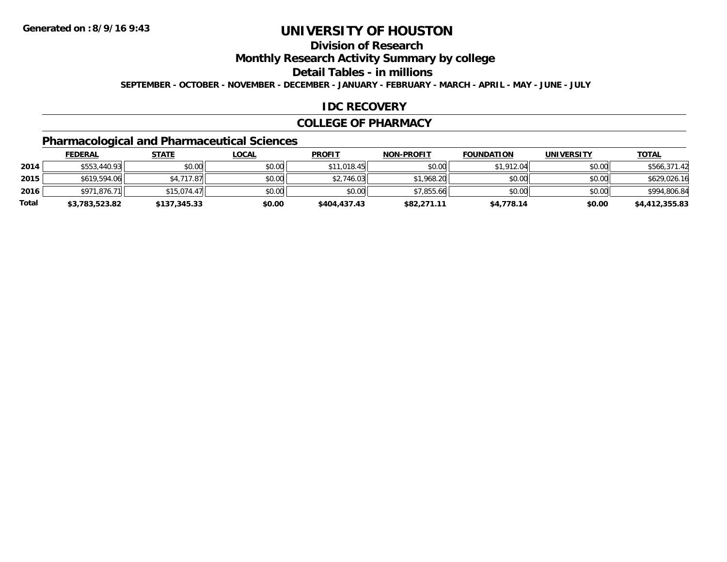**Generated on :8/9/16 9:43**

# UNIVERSITY OF HOUSTON

## Division of Research

## Monthly Research Activity Summary by college

## Detail Tables - in millions

**SEPTEMBER - OCTOBER - NOVEMBER - DECEMBER - JANUARY - FEBRUARY - MARCH - APRIL - MAY - JUNE - JULY**

## IDC RECOVERY

## COLLEGE OF PHARMACY

### Pharmacological and Pharmaceutical Sciences

| | FEDERAL | STATE | LOCAL | PROFIT | NON-PROFIT | FOUNDATION | UNIVERSITY | TOTAL |
|---|---|---|---|---|---|---|---|---|
| 2014 | $553,440.93 | $0.00 | $0.00 | $11,018.45 | $0.00 | $1,912.04 | $0.00 | $566,371.42 |
| 2015 | $619,594.06 | $4,717.87 | $0.00 | $2,746.03 | $1,968.20 | $0.00 | $0.00 | $629,026.16 |
| 2016 | $971,876.71 | $15,074.47 | $0.00 | $0.00 | $7,855.66 | $0.00 | $0.00 | $994,806.84 |
| **Total** | **$3,783,523.82** | **$137,345.33** | **$0.00** | **$404,437.43** | **$82,271.11** | **$4,778.14** | **$0.00** | **$4,412,355.83** |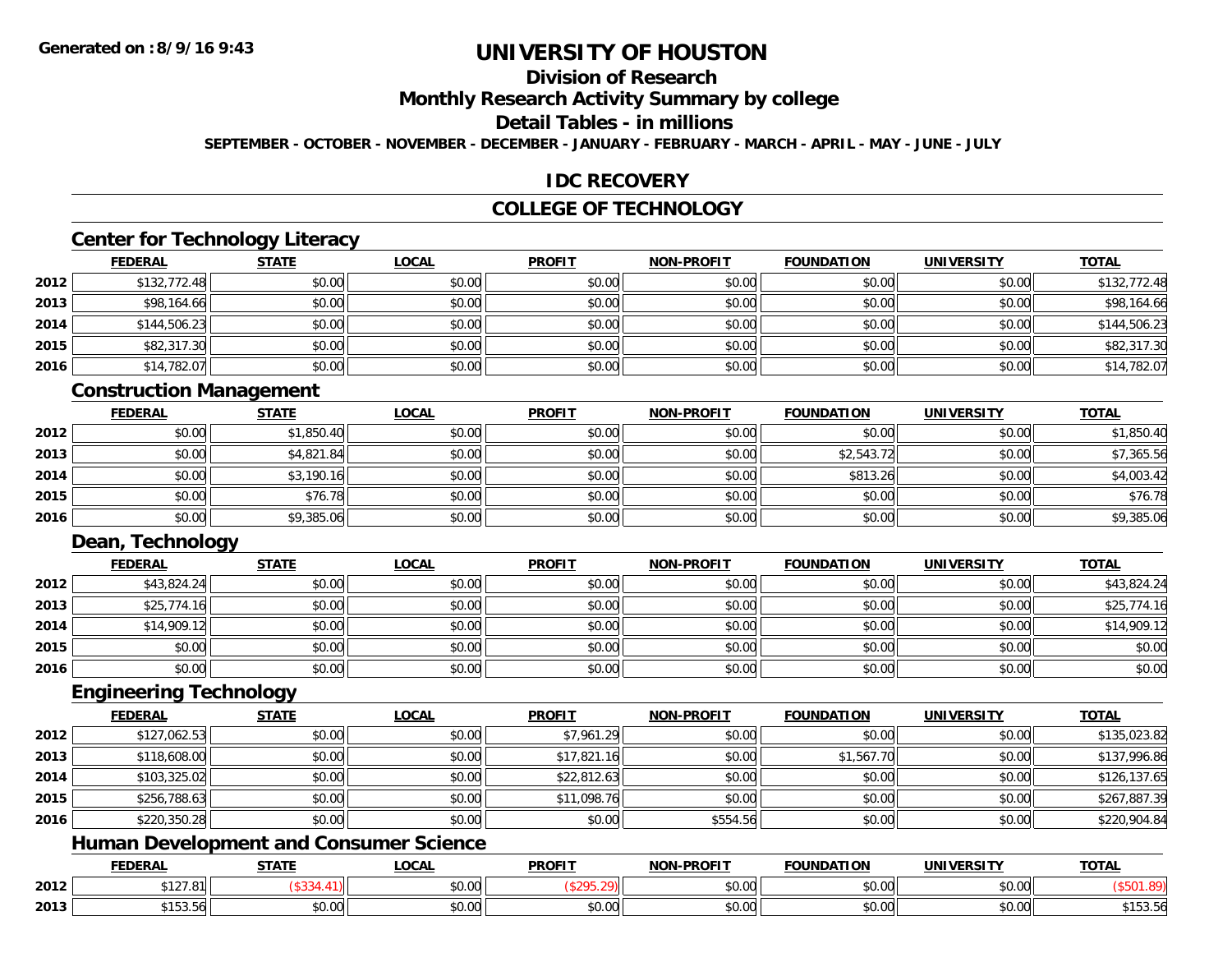# UNIVERSITY OF HOUSTON

## Division of Research

## Monthly Research Activity Summary by college

## Detail Tables - in millions

**SEPTEMBER - OCTOBER - NOVEMBER - DECEMBER - JANUARY - FEBRUARY - MARCH - APRIL - MAY - JUNE - JULY**

## IDC RECOVERY

## COLLEGE OF TECHNOLOGY

### Center for Technology Literacy

| | FEDERAL | STATE | LOCAL | PROFIT | NON-PROFIT | FOUNDATION | UNIVERSITY | TOTAL |
|---|---|---|---|---|---|---|---|---|
| 2012 | $132,772.48 | $0.00 | $0.00 | $0.00 | $0.00 | $0.00 | $0.00 | $132,772.48 |
| 2013 | $98,164.66 | $0.00 | $0.00 | $0.00 | $0.00 | $0.00 | $0.00 | $98,164.66 |
| 2014 | $144,506.23 | $0.00 | $0.00 | $0.00 | $0.00 | $0.00 | $0.00 | $144,506.23 |
| 2015 | $82,317.30 | $0.00 | $0.00 | $0.00 | $0.00 | $0.00 | $0.00 | $82,317.30 |
| 2016 | $14,782.07 | $0.00 | $0.00 | $0.00 | $0.00 | $0.00 | $0.00 | $14,782.07 |

### Construction Management

| | FEDERAL | STATE | LOCAL | PROFIT | NON-PROFIT | FOUNDATION | UNIVERSITY | TOTAL |
|---|---|---|---|---|---|---|---|---|
| 2012 | $0.00 | $1,850.40 | $0.00 | $0.00 | $0.00 | $0.00 | $0.00 | $1,850.40 |
| 2013 | $0.00 | $4,821.84 | $0.00 | $0.00 | $0.00 | $2,543.72 | $0.00 | $7,365.56 |
| 2014 | $0.00 | $3,190.16 | $0.00 | $0.00 | $0.00 | $813.26 | $0.00 | $4,003.42 |
| 2015 | $0.00 | $76.78 | $0.00 | $0.00 | $0.00 | $0.00 | $0.00 | $76.78 |
| 2016 | $0.00 | $9,385.06 | $0.00 | $0.00 | $0.00 | $0.00 | $0.00 | $9,385.06 |

### Dean, Technology

| | FEDERAL | STATE | LOCAL | PROFIT | NON-PROFIT | FOUNDATION | UNIVERSITY | TOTAL |
|---|---|---|---|---|---|---|---|---|
| 2012 | $43,824.24 | $0.00 | $0.00 | $0.00 | $0.00 | $0.00 | $0.00 | $43,824.24 |
| 2013 | $25,774.16 | $0.00 | $0.00 | $0.00 | $0.00 | $0.00 | $0.00 | $25,774.16 |
| 2014 | $14,909.12 | $0.00 | $0.00 | $0.00 | $0.00 | $0.00 | $0.00 | $14,909.12 |
| 2015 | $0.00 | $0.00 | $0.00 | $0.00 | $0.00 | $0.00 | $0.00 | $0.00 |
| 2016 | $0.00 | $0.00 | $0.00 | $0.00 | $0.00 | $0.00 | $0.00 | $0.00 |

### Engineering Technology

| | FEDERAL | STATE | LOCAL | PROFIT | NON-PROFIT | FOUNDATION | UNIVERSITY | TOTAL |
|---|---|---|---|---|---|---|---|---|
| 2012 | $127,062.53 | $0.00 | $0.00 | $7,961.29 | $0.00 | $0.00 | $0.00 | $135,023.82 |
| 2013 | $118,608.00 | $0.00 | $0.00 | $17,821.16 | $0.00 | $1,567.70 | $0.00 | $137,996.86 |
| 2014 | $103,325.02 | $0.00 | $0.00 | $22,812.63 | $0.00 | $0.00 | $0.00 | $126,137.65 |
| 2015 | $256,788.63 | $0.00 | $0.00 | $11,098.76 | $0.00 | $0.00 | $0.00 | $267,887.39 |
| 2016 | $220,350.28 | $0.00 | $0.00 | $0.00 | $554.56 | $0.00 | $0.00 | $220,904.84 |

### Human Development and Consumer Science

| | FEDERAL | STATE | LOCAL | PROFIT | NON-PROFIT | FOUNDATION | UNIVERSITY | TOTAL |
|---|---|---|---|---|---|---|---|---|
| 2012 | $127.81 | ($334.41) | $0.00 | ($295.29) | $0.00 | $0.00 | $0.00 | ($501.89) |
| 2013 | $153.56 | $0.00 | $0.00 | $0.00 | $0.00 | $0.00 | $0.00 | $153.56 |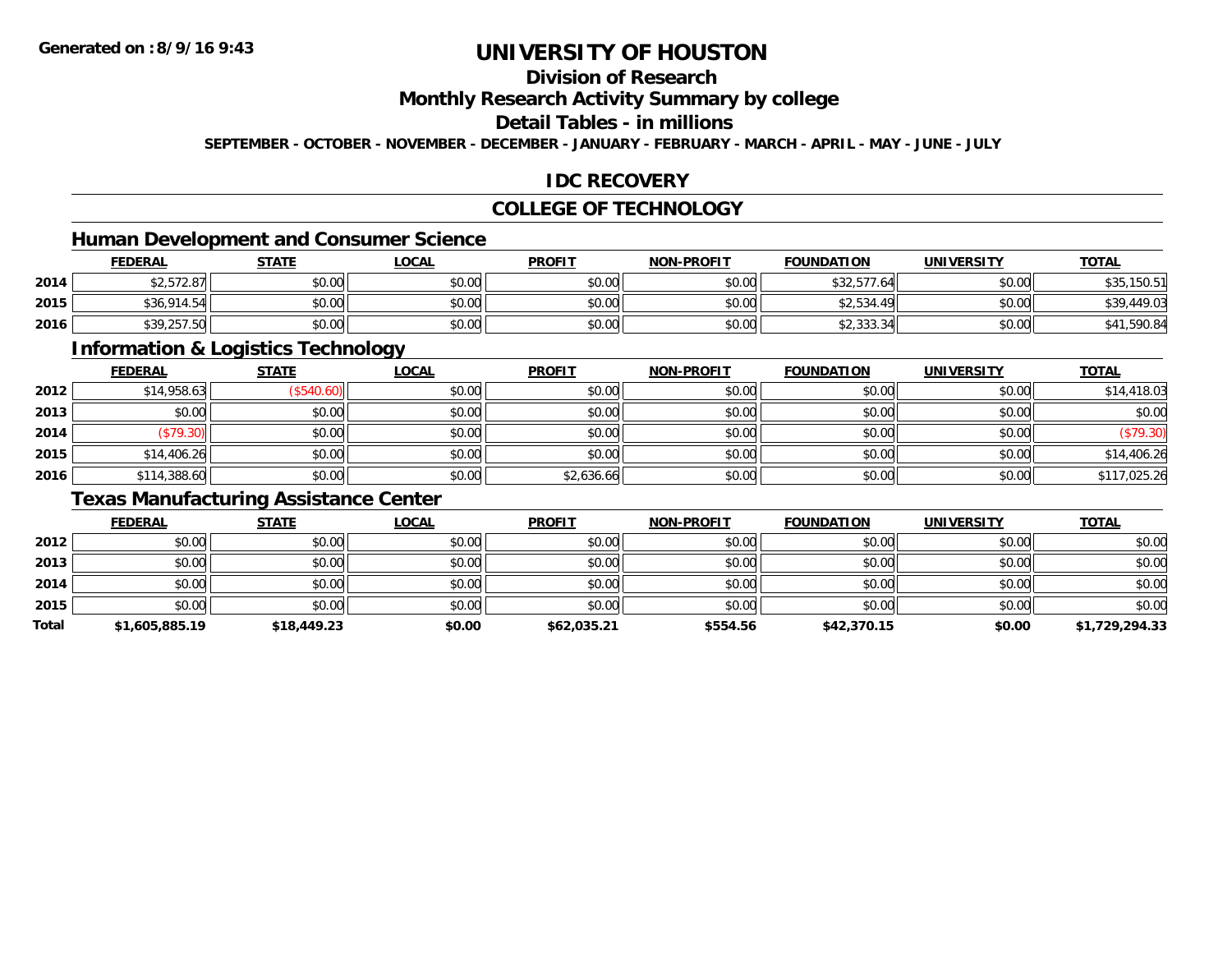Generated on :8/9/16 9:43

# UNIVERSITY OF HOUSTON

## Division of Research

## Monthly Research Activity Summary by college

## Detail Tables - in millions

SEPTEMBER - OCTOBER - NOVEMBER - DECEMBER - JANUARY - FEBRUARY - MARCH - APRIL - MAY - JUNE - JULY

## IDC RECOVERY

## COLLEGE OF TECHNOLOGY

### Human Development and Consumer Science

| | FEDERAL | STATE | LOCAL | PROFIT | NON-PROFIT | FOUNDATION | UNIVERSITY | TOTAL |
|---|---|---|---|---|---|---|---|---|
| 2014 | $2,572.87 | $0.00 | $0.00 | $0.00 | $0.00 | $32,577.64 | $0.00 | $35,150.51 |
| 2015 | $36,914.54 | $0.00 | $0.00 | $0.00 | $0.00 | $2,534.49 | $0.00 | $39,449.03 |
| 2016 | $39,257.50 | $0.00 | $0.00 | $0.00 | $0.00 | $2,333.34 | $0.00 | $41,590.84 |

### Information & Logistics Technology

| | FEDERAL | STATE | LOCAL | PROFIT | NON-PROFIT | FOUNDATION | UNIVERSITY | TOTAL |
|---|---|---|---|---|---|---|---|---|
| 2012 | $14,958.63 | ($540.60) | $0.00 | $0.00 | $0.00 | $0.00 | $0.00 | $14,418.03 |
| 2013 | $0.00 | $0.00 | $0.00 | $0.00 | $0.00 | $0.00 | $0.00 | $0.00 |
| 2014 | ($79.30) | $0.00 | $0.00 | $0.00 | $0.00 | $0.00 | $0.00 | ($79.30) |
| 2015 | $14,406.26 | $0.00 | $0.00 | $0.00 | $0.00 | $0.00 | $0.00 | $14,406.26 |
| 2016 | $114,388.60 | $0.00 | $0.00 | $2,636.66 | $0.00 | $0.00 | $0.00 | $117,025.26 |

### Texas Manufacturing Assistance Center

| | FEDERAL | STATE | LOCAL | PROFIT | NON-PROFIT | FOUNDATION | UNIVERSITY | TOTAL |
|---|---|---|---|---|---|---|---|---|
| 2012 | $0.00 | $0.00 | $0.00 | $0.00 | $0.00 | $0.00 | $0.00 | $0.00 |
| 2013 | $0.00 | $0.00 | $0.00 | $0.00 | $0.00 | $0.00 | $0.00 | $0.00 |
| 2014 | $0.00 | $0.00 | $0.00 | $0.00 | $0.00 | $0.00 | $0.00 | $0.00 |
| 2015 | $0.00 | $0.00 | $0.00 | $0.00 | $0.00 | $0.00 | $0.00 | $0.00 |
| **Total** | **$1,605,885.19** | **$18,449.23** | **$0.00** | **$62,035.21** | **$554.56** | **$42,370.15** | **$0.00** | **$1,729,294.33** |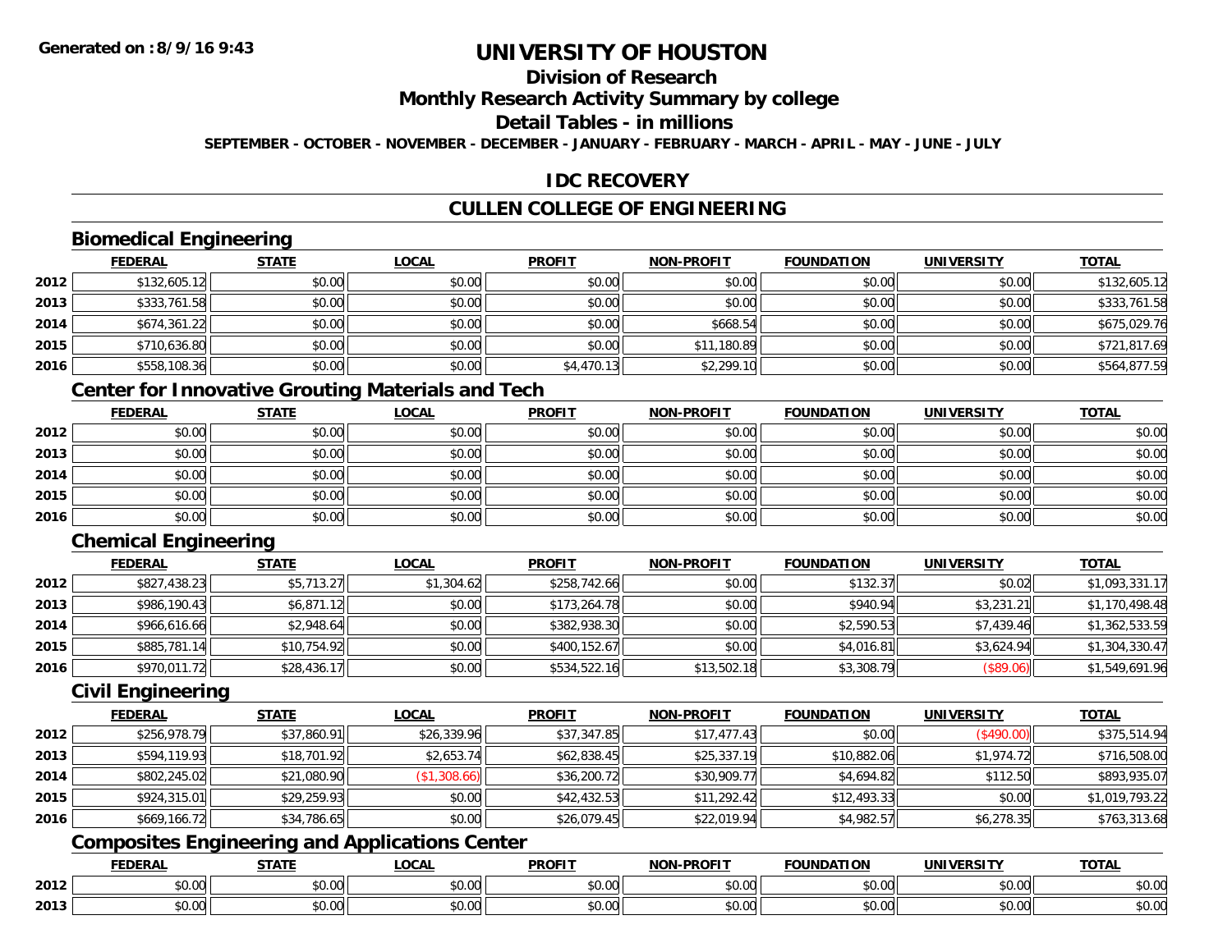**Generated on :8/9/16 9:43**

# UNIVERSITY OF HOUSTON

## Division of Research

## Monthly Research Activity Summary by college

## Detail Tables - in millions

**SEPTEMBER - OCTOBER - NOVEMBER - DECEMBER - JANUARY - FEBRUARY - MARCH - APRIL - MAY - JUNE - JULY**

## IDC RECOVERY

## CULLEN COLLEGE OF ENGINEERING

### Biomedical Engineering

| | FEDERAL | STATE | LOCAL | PROFIT | NON-PROFIT | FOUNDATION | UNIVERSITY | TOTAL |
|---|---|---|---|---|---|---|---|---|
| 2012 | $132,605.12 | $0.00 | $0.00 | $0.00 | $0.00 | $0.00 | $0.00 | $132,605.12 |
| 2013 | $333,761.58 | $0.00 | $0.00 | $0.00 | $0.00 | $0.00 | $0.00 | $333,761.58 |
| 2014 | $674,361.22 | $0.00 | $0.00 | $0.00 | $668.54 | $0.00 | $0.00 | $675,029.76 |
| 2015 | $710,636.80 | $0.00 | $0.00 | $0.00 | $11,180.89 | $0.00 | $0.00 | $721,817.69 |
| 2016 | $558,108.36 | $0.00 | $0.00 | $4,470.13 | $2,299.10 | $0.00 | $0.00 | $564,877.59 |

### Center for Innovative Grouting Materials and Tech

| | FEDERAL | STATE | LOCAL | PROFIT | NON-PROFIT | FOUNDATION | UNIVERSITY | TOTAL |
|---|---|---|---|---|---|---|---|---|
| 2012 | $0.00 | $0.00 | $0.00 | $0.00 | $0.00 | $0.00 | $0.00 | $0.00 |
| 2013 | $0.00 | $0.00 | $0.00 | $0.00 | $0.00 | $0.00 | $0.00 | $0.00 |
| 2014 | $0.00 | $0.00 | $0.00 | $0.00 | $0.00 | $0.00 | $0.00 | $0.00 |
| 2015 | $0.00 | $0.00 | $0.00 | $0.00 | $0.00 | $0.00 | $0.00 | $0.00 |
| 2016 | $0.00 | $0.00 | $0.00 | $0.00 | $0.00 | $0.00 | $0.00 | $0.00 |

### Chemical Engineering

| | FEDERAL | STATE | LOCAL | PROFIT | NON-PROFIT | FOUNDATION | UNIVERSITY | TOTAL |
|---|---|---|---|---|---|---|---|---|
| 2012 | $827,438.23 | $5,713.27 | $1,304.62 | $258,742.66 | $0.00 | $132.37 | $0.02 | $1,093,331.17 |
| 2013 | $986,190.43 | $6,871.12 | $0.00 | $173,264.78 | $0.00 | $940.94 | $3,231.21 | $1,170,498.48 |
| 2014 | $966,616.66 | $2,948.64 | $0.00 | $382,938.30 | $0.00 | $2,590.53 | $7,439.46 | $1,362,533.59 |
| 2015 | $885,781.14 | $10,754.92 | $0.00 | $400,152.67 | $0.00 | $4,016.81 | $3,624.94 | $1,304,330.47 |
| 2016 | $970,011.72 | $28,436.17 | $0.00 | $534,522.16 | $13,502.18 | $3,308.79 | ($89.06) | $1,549,691.96 |

### Civil Engineering

| | FEDERAL | STATE | LOCAL | PROFIT | NON-PROFIT | FOUNDATION | UNIVERSITY | TOTAL |
|---|---|---|---|---|---|---|---|---|
| 2012 | $256,978.79 | $37,860.91 | $26,339.96 | $37,347.85 | $17,477.43 | $0.00 | ($490.00) | $375,514.94 |
| 2013 | $594,119.93 | $18,701.92 | $2,653.74 | $62,838.45 | $25,337.19 | $10,882.06 | $1,974.72 | $716,508.00 |
| 2014 | $802,245.02 | $21,080.90 | ($1,308.66) | $36,200.72 | $30,909.77 | $4,694.82 | $112.50 | $893,935.07 |
| 2015 | $924,315.01 | $29,259.93 | $0.00 | $42,432.53 | $11,292.42 | $12,493.33 | $0.00 | $1,019,793.22 |
| 2016 | $669,166.72 | $34,786.65 | $0.00 | $26,079.45 | $22,019.94 | $4,982.57 | $6,278.35 | $763,313.68 |

### Composites Engineering and Applications Center

| | FEDERAL | STATE | LOCAL | PROFIT | NON-PROFIT | FOUNDATION | UNIVERSITY | TOTAL |
|---|---|---|---|---|---|---|---|---|
| 2012 | $0.00 | $0.00 | $0.00 | $0.00 | $0.00 | $0.00 | $0.00 | $0.00 |
| 2013 | $0.00 | $0.00 | $0.00 | $0.00 | $0.00 | $0.00 | $0.00 | $0.00 |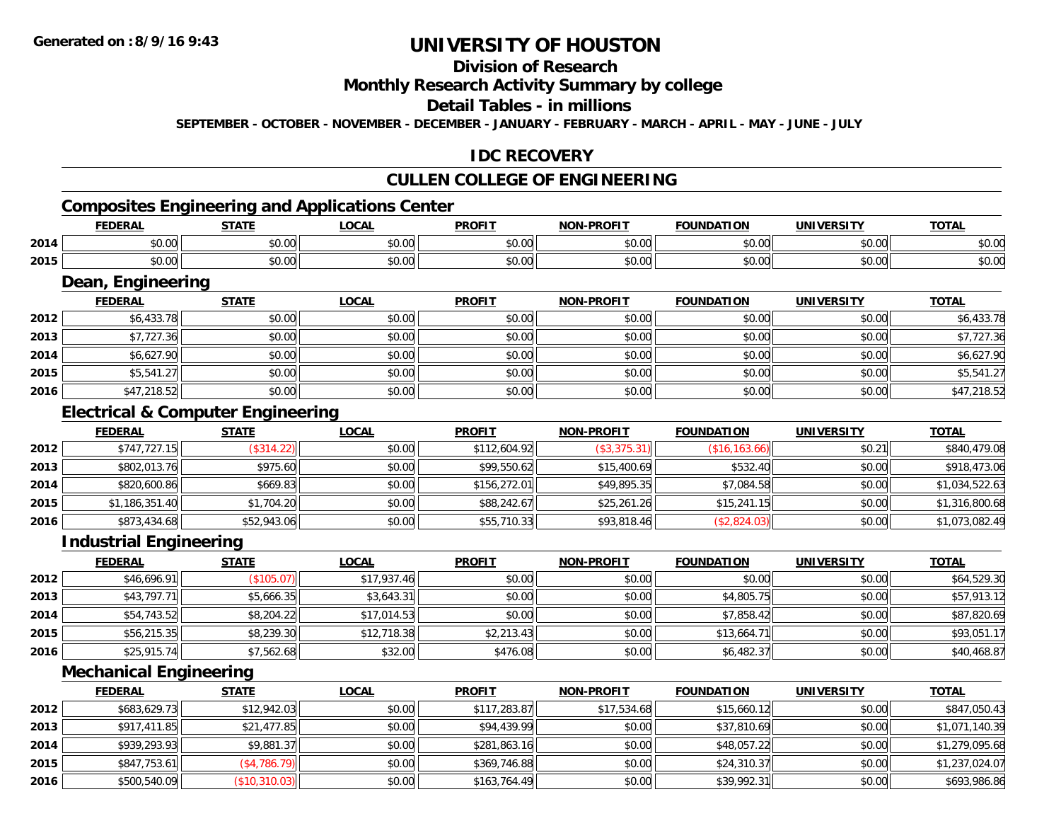# UNIVERSITY OF HOUSTON

## Division of Research

## Monthly Research Activity Summary by college

## Detail Tables - in millions

**SEPTEMBER - OCTOBER - NOVEMBER - DECEMBER - JANUARY - FEBRUARY - MARCH - APRIL - MAY - JUNE - JULY**

## IDC RECOVERY

## CULLEN COLLEGE OF ENGINEERING

### Composites Engineering and Applications Center

| | FEDERAL | STATE | LOCAL | PROFIT | NON-PROFIT | FOUNDATION | UNIVERSITY | TOTAL |
|---|---|---|---|---|---|---|---|---|
| 2014 | $0.00 | $0.00 | $0.00 | $0.00 | $0.00 | $0.00 | $0.00 | $0.00 |
| 2015 | $0.00 | $0.00 | $0.00 | $0.00 | $0.00 | $0.00 | $0.00 | $0.00 |

### Dean, Engineering

| | FEDERAL | STATE | LOCAL | PROFIT | NON-PROFIT | FOUNDATION | UNIVERSITY | TOTAL |
|---|---|---|---|---|---|---|---|---|
| 2012 | $6,433.78 | $0.00 | $0.00 | $0.00 | $0.00 | $0.00 | $0.00 | $6,433.78 |
| 2013 | $7,727.36 | $0.00 | $0.00 | $0.00 | $0.00 | $0.00 | $0.00 | $7,727.36 |
| 2014 | $6,627.90 | $0.00 | $0.00 | $0.00 | $0.00 | $0.00 | $0.00 | $6,627.90 |
| 2015 | $5,541.27 | $0.00 | $0.00 | $0.00 | $0.00 | $0.00 | $0.00 | $5,541.27 |
| 2016 | $47,218.52 | $0.00 | $0.00 | $0.00 | $0.00 | $0.00 | $0.00 | $47,218.52 |

### Electrical & Computer Engineering

| | FEDERAL | STATE | LOCAL | PROFIT | NON-PROFIT | FOUNDATION | UNIVERSITY | TOTAL |
|---|---|---|---|---|---|---|---|---|
| 2012 | $747,727.15 | ($314.22) | $0.00 | $112,604.92 | ($3,375.31) | ($16,163.66) | $0.21 | $840,479.08 |
| 2013 | $802,013.76 | $975.60 | $0.00 | $99,550.62 | $15,400.69 | $532.40 | $0.00 | $918,473.06 |
| 2014 | $820,600.86 | $669.83 | $0.00 | $156,272.01 | $49,895.35 | $7,084.58 | $0.00 | $1,034,522.63 |
| 2015 | $1,186,351.40 | $1,704.20 | $0.00 | $88,242.67 | $25,261.26 | $15,241.15 | $0.00 | $1,316,800.68 |
| 2016 | $873,434.68 | $52,943.06 | $0.00 | $55,710.33 | $93,818.46 | ($2,824.03) | $0.00 | $1,073,082.49 |

### Industrial Engineering

| | FEDERAL | STATE | LOCAL | PROFIT | NON-PROFIT | FOUNDATION | UNIVERSITY | TOTAL |
|---|---|---|---|---|---|---|---|---|
| 2012 | $46,696.91 | ($105.07) | $17,937.46 | $0.00 | $0.00 | $0.00 | $0.00 | $64,529.30 |
| 2013 | $43,797.71 | $5,666.35 | $3,643.31 | $0.00 | $0.00 | $4,805.75 | $0.00 | $57,913.12 |
| 2014 | $54,743.52 | $8,204.22 | $17,014.53 | $0.00 | $0.00 | $7,858.42 | $0.00 | $87,820.69 |
| 2015 | $56,215.35 | $8,239.30 | $12,718.38 | $2,213.43 | $0.00 | $13,664.71 | $0.00 | $93,051.17 |
| 2016 | $25,915.74 | $7,562.68 | $32.00 | $476.08 | $0.00 | $6,482.37 | $0.00 | $40,468.87 |

### Mechanical Engineering

| | FEDERAL | STATE | LOCAL | PROFIT | NON-PROFIT | FOUNDATION | UNIVERSITY | TOTAL |
|---|---|---|---|---|---|---|---|---|
| 2012 | $683,629.73 | $12,942.03 | $0.00 | $117,283.87 | $17,534.68 | $15,660.12 | $0.00 | $847,050.43 |
| 2013 | $917,411.85 | $21,477.85 | $0.00 | $94,439.99 | $0.00 | $37,810.69 | $0.00 | $1,071,140.39 |
| 2014 | $939,293.93 | $9,881.37 | $0.00 | $281,863.16 | $0.00 | $48,057.22 | $0.00 | $1,279,095.68 |
| 2015 | $847,753.61 | ($4,786.79) | $0.00 | $369,746.88 | $0.00 | $24,310.37 | $0.00 | $1,237,024.07 |
| 2016 | $500,540.09 | ($10,310.03) | $0.00 | $163,764.49 | $0.00 | $39,992.31 | $0.00 | $693,986.86 |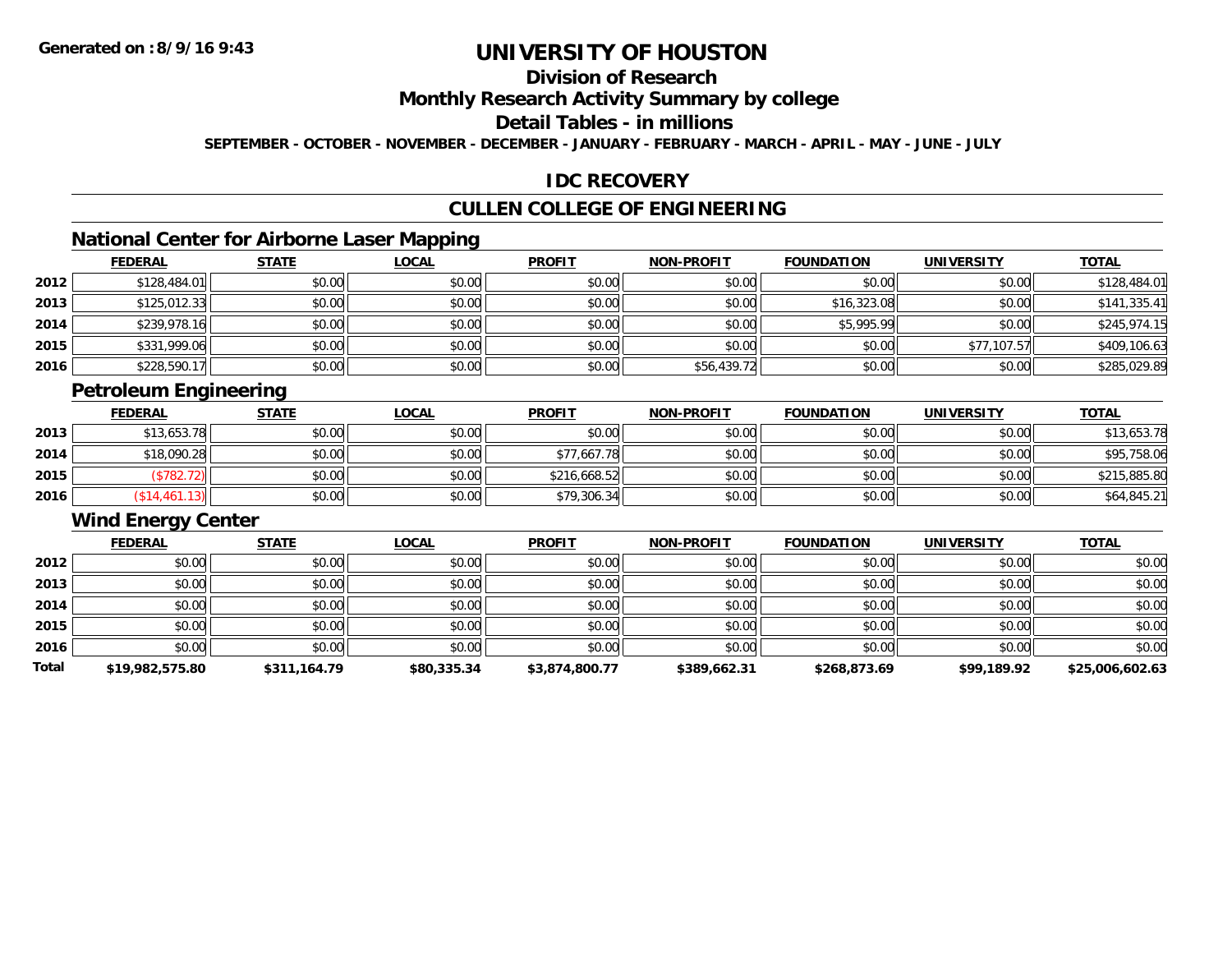# UNIVERSITY OF HOUSTON

## Division of Research

## Monthly Research Activity Summary by college

## Detail Tables - in millions

**SEPTEMBER - OCTOBER - NOVEMBER - DECEMBER - JANUARY - FEBRUARY - MARCH - APRIL - MAY - JUNE - JULY**

## IDC RECOVERY

## CULLEN COLLEGE OF ENGINEERING

### National Center for Airborne Laser Mapping

| | FEDERAL | STATE | LOCAL | PROFIT | NON-PROFIT | FOUNDATION | UNIVERSITY | TOTAL |
|---|---|---|---|---|---|---|---|---|
| 2012 | $128,484.01 | $0.00 | $0.00 | $0.00 | $0.00 | $0.00 | $0.00 | $128,484.01 |
| 2013 | $125,012.33 | $0.00 | $0.00 | $0.00 | $0.00 | $16,323.08 | $0.00 | $141,335.41 |
| 2014 | $239,978.16 | $0.00 | $0.00 | $0.00 | $0.00 | $5,995.99 | $0.00 | $245,974.15 |
| 2015 | $331,999.06 | $0.00 | $0.00 | $0.00 | $0.00 | $0.00 | $77,107.57 | $409,106.63 |
| 2016 | $228,590.17 | $0.00 | $0.00 | $0.00 | $56,439.72 | $0.00 | $0.00 | $285,029.89 |

### Petroleum Engineering

| | FEDERAL | STATE | LOCAL | PROFIT | NON-PROFIT | FOUNDATION | UNIVERSITY | TOTAL |
|---|---|---|---|---|---|---|---|---|
| 2013 | $13,653.78 | $0.00 | $0.00 | $0.00 | $0.00 | $0.00 | $0.00 | $13,653.78 |
| 2014 | $18,090.28 | $0.00 | $0.00 | $77,667.78 | $0.00 | $0.00 | $0.00 | $95,758.06 |
| 2015 | ($782.72) | $0.00 | $0.00 | $216,668.52 | $0.00 | $0.00 | $0.00 | $215,885.80 |
| 2016 | ($14,461.13) | $0.00 | $0.00 | $79,306.34 | $0.00 | $0.00 | $0.00 | $64,845.21 |

### Wind Energy Center

| | FEDERAL | STATE | LOCAL | PROFIT | NON-PROFIT | FOUNDATION | UNIVERSITY | TOTAL |
|---|---|---|---|---|---|---|---|---|
| 2012 | $0.00 | $0.00 | $0.00 | $0.00 | $0.00 | $0.00 | $0.00 | $0.00 |
| 2013 | $0.00 | $0.00 | $0.00 | $0.00 | $0.00 | $0.00 | $0.00 | $0.00 |
| 2014 | $0.00 | $0.00 | $0.00 | $0.00 | $0.00 | $0.00 | $0.00 | $0.00 |
| 2015 | $0.00 | $0.00 | $0.00 | $0.00 | $0.00 | $0.00 | $0.00 | $0.00 |
| 2016 | $0.00 | $0.00 | $0.00 | $0.00 | $0.00 | $0.00 | $0.00 | $0.00 |
| **Total** | **$19,982,575.80** | **$311,164.79** | **$80,335.34** | **$3,874,800.77** | **$389,662.31** | **$268,873.69** | **$99,189.92** | **$25,006,602.63** |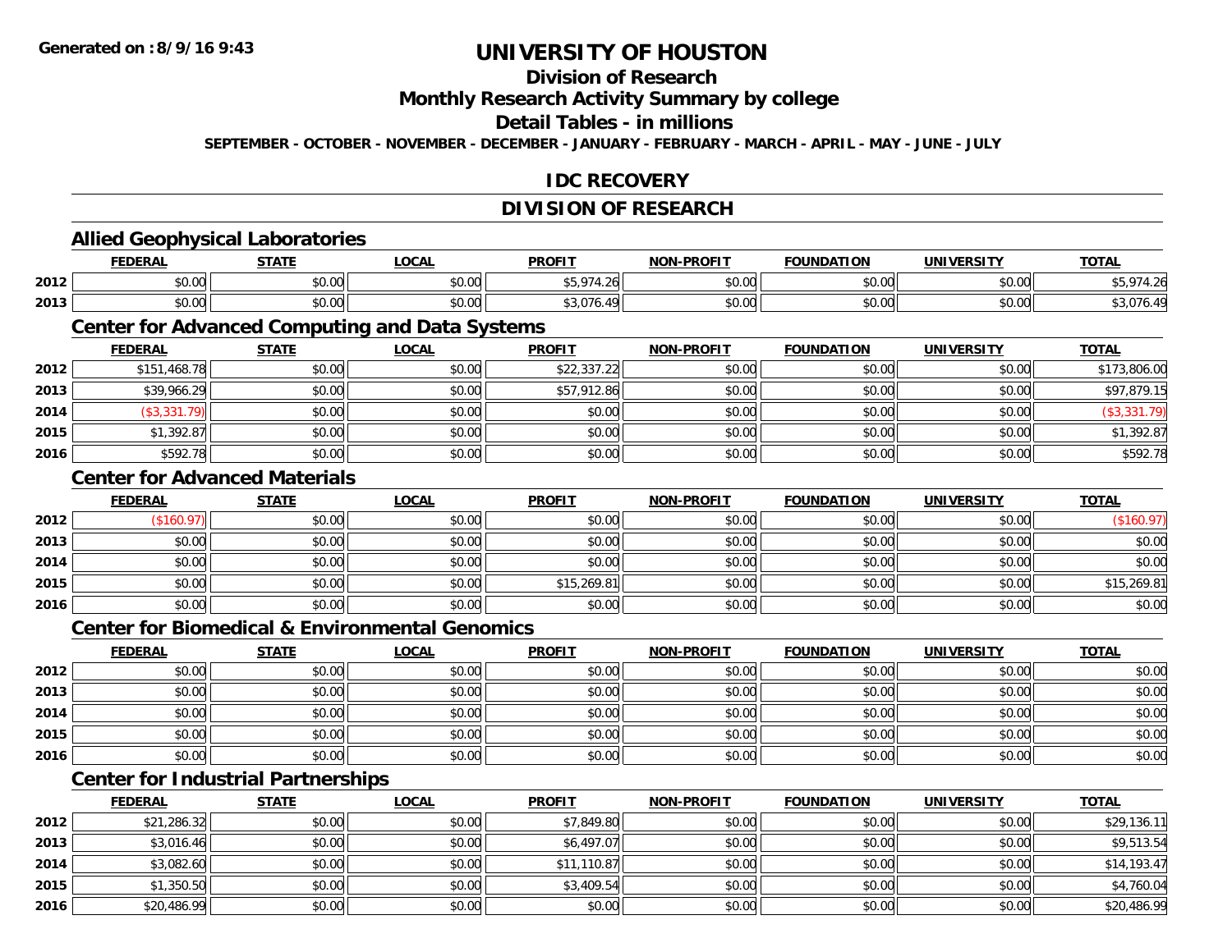Generated on :8/9/16 9:43

# UNIVERSITY OF HOUSTON

## Division of Research

## Monthly Research Activity Summary by college

## Detail Tables - in millions

SEPTEMBER - OCTOBER - NOVEMBER - DECEMBER - JANUARY - FEBRUARY - MARCH - APRIL - MAY - JUNE - JULY

## IDC RECOVERY

## DIVISION OF RESEARCH

### Allied Geophysical Laboratories

| | FEDERAL | STATE | LOCAL | PROFIT | NON-PROFIT | FOUNDATION | UNIVERSITY | TOTAL |
|---|---|---|---|---|---|---|---|---|
| 2012 | $0.00 | $0.00 | $0.00 | $5,974.26 | $0.00 | $0.00 | $0.00 | $5,974.26 |
| 2013 | $0.00 | $0.00 | $0.00 | $3,076.49 | $0.00 | $0.00 | $0.00 | $3,076.49 |

### Center for Advanced Computing and Data Systems

| | FEDERAL | STATE | LOCAL | PROFIT | NON-PROFIT | FOUNDATION | UNIVERSITY | TOTAL |
|---|---|---|---|---|---|---|---|---|
| 2012 | $151,468.78 | $0.00 | $0.00 | $22,337.22 | $0.00 | $0.00 | $0.00 | $173,806.00 |
| 2013 | $39,966.29 | $0.00 | $0.00 | $57,912.86 | $0.00 | $0.00 | $0.00 | $97,879.15 |
| 2014 | ($3,331.79) | $0.00 | $0.00 | $0.00 | $0.00 | $0.00 | $0.00 | ($3,331.79) |
| 2015 | $1,392.87 | $0.00 | $0.00 | $0.00 | $0.00 | $0.00 | $0.00 | $1,392.87 |
| 2016 | $592.78 | $0.00 | $0.00 | $0.00 | $0.00 | $0.00 | $0.00 | $592.78 |

### Center for Advanced Materials

| | FEDERAL | STATE | LOCAL | PROFIT | NON-PROFIT | FOUNDATION | UNIVERSITY | TOTAL |
|---|---|---|---|---|---|---|---|---|
| 2012 | ($160.97) | $0.00 | $0.00 | $0.00 | $0.00 | $0.00 | $0.00 | ($160.97) |
| 2013 | $0.00 | $0.00 | $0.00 | $0.00 | $0.00 | $0.00 | $0.00 | $0.00 |
| 2014 | $0.00 | $0.00 | $0.00 | $0.00 | $0.00 | $0.00 | $0.00 | $0.00 |
| 2015 | $0.00 | $0.00 | $0.00 | $15,269.81 | $0.00 | $0.00 | $0.00 | $15,269.81 |
| 2016 | $0.00 | $0.00 | $0.00 | $0.00 | $0.00 | $0.00 | $0.00 | $0.00 |

### Center for Biomedical & Environmental Genomics

| | FEDERAL | STATE | LOCAL | PROFIT | NON-PROFIT | FOUNDATION | UNIVERSITY | TOTAL |
|---|---|---|---|---|---|---|---|---|
| 2012 | $0.00 | $0.00 | $0.00 | $0.00 | $0.00 | $0.00 | $0.00 | $0.00 |
| 2013 | $0.00 | $0.00 | $0.00 | $0.00 | $0.00 | $0.00 | $0.00 | $0.00 |
| 2014 | $0.00 | $0.00 | $0.00 | $0.00 | $0.00 | $0.00 | $0.00 | $0.00 |
| 2015 | $0.00 | $0.00 | $0.00 | $0.00 | $0.00 | $0.00 | $0.00 | $0.00 |
| 2016 | $0.00 | $0.00 | $0.00 | $0.00 | $0.00 | $0.00 | $0.00 | $0.00 |

### Center for Industrial Partnerships

| | FEDERAL | STATE | LOCAL | PROFIT | NON-PROFIT | FOUNDATION | UNIVERSITY | TOTAL |
|---|---|---|---|---|---|---|---|---|
| 2012 | $21,286.32 | $0.00 | $0.00 | $7,849.80 | $0.00 | $0.00 | $0.00 | $29,136.11 |
| 2013 | $3,016.46 | $0.00 | $0.00 | $6,497.07 | $0.00 | $0.00 | $0.00 | $9,513.54 |
| 2014 | $3,082.60 | $0.00 | $0.00 | $11,110.87 | $0.00 | $0.00 | $0.00 | $14,193.47 |
| 2015 | $1,350.50 | $0.00 | $0.00 | $3,409.54 | $0.00 | $0.00 | $0.00 | $4,760.04 |
| 2016 | $20,486.99 | $0.00 | $0.00 | $0.00 | $0.00 | $0.00 | $0.00 | $20,486.99 |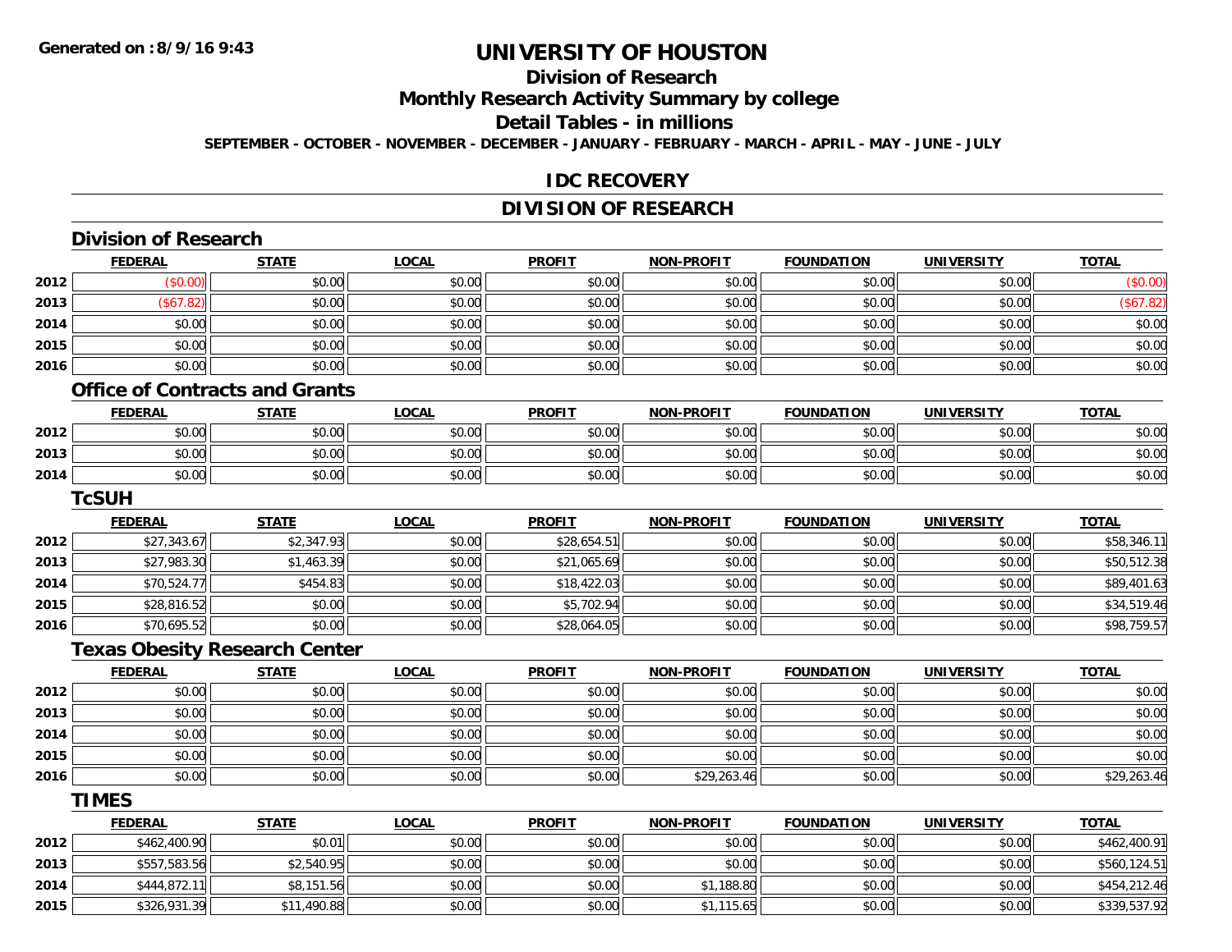# UNIVERSITY OF HOUSTON

## Division of Research

## Monthly Research Activity Summary by college

## Detail Tables - in millions

**SEPTEMBER - OCTOBER - NOVEMBER - DECEMBER - JANUARY - FEBRUARY - MARCH - APRIL - MAY - JUNE - JULY**

## IDC RECOVERY

## DIVISION OF RESEARCH

### Division of Research

| | FEDERAL | STATE | LOCAL | PROFIT | NON-PROFIT | FOUNDATION | UNIVERSITY | TOTAL |
|---|---|---|---|---|---|---|---|---|
| 2012 | ($0.00) | $0.00 | $0.00 | $0.00 | $0.00 | $0.00 | $0.00 | ($0.00) |
| 2013 | ($67.82) | $0.00 | $0.00 | $0.00 | $0.00 | $0.00 | $0.00 | ($67.82) |
| 2014 | $0.00 | $0.00 | $0.00 | $0.00 | $0.00 | $0.00 | $0.00 | $0.00 |
| 2015 | $0.00 | $0.00 | $0.00 | $0.00 | $0.00 | $0.00 | $0.00 | $0.00 |
| 2016 | $0.00 | $0.00 | $0.00 | $0.00 | $0.00 | $0.00 | $0.00 | $0.00 |

### Office of Contracts and Grants

| | FEDERAL | STATE | LOCAL | PROFIT | NON-PROFIT | FOUNDATION | UNIVERSITY | TOTAL |
|---|---|---|---|---|---|---|---|---|
| 2012 | $0.00 | $0.00 | $0.00 | $0.00 | $0.00 | $0.00 | $0.00 | $0.00 |
| 2013 | $0.00 | $0.00 | $0.00 | $0.00 | $0.00 | $0.00 | $0.00 | $0.00 |
| 2014 | $0.00 | $0.00 | $0.00 | $0.00 | $0.00 | $0.00 | $0.00 | $0.00 |

### TcSUH

| | FEDERAL | STATE | LOCAL | PROFIT | NON-PROFIT | FOUNDATION | UNIVERSITY | TOTAL |
|---|---|---|---|---|---|---|---|---|
| 2012 | $27,343.67 | $2,347.93 | $0.00 | $28,654.51 | $0.00 | $0.00 | $0.00 | $58,346.11 |
| 2013 | $27,983.30 | $1,463.39 | $0.00 | $21,065.69 | $0.00 | $0.00 | $0.00 | $50,512.38 |
| 2014 | $70,524.77 | $454.83 | $0.00 | $18,422.03 | $0.00 | $0.00 | $0.00 | $89,401.63 |
| 2015 | $28,816.52 | $0.00 | $0.00 | $5,702.94 | $0.00 | $0.00 | $0.00 | $34,519.46 |
| 2016 | $70,695.52 | $0.00 | $0.00 | $28,064.05 | $0.00 | $0.00 | $0.00 | $98,759.57 |

### Texas Obesity Research Center

| | FEDERAL | STATE | LOCAL | PROFIT | NON-PROFIT | FOUNDATION | UNIVERSITY | TOTAL |
|---|---|---|---|---|---|---|---|---|
| 2012 | $0.00 | $0.00 | $0.00 | $0.00 | $0.00 | $0.00 | $0.00 | $0.00 |
| 2013 | $0.00 | $0.00 | $0.00 | $0.00 | $0.00 | $0.00 | $0.00 | $0.00 |
| 2014 | $0.00 | $0.00 | $0.00 | $0.00 | $0.00 | $0.00 | $0.00 | $0.00 |
| 2015 | $0.00 | $0.00 | $0.00 | $0.00 | $0.00 | $0.00 | $0.00 | $0.00 |
| 2016 | $0.00 | $0.00 | $0.00 | $0.00 | $29,263.46 | $0.00 | $0.00 | $29,263.46 |

### TIMES

| | FEDERAL | STATE | LOCAL | PROFIT | NON-PROFIT | FOUNDATION | UNIVERSITY | TOTAL |
|---|---|---|---|---|---|---|---|---|
| 2012 | $462,400.90 | $0.01 | $0.00 | $0.00 | $0.00 | $0.00 | $0.00 | $462,400.91 |
| 2013 | $557,583.56 | $2,540.95 | $0.00 | $0.00 | $0.00 | $0.00 | $0.00 | $560,124.51 |
| 2014 | $444,872.11 | $8,151.56 | $0.00 | $0.00 | $1,188.80 | $0.00 | $0.00 | $454,212.46 |
| 2015 | $326,931.39 | $11,490.88 | $0.00 | $0.00 | $1,115.65 | $0.00 | $0.00 | $339,537.92 |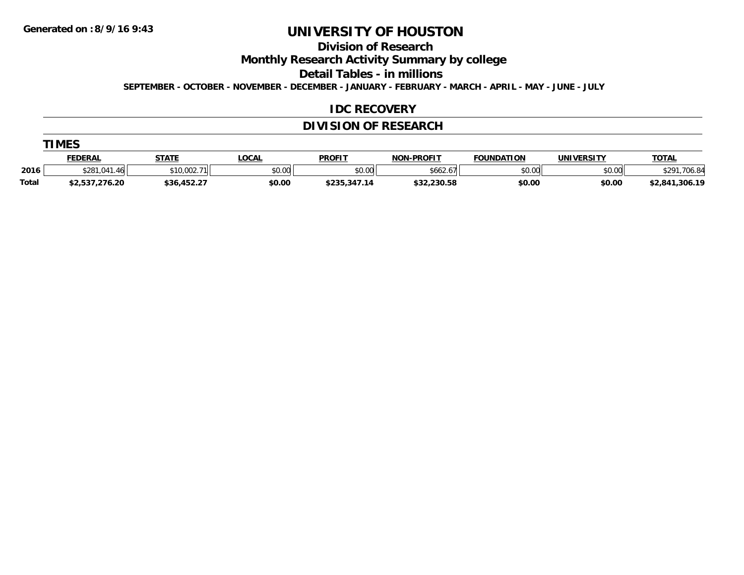# UNIVERSITY OF HOUSTON

## Division of Research

## Monthly Research Activity Summary by college

## Detail Tables - in millions

**SEPTEMBER - OCTOBER - NOVEMBER - DECEMBER - JANUARY - FEBRUARY - MARCH - APRIL - MAY - JUNE - JULY**

Generated on : 8/9/16 9:43

### IDC RECOVERY

### DIVISION OF RESEARCH

#### TIMES

| | FEDERAL | STATE | LOCAL | PROFIT | NON-PROFIT | FOUNDATION | UNIVERSITY | TOTAL |
|---|---|---|---|---|---|---|---|---|
| 2016 | $281,041.46 | $10,002.71 | $0.00 | $0.00 | $662.67 | $0.00 | $0.00 | $291,706.84 |
| **Total** | **$2,537,276.20** | **$36,452.27** | **$0.00** | **$235,347.14** | **$32,230.58** | **$0.00** | **$0.00** | **$2,841,306.19** |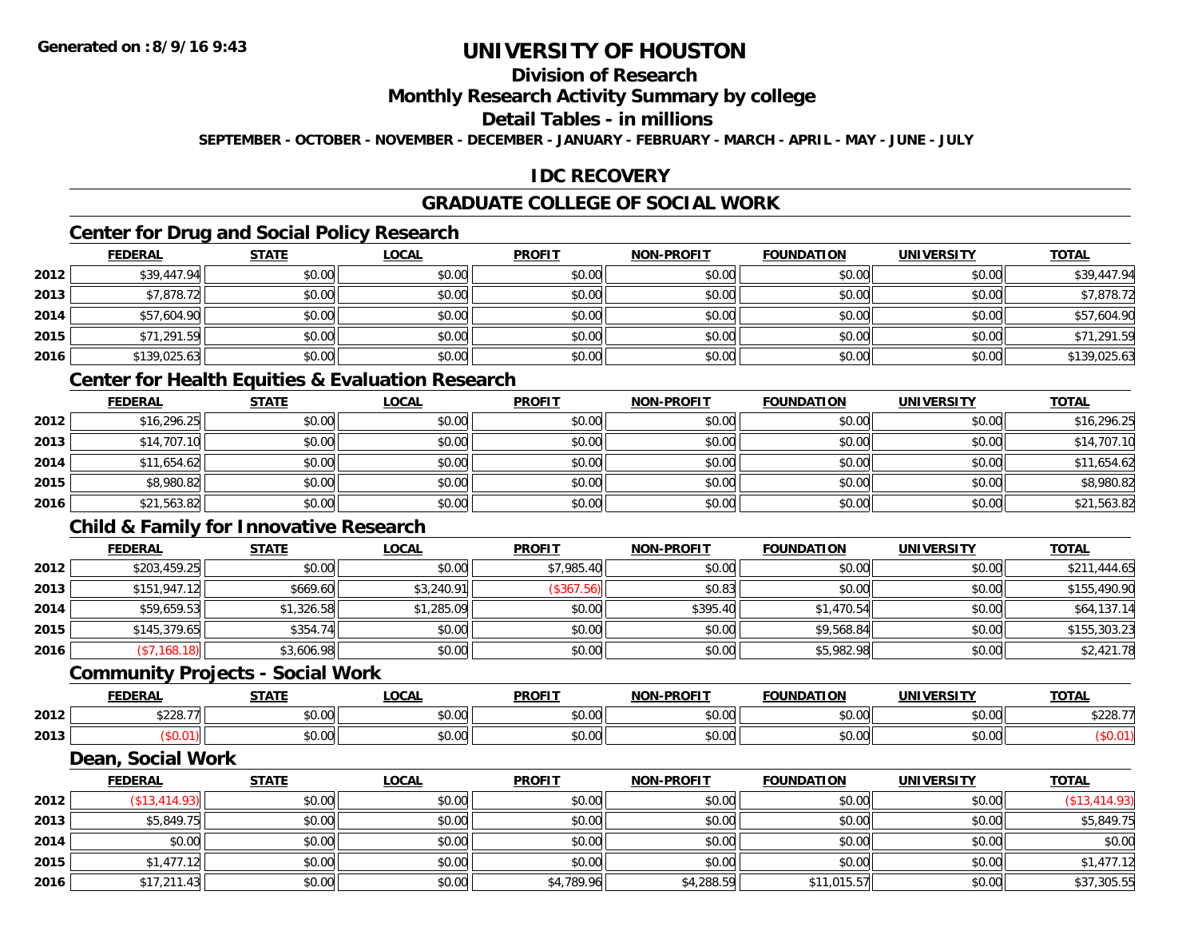# UNIVERSITY OF HOUSTON

## Division of Research

## Monthly Research Activity Summary by college

## Detail Tables - in millions

**SEPTEMBER - OCTOBER - NOVEMBER - DECEMBER - JANUARY - FEBRUARY - MARCH - APRIL - MAY - JUNE - JULY**

## IDC RECOVERY

## GRADUATE COLLEGE OF SOCIAL WORK

### Center for Drug and Social Policy Research

| | FEDERAL | STATE | LOCAL | PROFIT | NON-PROFIT | FOUNDATION | UNIVERSITY | TOTAL |
|---|---|---|---|---|---|---|---|---|
| 2012 | $39,447.94 | $0.00 | $0.00 | $0.00 | $0.00 | $0.00 | $0.00 | $39,447.94 |
| 2013 | $7,878.72 | $0.00 | $0.00 | $0.00 | $0.00 | $0.00 | $0.00 | $7,878.72 |
| 2014 | $57,604.90 | $0.00 | $0.00 | $0.00 | $0.00 | $0.00 | $0.00 | $57,604.90 |
| 2015 | $71,291.59 | $0.00 | $0.00 | $0.00 | $0.00 | $0.00 | $0.00 | $71,291.59 |
| 2016 | $139,025.63 | $0.00 | $0.00 | $0.00 | $0.00 | $0.00 | $0.00 | $139,025.63 |

### Center for Health Equities & Evaluation Research

| | FEDERAL | STATE | LOCAL | PROFIT | NON-PROFIT | FOUNDATION | UNIVERSITY | TOTAL |
|---|---|---|---|---|---|---|---|---|
| 2012 | $16,296.25 | $0.00 | $0.00 | $0.00 | $0.00 | $0.00 | $0.00 | $16,296.25 |
| 2013 | $14,707.10 | $0.00 | $0.00 | $0.00 | $0.00 | $0.00 | $0.00 | $14,707.10 |
| 2014 | $11,654.62 | $0.00 | $0.00 | $0.00 | $0.00 | $0.00 | $0.00 | $11,654.62 |
| 2015 | $8,980.82 | $0.00 | $0.00 | $0.00 | $0.00 | $0.00 | $0.00 | $8,980.82 |
| 2016 | $21,563.82 | $0.00 | $0.00 | $0.00 | $0.00 | $0.00 | $0.00 | $21,563.82 |

### Child & Family for Innovative Research

| | FEDERAL | STATE | LOCAL | PROFIT | NON-PROFIT | FOUNDATION | UNIVERSITY | TOTAL |
|---|---|---|---|---|---|---|---|---|
| 2012 | $203,459.25 | $0.00 | $0.00 | $7,985.40 | $0.00 | $0.00 | $0.00 | $211,444.65 |
| 2013 | $151,947.12 | $669.60 | $3,240.91 | ($367.56) | $0.83 | $0.00 | $0.00 | $155,490.90 |
| 2014 | $59,659.53 | $1,326.58 | $1,285.09 | $0.00 | $395.40 | $1,470.54 | $0.00 | $64,137.14 |
| 2015 | $145,379.65 | $354.74 | $0.00 | $0.00 | $0.00 | $9,568.84 | $0.00 | $155,303.23 |
| 2016 | ($7,168.18) | $3,606.98 | $0.00 | $0.00 | $0.00 | $5,982.98 | $0.00 | $2,421.78 |

### Community Projects - Social Work

| | FEDERAL | STATE | LOCAL | PROFIT | NON-PROFIT | FOUNDATION | UNIVERSITY | TOTAL |
|---|---|---|---|---|---|---|---|---|
| 2012 | $228.77 | $0.00 | $0.00 | $0.00 | $0.00 | $0.00 | $0.00 | $228.77 |
| 2013 | ($0.01) | $0.00 | $0.00 | $0.00 | $0.00 | $0.00 | $0.00 | ($0.01) |

### Dean, Social Work

| | FEDERAL | STATE | LOCAL | PROFIT | NON-PROFIT | FOUNDATION | UNIVERSITY | TOTAL |
|---|---|---|---|---|---|---|---|---|
| 2012 | ($13,414.93) | $0.00 | $0.00 | $0.00 | $0.00 | $0.00 | $0.00 | ($13,414.93) |
| 2013 | $5,849.75 | $0.00 | $0.00 | $0.00 | $0.00 | $0.00 | $0.00 | $5,849.75 |
| 2014 | $0.00 | $0.00 | $0.00 | $0.00 | $0.00 | $0.00 | $0.00 | $0.00 |
| 2015 | $1,477.12 | $0.00 | $0.00 | $0.00 | $0.00 | $0.00 | $0.00 | $1,477.12 |
| 2016 | $17,211.43 | $0.00 | $0.00 | $4,789.96 | $4,288.59 | $11,015.57 | $0.00 | $37,305.55 |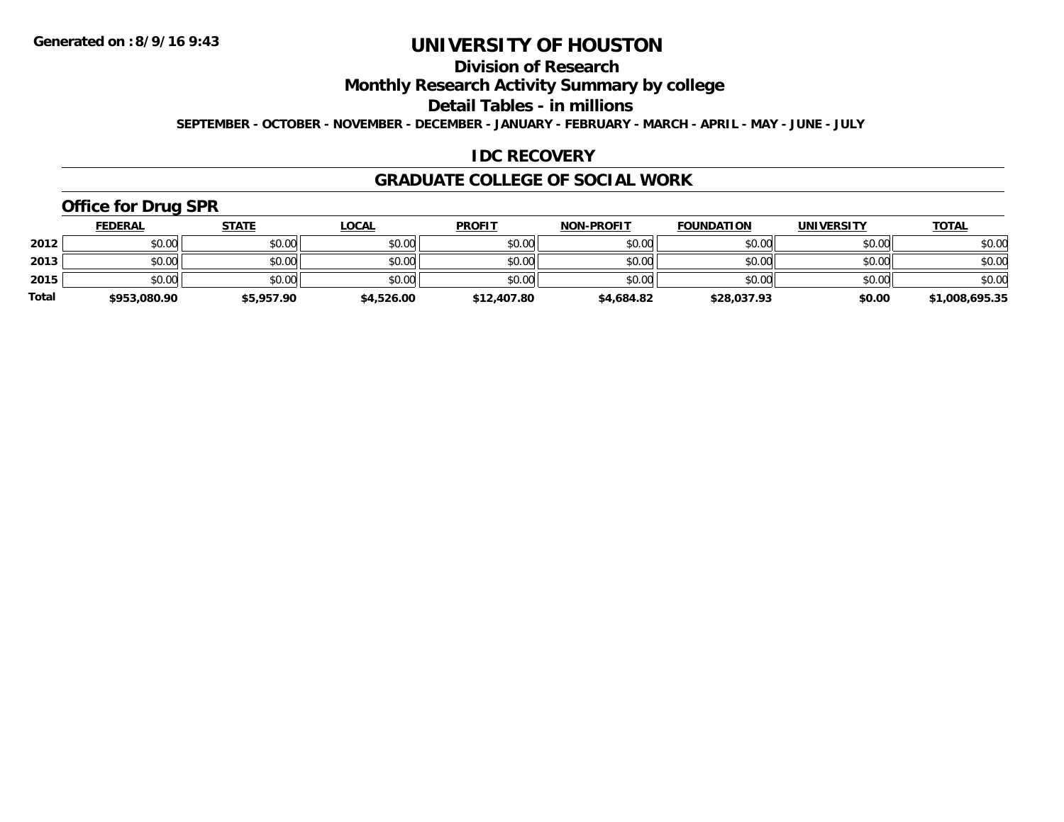**Generated on :8/9/16 9:43**

# UNIVERSITY OF HOUSTON

## Division of Research

## Monthly Research Activity Summary by college

## Detail Tables - in millions

**SEPTEMBER - OCTOBER - NOVEMBER - DECEMBER - JANUARY - FEBRUARY - MARCH - APRIL - MAY - JUNE - JULY**

## IDC RECOVERY

## GRADUATE COLLEGE OF SOCIAL WORK

### Office for Drug SPR

| | FEDERAL | STATE | LOCAL | PROFIT | NON-PROFIT | FOUNDATION | UNIVERSITY | TOTAL |
|---|---|---|---|---|---|---|---|---|
| 2012 | $0.00 | $0.00 | $0.00 | $0.00 | $0.00 | $0.00 | $0.00 | $0.00 |
| 2013 | $0.00 | $0.00 | $0.00 | $0.00 | $0.00 | $0.00 | $0.00 | $0.00 |
| 2015 | $0.00 | $0.00 | $0.00 | $0.00 | $0.00 | $0.00 | $0.00 | $0.00 |
| **Total** | **$953,080.90** | **$5,957.90** | **$4,526.00** | **$12,407.80** | **$4,684.82** | **$28,037.93** | **$0.00** | **$1,008,695.35** |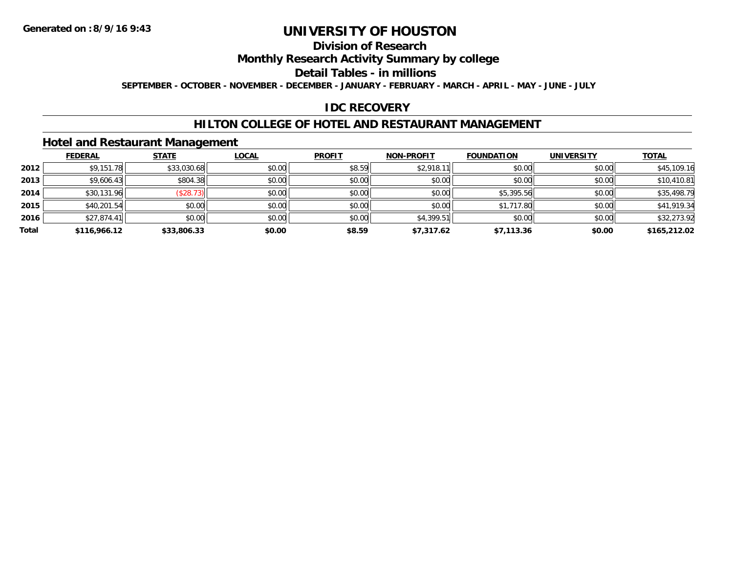# UNIVERSITY OF HOUSTON

## Division of Research

## Monthly Research Activity Summary by college

## Detail Tables - in millions

**SEPTEMBER - OCTOBER - NOVEMBER - DECEMBER - JANUARY - FEBRUARY - MARCH - APRIL - MAY - JUNE - JULY**

## IDC RECOVERY

## HILTON COLLEGE OF HOTEL AND RESTAURANT MANAGEMENT

### Hotel and Restaurant Management

| | FEDERAL | STATE | LOCAL | PROFIT | NON-PROFIT | FOUNDATION | UNIVERSITY | TOTAL |
|---|---|---|---|---|---|---|---|---|
| **2012** | $9,151.78 | $33,030.68 | $0.00 | $8.59 | $2,918.11 | $0.00 | $0.00 | $45,109.16 |
| **2013** | $9,606.43 | $804.38 | $0.00 | $0.00 | $0.00 | $0.00 | $0.00 | $10,410.81 |
| **2014** | $30,131.96 | ($28.73) | $0.00 | $0.00 | $0.00 | $5,395.56 | $0.00 | $35,498.79 |
| **2015** | $40,201.54 | $0.00 | $0.00 | $0.00 | $0.00 | $1,717.80 | $0.00 | $41,919.34 |
| **2016** | $27,874.41 | $0.00 | $0.00 | $0.00 | $4,399.51 | $0.00 | $0.00 | $32,273.92 |
| **Total** | **$116,966.12** | **$33,806.33** | **$0.00** | **$8.59** | **$7,317.62** | **$7,113.36** | **$0.00** | **$165,212.02** |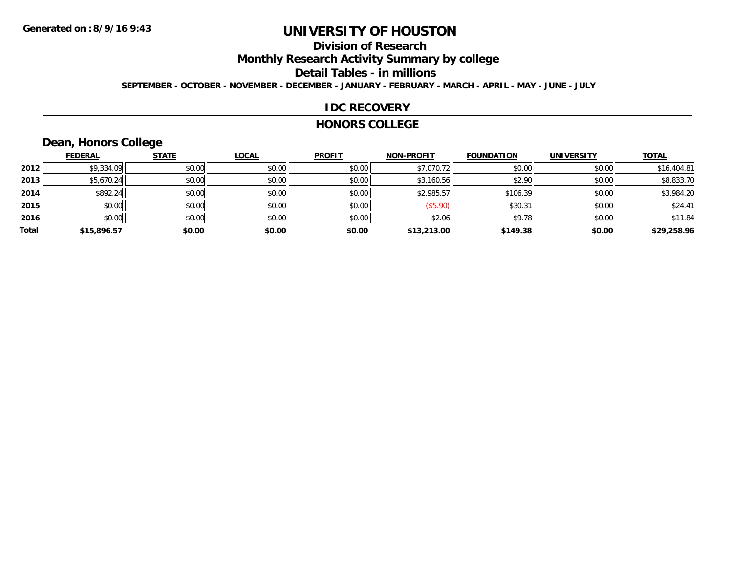Generated on :8/9/16 9:43

# UNIVERSITY OF HOUSTON

## Division of Research

## Monthly Research Activity Summary by college

## Detail Tables - in millions

**SEPTEMBER - OCTOBER - NOVEMBER - DECEMBER - JANUARY - FEBRUARY - MARCH - APRIL - MAY - JUNE - JULY**

## IDC RECOVERY

## HONORS COLLEGE

### Dean, Honors College

| | FEDERAL | STATE | LOCAL | PROFIT | NON-PROFIT | FOUNDATION | UNIVERSITY | TOTAL |
|---|---|---|---|---|---|---|---|---|
| 2012 | $9,334.09 | $0.00 | $0.00 | $0.00 | $7,070.72 | $0.00 | $0.00 | $16,404.81 |
| 2013 | $5,670.24 | $0.00 | $0.00 | $0.00 | $3,160.56 | $2.90 | $0.00 | $8,833.70 |
| 2014 | $892.24 | $0.00 | $0.00 | $0.00 | $2,985.57 | $106.39 | $0.00 | $3,984.20 |
| 2015 | $0.00 | $0.00 | $0.00 | $0.00 | ($5.90) | $30.31 | $0.00 | $24.41 |
| 2016 | $0.00 | $0.00 | $0.00 | $0.00 | $2.06 | $9.78 | $0.00 | $11.84 |
| **Total** | **$15,896.57** | **$0.00** | **$0.00** | **$0.00** | **$13,213.00** | **$149.38** | **$0.00** | **$29,258.96** |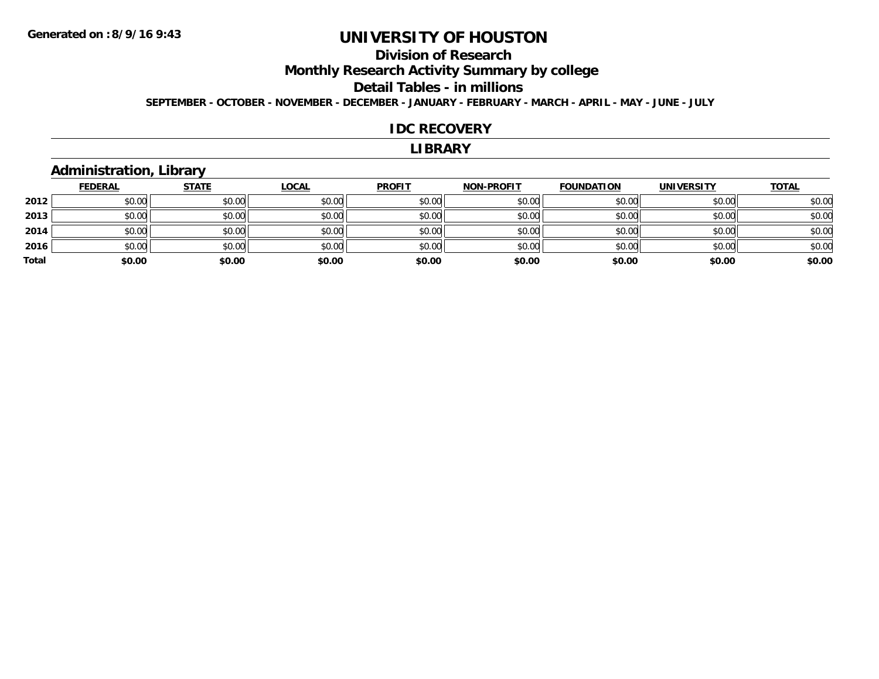# UNIVERSITY OF HOUSTON

## Division of Research

## Monthly Research Activity Summary by college

## Detail Tables - in millions

**SEPTEMBER - OCTOBER - NOVEMBER - DECEMBER - JANUARY - FEBRUARY - MARCH - APRIL - MAY - JUNE - JULY**

**Generated on : 8/9/16 9:43**

## IDC RECOVERY

## LIBRARY

### Administration, Library

| | FEDERAL | STATE | LOCAL | PROFIT | NON-PROFIT | FOUNDATION | UNIVERSITY | TOTAL |
|---|---|---|---|---|---|---|---|---|
| 2012 | $0.00 | $0.00 | $0.00 | $0.00 | $0.00 | $0.00 | $0.00 | $0.00 |
| 2013 | $0.00 | $0.00 | $0.00 | $0.00 | $0.00 | $0.00 | $0.00 | $0.00 |
| 2014 | $0.00 | $0.00 | $0.00 | $0.00 | $0.00 | $0.00 | $0.00 | $0.00 |
| 2016 | $0.00 | $0.00 | $0.00 | $0.00 | $0.00 | $0.00 | $0.00 | $0.00 |
| **Total** | **$0.00** | **$0.00** | **$0.00** | **$0.00** | **$0.00** | **$0.00** | **$0.00** | **$0.00** |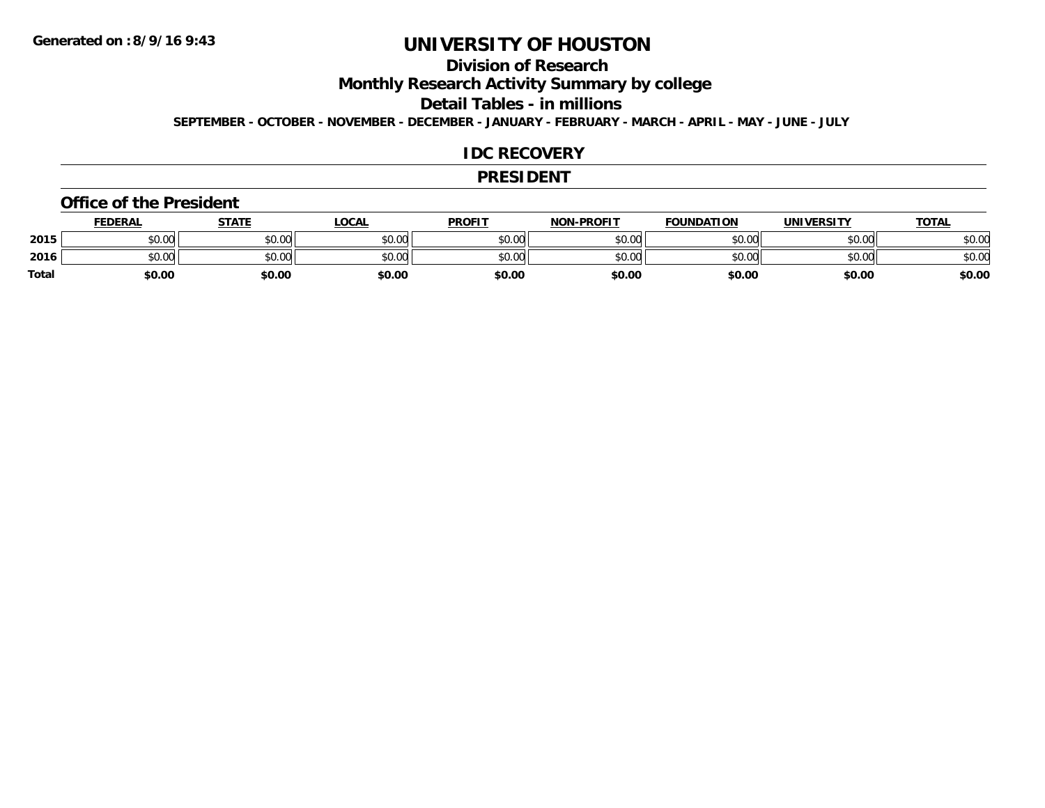Generated on :8/9/16 9:43

# UNIVERSITY OF HOUSTON

## Division of Research

## Monthly Research Activity Summary by college

## Detail Tables - in millions

**SEPTEMBER - OCTOBER - NOVEMBER - DECEMBER - JANUARY - FEBRUARY - MARCH - APRIL - MAY - JUNE - JULY**

## IDC RECOVERY

## PRESIDENT

### Office of the President

| | FEDERAL | STATE | LOCAL | PROFIT | NON-PROFIT | FOUNDATION | UNIVERSITY | TOTAL |
|---|---|---|---|---|---|---|---|---|
| 2015 | $0.00 | $0.00 | $0.00 | $0.00 | $0.00 | $0.00 | $0.00 | $0.00 |
| 2016 | $0.00 | $0.00 | $0.00 | $0.00 | $0.00 | $0.00 | $0.00 | $0.00 |
| **Total** | **$0.00** | **$0.00** | **$0.00** | **$0.00** | **$0.00** | **$0.00** | **$0.00** | **$0.00** |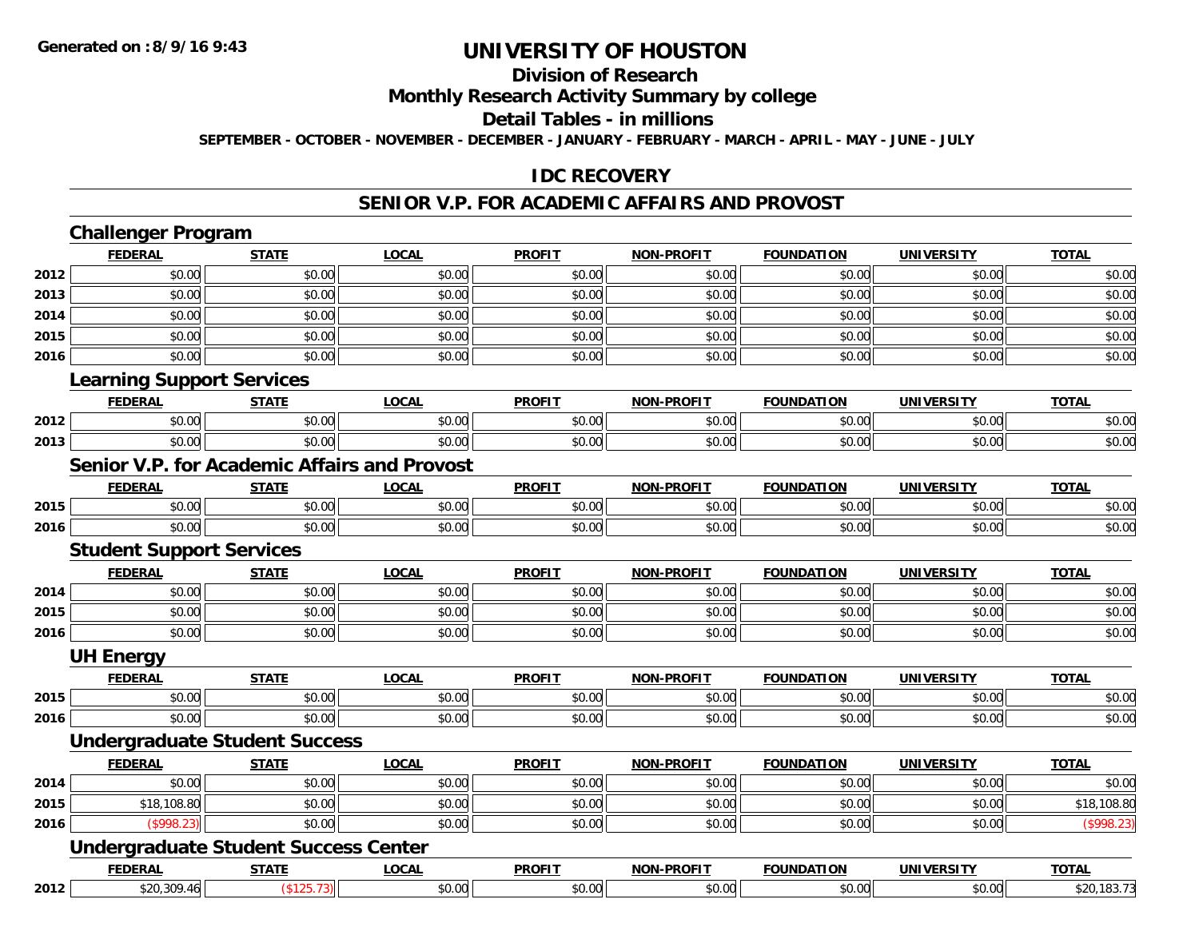**Generated on :8/9/16 9:43**

# UNIVERSITY OF HOUSTON

## Division of Research

## Monthly Research Activity Summary by college

## Detail Tables - in millions

**SEPTEMBER - OCTOBER - NOVEMBER - DECEMBER - JANUARY - FEBRUARY - MARCH - APRIL - MAY - JUNE - JULY**

## IDC RECOVERY

## SENIOR V.P. FOR ACADEMIC AFFAIRS AND PROVOST

### Challenger Program

| | FEDERAL | STATE | LOCAL | PROFIT | NON-PROFIT | FOUNDATION | UNIVERSITY | TOTAL |
|---|---|---|---|---|---|---|---|---|
| 2012 | $0.00 | $0.00 | $0.00 | $0.00 | $0.00 | $0.00 | $0.00 | $0.00 |
| 2013 | $0.00 | $0.00 | $0.00 | $0.00 | $0.00 | $0.00 | $0.00 | $0.00 |
| 2014 | $0.00 | $0.00 | $0.00 | $0.00 | $0.00 | $0.00 | $0.00 | $0.00 |
| 2015 | $0.00 | $0.00 | $0.00 | $0.00 | $0.00 | $0.00 | $0.00 | $0.00 |
| 2016 | $0.00 | $0.00 | $0.00 | $0.00 | $0.00 | $0.00 | $0.00 | $0.00 |

### Learning Support Services

| | FEDERAL | STATE | LOCAL | PROFIT | NON-PROFIT | FOUNDATION | UNIVERSITY | TOTAL |
|---|---|---|---|---|---|---|---|---|
| 2012 | $0.00 | $0.00 | $0.00 | $0.00 | $0.00 | $0.00 | $0.00 | $0.00 |
| 2013 | $0.00 | $0.00 | $0.00 | $0.00 | $0.00 | $0.00 | $0.00 | $0.00 |

### Senior V.P. for Academic Affairs and Provost

| | FEDERAL | STATE | LOCAL | PROFIT | NON-PROFIT | FOUNDATION | UNIVERSITY | TOTAL |
|---|---|---|---|---|---|---|---|---|
| 2015 | $0.00 | $0.00 | $0.00 | $0.00 | $0.00 | $0.00 | $0.00 | $0.00 |
| 2016 | $0.00 | $0.00 | $0.00 | $0.00 | $0.00 | $0.00 | $0.00 | $0.00 |

### Student Support Services

| | FEDERAL | STATE | LOCAL | PROFIT | NON-PROFIT | FOUNDATION | UNIVERSITY | TOTAL |
|---|---|---|---|---|---|---|---|---|
| 2014 | $0.00 | $0.00 | $0.00 | $0.00 | $0.00 | $0.00 | $0.00 | $0.00 |
| 2015 | $0.00 | $0.00 | $0.00 | $0.00 | $0.00 | $0.00 | $0.00 | $0.00 |
| 2016 | $0.00 | $0.00 | $0.00 | $0.00 | $0.00 | $0.00 | $0.00 | $0.00 |

### UH Energy

| | FEDERAL | STATE | LOCAL | PROFIT | NON-PROFIT | FOUNDATION | UNIVERSITY | TOTAL |
|---|---|---|---|---|---|---|---|---|
| 2015 | $0.00 | $0.00 | $0.00 | $0.00 | $0.00 | $0.00 | $0.00 | $0.00 |
| 2016 | $0.00 | $0.00 | $0.00 | $0.00 | $0.00 | $0.00 | $0.00 | $0.00 |

### Undergraduate Student Success

| | FEDERAL | STATE | LOCAL | PROFIT | NON-PROFIT | FOUNDATION | UNIVERSITY | TOTAL |
|---|---|---|---|---|---|---|---|---|
| 2014 | $0.00 | $0.00 | $0.00 | $0.00 | $0.00 | $0.00 | $0.00 | $0.00 |
| 2015 | $18,108.80 | $0.00 | $0.00 | $0.00 | $0.00 | $0.00 | $0.00 | $18,108.80 |
| 2016 | ($998.23) | $0.00 | $0.00 | $0.00 | $0.00 | $0.00 | $0.00 | ($998.23) |

### Undergraduate Student Success Center

| | FEDERAL | STATE | LOCAL | PROFIT | NON-PROFIT | FOUNDATION | UNIVERSITY | TOTAL |
|---|---|---|---|---|---|---|---|---|
| 2012 | $20,309.46 | ($125.73) | $0.00 | $0.00 | $0.00 | $0.00 | $0.00 | $20,183.73 |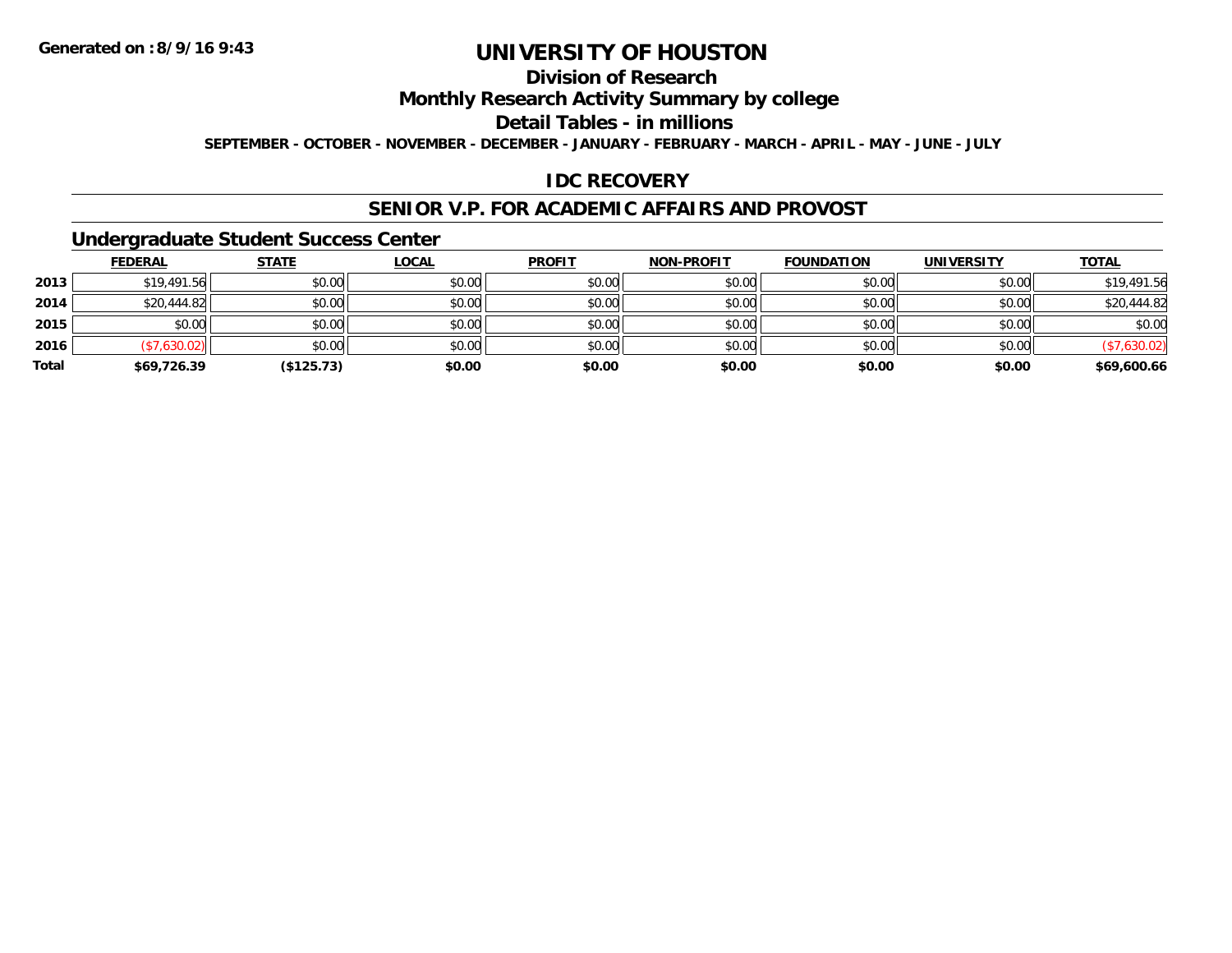Generated on :8/9/16 9:43

# UNIVERSITY OF HOUSTON

## Division of Research

## Monthly Research Activity Summary by college

## Detail Tables - in millions

**SEPTEMBER - OCTOBER - NOVEMBER - DECEMBER - JANUARY - FEBRUARY - MARCH - APRIL - MAY - JUNE - JULY**

## IDC RECOVERY

## SENIOR V.P. FOR ACADEMIC AFFAIRS AND PROVOST

### Undergraduate Student Success Center

| | FEDERAL | STATE | LOCAL | PROFIT | NON-PROFIT | FOUNDATION | UNIVERSITY | TOTAL |
|---|---|---|---|---|---|---|---|---|
| 2013 | $19,491.56 | $0.00 | $0.00 | $0.00 | $0.00 | $0.00 | $0.00 | $19,491.56 |
| 2014 | $20,444.82 | $0.00 | $0.00 | $0.00 | $0.00 | $0.00 | $0.00 | $20,444.82 |
| 2015 | $0.00 | $0.00 | $0.00 | $0.00 | $0.00 | $0.00 | $0.00 | $0.00 |
| 2016 | ($7,630.02) | $0.00 | $0.00 | $0.00 | $0.00 | $0.00 | $0.00 | ($7,630.02) |
| **Total** | **$69,726.39** | **($125.73)** | **$0.00** | **$0.00** | **$0.00** | **$0.00** | **$0.00** | **$69,600.66** |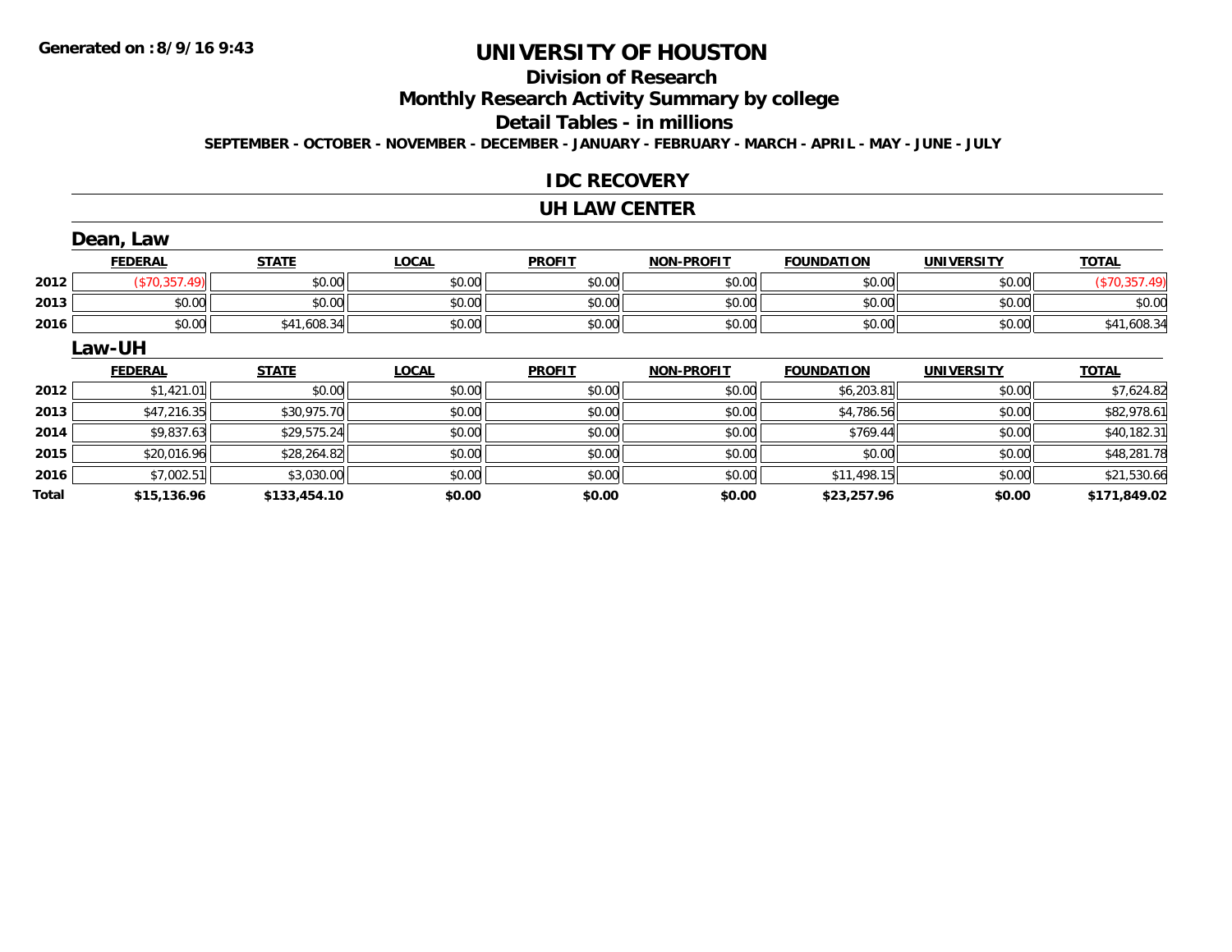Generated on :8/9/16 9:43

# UNIVERSITY OF HOUSTON

## Division of Research

## Monthly Research Activity Summary by college

## Detail Tables - in millions

SEPTEMBER - OCTOBER - NOVEMBER - DECEMBER - JANUARY - FEBRUARY - MARCH - APRIL - MAY - JUNE - JULY

## IDC RECOVERY

## UH LAW CENTER

### Dean, Law

| | FEDERAL | STATE | LOCAL | PROFIT | NON-PROFIT | FOUNDATION | UNIVERSITY | TOTAL |
|---|---|---|---|---|---|---|---|---|
| 2012 | ($70,357.49) | $0.00 | $0.00 | $0.00 | $0.00 | $0.00 | $0.00 | ($70,357.49) |
| 2013 | $0.00 | $0.00 | $0.00 | $0.00 | $0.00 | $0.00 | $0.00 | $0.00 |
| 2016 | $0.00 | $41,608.34 | $0.00 | $0.00 | $0.00 | $0.00 | $0.00 | $41,608.34 |

### Law-UH

| | FEDERAL | STATE | LOCAL | PROFIT | NON-PROFIT | FOUNDATION | UNIVERSITY | TOTAL |
|---|---|---|---|---|---|---|---|---|
| 2012 | $1,421.01 | $0.00 | $0.00 | $0.00 | $0.00 | $6,203.81 | $0.00 | $7,624.82 |
| 2013 | $47,216.35 | $30,975.70 | $0.00 | $0.00 | $0.00 | $4,786.56 | $0.00 | $82,978.61 |
| 2014 | $9,837.63 | $29,575.24 | $0.00 | $0.00 | $0.00 | $769.44 | $0.00 | $40,182.31 |
| 2015 | $20,016.96 | $28,264.82 | $0.00 | $0.00 | $0.00 | $0.00 | $0.00 | $48,281.78 |
| 2016 | $7,002.51 | $3,030.00 | $0.00 | $0.00 | $0.00 | $11,498.15 | $0.00 | $21,530.66 |
| **Total** | **$15,136.96** | **$133,454.10** | **$0.00** | **$0.00** | **$0.00** | **$23,257.96** | **$0.00** | **$171,849.02** |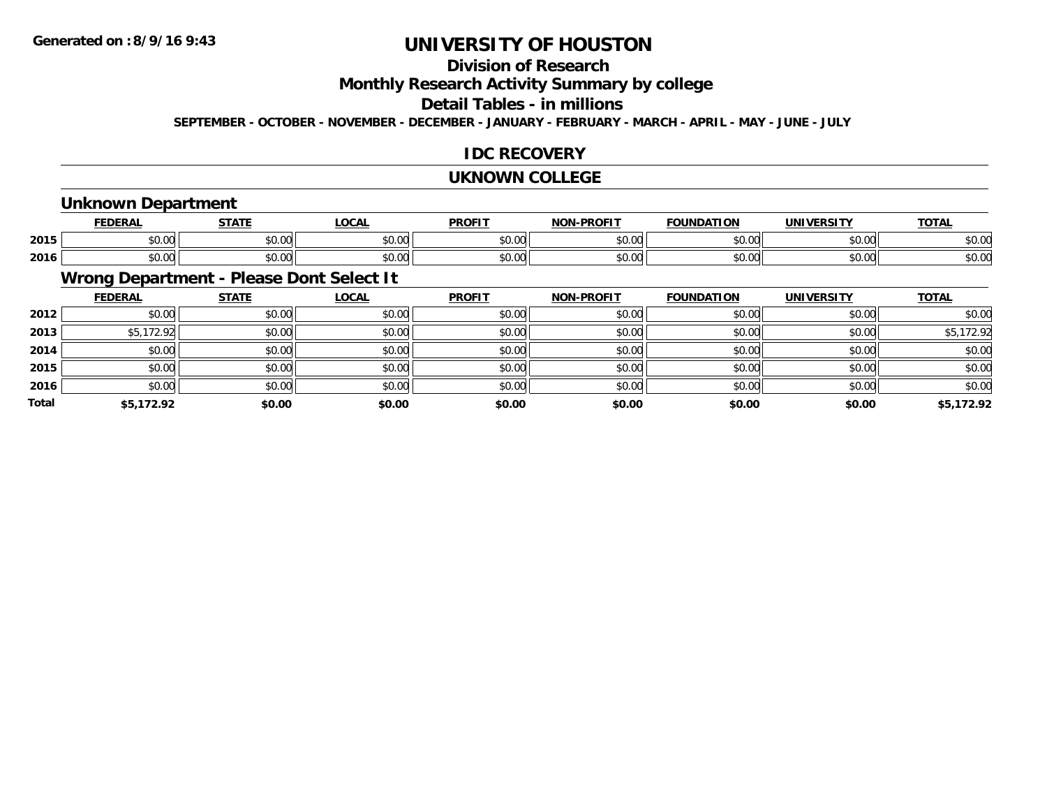# UNIVERSITY OF HOUSTON

## Division of Research

## Monthly Research Activity Summary by college

## Detail Tables - in millions

**SEPTEMBER - OCTOBER - NOVEMBER - DECEMBER - JANUARY - FEBRUARY - MARCH - APRIL - MAY - JUNE - JULY**

**Generated on : 8/9/16 9:43**

## IDC RECOVERY

## UKNOWN COLLEGE

### Unknown Department

| | FEDERAL | STATE | LOCAL | PROFIT | NON-PROFIT | FOUNDATION | UNIVERSITY | TOTAL |
|---|---|---|---|---|---|---|---|---|
| 2015 | $0.00 | $0.00 | $0.00 | $0.00 | $0.00 | $0.00 | $0.00 | $0.00 |
| 2016 | $0.00 | $0.00 | $0.00 | $0.00 | $0.00 | $0.00 | $0.00 | $0.00 |

### Wrong Department - Please Dont Select It

| | FEDERAL | STATE | LOCAL | PROFIT | NON-PROFIT | FOUNDATION | UNIVERSITY | TOTAL |
|---|---|---|---|---|---|---|---|---|
| 2012 | $0.00 | $0.00 | $0.00 | $0.00 | $0.00 | $0.00 | $0.00 | $0.00 |
| 2013 | $5,172.92 | $0.00 | $0.00 | $0.00 | $0.00 | $0.00 | $0.00 | $5,172.92 |
| 2014 | $0.00 | $0.00 | $0.00 | $0.00 | $0.00 | $0.00 | $0.00 | $0.00 |
| 2015 | $0.00 | $0.00 | $0.00 | $0.00 | $0.00 | $0.00 | $0.00 | $0.00 |
| 2016 | $0.00 | $0.00 | $0.00 | $0.00 | $0.00 | $0.00 | $0.00 | $0.00 |
| **Total** | **$5,172.92** | **$0.00** | **$0.00** | **$0.00** | **$0.00** | **$0.00** | **$0.00** | **$5,172.92** |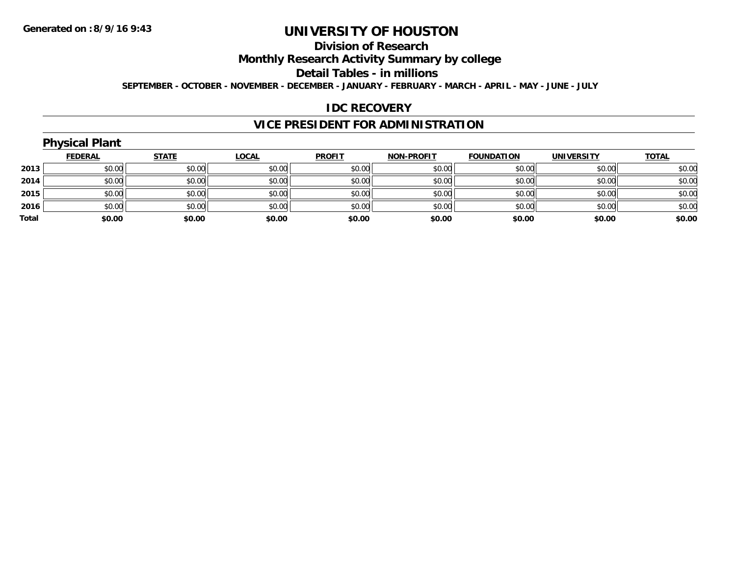**Generated on :8/9/16 9:43**

# UNIVERSITY OF HOUSTON

## Division of Research

## Monthly Research Activity Summary by college

## Detail Tables - in millions

**SEPTEMBER - OCTOBER - NOVEMBER - DECEMBER - JANUARY - FEBRUARY - MARCH - APRIL - MAY - JUNE - JULY**

## IDC RECOVERY

## VICE PRESIDENT FOR ADMINISTRATION

### Physical Plant

| | FEDERAL | STATE | LOCAL | PROFIT | NON-PROFIT | FOUNDATION | UNIVERSITY | TOTAL |
|---|---|---|---|---|---|---|---|---|
| 2013 | $0.00 | $0.00 | $0.00 | $0.00 | $0.00 | $0.00 | $0.00 | $0.00 |
| 2014 | $0.00 | $0.00 | $0.00 | $0.00 | $0.00 | $0.00 | $0.00 | $0.00 |
| 2015 | $0.00 | $0.00 | $0.00 | $0.00 | $0.00 | $0.00 | $0.00 | $0.00 |
| 2016 | $0.00 | $0.00 | $0.00 | $0.00 | $0.00 | $0.00 | $0.00 | $0.00 |
| **Total** | **$0.00** | **$0.00** | **$0.00** | **$0.00** | **$0.00** | **$0.00** | **$0.00** | **$0.00** |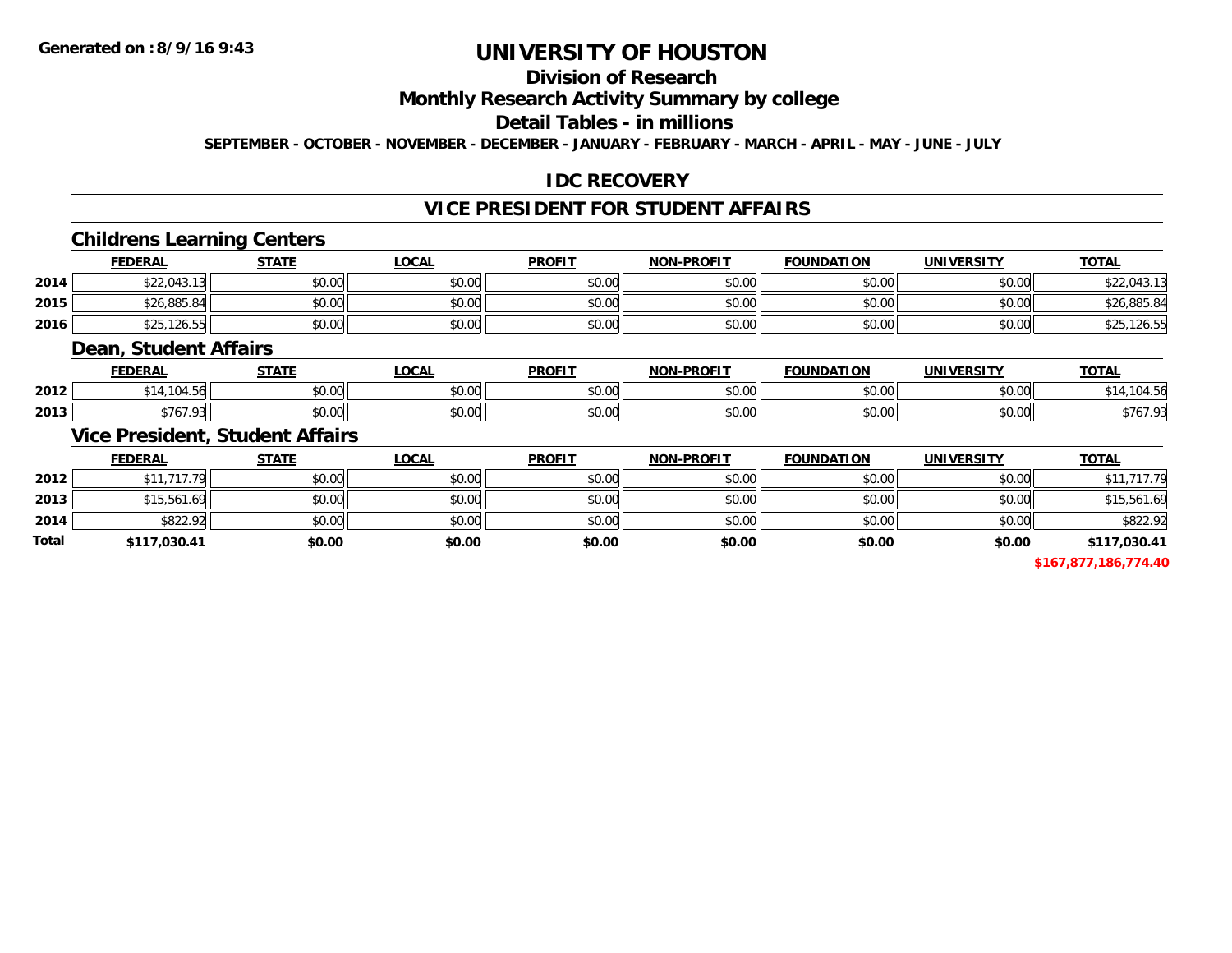**Generated on :8/9/16 9:43**

# UNIVERSITY OF HOUSTON

## Division of Research

## Monthly Research Activity Summary by college

## Detail Tables - in millions

**SEPTEMBER - OCTOBER - NOVEMBER - DECEMBER - JANUARY - FEBRUARY - MARCH - APRIL - MAY - JUNE - JULY**

## IDC RECOVERY

## VICE PRESIDENT FOR STUDENT AFFAIRS

### Childrens Learning Centers

| | FEDERAL | STATE | LOCAL | PROFIT | NON-PROFIT | FOUNDATION | UNIVERSITY | TOTAL |
|---|---|---|---|---|---|---|---|---|
| 2014 | $22,043.13 | $0.00 | $0.00 | $0.00 | $0.00 | $0.00 | $0.00 | $22,043.13 |
| 2015 | $26,885.84 | $0.00 | $0.00 | $0.00 | $0.00 | $0.00 | $0.00 | $26,885.84 |
| 2016 | $25,126.55 | $0.00 | $0.00 | $0.00 | $0.00 | $0.00 | $0.00 | $25,126.55 |

### Dean, Student Affairs

| | FEDERAL | STATE | LOCAL | PROFIT | NON-PROFIT | FOUNDATION | UNIVERSITY | TOTAL |
|---|---|---|---|---|---|---|---|---|
| 2012 | $14,104.56 | $0.00 | $0.00 | $0.00 | $0.00 | $0.00 | $0.00 | $14,104.56 |
| 2013 | $767.93 | $0.00 | $0.00 | $0.00 | $0.00 | $0.00 | $0.00 | $767.93 |

### Vice President, Student Affairs

| | FEDERAL | STATE | LOCAL | PROFIT | NON-PROFIT | FOUNDATION | UNIVERSITY | TOTAL |
|---|---|---|---|---|---|---|---|---|
| 2012 | $11,717.79 | $0.00 | $0.00 | $0.00 | $0.00 | $0.00 | $0.00 | $11,717.79 |
| 2013 | $15,561.69 | $0.00 | $0.00 | $0.00 | $0.00 | $0.00 | $0.00 | $15,561.69 |
| 2014 | $822.92 | $0.00 | $0.00 | $0.00 | $0.00 | $0.00 | $0.00 | $822.92 |
| Total | $117,030.41 | $0.00 | $0.00 | $0.00 | $0.00 | $0.00 | $0.00 | $117,030.41 |

**$167,877,186,774.40**